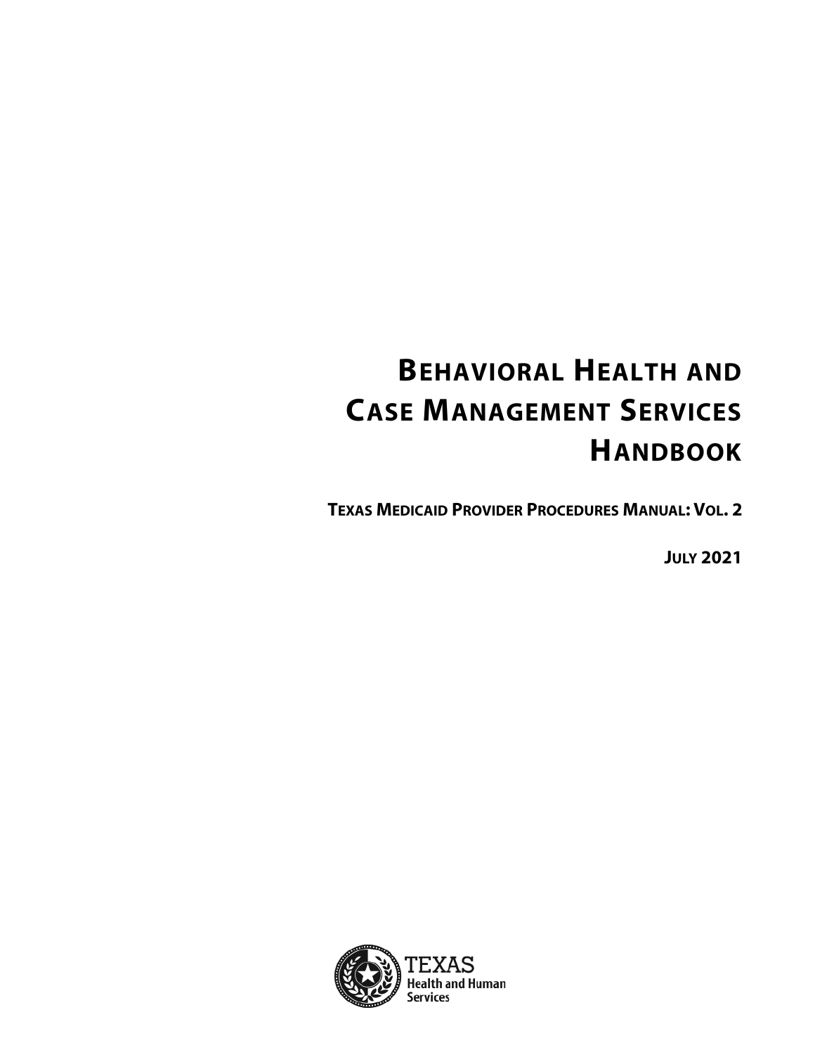# Behavioral Health and Case Management Services Handbook

**Texas Medicaid Provider Procedures Manual: Vol. 2**

**July 2021**

TEXAS
Health and Human Services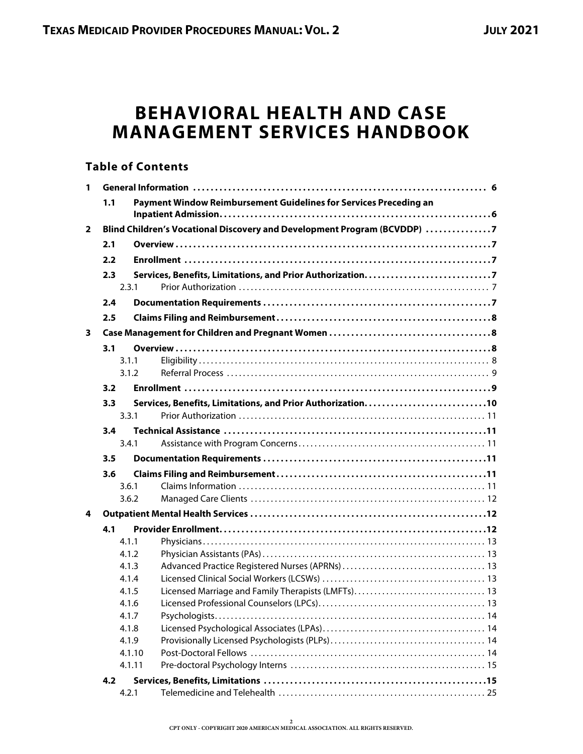# BEHAVIORAL HEALTH AND CASE MANAGEMENT SERVICES HANDBOOK

## Table of Contents

- **1 General Information** ..... 6
  - **1.1 Payment Window Reimbursement Guidelines for Services Preceding an Inpatient Admission** ..... 6
- **2 Blind Children's Vocational Discovery and Development Program (BCVDDP)** ..... 7
  - **2.1 Overview** ..... 7
  - **2.2 Enrollment** ..... 7
  - **2.3 Services, Benefits, Limitations, and Prior Authorization** ..... 7
    - 2.3.1 Prior Authorization ..... 7
  - **2.4 Documentation Requirements** ..... 7
  - **2.5 Claims Filing and Reimbursement** ..... 8
- **3 Case Management for Children and Pregnant Women** ..... 8
  - **3.1 Overview** ..... 8
    - 3.1.1 Eligibility ..... 8
    - 3.1.2 Referral Process ..... 9
  - **3.2 Enrollment** ..... 9
  - **3.3 Services, Benefits, Limitations, and Prior Authorization** ..... 10
    - 3.3.1 Prior Authorization ..... 11
  - **3.4 Technical Assistance** ..... 11
    - 3.4.1 Assistance with Program Concerns ..... 11
  - **3.5 Documentation Requirements** ..... 11
  - **3.6 Claims Filing and Reimbursement** ..... 11
    - 3.6.1 Claims Information ..... 11
    - 3.6.2 Managed Care Clients ..... 12
- **4 Outpatient Mental Health Services** ..... 12
  - **4.1 Provider Enrollment** ..... 12
    - 4.1.1 Physicians ..... 13
    - 4.1.2 Physician Assistants (PAs) ..... 13
    - 4.1.3 Advanced Practice Registered Nurses (APRNs) ..... 13
    - 4.1.4 Licensed Clinical Social Workers (LCSWs) ..... 13
    - 4.1.5 Licensed Marriage and Family Therapists (LMFTs) ..... 13
    - 4.1.6 Licensed Professional Counselors (LPCs) ..... 13
    - 4.1.7 Psychologists ..... 14
    - 4.1.8 Licensed Psychological Associates (LPAs) ..... 14
    - 4.1.9 Provisionally Licensed Psychologists (PLPs) ..... 14
    - 4.1.10 Post-Doctoral Fellows ..... 14
    - 4.1.11 Pre-doctoral Psychology Interns ..... 15
  - **4.2 Services, Benefits, Limitations** ..... 15
    - 4.2.1 Telemedicine and Telehealth ..... 25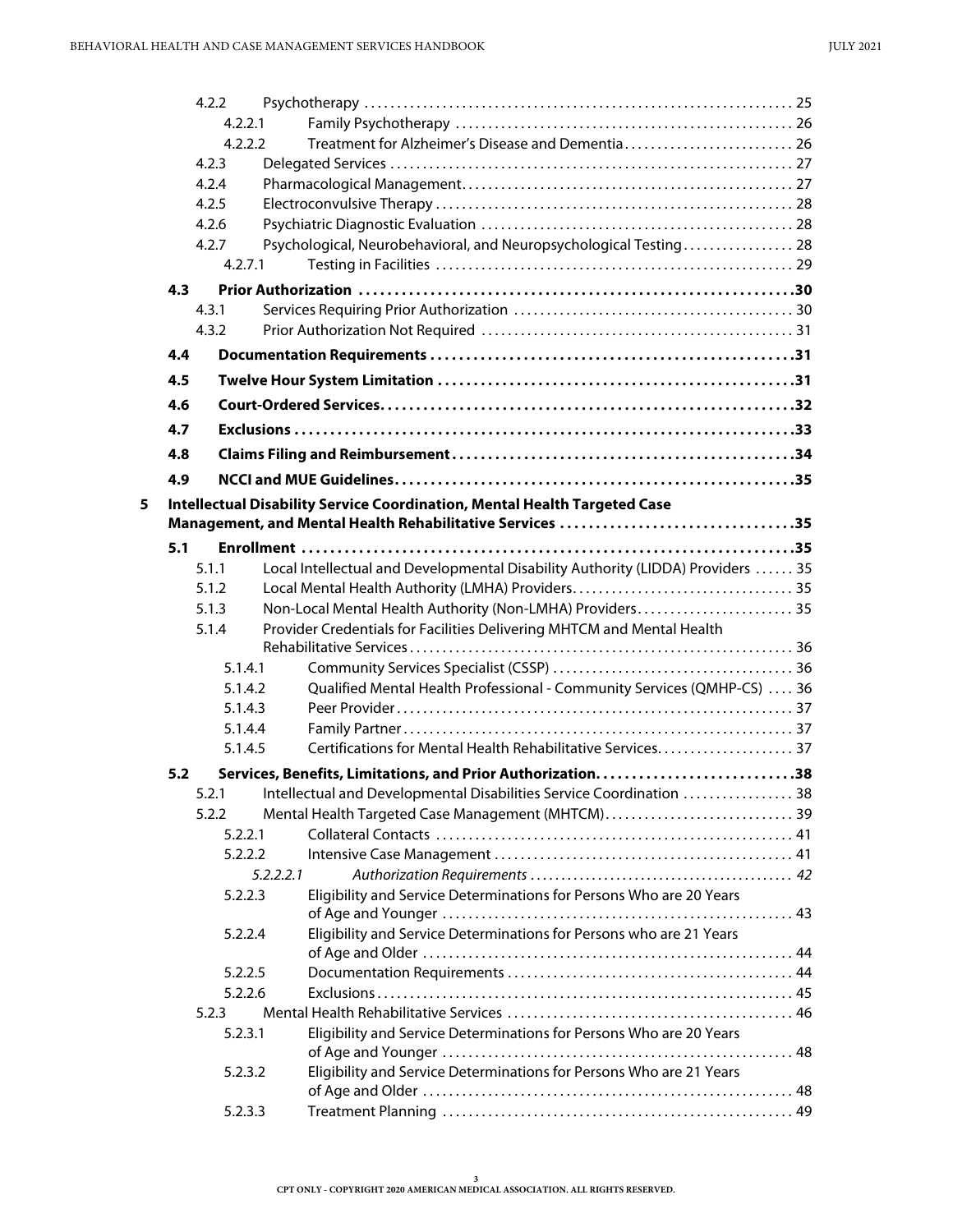- 4.2.2 Psychotherapy ..... 25
  - 4.2.2.1 Family Psychotherapy ..... 26
  - 4.2.2.2 Treatment for Alzheimer's Disease and Dementia ..... 26
- 4.2.3 Delegated Services ..... 27
- 4.2.4 Pharmacological Management ..... 27
- 4.2.5 Electroconvulsive Therapy ..... 28
- 4.2.6 Psychiatric Diagnostic Evaluation ..... 28
- 4.2.7 Psychological, Neurobehavioral, and Neuropsychological Testing ..... 28
  - 4.2.7.1 Testing in Facilities ..... 29

**4.3 Prior Authorization ..... 30**
- 4.3.1 Services Requiring Prior Authorization ..... 30
- 4.3.2 Prior Authorization Not Required ..... 31

**4.4 Documentation Requirements ..... 31**

**4.5 Twelve Hour System Limitation ..... 31**

**4.6 Court-Ordered Services ..... 32**

**4.7 Exclusions ..... 33**

**4.8 Claims Filing and Reimbursement ..... 34**

**4.9 NCCI and MUE Guidelines ..... 35**

**5 Intellectual Disability Service Coordination, Mental Health Targeted Case Management, and Mental Health Rehabilitative Services ..... 35**

**5.1 Enrollment ..... 35**
- 5.1.1 Local Intellectual and Developmental Disability Authority (LIDDA) Providers ..... 35
- 5.1.2 Local Mental Health Authority (LMHA) Providers ..... 35
- 5.1.3 Non-Local Mental Health Authority (Non-LMHA) Providers ..... 35
- 5.1.4 Provider Credentials for Facilities Delivering MHTCM and Mental Health Rehabilitative Services ..... 36
  - 5.1.4.1 Community Services Specialist (CSSP) ..... 36
  - 5.1.4.2 Qualified Mental Health Professional - Community Services (QMHP-CS) ..... 36
  - 5.1.4.3 Peer Provider ..... 37
  - 5.1.4.4 Family Partner ..... 37
  - 5.1.4.5 Certifications for Mental Health Rehabilitative Services ..... 37

**5.2 Services, Benefits, Limitations, and Prior Authorization ..... 38**
- 5.2.1 Intellectual and Developmental Disabilities Service Coordination ..... 38
- 5.2.2 Mental Health Targeted Case Management (MHTCM) ..... 39
  - 5.2.2.1 Collateral Contacts ..... 41
  - 5.2.2.2 Intensive Case Management ..... 41
    - *5.2.2.2.1 Authorization Requirements ..... 42*
  - 5.2.2.3 Eligibility and Service Determinations for Persons Who are 20 Years of Age and Younger ..... 43
  - 5.2.2.4 Eligibility and Service Determinations for Persons who are 21 Years of Age and Older ..... 44
  - 5.2.2.5 Documentation Requirements ..... 44
  - 5.2.2.6 Exclusions ..... 45
- 5.2.3 Mental Health Rehabilitative Services ..... 46
  - 5.2.3.1 Eligibility and Service Determinations for Persons Who are 20 Years of Age and Younger ..... 48
  - 5.2.3.2 Eligibility and Service Determinations for Persons Who are 21 Years of Age and Older ..... 48
  - 5.2.3.3 Treatment Planning ..... 49

CPT ONLY - COPYRIGHT 2020 AMERICAN MEDICAL ASSOCIATION. ALL RIGHTS RESERVED.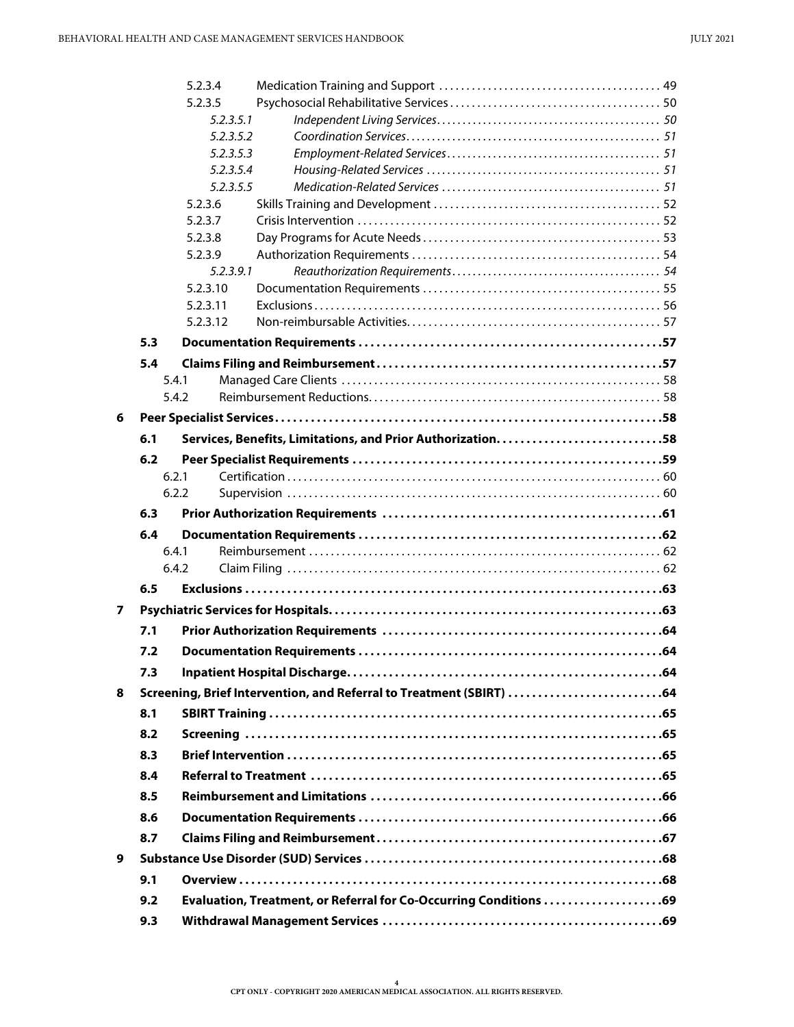5.2.3.4 Medication Training and Support . . . . . . . . . . . . . . . . . . . . . . . . . . . . . . . . . . . . . . . . 49
5.2.3.5 Psychosocial Rehabilitative Services . . . . . . . . . . . . . . . . . . . . . . . . . . . . . . . . . . . . . . 50
*5.2.3.5.1 Independent Living Services . . . . . . . . . . . . . . . . . . . . . . . . . . . . . . . . . . . . . . . . . . 50*
*5.2.3.5.2 Coordination Services . . . . . . . . . . . . . . . . . . . . . . . . . . . . . . . . . . . . . . . . . . . . . . . . 51*
*5.2.3.5.3 Employment-Related Services . . . . . . . . . . . . . . . . . . . . . . . . . . . . . . . . . . . . . . . . 51*
*5.2.3.5.4 Housing-Related Services . . . . . . . . . . . . . . . . . . . . . . . . . . . . . . . . . . . . . . . . . . . . 51*
*5.2.3.5.5 Medication-Related Services . . . . . . . . . . . . . . . . . . . . . . . . . . . . . . . . . . . . . . . . . 51*
5.2.3.6 Skills Training and Development . . . . . . . . . . . . . . . . . . . . . . . . . . . . . . . . . . . . . . . . . 52
5.2.3.7 Crisis Intervention . . . . . . . . . . . . . . . . . . . . . . . . . . . . . . . . . . . . . . . . . . . . . . . . . . . . . . . 52
5.2.3.8 Day Programs for Acute Needs . . . . . . . . . . . . . . . . . . . . . . . . . . . . . . . . . . . . . . . . . . . 53
5.2.3.9 Authorization Requirements . . . . . . . . . . . . . . . . . . . . . . . . . . . . . . . . . . . . . . . . . . . . . 54
*5.2.3.9.1 Reauthorization Requirements . . . . . . . . . . . . . . . . . . . . . . . . . . . . . . . . . . . . . . . 54*
5.2.3.10 Documentation Requirements . . . . . . . . . . . . . . . . . . . . . . . . . . . . . . . . . . . . . . . . . . . 55
5.2.3.11 Exclusions . . . . . . . . . . . . . . . . . . . . . . . . . . . . . . . . . . . . . . . . . . . . . . . . . . . . . . . . . . . . . . . 56
5.2.3.12 Non-reimbursable Activities . . . . . . . . . . . . . . . . . . . . . . . . . . . . . . . . . . . . . . . . . . . . . . 57

**5.3 Documentation Requirements . . . . . . . . . . . . . . . . . . . . . . . . . . . . . . . . . . . . . . . . . . . . . . . . . . . 57**

**5.4 Claims Filing and Reimbursement . . . . . . . . . . . . . . . . . . . . . . . . . . . . . . . . . . . . . . . . . . . . . . . . 57**
5.4.1 Managed Care Clients . . . . . . . . . . . . . . . . . . . . . . . . . . . . . . . . . . . . . . . . . . . . . . . . . . . . . . . . . 58
5.4.2 Reimbursement Reductions . . . . . . . . . . . . . . . . . . . . . . . . . . . . . . . . . . . . . . . . . . . . . . . . . . . . 58

**6 Peer Specialist Services . . . . . . . . . . . . . . . . . . . . . . . . . . . . . . . . . . . . . . . . . . . . . . . . . . . . . . . . . . . . . . . 58**

**6.1 Services, Benefits, Limitations, and Prior Authorization . . . . . . . . . . . . . . . . . . . . . . . . . . . 58**

**6.2 Peer Specialist Requirements . . . . . . . . . . . . . . . . . . . . . . . . . . . . . . . . . . . . . . . . . . . . . . . . . . . 59**
6.2.1 Certification . . . . . . . . . . . . . . . . . . . . . . . . . . . . . . . . . . . . . . . . . . . . . . . . . . . . . . . . . . . . . . . . . . 60
6.2.2 Supervision . . . . . . . . . . . . . . . . . . . . . . . . . . . . . . . . . . . . . . . . . . . . . . . . . . . . . . . . . . . . . . . . . . 60

**6.3 Prior Authorization Requirements . . . . . . . . . . . . . . . . . . . . . . . . . . . . . . . . . . . . . . . . . . . . . . . 61**

**6.4 Documentation Requirements . . . . . . . . . . . . . . . . . . . . . . . . . . . . . . . . . . . . . . . . . . . . . . . . . . . 62**
6.4.1 Reimbursement . . . . . . . . . . . . . . . . . . . . . . . . . . . . . . . . . . . . . . . . . . . . . . . . . . . . . . . . . . . . . . 62
6.4.2 Claim Filing . . . . . . . . . . . . . . . . . . . . . . . . . . . . . . . . . . . . . . . . . . . . . . . . . . . . . . . . . . . . . . . . . . 62

**6.5 Exclusions . . . . . . . . . . . . . . . . . . . . . . . . . . . . . . . . . . . . . . . . . . . . . . . . . . . . . . . . . . . . . . . . . . . . . . 63**

**7 Psychiatric Services for Hospitals . . . . . . . . . . . . . . . . . . . . . . . . . . . . . . . . . . . . . . . . . . . . . . . . . . . . . . 63**

**7.1 Prior Authorization Requirements . . . . . . . . . . . . . . . . . . . . . . . . . . . . . . . . . . . . . . . . . . . . . . . 64**

**7.2 Documentation Requirements . . . . . . . . . . . . . . . . . . . . . . . . . . . . . . . . . . . . . . . . . . . . . . . . . . . 64**

**7.3 Inpatient Hospital Discharge . . . . . . . . . . . . . . . . . . . . . . . . . . . . . . . . . . . . . . . . . . . . . . . . . . . . 64**

**8 Screening, Brief Intervention, and Referral to Treatment (SBIRT) . . . . . . . . . . . . . . . . . . . . . . . . . 64**

**8.1 SBIRT Training . . . . . . . . . . . . . . . . . . . . . . . . . . . . . . . . . . . . . . . . . . . . . . . . . . . . . . . . . . . . . . . . . 65**

**8.2 Screening . . . . . . . . . . . . . . . . . . . . . . . . . . . . . . . . . . . . . . . . . . . . . . . . . . . . . . . . . . . . . . . . . . . . . . 65**

**8.3 Brief Intervention . . . . . . . . . . . . . . . . . . . . . . . . . . . . . . . . . . . . . . . . . . . . . . . . . . . . . . . . . . . . . . 65**

**8.4 Referral to Treatment . . . . . . . . . . . . . . . . . . . . . . . . . . . . . . . . . . . . . . . . . . . . . . . . . . . . . . . . . . 65**

**8.5 Reimbursement and Limitations . . . . . . . . . . . . . . . . . . . . . . . . . . . . . . . . . . . . . . . . . . . . . . . . 66**

**8.6 Documentation Requirements . . . . . . . . . . . . . . . . . . . . . . . . . . . . . . . . . . . . . . . . . . . . . . . . . . . 66**

**8.7 Claims Filing and Reimbursement . . . . . . . . . . . . . . . . . . . . . . . . . . . . . . . . . . . . . . . . . . . . . . . . 67**

**9 Substance Use Disorder (SUD) Services . . . . . . . . . . . . . . . . . . . . . . . . . . . . . . . . . . . . . . . . . . . . . . . . . 68**

**9.1 Overview . . . . . . . . . . . . . . . . . . . . . . . . . . . . . . . . . . . . . . . . . . . . . . . . . . . . . . . . . . . . . . . . . . . . . . 68**

**9.2 Evaluation, Treatment, or Referral for Co-Occurring Conditions . . . . . . . . . . . . . . . . . . . . 69**

**9.3 Withdrawal Management Services . . . . . . . . . . . . . . . . . . . . . . . . . . . . . . . . . . . . . . . . . . . . . . . 69**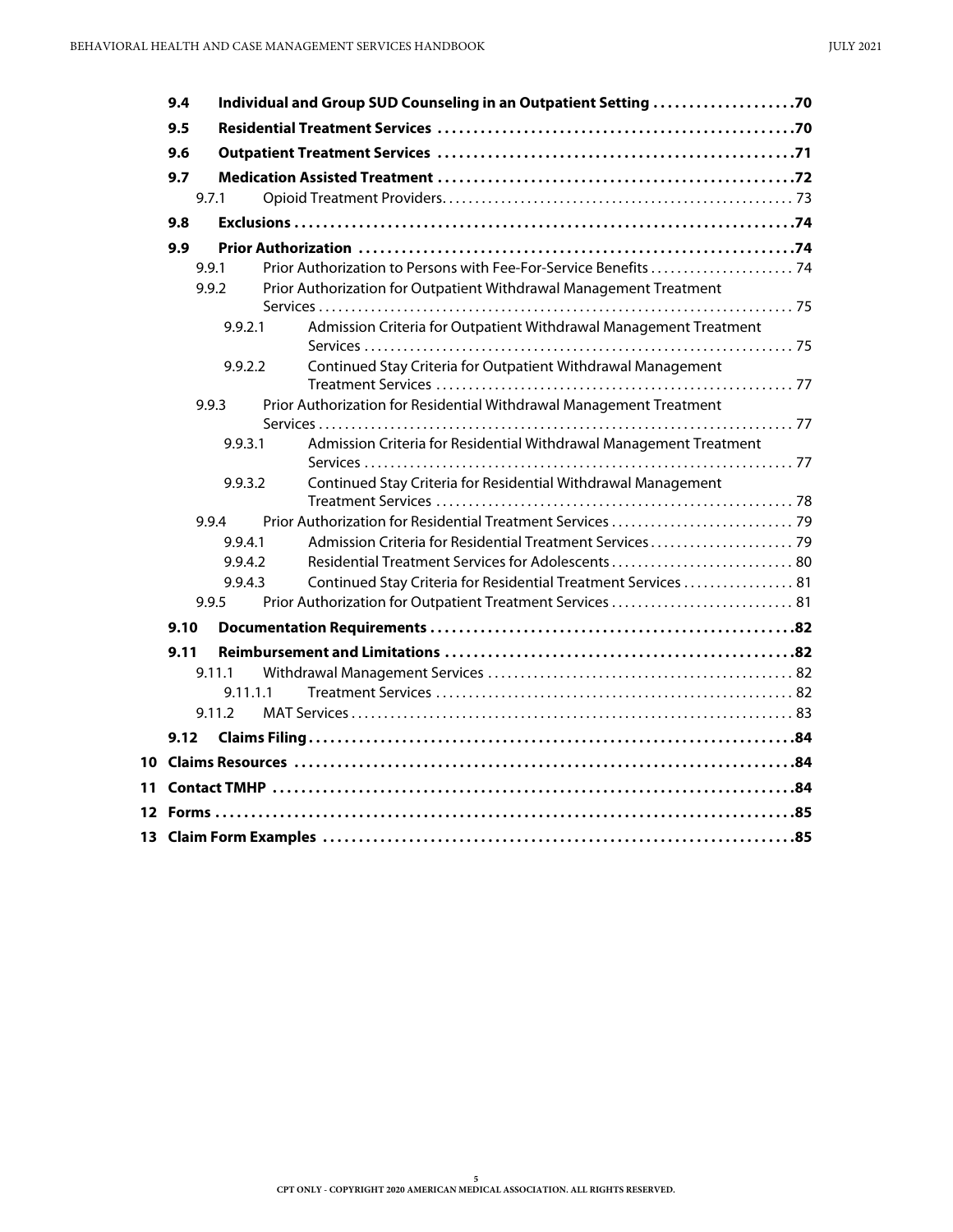- **9.4 Individual and Group SUD Counseling in an Outpatient Setting .................... 70**
- **9.5 Residential Treatment Services .................................................. 70**
- **9.6 Outpatient Treatment Services .................................................. 71**
- **9.7 Medication Assisted Treatment .................................................. 72**
  - 9.7.1 Opioid Treatment Providers ..................................................... 73
- **9.8 Exclusions ..................................................................... 74**
- **9.9 Prior Authorization ............................................................ 74**
  - 9.9.1 Prior Authorization to Persons with Fee-For-Service Benefits ...................... 74
  - 9.9.2 Prior Authorization for Outpatient Withdrawal Management Treatment Services ........ 75
    - 9.9.2.1 Admission Criteria for Outpatient Withdrawal Management Treatment Services ..... 75
    - 9.9.2.2 Continued Stay Criteria for Outpatient Withdrawal Management Treatment Services . 77
  - 9.9.3 Prior Authorization for Residential Withdrawal Management Treatment Services ....... 77
    - 9.9.3.1 Admission Criteria for Residential Withdrawal Management Treatment Services .... 77
    - 9.9.3.2 Continued Stay Criteria for Residential Withdrawal Management Treatment Services 78
  - 9.9.4 Prior Authorization for Residential Treatment Services ........................... 79
    - 9.9.4.1 Admission Criteria for Residential Treatment Services ...................... 79
    - 9.9.4.2 Residential Treatment Services for Adolescents ............................ 80
    - 9.9.4.3 Continued Stay Criteria for Residential Treatment Services ................. 81
  - 9.9.5 Prior Authorization for Outpatient Treatment Services ............................ 81
- **9.10 Documentation Requirements ................................................... 82**
- **9.11 Reimbursement and Limitations ................................................ 82**
  - 9.11.1 Withdrawal Management Services ................................................ 82
    - 9.11.1.1 Treatment Services ....................................................... 82
  - 9.11.2 MAT Services .................................................................. 83
- **9.12 Claims Filing ................................................................. 84**

**10 Claims Resources ................................................................... 84**

**11 Contact TMHP ....................................................................... 84**

**12 Forms .............................................................................. 85**

**13 Claim Form Examples ................................................................ 85**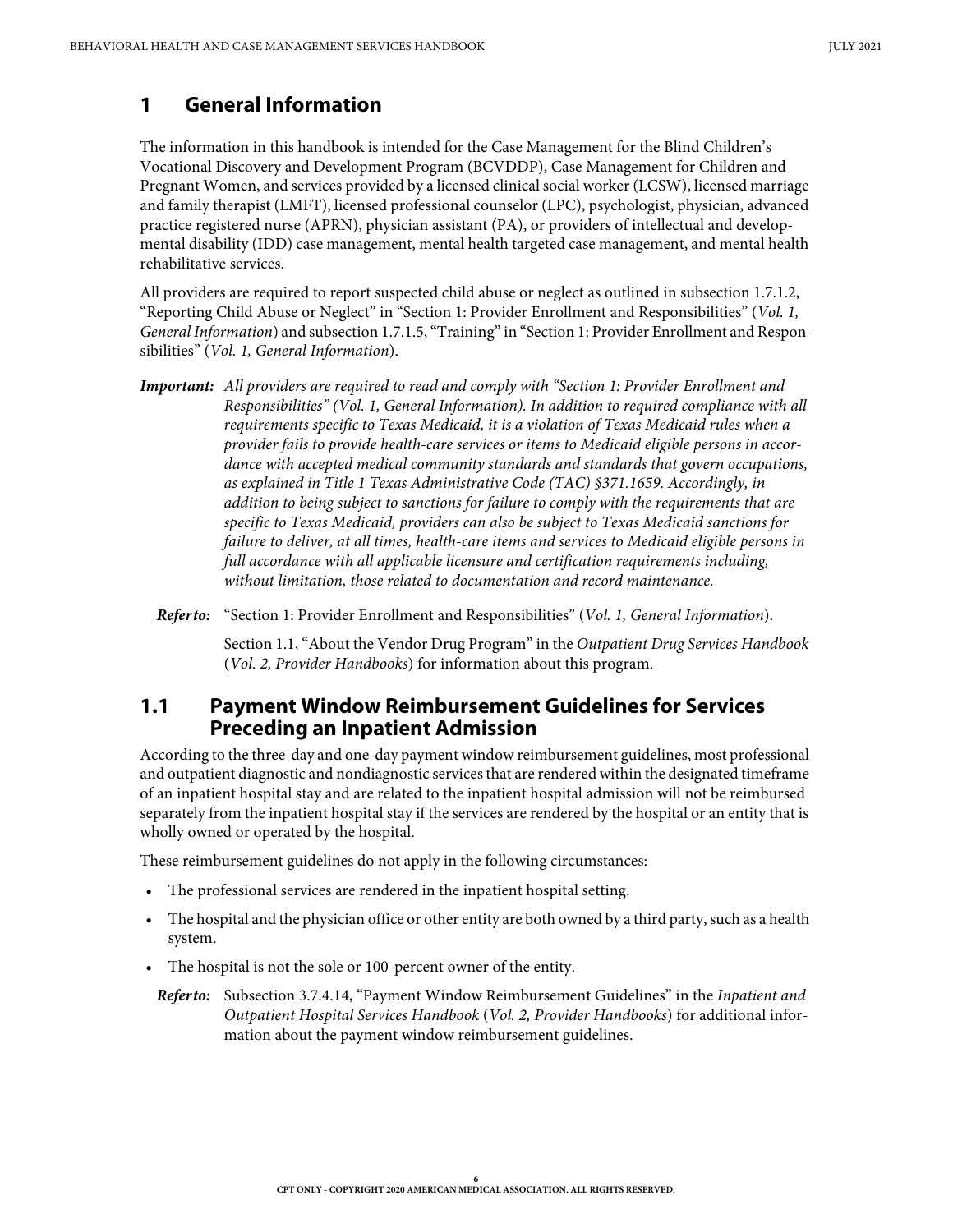# 1 General Information

The information in this handbook is intended for the Case Management for the Blind Children's Vocational Discovery and Development Program (BCVDDP), Case Management for Children and Pregnant Women, and services provided by a licensed clinical social worker (LCSW), licensed marriage and family therapist (LMFT), licensed professional counselor (LPC), psychologist, physician, advanced practice registered nurse (APRN), physician assistant (PA), or providers of intellectual and developmental disability (IDD) case management, mental health targeted case management, and mental health rehabilitative services.

All providers are required to report suspected child abuse or neglect as outlined in subsection 1.7.1.2, "Reporting Child Abuse or Neglect" in "Section 1: Provider Enrollment and Responsibilities" (*Vol. 1, General Information*) and subsection 1.7.1.5, "Training" in "Section 1: Provider Enrollment and Responsibilities" (*Vol. 1, General Information*).

***Important:*** *All providers are required to read and comply with "Section 1: Provider Enrollment and Responsibilities" (Vol. 1, General Information). In addition to required compliance with all requirements specific to Texas Medicaid, it is a violation of Texas Medicaid rules when a provider fails to provide health-care services or items to Medicaid eligible persons in accordance with accepted medical community standards and standards that govern occupations, as explained in Title 1 Texas Administrative Code (TAC) §371.1659. Accordingly, in addition to being subject to sanctions for failure to comply with the requirements that are specific to Texas Medicaid, providers can also be subject to Texas Medicaid sanctions for failure to deliver, at all times, health-care items and services to Medicaid eligible persons in full accordance with all applicable licensure and certification requirements including, without limitation, those related to documentation and record maintenance.*

***Refer to:*** "Section 1: Provider Enrollment and Responsibilities" (*Vol. 1, General Information*).

Section 1.1, "About the Vendor Drug Program" in the *Outpatient Drug Services Handbook* (*Vol. 2, Provider Handbooks*) for information about this program.

## 1.1 Payment Window Reimbursement Guidelines for Services Preceding an Inpatient Admission

According to the three-day and one-day payment window reimbursement guidelines, most professional and outpatient diagnostic and nondiagnostic services that are rendered within the designated timeframe of an inpatient hospital stay and are related to the inpatient hospital admission will not be reimbursed separately from the inpatient hospital stay if the services are rendered by the hospital or an entity that is wholly owned or operated by the hospital.

These reimbursement guidelines do not apply in the following circumstances:

- The professional services are rendered in the inpatient hospital setting.
- The hospital and the physician office or other entity are both owned by a third party, such as a health system.
- The hospital is not the sole or 100-percent owner of the entity.

***Refer to:*** Subsection 3.7.4.14, "Payment Window Reimbursement Guidelines" in the *Inpatient and Outpatient Hospital Services Handbook* (*Vol. 2, Provider Handbooks*) for additional information about the payment window reimbursement guidelines.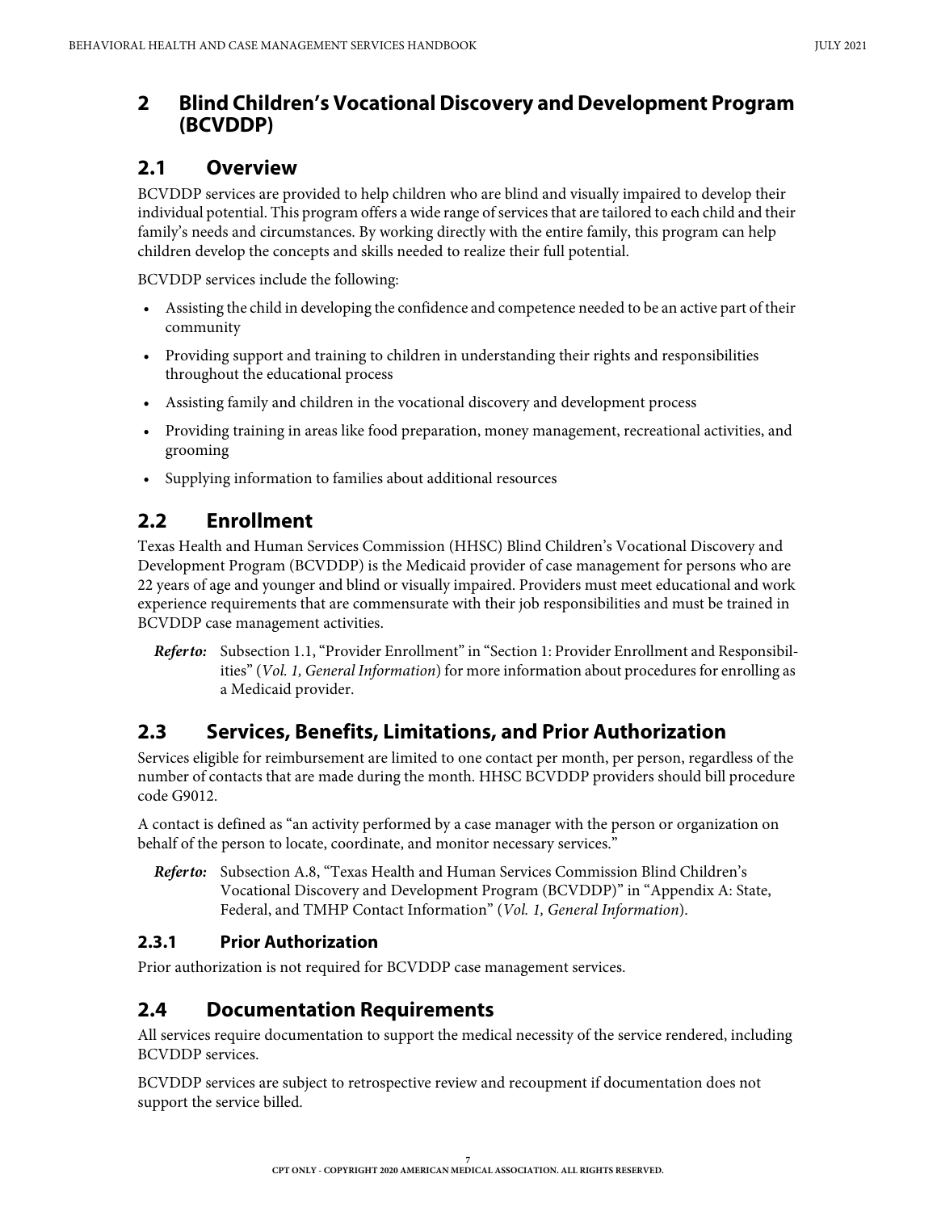## 2 Blind Children's Vocational Discovery and Development Program (BCVDDP)

### 2.1 Overview

BCVDDP services are provided to help children who are blind and visually impaired to develop their individual potential. This program offers a wide range of services that are tailored to each child and their family's needs and circumstances. By working directly with the entire family, this program can help children develop the concepts and skills needed to realize their full potential.

BCVDDP services include the following:

- Assisting the child in developing the confidence and competence needed to be an active part of their community
- Providing support and training to children in understanding their rights and responsibilities throughout the educational process
- Assisting family and children in the vocational discovery and development process
- Providing training in areas like food preparation, money management, recreational activities, and grooming
- Supplying information to families about additional resources

### 2.2 Enrollment

Texas Health and Human Services Commission (HHSC) Blind Children's Vocational Discovery and Development Program (BCVDDP) is the Medicaid provider of case management for persons who are 22 years of age and younger and blind or visually impaired. Providers must meet educational and work experience requirements that are commensurate with their job responsibilities and must be trained in BCVDDP case management activities.

***Refer to:*** Subsection 1.1, "Provider Enrollment" in "Section 1: Provider Enrollment and Responsibilities" (*Vol. 1, General Information*) for more information about procedures for enrolling as a Medicaid provider.

### 2.3 Services, Benefits, Limitations, and Prior Authorization

Services eligible for reimbursement are limited to one contact per month, per person, regardless of the number of contacts that are made during the month. HHSC BCVDDP providers should bill procedure code G9012.

A contact is defined as "an activity performed by a case manager with the person or organization on behalf of the person to locate, coordinate, and monitor necessary services."

***Refer to:*** Subsection A.8, "Texas Health and Human Services Commission Blind Children's Vocational Discovery and Development Program (BCVDDP)" in "Appendix A: State, Federal, and TMHP Contact Information" (*Vol. 1, General Information*).

#### 2.3.1 Prior Authorization

Prior authorization is not required for BCVDDP case management services.

### 2.4 Documentation Requirements

All services require documentation to support the medical necessity of the service rendered, including BCVDDP services.

BCVDDP services are subject to retrospective review and recoupment if documentation does not support the service billed.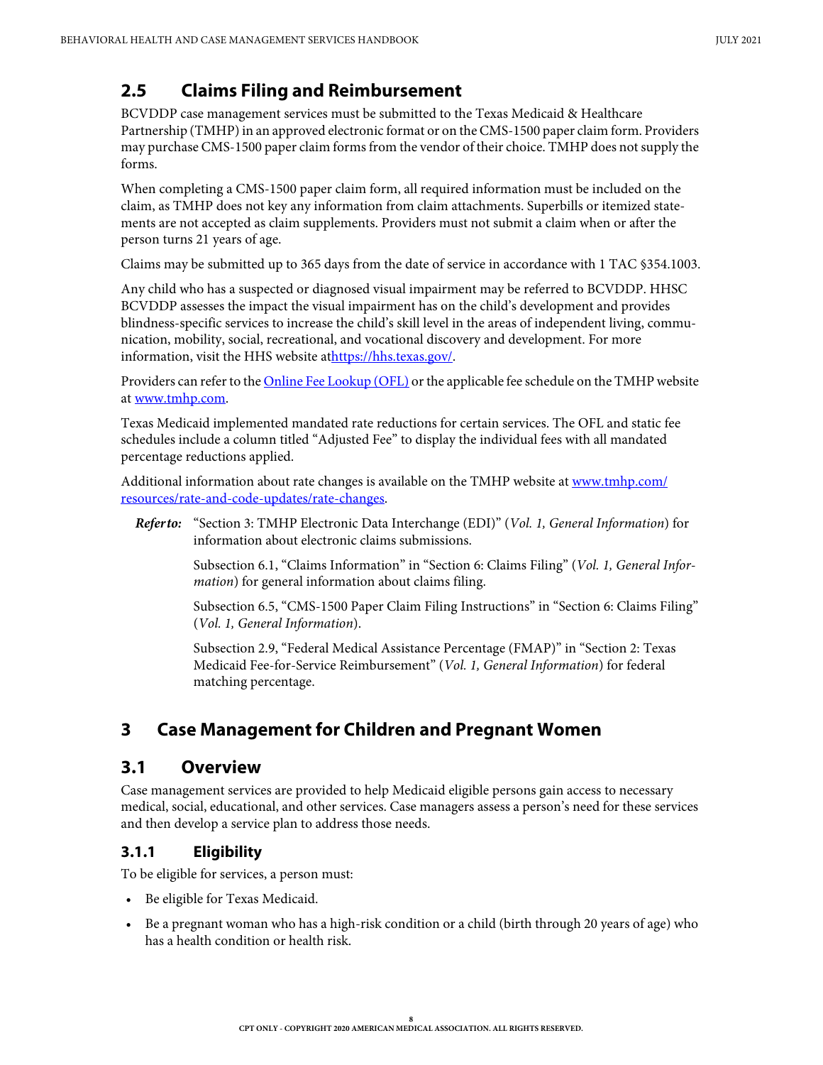## 2.5 Claims Filing and Reimbursement

BCVDDP case management services must be submitted to the Texas Medicaid & Healthcare Partnership (TMHP) in an approved electronic format or on the CMS-1500 paper claim form. Providers may purchase CMS-1500 paper claim forms from the vendor of their choice. TMHP does not supply the forms.

When completing a CMS-1500 paper claim form, all required information must be included on the claim, as TMHP does not key any information from claim attachments. Superbills or itemized statements are not accepted as claim supplements. Providers must not submit a claim when or after the person turns 21 years of age.

Claims may be submitted up to 365 days from the date of service in accordance with 1 TAC §354.1003.

Any child who has a suspected or diagnosed visual impairment may be referred to BCVDDP. HHSC BCVDDP assesses the impact the visual impairment has on the child's development and provides blindness-specific services to increase the child's skill level in the areas of independent living, communication, mobility, social, recreational, and vocational discovery and development. For more information, visit the HHS website at[https://hhs.texas.gov/](https://hhs.texas.gov/).

Providers can refer to the [Online Fee Lookup (OFL)]() or the applicable fee schedule on the TMHP website at [www.tmhp.com](http://www.tmhp.com).

Texas Medicaid implemented mandated rate reductions for certain services. The OFL and static fee schedules include a column titled "Adjusted Fee" to display the individual fees with all mandated percentage reductions applied.

Additional information about rate changes is available on the TMHP website at [www.tmhp.com/resources/rate-and-code-updates/rate-changes](http://www.tmhp.com/resources/rate-and-code-updates/rate-changes).

***Refer to:*** "Section 3: TMHP Electronic Data Interchange (EDI)" (*Vol. 1, General Information*) for information about electronic claims submissions.

Subsection 6.1, "Claims Information" in "Section 6: Claims Filing" (*Vol. 1, General Information*) for general information about claims filing.

Subsection 6.5, "CMS-1500 Paper Claim Filing Instructions" in "Section 6: Claims Filing" (*Vol. 1, General Information*).

Subsection 2.9, "Federal Medical Assistance Percentage (FMAP)" in "Section 2: Texas Medicaid Fee-for-Service Reimbursement" (*Vol. 1, General Information*) for federal matching percentage.

# 3 Case Management for Children and Pregnant Women

## 3.1 Overview

Case management services are provided to help Medicaid eligible persons gain access to necessary medical, social, educational, and other services. Case managers assess a person's need for these services and then develop a service plan to address those needs.

### 3.1.1 Eligibility

To be eligible for services, a person must:

- Be eligible for Texas Medicaid.
- Be a pregnant woman who has a high-risk condition or a child (birth through 20 years of age) who has a health condition or health risk.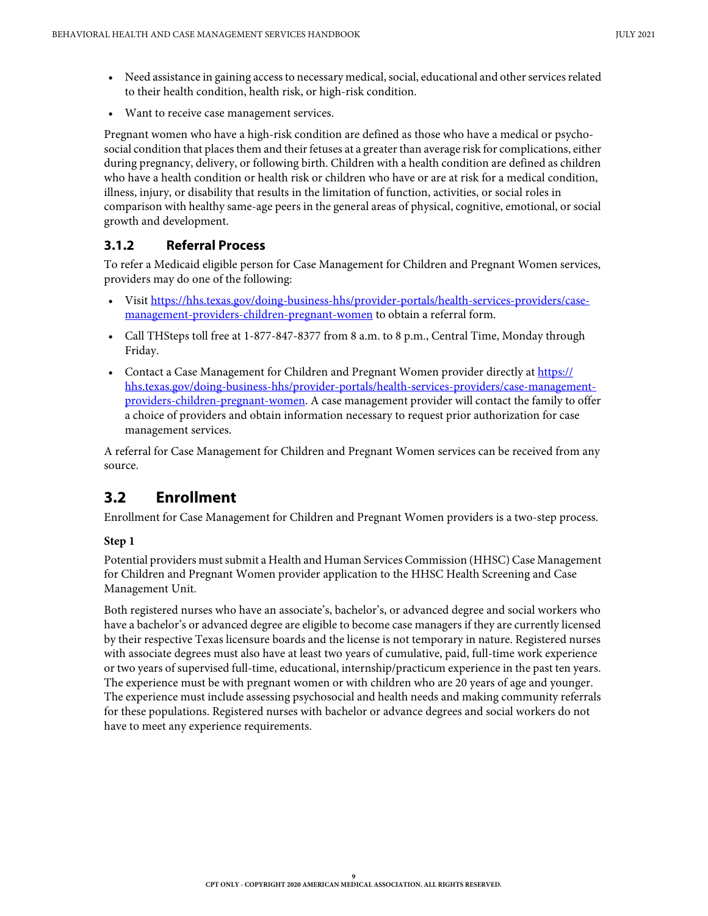- Need assistance in gaining access to necessary medical, social, educational and other services related to their health condition, health risk, or high-risk condition.
- Want to receive case management services.

Pregnant women who have a high-risk condition are defined as those who have a medical or psycho-social condition that places them and their fetuses at a greater than average risk for complications, either during pregnancy, delivery, or following birth. Children with a health condition are defined as children who have a health condition or health risk or children who have or are at risk for a medical condition, illness, injury, or disability that results in the limitation of function, activities, or social roles in comparison with healthy same-age peers in the general areas of physical, cognitive, emotional, or social growth and development.

### 3.1.2 Referral Process

To refer a Medicaid eligible person for Case Management for Children and Pregnant Women services, providers may do one of the following:

- Visit https://hhs.texas.gov/doing-business-hhs/provider-portals/health-services-providers/case-management-providers-children-pregnant-women to obtain a referral form.
- Call THSteps toll free at 1-877-847-8377 from 8 a.m. to 8 p.m., Central Time, Monday through Friday.
- Contact a Case Management for Children and Pregnant Women provider directly at https://hhs.texas.gov/doing-business-hhs/provider-portals/health-services-providers/case-management-providers-children-pregnant-women. A case management provider will contact the family to offer a choice of providers and obtain information necessary to request prior authorization for case management services.

A referral for Case Management for Children and Pregnant Women services can be received from any source.

## 3.2 Enrollment

Enrollment for Case Management for Children and Pregnant Women providers is a two-step process.

**Step 1**

Potential providers must submit a Health and Human Services Commission (HHSC) Case Management for Children and Pregnant Women provider application to the HHSC Health Screening and Case Management Unit.

Both registered nurses who have an associate's, bachelor's, or advanced degree and social workers who have a bachelor's or advanced degree are eligible to become case managers if they are currently licensed by their respective Texas licensure boards and the license is not temporary in nature. Registered nurses with associate degrees must also have at least two years of cumulative, paid, full-time work experience or two years of supervised full-time, educational, internship/practicum experience in the past ten years. The experience must be with pregnant women or with children who are 20 years of age and younger. The experience must include assessing psychosocial and health needs and making community referrals for these populations. Registered nurses with bachelor or advance degrees and social workers do not have to meet any experience requirements.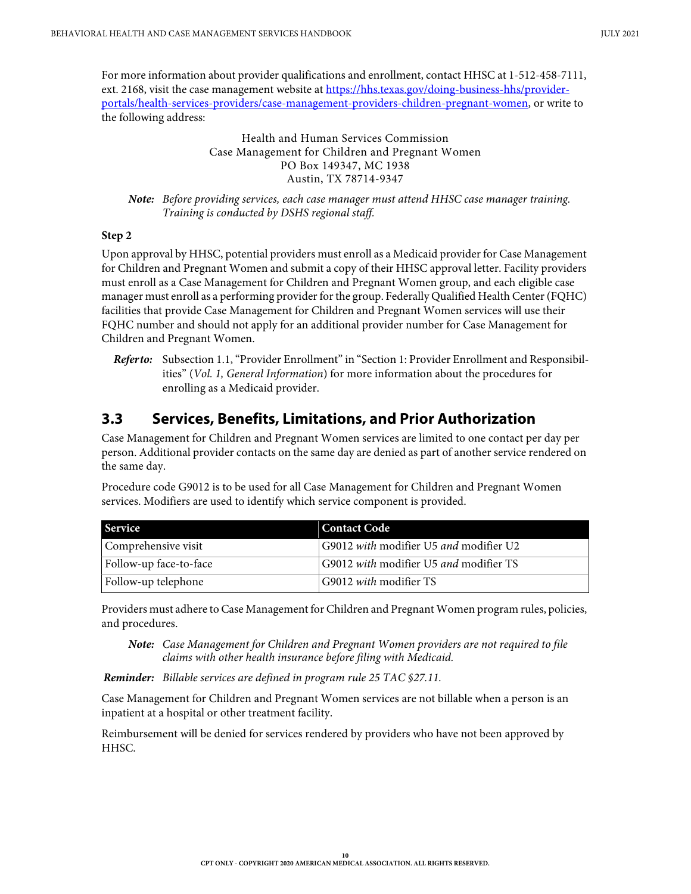For more information about provider qualifications and enrollment, contact HHSC at 1-512-458-7111, ext. 2168, visit the case management website at [https://hhs.texas.gov/doing-business-hhs/provider-portals/health-services-providers/case-management-providers-children-pregnant-women](https://hhs.texas.gov/doing-business-hhs/provider-portals/health-services-providers/case-management-providers-children-pregnant-women), or write to the following address:

Health and Human Services Commission
Case Management for Children and Pregnant Women
PO Box 149347, MC 1938
Austin, TX 78714-9347

***Note:*** *Before providing services, each case manager must attend HHSC case manager training. Training is conducted by DSHS regional staff.*

**Step 2**

Upon approval by HHSC, potential providers must enroll as a Medicaid provider for Case Management for Children and Pregnant Women and submit a copy of their HHSC approval letter. Facility providers must enroll as a Case Management for Children and Pregnant Women group, and each eligible case manager must enroll as a performing provider for the group. Federally Qualified Health Center (FQHC) facilities that provide Case Management for Children and Pregnant Women services will use their FQHC number and should not apply for an additional provider number for Case Management for Children and Pregnant Women.

***Refer to:*** Subsection 1.1, "Provider Enrollment" in "Section 1: Provider Enrollment and Responsibilities" (*Vol. 1, General Information*) for more information about the procedures for enrolling as a Medicaid provider.

## 3.3 Services, Benefits, Limitations, and Prior Authorization

Case Management for Children and Pregnant Women services are limited to one contact per day per person. Additional provider contacts on the same day are denied as part of another service rendered on the same day.

Procedure code G9012 is to be used for all Case Management for Children and Pregnant Women services. Modifiers are used to identify which service component is provided.

| Service | Contact Code |
|---|---|
| Comprehensive visit | G9012 *with* modifier U5 *and* modifier U2 |
| Follow-up face-to-face | G9012 *with* modifier U5 *and* modifier TS |
| Follow-up telephone | G9012 *with* modifier TS |

Providers must adhere to Case Management for Children and Pregnant Women program rules, policies, and procedures.

***Note:*** *Case Management for Children and Pregnant Women providers are not required to file claims with other health insurance before filing with Medicaid.*

***Reminder:*** *Billable services are defined in program rule 25 TAC §27.11.*

Case Management for Children and Pregnant Women services are not billable when a person is an inpatient at a hospital or other treatment facility.

Reimbursement will be denied for services rendered by providers who have not been approved by HHSC.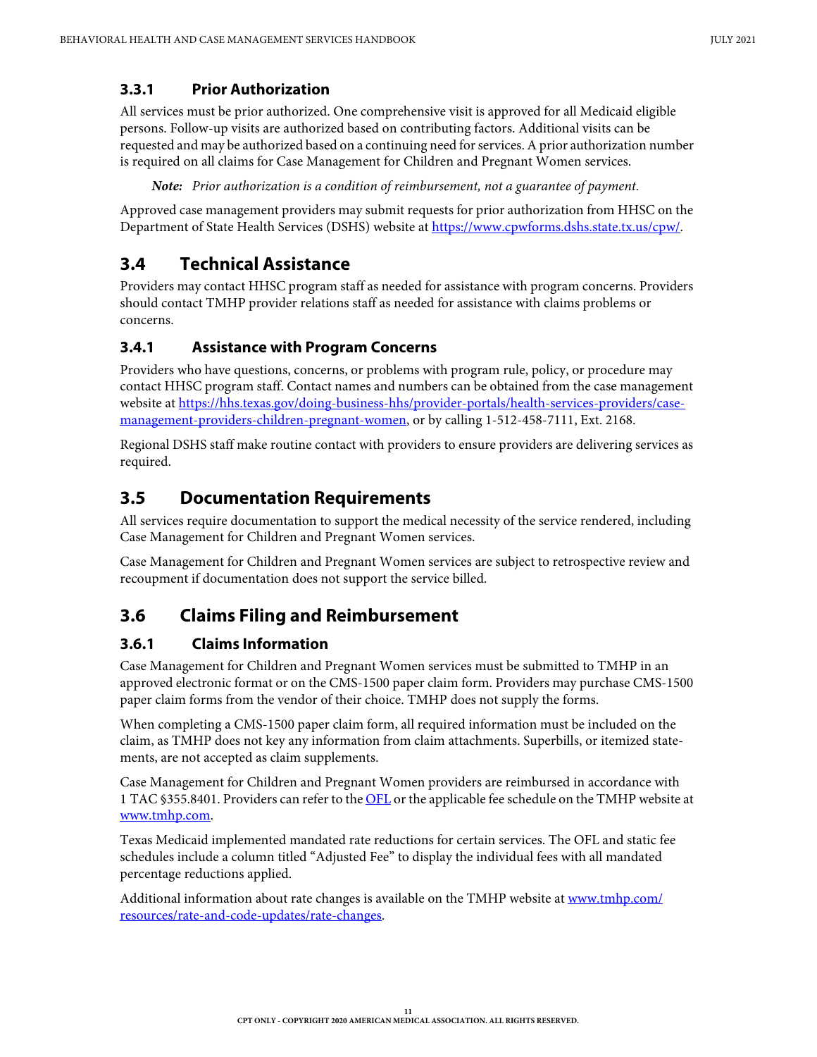### 3.3.1 Prior Authorization

All services must be prior authorized. One comprehensive visit is approved for all Medicaid eligible persons. Follow-up visits are authorized based on contributing factors. Additional visits can be requested and may be authorized based on a continuing need for services. A prior authorization number is required on all claims for Case Management for Children and Pregnant Women services.

> ***Note:*** *Prior authorization is a condition of reimbursement, not a guarantee of payment.*

Approved case management providers may submit requests for prior authorization from HHSC on the Department of State Health Services (DSHS) website at https://www.cpwforms.dshs.state.tx.us/cpw/.

## 3.4 Technical Assistance

Providers may contact HHSC program staff as needed for assistance with program concerns. Providers should contact TMHP provider relations staff as needed for assistance with claims problems or concerns.

### 3.4.1 Assistance with Program Concerns

Providers who have questions, concerns, or problems with program rule, policy, or procedure may contact HHSC program staff. Contact names and numbers can be obtained from the case management website at https://hhs.texas.gov/doing-business-hhs/provider-portals/health-services-providers/case-management-providers-children-pregnant-women, or by calling 1-512-458-7111, Ext. 2168.

Regional DSHS staff make routine contact with providers to ensure providers are delivering services as required.

## 3.5 Documentation Requirements

All services require documentation to support the medical necessity of the service rendered, including Case Management for Children and Pregnant Women services.

Case Management for Children and Pregnant Women services are subject to retrospective review and recoupment if documentation does not support the service billed.

## 3.6 Claims Filing and Reimbursement

### 3.6.1 Claims Information

Case Management for Children and Pregnant Women services must be submitted to TMHP in an approved electronic format or on the CMS-1500 paper claim form. Providers may purchase CMS-1500 paper claim forms from the vendor of their choice. TMHP does not supply the forms.

When completing a CMS-1500 paper claim form, all required information must be included on the claim, as TMHP does not key any information from claim attachments. Superbills, or itemized statements, are not accepted as claim supplements.

Case Management for Children and Pregnant Women providers are reimbursed in accordance with 1 TAC §355.8401. Providers can refer to the OFL or the applicable fee schedule on the TMHP website at www.tmhp.com.

Texas Medicaid implemented mandated rate reductions for certain services. The OFL and static fee schedules include a column titled "Adjusted Fee" to display the individual fees with all mandated percentage reductions applied.

Additional information about rate changes is available on the TMHP website at www.tmhp.com/resources/rate-and-code-updates/rate-changes.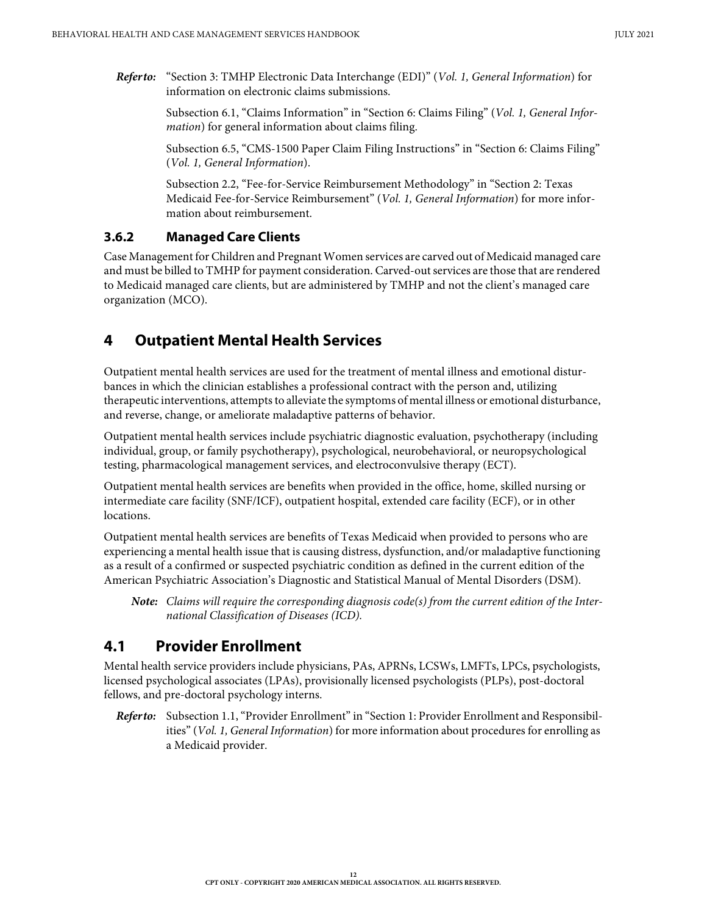***Refer to:*** "Section 3: TMHP Electronic Data Interchange (EDI)" (*Vol. 1, General Information*) for information on electronic claims submissions.

Subsection 6.1, "Claims Information" in "Section 6: Claims Filing" (*Vol. 1, General Information*) for general information about claims filing.

Subsection 6.5, "CMS-1500 Paper Claim Filing Instructions" in "Section 6: Claims Filing" (*Vol. 1, General Information*).

Subsection 2.2, "Fee-for-Service Reimbursement Methodology" in "Section 2: Texas Medicaid Fee-for-Service Reimbursement" (*Vol. 1, General Information*) for more information about reimbursement.

### 3.6.2 Managed Care Clients

Case Management for Children and Pregnant Women services are carved out of Medicaid managed care and must be billed to TMHP for payment consideration. Carved-out services are those that are rendered to Medicaid managed care clients, but are administered by TMHP and not the client's managed care organization (MCO).

# 4 Outpatient Mental Health Services

Outpatient mental health services are used for the treatment of mental illness and emotional disturbances in which the clinician establishes a professional contract with the person and, utilizing therapeutic interventions, attempts to alleviate the symptoms of mental illness or emotional disturbance, and reverse, change, or ameliorate maladaptive patterns of behavior.

Outpatient mental health services include psychiatric diagnostic evaluation, psychotherapy (including individual, group, or family psychotherapy), psychological, neurobehavioral, or neuropsychological testing, pharmacological management services, and electroconvulsive therapy (ECT).

Outpatient mental health services are benefits when provided in the office, home, skilled nursing or intermediate care facility (SNF/ICF), outpatient hospital, extended care facility (ECF), or in other locations.

Outpatient mental health services are benefits of Texas Medicaid when provided to persons who are experiencing a mental health issue that is causing distress, dysfunction, and/or maladaptive functioning as a result of a confirmed or suspected psychiatric condition as defined in the current edition of the American Psychiatric Association's Diagnostic and Statistical Manual of Mental Disorders (DSM).

***Note:*** *Claims will require the corresponding diagnosis code(s) from the current edition of the International Classification of Diseases (ICD).*

## 4.1 Provider Enrollment

Mental health service providers include physicians, PAs, APRNs, LCSWs, LMFTs, LPCs, psychologists, licensed psychological associates (LPAs), provisionally licensed psychologists (PLPs), post-doctoral fellows, and pre-doctoral psychology interns.

***Refer to:*** Subsection 1.1, "Provider Enrollment" in "Section 1: Provider Enrollment and Responsibilities" (*Vol. 1, General Information*) for more information about procedures for enrolling as a Medicaid provider.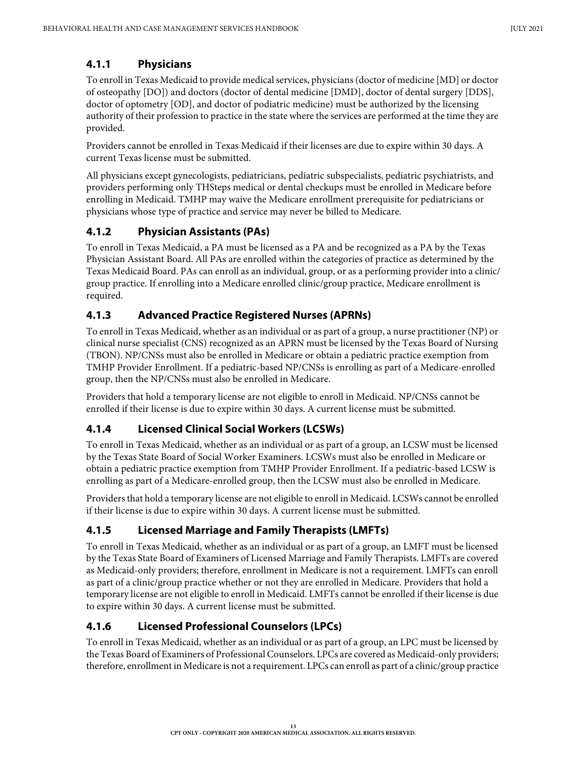### 4.1.1 Physicians

To enroll in Texas Medicaid to provide medical services, physicians (doctor of medicine [MD] or doctor of osteopathy [DO]) and doctors (doctor of dental medicine [DMD], doctor of dental surgery [DDS], doctor of optometry [OD], and doctor of podiatric medicine) must be authorized by the licensing authority of their profession to practice in the state where the services are performed at the time they are provided.

Providers cannot be enrolled in Texas Medicaid if their licenses are due to expire within 30 days. A current Texas license must be submitted.

All physicians except gynecologists, pediatricians, pediatric subspecialists, pediatric psychiatrists, and providers performing only THSteps medical or dental checkups must be enrolled in Medicare before enrolling in Medicaid. TMHP may waive the Medicare enrollment prerequisite for pediatricians or physicians whose type of practice and service may never be billed to Medicare.

### 4.1.2 Physician Assistants (PAs)

To enroll in Texas Medicaid, a PA must be licensed as a PA and be recognized as a PA by the Texas Physician Assistant Board. All PAs are enrolled within the categories of practice as determined by the Texas Medicaid Board. PAs can enroll as an individual, group, or as a performing provider into a clinic/group practice. If enrolling into a Medicare enrolled clinic/group practice, Medicare enrollment is required.

### 4.1.3 Advanced Practice Registered Nurses (APRNs)

To enroll in Texas Medicaid, whether as an individual or as part of a group, a nurse practitioner (NP) or clinical nurse specialist (CNS) recognized as an APRN must be licensed by the Texas Board of Nursing (TBON). NP/CNSs must also be enrolled in Medicare or obtain a pediatric practice exemption from TMHP Provider Enrollment. If a pediatric-based NP/CNSs is enrolling as part of a Medicare-enrolled group, then the NP/CNSs must also be enrolled in Medicare.

Providers that hold a temporary license are not eligible to enroll in Medicaid. NP/CNSs cannot be enrolled if their license is due to expire within 30 days. A current license must be submitted.

### 4.1.4 Licensed Clinical Social Workers (LCSWs)

To enroll in Texas Medicaid, whether as an individual or as part of a group, an LCSW must be licensed by the Texas State Board of Social Worker Examiners. LCSWs must also be enrolled in Medicare or obtain a pediatric practice exemption from TMHP Provider Enrollment. If a pediatric-based LCSW is enrolling as part of a Medicare-enrolled group, then the LCSW must also be enrolled in Medicare.

Providers that hold a temporary license are not eligible to enroll in Medicaid. LCSWs cannot be enrolled if their license is due to expire within 30 days. A current license must be submitted.

### 4.1.5 Licensed Marriage and Family Therapists (LMFTs)

To enroll in Texas Medicaid, whether as an individual or as part of a group, an LMFT must be licensed by the Texas State Board of Examiners of Licensed Marriage and Family Therapists. LMFTs are covered as Medicaid-only providers; therefore, enrollment in Medicare is not a requirement. LMFTs can enroll as part of a clinic/group practice whether or not they are enrolled in Medicare. Providers that hold a temporary license are not eligible to enroll in Medicaid. LMFTs cannot be enrolled if their license is due to expire within 30 days. A current license must be submitted.

### 4.1.6 Licensed Professional Counselors (LPCs)

To enroll in Texas Medicaid, whether as an individual or as part of a group, an LPC must be licensed by the Texas Board of Examiners of Professional Counselors. LPCs are covered as Medicaid-only providers; therefore, enrollment in Medicare is not a requirement. LPCs can enroll as part of a clinic/group practice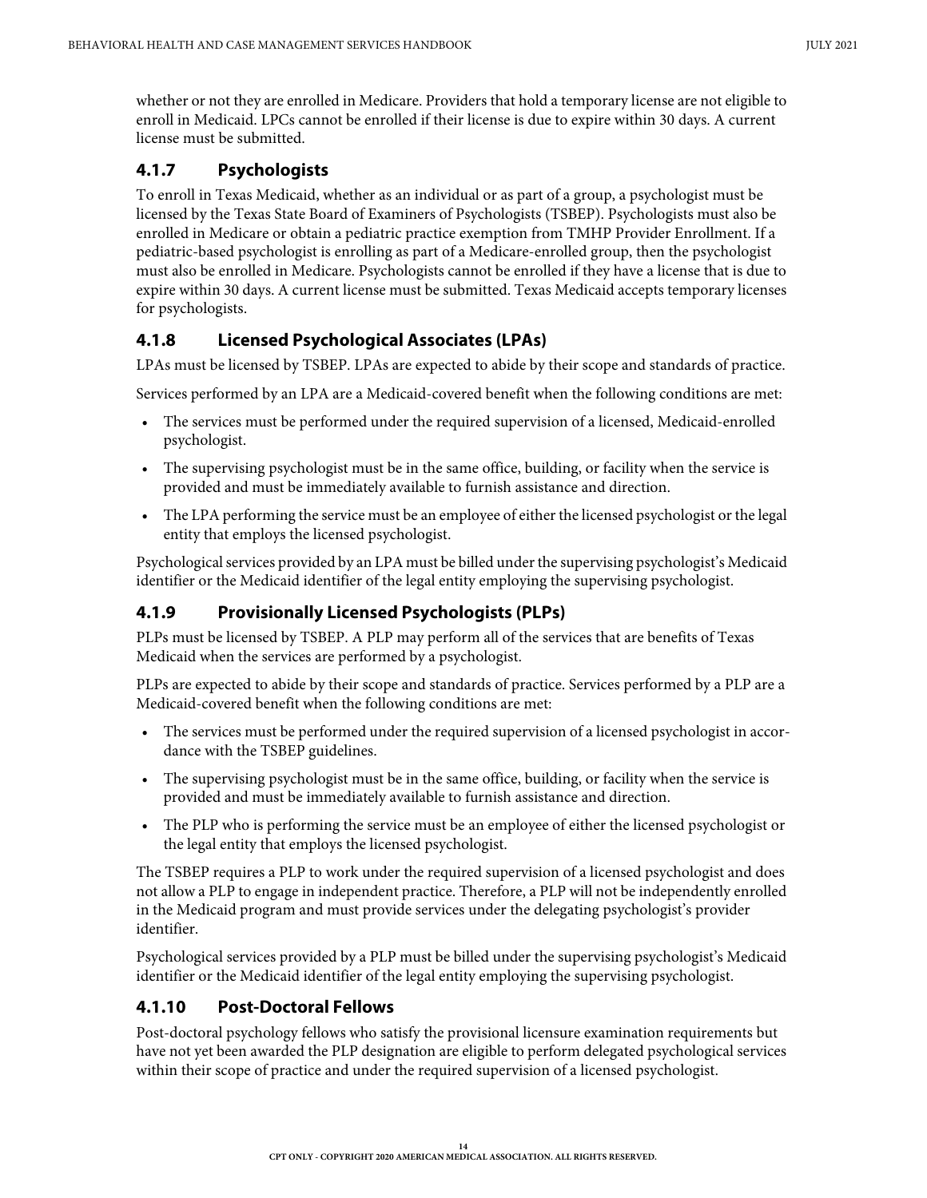whether or not they are enrolled in Medicare. Providers that hold a temporary license are not eligible to enroll in Medicaid. LPCs cannot be enrolled if their license is due to expire within 30 days. A current license must be submitted.

### 4.1.7 Psychologists

To enroll in Texas Medicaid, whether as an individual or as part of a group, a psychologist must be licensed by the Texas State Board of Examiners of Psychologists (TSBEP). Psychologists must also be enrolled in Medicare or obtain a pediatric practice exemption from TMHP Provider Enrollment. If a pediatric-based psychologist is enrolling as part of a Medicare-enrolled group, then the psychologist must also be enrolled in Medicare. Psychologists cannot be enrolled if they have a license that is due to expire within 30 days. A current license must be submitted. Texas Medicaid accepts temporary licenses for psychologists.

### 4.1.8 Licensed Psychological Associates (LPAs)

LPAs must be licensed by TSBEP. LPAs are expected to abide by their scope and standards of practice.

Services performed by an LPA are a Medicaid-covered benefit when the following conditions are met:

- The services must be performed under the required supervision of a licensed, Medicaid-enrolled psychologist.
- The supervising psychologist must be in the same office, building, or facility when the service is provided and must be immediately available to furnish assistance and direction.
- The LPA performing the service must be an employee of either the licensed psychologist or the legal entity that employs the licensed psychologist.

Psychological services provided by an LPA must be billed under the supervising psychologist's Medicaid identifier or the Medicaid identifier of the legal entity employing the supervising psychologist.

### 4.1.9 Provisionally Licensed Psychologists (PLPs)

PLPs must be licensed by TSBEP. A PLP may perform all of the services that are benefits of Texas Medicaid when the services are performed by a psychologist.

PLPs are expected to abide by their scope and standards of practice. Services performed by a PLP are a Medicaid-covered benefit when the following conditions are met:

- The services must be performed under the required supervision of a licensed psychologist in accordance with the TSBEP guidelines.
- The supervising psychologist must be in the same office, building, or facility when the service is provided and must be immediately available to furnish assistance and direction.
- The PLP who is performing the service must be an employee of either the licensed psychologist or the legal entity that employs the licensed psychologist.

The TSBEP requires a PLP to work under the required supervision of a licensed psychologist and does not allow a PLP to engage in independent practice. Therefore, a PLP will not be independently enrolled in the Medicaid program and must provide services under the delegating psychologist's provider identifier.

Psychological services provided by a PLP must be billed under the supervising psychologist's Medicaid identifier or the Medicaid identifier of the legal entity employing the supervising psychologist.

### 4.1.10 Post-Doctoral Fellows

Post-doctoral psychology fellows who satisfy the provisional licensure examination requirements but have not yet been awarded the PLP designation are eligible to perform delegated psychological services within their scope of practice and under the required supervision of a licensed psychologist.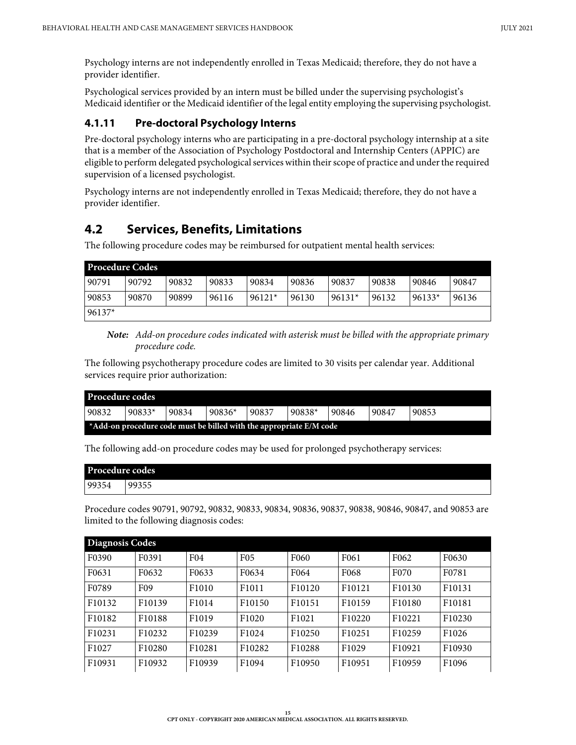Psychology interns are not independently enrolled in Texas Medicaid; therefore, they do not have a provider identifier.

Psychological services provided by an intern must be billed under the supervising psychologist's Medicaid identifier or the Medicaid identifier of the legal entity employing the supervising psychologist.

### 4.1.11 Pre-doctoral Psychology Interns

Pre-doctoral psychology interns who are participating in a pre-doctoral psychology internship at a site that is a member of the Association of Psychology Postdoctoral and Internship Centers (APPIC) are eligible to perform delegated psychological services within their scope of practice and under the required supervision of a licensed psychologist.

Psychology interns are not independently enrolled in Texas Medicaid; therefore, they do not have a provider identifier.

## 4.2 Services, Benefits, Limitations

The following procedure codes may be reimbursed for outpatient mental health services:

| Procedure Codes | | | | | | | | | |
|---|---|---|---|---|---|---|---|---|---|
| 90791 | 90792 | 90832 | 90833 | 90834 | 90836 | 90837 | 90838 | 90846 | 90847 |
| 90853 | 90870 | 90899 | 96116 | 96121* | 96130 | 96131* | 96132 | 96133* | 96136 |
| 96137* | | | | | | | | | |

***Note:*** *Add-on procedure codes indicated with asterisk must be billed with the appropriate primary procedure code.*

The following psychotherapy procedure codes are limited to 30 visits per calendar year. Additional services require prior authorization:

| Procedure codes | | | | | | | | |
|---|---|---|---|---|---|---|---|---|
| 90832 | 90833* | 90834 | 90836* | 90837 | 90838* | 90846 | 90847 | 90853 |
| **\*Add-on procedure code must be billed with the appropriate E/M code** | | | | | | | | |

The following add-on procedure codes may be used for prolonged psychotherapy services:

| Procedure codes | |
|---|---|
| 99354 | 99355 |

Procedure codes 90791, 90792, 90832, 90833, 90834, 90836, 90837, 90838, 90846, 90847, and 90853 are limited to the following diagnosis codes:

| Diagnosis Codes | | | | | | | |
|---|---|---|---|---|---|---|---|
| F0390 | F0391 | F04 | F05 | F060 | F061 | F062 | F0630 |
| F0631 | F0632 | F0633 | F0634 | F064 | F068 | F070 | F0781 |
| F0789 | F09 | F1010 | F1011 | F10120 | F10121 | F10130 | F10131 |
| F10132 | F10139 | F1014 | F10150 | F10151 | F10159 | F10180 | F10181 |
| F10182 | F10188 | F1019 | F1020 | F1021 | F10220 | F10221 | F10230 |
| F10231 | F10232 | F10239 | F1024 | F10250 | F10251 | F10259 | F1026 |
| F1027 | F10280 | F10281 | F10282 | F10288 | F1029 | F10921 | F10930 |
| F10931 | F10932 | F10939 | F1094 | F10950 | F10951 | F10959 | F1096 |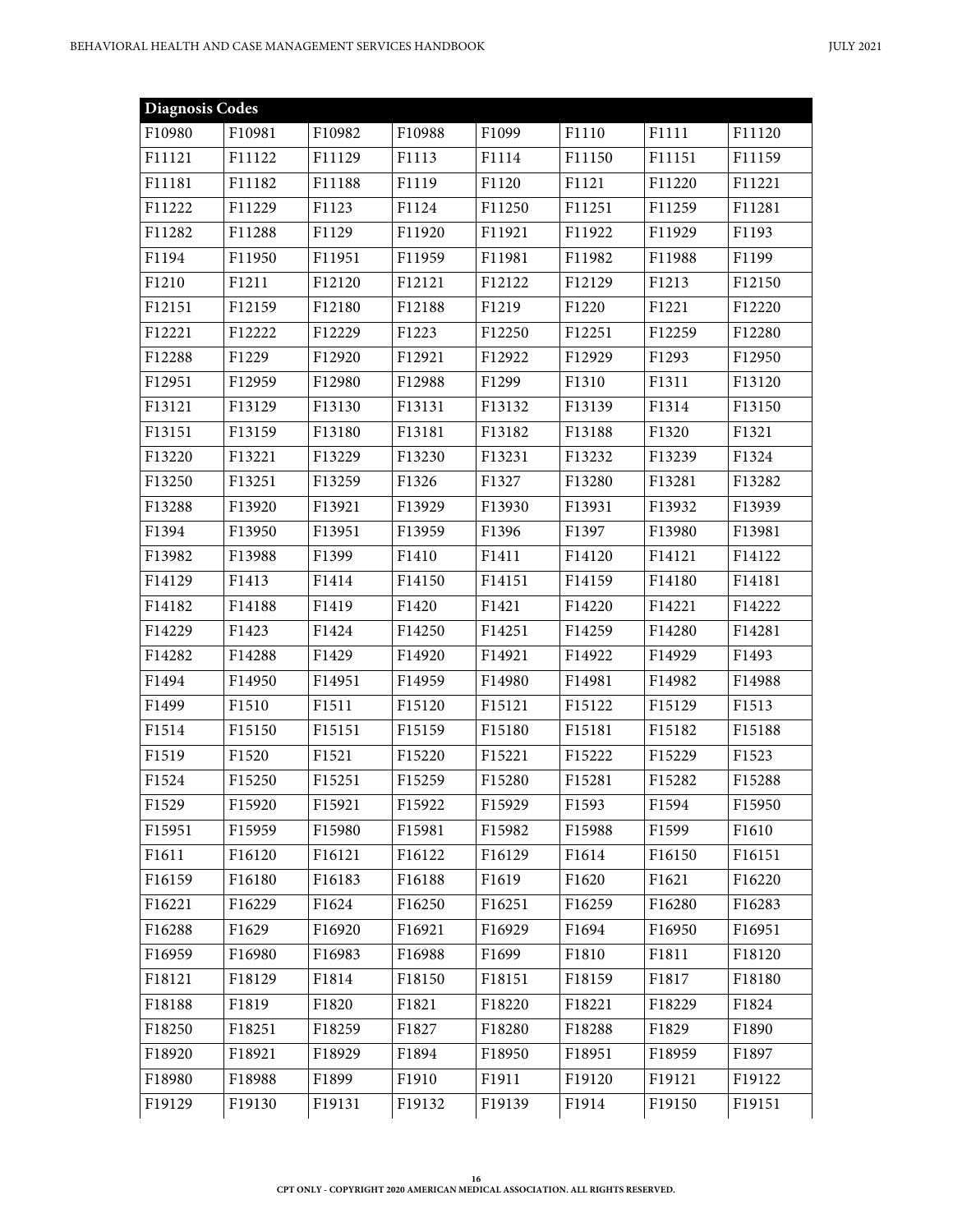| Diagnosis Codes | | | | | | | |
|---|---|---|---|---|---|---|---|
| F10980 | F10981 | F10982 | F10988 | F1099 | F1110 | F1111 | F11120 |
| F11121 | F11122 | F11129 | F1113 | F1114 | F11150 | F11151 | F11159 |
| F11181 | F11182 | F11188 | F1119 | F1120 | F1121 | F11220 | F11221 |
| F11222 | F11229 | F1123 | F1124 | F11250 | F11251 | F11259 | F11281 |
| F11282 | F11288 | F1129 | F11920 | F11921 | F11922 | F11929 | F1193 |
| F1194 | F11950 | F11951 | F11959 | F11981 | F11982 | F11988 | F1199 |
| F1210 | F1211 | F12120 | F12121 | F12122 | F12129 | F1213 | F12150 |
| F12151 | F12159 | F12180 | F12188 | F1219 | F1220 | F1221 | F12220 |
| F12221 | F12222 | F12229 | F1223 | F12250 | F12251 | F12259 | F12280 |
| F12288 | F1229 | F12920 | F12921 | F12922 | F12929 | F1293 | F12950 |
| F12951 | F12959 | F12980 | F12988 | F1299 | F1310 | F1311 | F13120 |
| F13121 | F13129 | F13130 | F13131 | F13132 | F13139 | F1314 | F13150 |
| F13151 | F13159 | F13180 | F13181 | F13182 | F13188 | F1320 | F1321 |
| F13220 | F13221 | F13229 | F13230 | F13231 | F13232 | F13239 | F1324 |
| F13250 | F13251 | F13259 | F1326 | F1327 | F13280 | F13281 | F13282 |
| F13288 | F13920 | F13921 | F13929 | F13930 | F13931 | F13932 | F13939 |
| F1394 | F13950 | F13951 | F13959 | F1396 | F1397 | F13980 | F13981 |
| F13982 | F13988 | F1399 | F1410 | F1411 | F14120 | F14121 | F14122 |
| F14129 | F1413 | F1414 | F14150 | F14151 | F14159 | F14180 | F14181 |
| F14182 | F14188 | F1419 | F1420 | F1421 | F14220 | F14221 | F14222 |
| F14229 | F1423 | F1424 | F14250 | F14251 | F14259 | F14280 | F14281 |
| F14282 | F14288 | F1429 | F14920 | F14921 | F14922 | F14929 | F1493 |
| F1494 | F14950 | F14951 | F14959 | F14980 | F14981 | F14982 | F14988 |
| F1499 | F1510 | F1511 | F15120 | F15121 | F15122 | F15129 | F1513 |
| F1514 | F15150 | F15151 | F15159 | F15180 | F15181 | F15182 | F15188 |
| F1519 | F1520 | F1521 | F15220 | F15221 | F15222 | F15229 | F1523 |
| F1524 | F15250 | F15251 | F15259 | F15280 | F15281 | F15282 | F15288 |
| F1529 | F15920 | F15921 | F15922 | F15929 | F1593 | F1594 | F15950 |
| F15951 | F15959 | F15980 | F15981 | F15982 | F15988 | F1599 | F1610 |
| F1611 | F16120 | F16121 | F16122 | F16129 | F1614 | F16150 | F16151 |
| F16159 | F16180 | F16183 | F16188 | F1619 | F1620 | F1621 | F16220 |
| F16221 | F16229 | F1624 | F16250 | F16251 | F16259 | F16280 | F16283 |
| F16288 | F1629 | F16920 | F16921 | F16929 | F1694 | F16950 | F16951 |
| F16959 | F16980 | F16983 | F16988 | F1699 | F1810 | F1811 | F18120 |
| F18121 | F18129 | F1814 | F18150 | F18151 | F18159 | F1817 | F18180 |
| F18188 | F1819 | F1820 | F1821 | F18220 | F18221 | F18229 | F1824 |
| F18250 | F18251 | F18259 | F1827 | F18280 | F18288 | F1829 | F1890 |
| F18920 | F18921 | F18929 | F1894 | F18950 | F18951 | F18959 | F1897 |
| F18980 | F18988 | F1899 | F1910 | F1911 | F19120 | F19121 | F19122 |
| F19129 | F19130 | F19131 | F19132 | F19139 | F1914 | F19150 | F19151 |

CPT ONLY - COPYRIGHT 2020 AMERICAN MEDICAL ASSOCIATION. ALL RIGHTS RESERVED.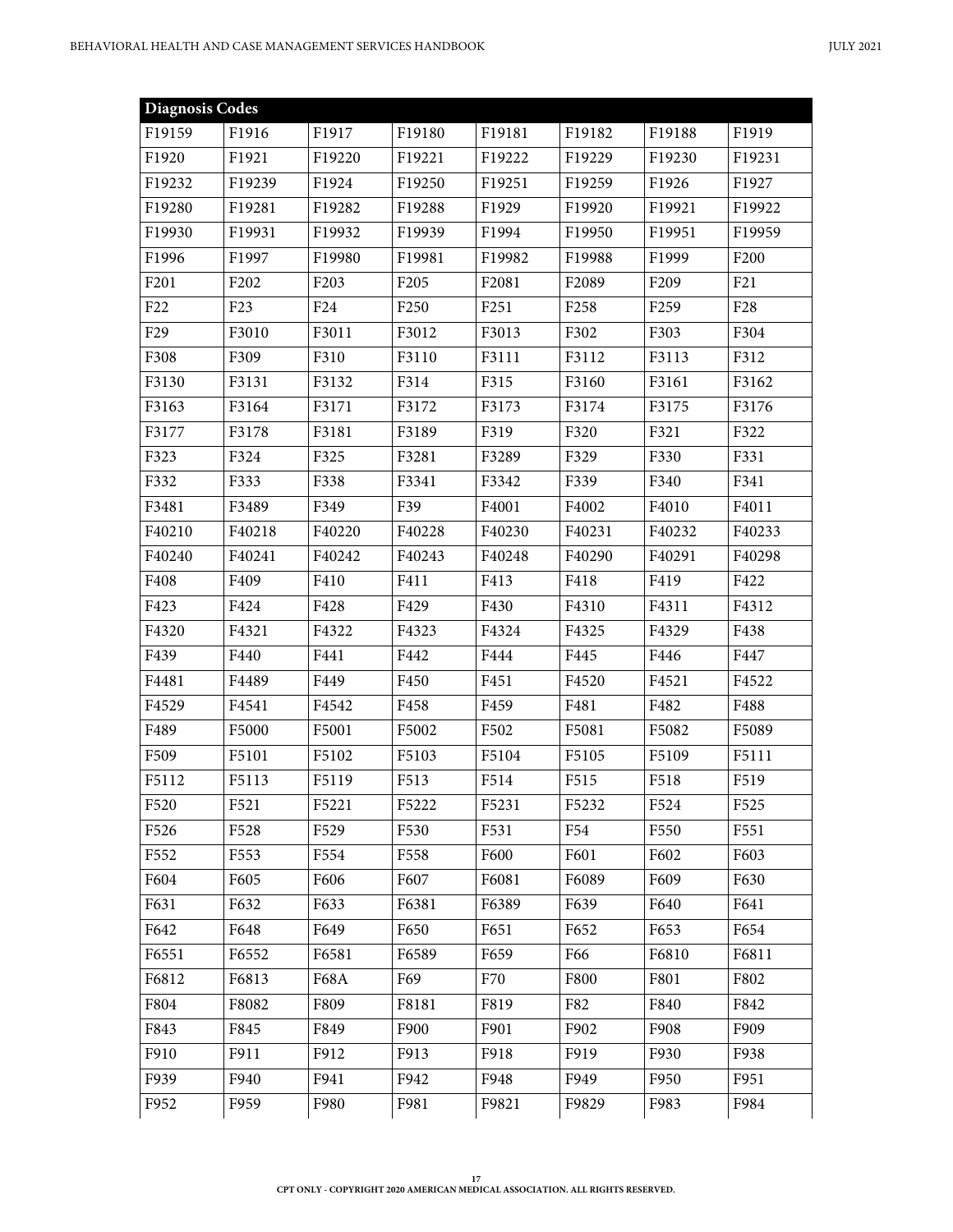| Diagnosis Codes | | | | | | | |
|---|---|---|---|---|---|---|---|
| F19159 | F1916 | F1917 | F19180 | F19181 | F19182 | F19188 | F1919 |
| F1920 | F1921 | F19220 | F19221 | F19222 | F19229 | F19230 | F19231 |
| F19232 | F19239 | F1924 | F19250 | F19251 | F19259 | F1926 | F1927 |
| F19280 | F19281 | F19282 | F19288 | F1929 | F19920 | F19921 | F19922 |
| F19930 | F19931 | F19932 | F19939 | F1994 | F19950 | F19951 | F19959 |
| F1996 | F1997 | F19980 | F19981 | F19982 | F19988 | F1999 | F200 |
| F201 | F202 | F203 | F205 | F2081 | F2089 | F209 | F21 |
| F22 | F23 | F24 | F250 | F251 | F258 | F259 | F28 |
| F29 | F3010 | F3011 | F3012 | F3013 | F302 | F303 | F304 |
| F308 | F309 | F310 | F3110 | F3111 | F3112 | F3113 | F312 |
| F3130 | F3131 | F3132 | F314 | F315 | F3160 | F3161 | F3162 |
| F3163 | F3164 | F3171 | F3172 | F3173 | F3174 | F3175 | F3176 |
| F3177 | F3178 | F3181 | F3189 | F319 | F320 | F321 | F322 |
| F323 | F324 | F325 | F3281 | F3289 | F329 | F330 | F331 |
| F332 | F333 | F338 | F3341 | F3342 | F339 | F340 | F341 |
| F3481 | F3489 | F349 | F39 | F4001 | F4002 | F4010 | F4011 |
| F40210 | F40218 | F40220 | F40228 | F40230 | F40231 | F40232 | F40233 |
| F40240 | F40241 | F40242 | F40243 | F40248 | F40290 | F40291 | F40298 |
| F408 | F409 | F410 | F411 | F413 | F418 | F419 | F422 |
| F423 | F424 | F428 | F429 | F430 | F4310 | F4311 | F4312 |
| F4320 | F4321 | F4322 | F4323 | F4324 | F4325 | F4329 | F438 |
| F439 | F440 | F441 | F442 | F444 | F445 | F446 | F447 |
| F4481 | F4489 | F449 | F450 | F451 | F4520 | F4521 | F4522 |
| F4529 | F4541 | F4542 | F458 | F459 | F481 | F482 | F488 |
| F489 | F5000 | F5001 | F5002 | F502 | F5081 | F5082 | F5089 |
| F509 | F5101 | F5102 | F5103 | F5104 | F5105 | F5109 | F5111 |
| F5112 | F5113 | F5119 | F513 | F514 | F515 | F518 | F519 |
| F520 | F521 | F5221 | F5222 | F5231 | F5232 | F524 | F525 |
| F526 | F528 | F529 | F530 | F531 | F54 | F550 | F551 |
| F552 | F553 | F554 | F558 | F600 | F601 | F602 | F603 |
| F604 | F605 | F606 | F607 | F6081 | F6089 | F609 | F630 |
| F631 | F632 | F633 | F6381 | F6389 | F639 | F640 | F641 |
| F642 | F648 | F649 | F650 | F651 | F652 | F653 | F654 |
| F6551 | F6552 | F6581 | F6589 | F659 | F66 | F6810 | F6811 |
| F6812 | F6813 | F68A | F69 | F70 | F800 | F801 | F802 |
| F804 | F8082 | F809 | F8181 | F819 | F82 | F840 | F842 |
| F843 | F845 | F849 | F900 | F901 | F902 | F908 | F909 |
| F910 | F911 | F912 | F913 | F918 | F919 | F930 | F938 |
| F939 | F940 | F941 | F942 | F948 | F949 | F950 | F951 |
| F952 | F959 | F980 | F981 | F9821 | F9829 | F983 | F984 |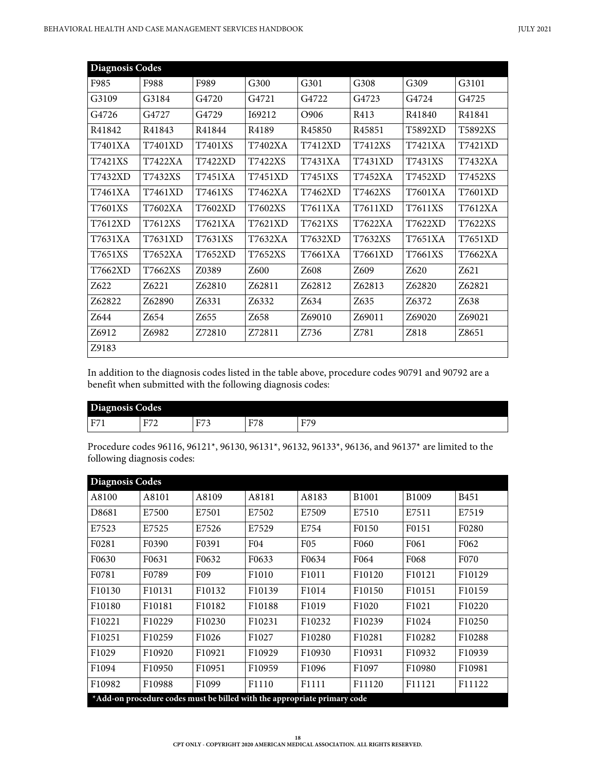| Diagnosis Codes | | | | | | | |
|---|---|---|---|---|---|---|---|
| F985 | F988 | F989 | G300 | G301 | G308 | G309 | G3101 |
| G3109 | G3184 | G4720 | G4721 | G4722 | G4723 | G4724 | G4725 |
| G4726 | G4727 | G4729 | I69212 | O906 | R413 | R41840 | R41841 |
| R41842 | R41843 | R41844 | R4189 | R45850 | R45851 | T5892XD | T5892XS |
| T7401XA | T7401XD | T7401XS | T7402XA | T7412XD | T7412XS | T7421XA | T7421XD |
| T7421XS | T7422XA | T7422XD | T7422XS | T7431XA | T7431XD | T7431XS | T7432XA |
| T7432XD | T7432XS | T7451XA | T7451XD | T7451XS | T7452XA | T7452XD | T7452XS |
| T7461XA | T7461XD | T7461XS | T7462XA | T7462XD | T7462XS | T7601XA | T7601XD |
| T7601XS | T7602XA | T7602XD | T7602XS | T7611XA | T7611XD | T7611XS | T7612XA |
| T7612XD | T7612XS | T7621XA | T7621XD | T7621XS | T7622XA | T7622XD | T7622XS |
| T7631XA | T7631XD | T7631XS | T7632XA | T7632XD | T7632XS | T7651XA | T7651XD |
| T7651XS | T7652XA | T7652XD | T7652XS | T7661XA | T7661XD | T7661XS | T7662XA |
| T7662XD | T7662XS | Z0389 | Z600 | Z608 | Z609 | Z620 | Z621 |
| Z622 | Z6221 | Z62810 | Z62811 | Z62812 | Z62813 | Z62820 | Z62821 |
| Z62822 | Z62890 | Z6331 | Z6332 | Z634 | Z635 | Z6372 | Z638 |
| Z644 | Z654 | Z655 | Z658 | Z69010 | Z69011 | Z69020 | Z69021 |
| Z6912 | Z6982 | Z72810 | Z72811 | Z736 | Z781 | Z818 | Z8651 |
| Z9183 | | | | | | | |

In addition to the diagnosis codes listed in the table above, procedure codes 90791 and 90792 are a benefit when submitted with the following diagnosis codes:

| Diagnosis Codes | | | | |
|---|---|---|---|---|
| F71 | F72 | F73 | F78 | F79 |

Procedure codes 96116, 96121*, 96130, 96131*, 96132, 96133*, 96136, and 96137* are limited to the following diagnosis codes:

| Diagnosis Codes | | | | | | | |
|---|---|---|---|---|---|---|---|
| A8100 | A8101 | A8109 | A8181 | A8183 | B1001 | B1009 | B451 |
| D8681 | E7500 | E7501 | E7502 | E7509 | E7510 | E7511 | E7519 |
| E7523 | E7525 | E7526 | E7529 | E754 | F0150 | F0151 | F0280 |
| F0281 | F0390 | F0391 | F04 | F05 | F060 | F061 | F062 |
| F0630 | F0631 | F0632 | F0633 | F0634 | F064 | F068 | F070 |
| F0781 | F0789 | F09 | F1010 | F1011 | F10120 | F10121 | F10129 |
| F10130 | F10131 | F10132 | F10139 | F1014 | F10150 | F10151 | F10159 |
| F10180 | F10181 | F10182 | F10188 | F1019 | F1020 | F1021 | F10220 |
| F10221 | F10229 | F10230 | F10231 | F10232 | F10239 | F1024 | F10250 |
| F10251 | F10259 | F1026 | F1027 | F10280 | F10281 | F10282 | F10288 |
| F1029 | F10920 | F10921 | F10929 | F10930 | F10931 | F10932 | F10939 |
| F1094 | F10950 | F10951 | F10959 | F1096 | F1097 | F10980 | F10981 |
| F10982 | F10988 | F1099 | F1110 | F1111 | F11120 | F11121 | F11122 |

*Add-on procedure codes must be billed with the appropriate primary code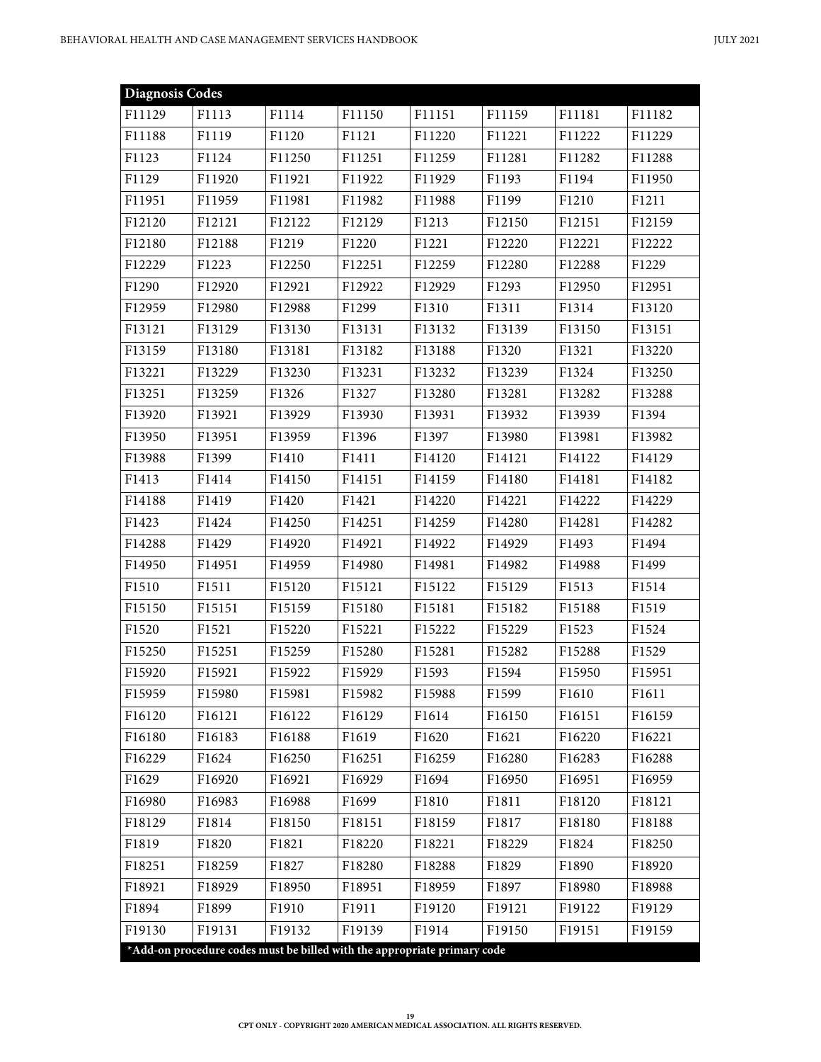| Diagnosis Codes | | | | | | | |
|---|---|---|---|---|---|---|---|
| F11129 | F1113 | F1114 | F11150 | F11151 | F11159 | F11181 | F11182 |
| F11188 | F1119 | F1120 | F1121 | F11220 | F11221 | F11222 | F11229 |
| F1123 | F1124 | F11250 | F11251 | F11259 | F11281 | F11282 | F11288 |
| F1129 | F11920 | F11921 | F11922 | F11929 | F1193 | F1194 | F11950 |
| F11951 | F11959 | F11981 | F11982 | F11988 | F1199 | F1210 | F1211 |
| F12120 | F12121 | F12122 | F12129 | F1213 | F12150 | F12151 | F12159 |
| F12180 | F12188 | F1219 | F1220 | F1221 | F12220 | F12221 | F12222 |
| F12229 | F1223 | F12250 | F12251 | F12259 | F12280 | F12288 | F1229 |
| F1290 | F12920 | F12921 | F12922 | F12929 | F1293 | F12950 | F12951 |
| F12959 | F12980 | F12988 | F1299 | F1310 | F1311 | F1314 | F13120 |
| F13121 | F13129 | F13130 | F13131 | F13132 | F13139 | F13150 | F13151 |
| F13159 | F13180 | F13181 | F13182 | F13188 | F1320 | F1321 | F13220 |
| F13221 | F13229 | F13230 | F13231 | F13232 | F13239 | F1324 | F13250 |
| F13251 | F13259 | F1326 | F1327 | F13280 | F13281 | F13282 | F13288 |
| F13920 | F13921 | F13929 | F13930 | F13931 | F13932 | F13939 | F1394 |
| F13950 | F13951 | F13959 | F1396 | F1397 | F13980 | F13981 | F13982 |
| F13988 | F1399 | F1410 | F1411 | F14120 | F14121 | F14122 | F14129 |
| F1413 | F1414 | F14150 | F14151 | F14159 | F14180 | F14181 | F14182 |
| F14188 | F1419 | F1420 | F1421 | F14220 | F14221 | F14222 | F14229 |
| F1423 | F1424 | F14250 | F14251 | F14259 | F14280 | F14281 | F14282 |
| F14288 | F1429 | F14920 | F14921 | F14922 | F14929 | F1493 | F1494 |
| F14950 | F14951 | F14959 | F14980 | F14981 | F14982 | F14988 | F1499 |
| F1510 | F1511 | F15120 | F15121 | F15122 | F15129 | F1513 | F1514 |
| F15150 | F15151 | F15159 | F15180 | F15181 | F15182 | F15188 | F1519 |
| F1520 | F1521 | F15220 | F15221 | F15222 | F15229 | F1523 | F1524 |
| F15250 | F15251 | F15259 | F15280 | F15281 | F15282 | F15288 | F1529 |
| F15920 | F15921 | F15922 | F15929 | F1593 | F1594 | F15950 | F15951 |
| F15959 | F15980 | F15981 | F15982 | F15988 | F1599 | F1610 | F1611 |
| F16120 | F16121 | F16122 | F16129 | F1614 | F16150 | F16151 | F16159 |
| F16180 | F16183 | F16188 | F1619 | F1620 | F1621 | F16220 | F16221 |
| F16229 | F1624 | F16250 | F16251 | F16259 | F16280 | F16283 | F16288 |
| F1629 | F16920 | F16921 | F16929 | F1694 | F16950 | F16951 | F16959 |
| F16980 | F16983 | F16988 | F1699 | F1810 | F1811 | F18120 | F18121 |
| F18129 | F1814 | F18150 | F18151 | F18159 | F1817 | F18180 | F18188 |
| F1819 | F1820 | F1821 | F18220 | F18221 | F18229 | F1824 | F18250 |
| F18251 | F18259 | F1827 | F18280 | F18288 | F1829 | F1890 | F18920 |
| F18921 | F18929 | F18950 | F18951 | F18959 | F1897 | F18980 | F18988 |
| F1894 | F1899 | F1910 | F1911 | F19120 | F19121 | F19122 | F19129 |
| F19130 | F19131 | F19132 | F19139 | F1914 | F19150 | F19151 | F19159 |

***Add-on procedure codes must be billed with the appropriate primary code**

CPT ONLY - COPYRIGHT 2020 AMERICAN MEDICAL ASSOCIATION. ALL RIGHTS RESERVED.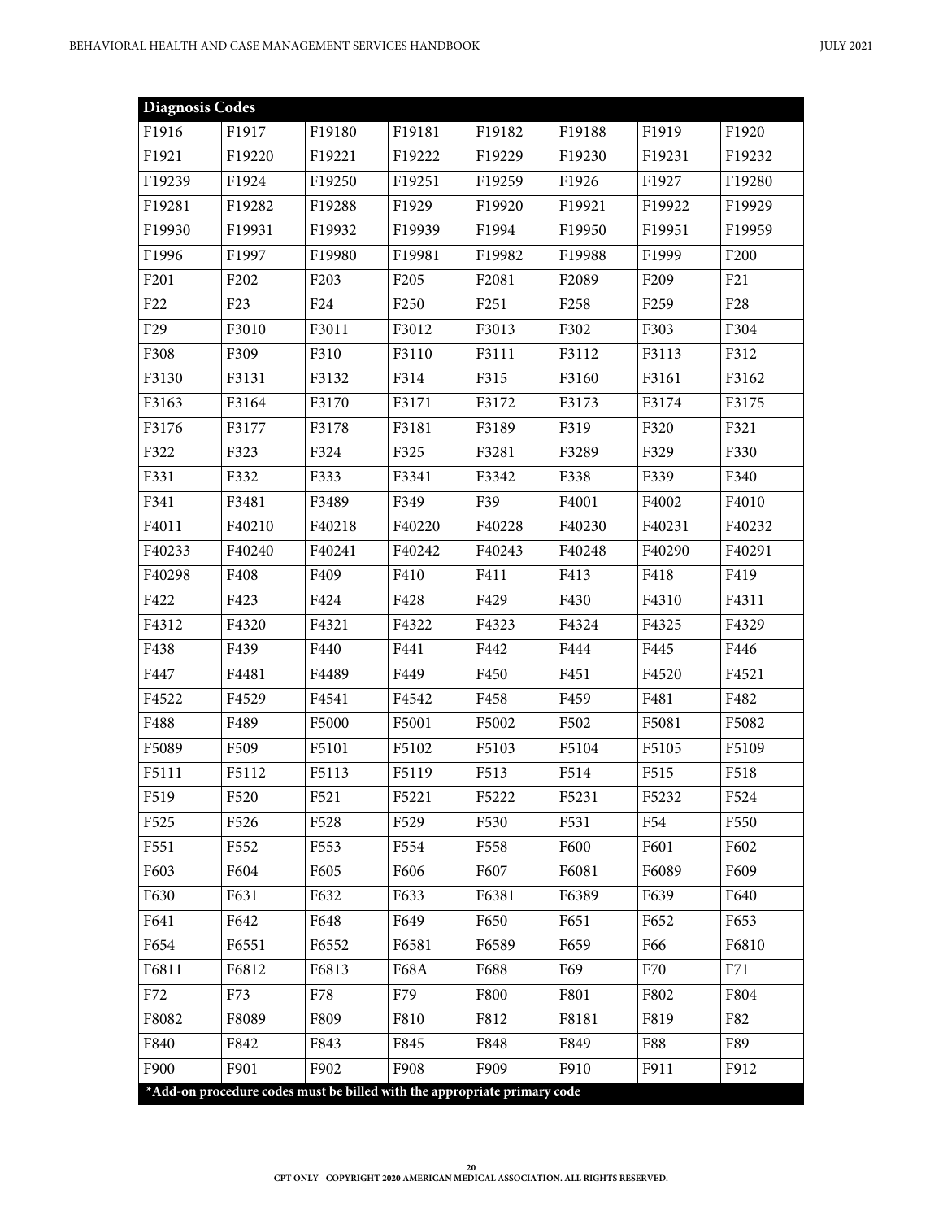| Diagnosis Codes | | | | | | | |
|---|---|---|---|---|---|---|---|
| F1916 | F1917 | F19180 | F19181 | F19182 | F19188 | F1919 | F1920 |
| F1921 | F19220 | F19221 | F19222 | F19229 | F19230 | F19231 | F19232 |
| F19239 | F1924 | F19250 | F19251 | F19259 | F1926 | F1927 | F19280 |
| F19281 | F19282 | F19288 | F1929 | F19920 | F19921 | F19922 | F19929 |
| F19930 | F19931 | F19932 | F19939 | F1994 | F19950 | F19951 | F19959 |
| F1996 | F1997 | F19980 | F19981 | F19982 | F19988 | F1999 | F200 |
| F201 | F202 | F203 | F205 | F2081 | F2089 | F209 | F21 |
| F22 | F23 | F24 | F250 | F251 | F258 | F259 | F28 |
| F29 | F3010 | F3011 | F3012 | F3013 | F302 | F303 | F304 |
| F308 | F309 | F310 | F3110 | F3111 | F3112 | F3113 | F312 |
| F3130 | F3131 | F3132 | F314 | F315 | F3160 | F3161 | F3162 |
| F3163 | F3164 | F3170 | F3171 | F3172 | F3173 | F3174 | F3175 |
| F3176 | F3177 | F3178 | F3181 | F3189 | F319 | F320 | F321 |
| F322 | F323 | F324 | F325 | F3281 | F3289 | F329 | F330 |
| F331 | F332 | F333 | F3341 | F3342 | F338 | F339 | F340 |
| F341 | F3481 | F3489 | F349 | F39 | F4001 | F4002 | F4010 |
| F4011 | F40210 | F40218 | F40220 | F40228 | F40230 | F40231 | F40232 |
| F40233 | F40240 | F40241 | F40242 | F40243 | F40248 | F40290 | F40291 |
| F40298 | F408 | F409 | F410 | F411 | F413 | F418 | F419 |
| F422 | F423 | F424 | F428 | F429 | F430 | F4310 | F4311 |
| F4312 | F4320 | F4321 | F4322 | F4323 | F4324 | F4325 | F4329 |
| F438 | F439 | F440 | F441 | F442 | F444 | F445 | F446 |
| F447 | F4481 | F4489 | F449 | F450 | F451 | F4520 | F4521 |
| F4522 | F4529 | F4541 | F4542 | F458 | F459 | F481 | F482 |
| F488 | F489 | F5000 | F5001 | F5002 | F502 | F5081 | F5082 |
| F5089 | F509 | F5101 | F5102 | F5103 | F5104 | F5105 | F5109 |
| F5111 | F5112 | F5113 | F5119 | F513 | F514 | F515 | F518 |
| F519 | F520 | F521 | F5221 | F5222 | F5231 | F5232 | F524 |
| F525 | F526 | F528 | F529 | F530 | F531 | F54 | F550 |
| F551 | F552 | F553 | F554 | F558 | F600 | F601 | F602 |
| F603 | F604 | F605 | F606 | F607 | F6081 | F6089 | F609 |
| F630 | F631 | F632 | F633 | F6381 | F6389 | F639 | F640 |
| F641 | F642 | F648 | F649 | F650 | F651 | F652 | F653 |
| F654 | F6551 | F6552 | F6581 | F6589 | F659 | F66 | F6810 |
| F6811 | F6812 | F6813 | F68A | F688 | F69 | F70 | F71 |
| F72 | F73 | F78 | F79 | F800 | F801 | F802 | F804 |
| F8082 | F8089 | F809 | F810 | F812 | F8181 | F819 | F82 |
| F840 | F842 | F843 | F845 | F848 | F849 | F88 | F89 |
| F900 | F901 | F902 | F908 | F909 | F910 | F911 | F912 |

*Add-on procedure codes must be billed with the appropriate primary code

CPT ONLY - COPYRIGHT 2020 AMERICAN MEDICAL ASSOCIATION. ALL RIGHTS RESERVED.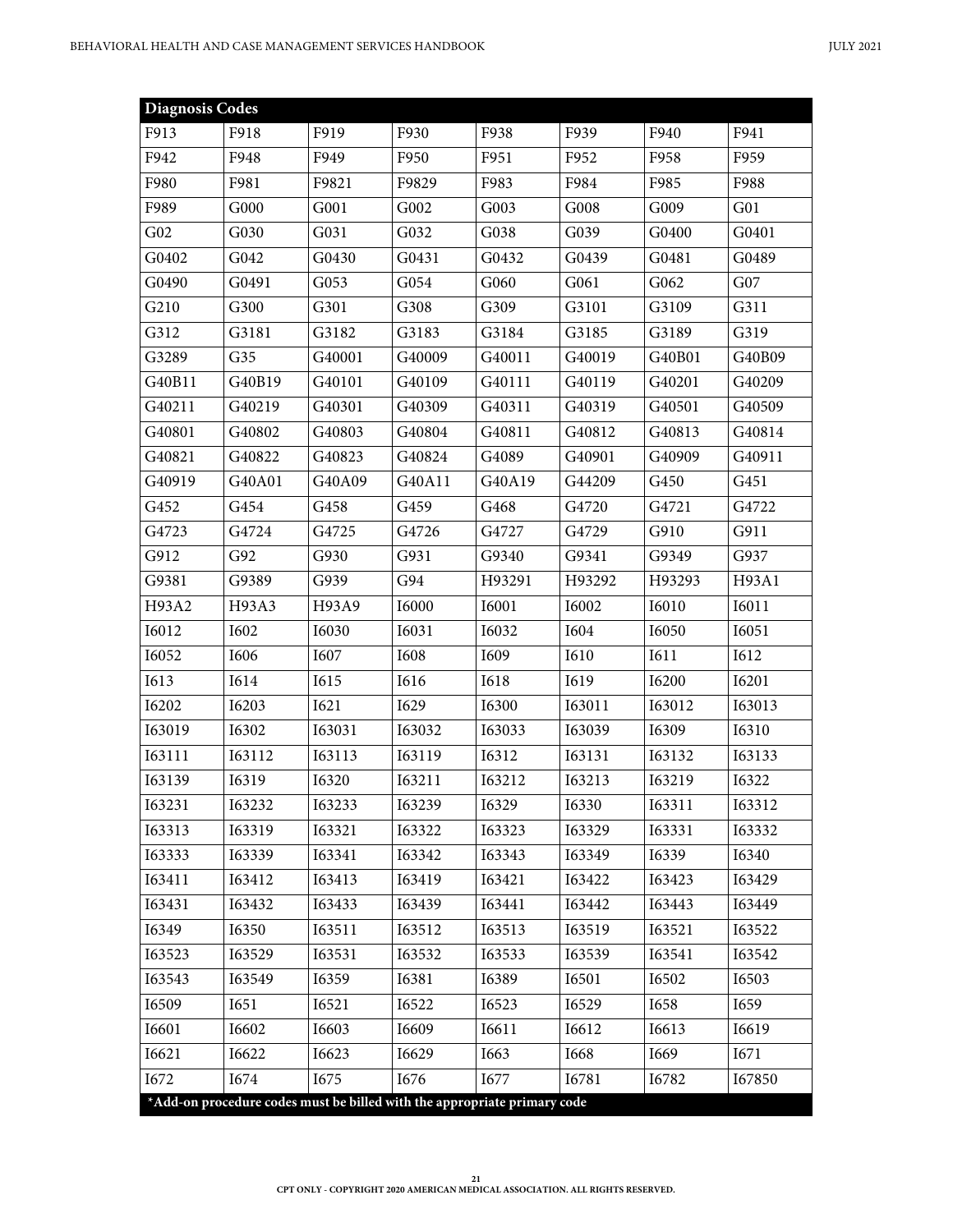| Diagnosis Codes | | | | | | | |
|---|---|---|---|---|---|---|---|
| F913 | F918 | F919 | F930 | F938 | F939 | F940 | F941 |
| F942 | F948 | F949 | F950 | F951 | F952 | F958 | F959 |
| F980 | F981 | F9821 | F9829 | F983 | F984 | F985 | F988 |
| F989 | G000 | G001 | G002 | G003 | G008 | G009 | G01 |
| G02 | G030 | G031 | G032 | G038 | G039 | G0400 | G0401 |
| G0402 | G042 | G0430 | G0431 | G0432 | G0439 | G0481 | G0489 |
| G0490 | G0491 | G053 | G054 | G060 | G061 | G062 | G07 |
| G210 | G300 | G301 | G308 | G309 | G3101 | G3109 | G311 |
| G312 | G3181 | G3182 | G3183 | G3184 | G3185 | G3189 | G319 |
| G3289 | G35 | G40001 | G40009 | G40011 | G40019 | G40B01 | G40B09 |
| G40B11 | G40B19 | G40101 | G40109 | G40111 | G40119 | G40201 | G40209 |
| G40211 | G40219 | G40301 | G40309 | G40311 | G40319 | G40501 | G40509 |
| G40801 | G40802 | G40803 | G40804 | G40811 | G40812 | G40813 | G40814 |
| G40821 | G40822 | G40823 | G40824 | G4089 | G40901 | G40909 | G40911 |
| G40919 | G40A01 | G40A09 | G40A11 | G40A19 | G44209 | G450 | G451 |
| G452 | G454 | G458 | G459 | G468 | G4720 | G4721 | G4722 |
| G4723 | G4724 | G4725 | G4726 | G4727 | G4729 | G910 | G911 |
| G912 | G92 | G930 | G931 | G9340 | G9341 | G9349 | G937 |
| G9381 | G9389 | G939 | G94 | H93291 | H93292 | H93293 | H93A1 |
| H93A2 | H93A3 | H93A9 | I6000 | I6001 | I6002 | I6010 | I6011 |
| I6012 | I602 | I6030 | I6031 | I6032 | I604 | I6050 | I6051 |
| I6052 | I606 | I607 | I608 | I609 | I610 | I611 | I612 |
| I613 | I614 | I615 | I616 | I618 | I619 | I6200 | I6201 |
| I6202 | I6203 | I621 | I629 | I6300 | I63011 | I63012 | I63013 |
| I63019 | I6302 | I63031 | I63032 | I63033 | I63039 | I6309 | I6310 |
| I63111 | I63112 | I63113 | I63119 | I6312 | I63131 | I63132 | I63133 |
| I63139 | I6319 | I6320 | I63211 | I63212 | I63213 | I63219 | I6322 |
| I63231 | I63232 | I63233 | I63239 | I6329 | I6330 | I63311 | I63312 |
| I63313 | I63319 | I63321 | I63322 | I63323 | I63329 | I63331 | I63332 |
| I63333 | I63339 | I63341 | I63342 | I63343 | I63349 | I6339 | I6340 |
| I63411 | I63412 | I63413 | I63419 | I63421 | I63422 | I63423 | I63429 |
| I63431 | I63432 | I63433 | I63439 | I63441 | I63442 | I63443 | I63449 |
| I6349 | I6350 | I63511 | I63512 | I63513 | I63519 | I63521 | I63522 |
| I63523 | I63529 | I63531 | I63532 | I63533 | I63539 | I63541 | I63542 |
| I63543 | I63549 | I6359 | I6381 | I6389 | I6501 | I6502 | I6503 |
| I6509 | I651 | I6521 | I6522 | I6523 | I6529 | I658 | I659 |
| I6601 | I6602 | I6603 | I6609 | I6611 | I6612 | I6613 | I6619 |
| I6621 | I6622 | I6623 | I6629 | I663 | I668 | I669 | I671 |
| I672 | I674 | I675 | I676 | I677 | I6781 | I6782 | I67850 |

**\*Add-on procedure codes must be billed with the appropriate primary code**

CPT ONLY - COPYRIGHT 2020 AMERICAN MEDICAL ASSOCIATION. ALL RIGHTS RESERVED.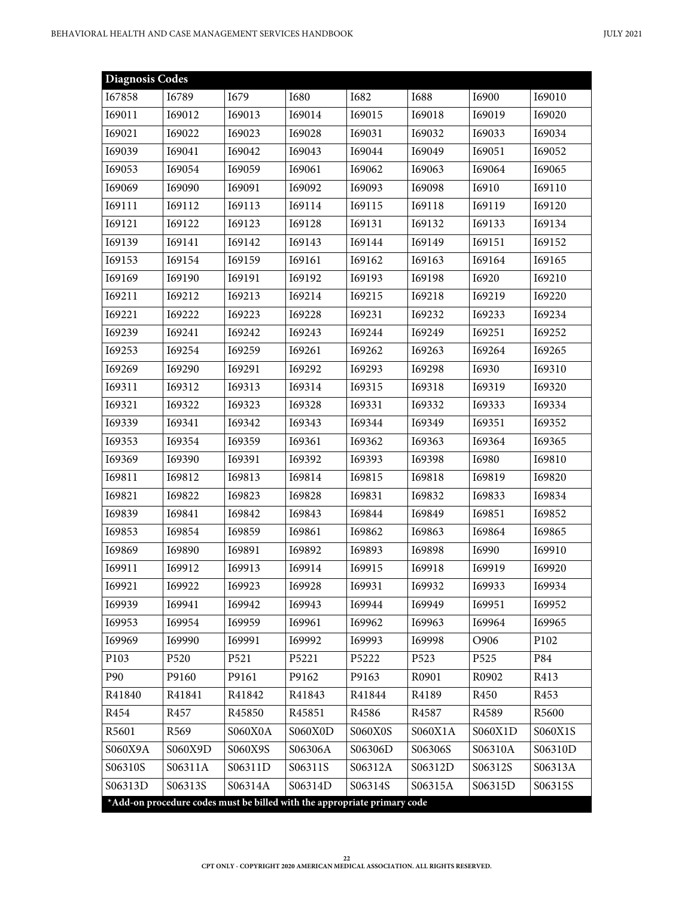| Diagnosis Codes | | | | | | | |
|---|---|---|---|---|---|---|---|
| I67858 | I6789 | I679 | I680 | I682 | I688 | I6900 | I69010 |
| I69011 | I69012 | I69013 | I69014 | I69015 | I69018 | I69019 | I69020 |
| I69021 | I69022 | I69023 | I69028 | I69031 | I69032 | I69033 | I69034 |
| I69039 | I69041 | I69042 | I69043 | I69044 | I69049 | I69051 | I69052 |
| I69053 | I69054 | I69059 | I69061 | I69062 | I69063 | I69064 | I69065 |
| I69069 | I69090 | I69091 | I69092 | I69093 | I69098 | I6910 | I69110 |
| I69111 | I69112 | I69113 | I69114 | I69115 | I69118 | I69119 | I69120 |
| I69121 | I69122 | I69123 | I69128 | I69131 | I69132 | I69133 | I69134 |
| I69139 | I69141 | I69142 | I69143 | I69144 | I69149 | I69151 | I69152 |
| I69153 | I69154 | I69159 | I69161 | I69162 | I69163 | I69164 | I69165 |
| I69169 | I69190 | I69191 | I69192 | I69193 | I69198 | I6920 | I69210 |
| I69211 | I69212 | I69213 | I69214 | I69215 | I69218 | I69219 | I69220 |
| I69221 | I69222 | I69223 | I69228 | I69231 | I69232 | I69233 | I69234 |
| I69239 | I69241 | I69242 | I69243 | I69244 | I69249 | I69251 | I69252 |
| I69253 | I69254 | I69259 | I69261 | I69262 | I69263 | I69264 | I69265 |
| I69269 | I69290 | I69291 | I69292 | I69293 | I69298 | I6930 | I69310 |
| I69311 | I69312 | I69313 | I69314 | I69315 | I69318 | I69319 | I69320 |
| I69321 | I69322 | I69323 | I69328 | I69331 | I69332 | I69333 | I69334 |
| I69339 | I69341 | I69342 | I69343 | I69344 | I69349 | I69351 | I69352 |
| I69353 | I69354 | I69359 | I69361 | I69362 | I69363 | I69364 | I69365 |
| I69369 | I69390 | I69391 | I69392 | I69393 | I69398 | I6980 | I69810 |
| I69811 | I69812 | I69813 | I69814 | I69815 | I69818 | I69819 | I69820 |
| I69821 | I69822 | I69823 | I69828 | I69831 | I69832 | I69833 | I69834 |
| I69839 | I69841 | I69842 | I69843 | I69844 | I69849 | I69851 | I69852 |
| I69853 | I69854 | I69859 | I69861 | I69862 | I69863 | I69864 | I69865 |
| I69869 | I69890 | I69891 | I69892 | I69893 | I69898 | I6990 | I69910 |
| I69911 | I69912 | I69913 | I69914 | I69915 | I69918 | I69919 | I69920 |
| I69921 | I69922 | I69923 | I69928 | I69931 | I69932 | I69933 | I69934 |
| I69939 | I69941 | I69942 | I69943 | I69944 | I69949 | I69951 | I69952 |
| I69953 | I69954 | I69959 | I69961 | I69962 | I69963 | I69964 | I69965 |
| I69969 | I69990 | I69991 | I69992 | I69993 | I69998 | O906 | P102 |
| P103 | P520 | P521 | P5221 | P5222 | P523 | P525 | P84 |
| P90 | P9160 | P9161 | P9162 | P9163 | R0901 | R0902 | R413 |
| R41840 | R41841 | R41842 | R41843 | R41844 | R4189 | R450 | R453 |
| R454 | R457 | R45850 | R45851 | R4586 | R4587 | R4589 | R5600 |
| R5601 | R569 | S060X0A | S060X0D | S060X0S | S060X1A | S060X1D | S060X1S |
| S060X9A | S060X9D | S060X9S | S06306A | S06306D | S06306S | S06310A | S06310D |
| S06310S | S06311A | S06311D | S06311S | S06312A | S06312D | S06312S | S06313A |
| S06313D | S06313S | S06314A | S06314D | S06314S | S06315A | S06315D | S06315S |

**\*Add-on procedure codes must be billed with the appropriate primary code**

CPT ONLY - COPYRIGHT 2020 AMERICAN MEDICAL ASSOCIATION. ALL RIGHTS RESERVED.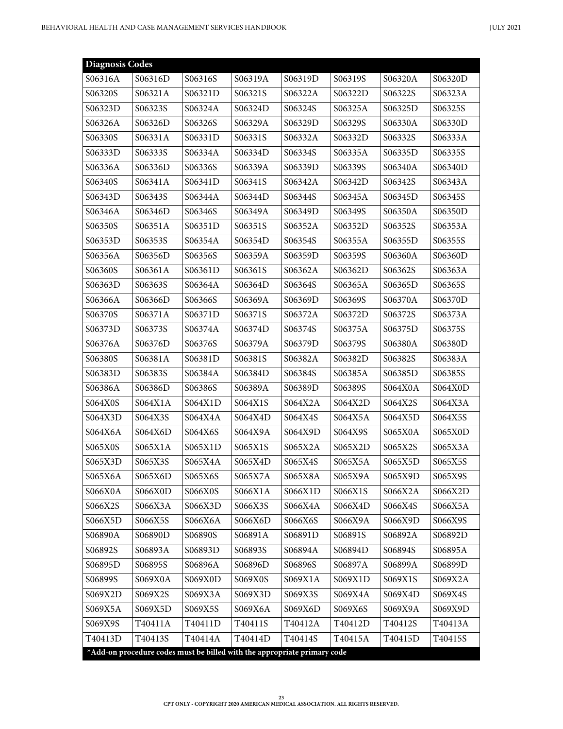| Diagnosis Codes | | | | | | | |
|---|---|---|---|---|---|---|---|
| S06316A | S06316D | S06316S | S06319A | S06319D | S06319S | S06320A | S06320D |
| S06320S | S06321A | S06321D | S06321S | S06322A | S06322D | S06322S | S06323A |
| S06323D | S06323S | S06324A | S06324D | S06324S | S06325A | S06325D | S06325S |
| S06326A | S06326D | S06326S | S06329A | S06329D | S06329S | S06330A | S06330D |
| S06330S | S06331A | S06331D | S06331S | S06332A | S06332D | S06332S | S06333A |
| S06333D | S06333S | S06334A | S06334D | S06334S | S06335A | S06335D | S06335S |
| S06336A | S06336D | S06336S | S06339A | S06339D | S06339S | S06340A | S06340D |
| S06340S | S06341A | S06341D | S06341S | S06342A | S06342D | S06342S | S06343A |
| S06343D | S06343S | S06344A | S06344D | S06344S | S06345A | S06345D | S06345S |
| S06346A | S06346D | S06346S | S06349A | S06349D | S06349S | S06350A | S06350D |
| S06350S | S06351A | S06351D | S06351S | S06352A | S06352D | S06352S | S06353A |
| S06353D | S06353S | S06354A | S06354D | S06354S | S06355A | S06355D | S06355S |
| S06356A | S06356D | S06356S | S06359A | S06359D | S06359S | S06360A | S06360D |
| S06360S | S06361A | S06361D | S06361S | S06362A | S06362D | S06362S | S06363A |
| S06363D | S06363S | S06364A | S06364D | S06364S | S06365A | S06365D | S06365S |
| S06366A | S06366D | S06366S | S06369A | S06369D | S06369S | S06370A | S06370D |
| S06370S | S06371A | S06371D | S06371S | S06372A | S06372D | S06372S | S06373A |
| S06373D | S06373S | S06374A | S06374D | S06374S | S06375A | S06375D | S06375S |
| S06376A | S06376D | S06376S | S06379A | S06379D | S06379S | S06380A | S06380D |
| S06380S | S06381A | S06381D | S06381S | S06382A | S06382D | S06382S | S06383A |
| S06383D | S06383S | S06384A | S06384D | S06384S | S06385A | S06385D | S06385S |
| S06386A | S06386D | S06386S | S06389A | S06389D | S06389S | S064X0A | S064X0D |
| S064X0S | S064X1A | S064X1D | S064X1S | S064X2A | S064X2D | S064X2S | S064X3A |
| S064X3D | S064X3S | S064X4A | S064X4D | S064X4S | S064X5A | S064X5D | S064X5S |
| S064X6A | S064X6D | S064X6S | S064X9A | S064X9D | S064X9S | S065X0A | S065X0D |
| S065X0S | S065X1A | S065X1D | S065X1S | S065X2A | S065X2D | S065X2S | S065X3A |
| S065X3D | S065X3S | S065X4A | S065X4D | S065X4S | S065X5A | S065X5D | S065X5S |
| S065X6A | S065X6D | S065X6S | S065X7A | S065X8A | S065X9A | S065X9D | S065X9S |
| S066X0A | S066X0D | S066X0S | S066X1A | S066X1D | S066X1S | S066X2A | S066X2D |
| S066X2S | S066X3A | S066X3D | S066X3S | S066X4A | S066X4D | S066X4S | S066X5A |
| S066X5D | S066X5S | S066X6A | S066X6D | S066X6S | S066X9A | S066X9D | S066X9S |
| S06890A | S06890D | S06890S | S06891A | S06891D | S06891S | S06892A | S06892D |
| S06892S | S06893A | S06893D | S06893S | S06894A | S06894D | S06894S | S06895A |
| S06895D | S06895S | S06896A | S06896D | S06896S | S06897A | S06899A | S06899D |
| S06899S | S069X0A | S069X0D | S069X0S | S069X1A | S069X1D | S069X1S | S069X2A |
| S069X2D | S069X2S | S069X3A | S069X3D | S069X3S | S069X4A | S069X4D | S069X4S |
| S069X5A | S069X5D | S069X5S | S069X6A | S069X6D | S069X6S | S069X9A | S069X9D |
| S069X9S | T40411A | T40411D | T40411S | T40412A | T40412D | T40412S | T40413A |
| T40413D | T40413S | T40414A | T40414D | T40414S | T40415A | T40415D | T40415S |

**\*Add-on procedure codes must be billed with the appropriate primary code**

CPT ONLY - COPYRIGHT 2020 AMERICAN MEDICAL ASSOCIATION. ALL RIGHTS RESERVED.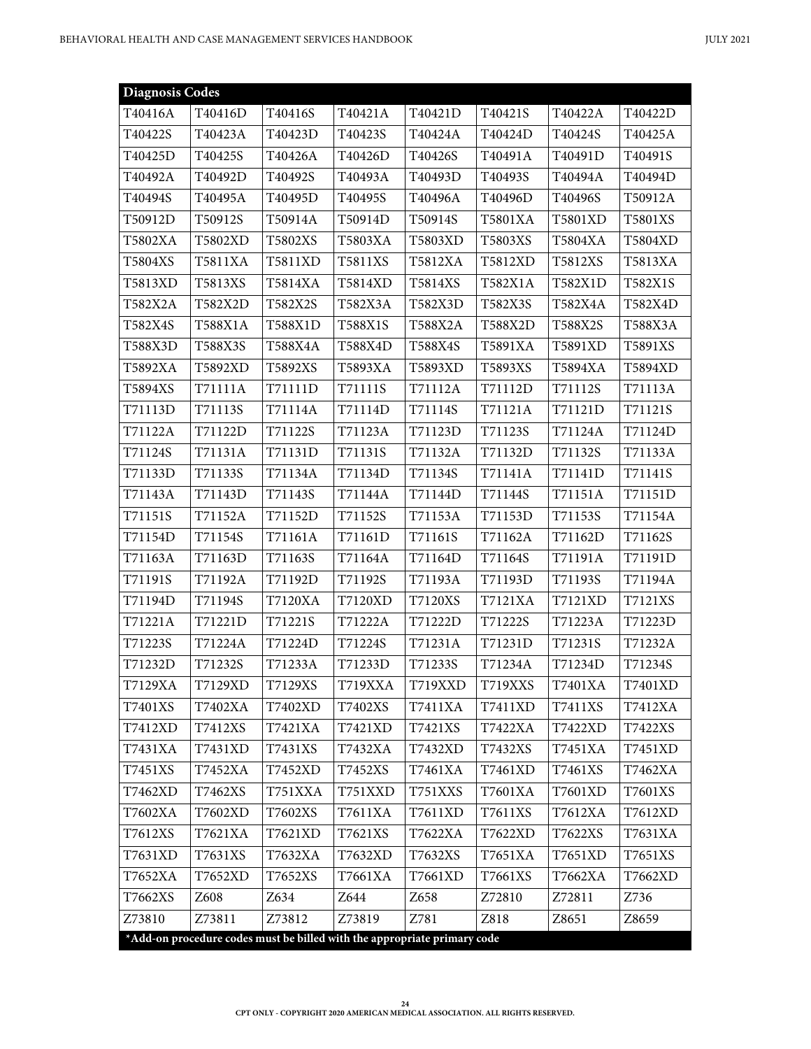| Diagnosis Codes | | | | | | | |
|---|---|---|---|---|---|---|---|
| T40416A | T40416D | T40416S | T40421A | T40421D | T40421S | T40422A | T40422D |
| T40422S | T40423A | T40423D | T40423S | T40424A | T40424D | T40424S | T40425A |
| T40425D | T40425S | T40426A | T40426D | T40426S | T40491A | T40491D | T40491S |
| T40492A | T40492D | T40492S | T40493A | T40493D | T40493S | T40494A | T40494D |
| T40494S | T40495A | T40495D | T40495S | T40496A | T40496D | T40496S | T50912A |
| T50912D | T50912S | T50914A | T50914D | T50914S | T5801XA | T5801XD | T5801XS |
| T5802XA | T5802XD | T5802XS | T5803XA | T5803XD | T5803XS | T5804XA | T5804XD |
| T5804XS | T5811XA | T5811XD | T5811XS | T5812XA | T5812XD | T5812XS | T5813XA |
| T5813XD | T5813XS | T5814XA | T5814XD | T5814XS | T582X1A | T582X1D | T582X1S |
| T582X2A | T582X2D | T582X2S | T582X3A | T582X3D | T582X3S | T582X4A | T582X4D |
| T582X4S | T588X1A | T588X1D | T588X1S | T588X2A | T588X2D | T588X2S | T588X3A |
| T588X3D | T588X3S | T588X4A | T588X4D | T588X4S | T5891XA | T5891XD | T5891XS |
| T5892XA | T5892XD | T5892XS | T5893XA | T5893XD | T5893XS | T5894XA | T5894XD |
| T5894XS | T71111A | T71111D | T71111S | T71112A | T71112D | T71112S | T71113A |
| T71113D | T71113S | T71114A | T71114D | T71114S | T71121A | T71121D | T71121S |
| T71122A | T71122D | T71122S | T71123A | T71123D | T71123S | T71124A | T71124D |
| T71124S | T71131A | T71131D | T71131S | T71132A | T71132D | T71132S | T71133A |
| T71133D | T71133S | T71134A | T71134D | T71134S | T71141A | T71141D | T71141S |
| T71143A | T71143D | T71143S | T71144A | T71144D | T71144S | T71151A | T71151D |
| T71151S | T71152A | T71152D | T71152S | T71153A | T71153D | T71153S | T71154A |
| T71154D | T71154S | T71161A | T71161D | T71161S | T71162A | T71162D | T71162S |
| T71163A | T71163D | T71163S | T71164A | T71164D | T71164S | T71191A | T71191D |
| T71191S | T71192A | T71192D | T71192S | T71193A | T71193D | T71193S | T71194A |
| T71194D | T71194S | T7120XA | T7120XD | T7120XS | T7121XA | T7121XD | T7121XS |
| T71221A | T71221D | T71221S | T71222A | T71222D | T71222S | T71223A | T71223D |
| T71223S | T71224A | T71224D | T71224S | T71231A | T71231D | T71231S | T71232A |
| T71232D | T71232S | T71233A | T71233D | T71233S | T71234A | T71234D | T71234S |
| T7129XA | T7129XD | T7129XS | T719XXA | T719XXD | T719XXS | T7401XA | T7401XD |
| T7401XS | T7402XA | T7402XD | T7402XS | T7411XA | T7411XD | T7411XS | T7412XA |
| T7412XD | T7412XS | T7421XA | T7421XD | T7421XS | T7422XA | T7422XD | T7422XS |
| T7431XA | T7431XD | T7431XS | T7432XA | T7432XD | T7432XS | T7451XA | T7451XD |
| T7451XS | T7452XA | T7452XD | T7452XS | T7461XA | T7461XD | T7461XS | T7462XA |
| T7462XD | T7462XS | T751XXA | T751XXD | T751XXS | T7601XA | T7601XD | T7601XS |
| T7602XA | T7602XD | T7602XS | T7611XA | T7611XD | T7611XS | T7612XA | T7612XD |
| T7612XS | T7621XA | T7621XD | T7621XS | T7622XA | T7622XD | T7622XS | T7631XA |
| T7631XD | T7631XS | T7632XA | T7632XD | T7632XS | T7651XA | T7651XD | T7651XS |
| T7652XA | T7652XD | T7652XS | T7661XA | T7661XD | T7661XS | T7662XA | T7662XD |
| T7662XS | Z608 | Z634 | Z644 | Z658 | Z72810 | Z72811 | Z736 |
| Z73810 | Z73811 | Z73812 | Z73819 | Z781 | Z818 | Z8651 | Z8659 |

**\*Add-on procedure codes must be billed with the appropriate primary code**

CPT ONLY - COPYRIGHT 2020 AMERICAN MEDICAL ASSOCIATION. ALL RIGHTS RESERVED.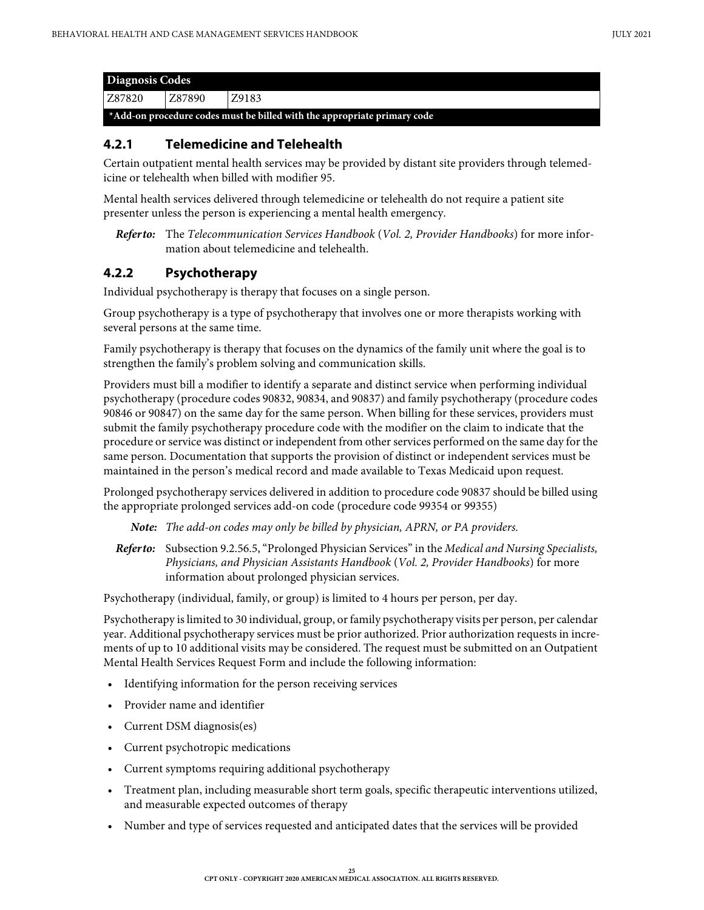| Diagnosis Codes | | |
|---|---|---|
| Z87820 | Z87890 | Z9183 |
| *Add-on procedure codes must be billed with the appropriate primary code | | |

### 4.2.1 Telemedicine and Telehealth

Certain outpatient mental health services may be provided by distant site providers through telemedicine or telehealth when billed with modifier 95.

Mental health services delivered through telemedicine or telehealth do not require a patient site presenter unless the person is experiencing a mental health emergency.

***Refer to:*** The *Telecommunication Services Handbook* (*Vol. 2, Provider Handbooks*) for more information about telemedicine and telehealth.

### 4.2.2 Psychotherapy

Individual psychotherapy is therapy that focuses on a single person.

Group psychotherapy is a type of psychotherapy that involves one or more therapists working with several persons at the same time.

Family psychotherapy is therapy that focuses on the dynamics of the family unit where the goal is to strengthen the family's problem solving and communication skills.

Providers must bill a modifier to identify a separate and distinct service when performing individual psychotherapy (procedure codes 90832, 90834, and 90837) and family psychotherapy (procedure codes 90846 or 90847) on the same day for the same person. When billing for these services, providers must submit the family psychotherapy procedure code with the modifier on the claim to indicate that the procedure or service was distinct or independent from other services performed on the same day for the same person. Documentation that supports the provision of distinct or independent services must be maintained in the person's medical record and made available to Texas Medicaid upon request.

Prolonged psychotherapy services delivered in addition to procedure code 90837 should be billed using the appropriate prolonged services add-on code (procedure code 99354 or 99355)

***Note:*** *The add-on codes may only be billed by physician, APRN, or PA providers.*

***Refer to:*** Subsection 9.2.56.5, "Prolonged Physician Services" in the *Medical and Nursing Specialists, Physicians, and Physician Assistants Handbook* (*Vol. 2, Provider Handbooks*) for more information about prolonged physician services.

Psychotherapy (individual, family, or group) is limited to 4 hours per person, per day.

Psychotherapy is limited to 30 individual, group, or family psychotherapy visits per person, per calendar year. Additional psychotherapy services must be prior authorized. Prior authorization requests in increments of up to 10 additional visits may be considered. The request must be submitted on an Outpatient Mental Health Services Request Form and include the following information:

- Identifying information for the person receiving services
- Provider name and identifier
- Current DSM diagnosis(es)
- Current psychotropic medications
- Current symptoms requiring additional psychotherapy
- Treatment plan, including measurable short term goals, specific therapeutic interventions utilized, and measurable expected outcomes of therapy
- Number and type of services requested and anticipated dates that the services will be provided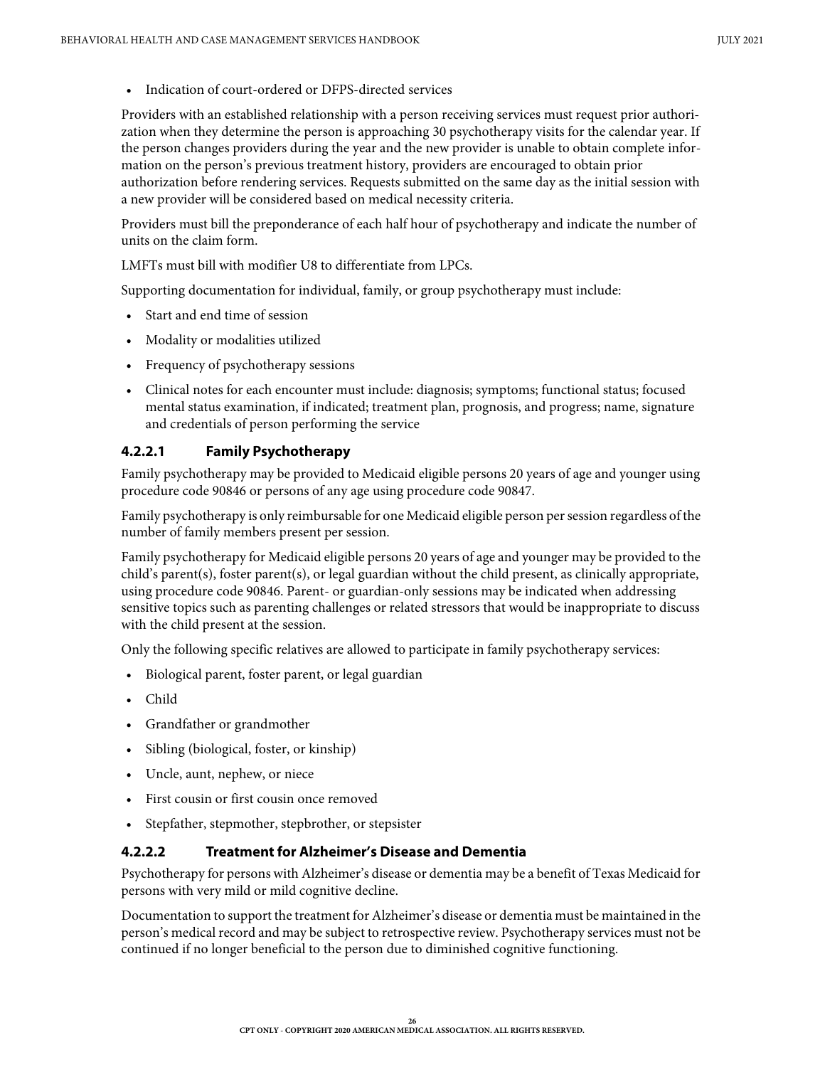- Indication of court-ordered or DFPS-directed services

Providers with an established relationship with a person receiving services must request prior authorization when they determine the person is approaching 30 psychotherapy visits for the calendar year. If the person changes providers during the year and the new provider is unable to obtain complete information on the person's previous treatment history, providers are encouraged to obtain prior authorization before rendering services. Requests submitted on the same day as the initial session with a new provider will be considered based on medical necessity criteria.

Providers must bill the preponderance of each half hour of psychotherapy and indicate the number of units on the claim form.

LMFTs must bill with modifier U8 to differentiate from LPCs.

Supporting documentation for individual, family, or group psychotherapy must include:

- Start and end time of session
- Modality or modalities utilized
- Frequency of psychotherapy sessions
- Clinical notes for each encounter must include: diagnosis; symptoms; functional status; focused mental status examination, if indicated; treatment plan, prognosis, and progress; name, signature and credentials of person performing the service

#### 4.2.2.1 Family Psychotherapy

Family psychotherapy may be provided to Medicaid eligible persons 20 years of age and younger using procedure code 90846 or persons of any age using procedure code 90847.

Family psychotherapy is only reimbursable for one Medicaid eligible person per session regardless of the number of family members present per session.

Family psychotherapy for Medicaid eligible persons 20 years of age and younger may be provided to the child's parent(s), foster parent(s), or legal guardian without the child present, as clinically appropriate, using procedure code 90846. Parent- or guardian-only sessions may be indicated when addressing sensitive topics such as parenting challenges or related stressors that would be inappropriate to discuss with the child present at the session.

Only the following specific relatives are allowed to participate in family psychotherapy services:

- Biological parent, foster parent, or legal guardian
- Child
- Grandfather or grandmother
- Sibling (biological, foster, or kinship)
- Uncle, aunt, nephew, or niece
- First cousin or first cousin once removed
- Stepfather, stepmother, stepbrother, or stepsister

#### 4.2.2.2 Treatment for Alzheimer's Disease and Dementia

Psychotherapy for persons with Alzheimer's disease or dementia may be a benefit of Texas Medicaid for persons with very mild or mild cognitive decline.

Documentation to support the treatment for Alzheimer's disease or dementia must be maintained in the person's medical record and may be subject to retrospective review. Psychotherapy services must not be continued if no longer beneficial to the person due to diminished cognitive functioning.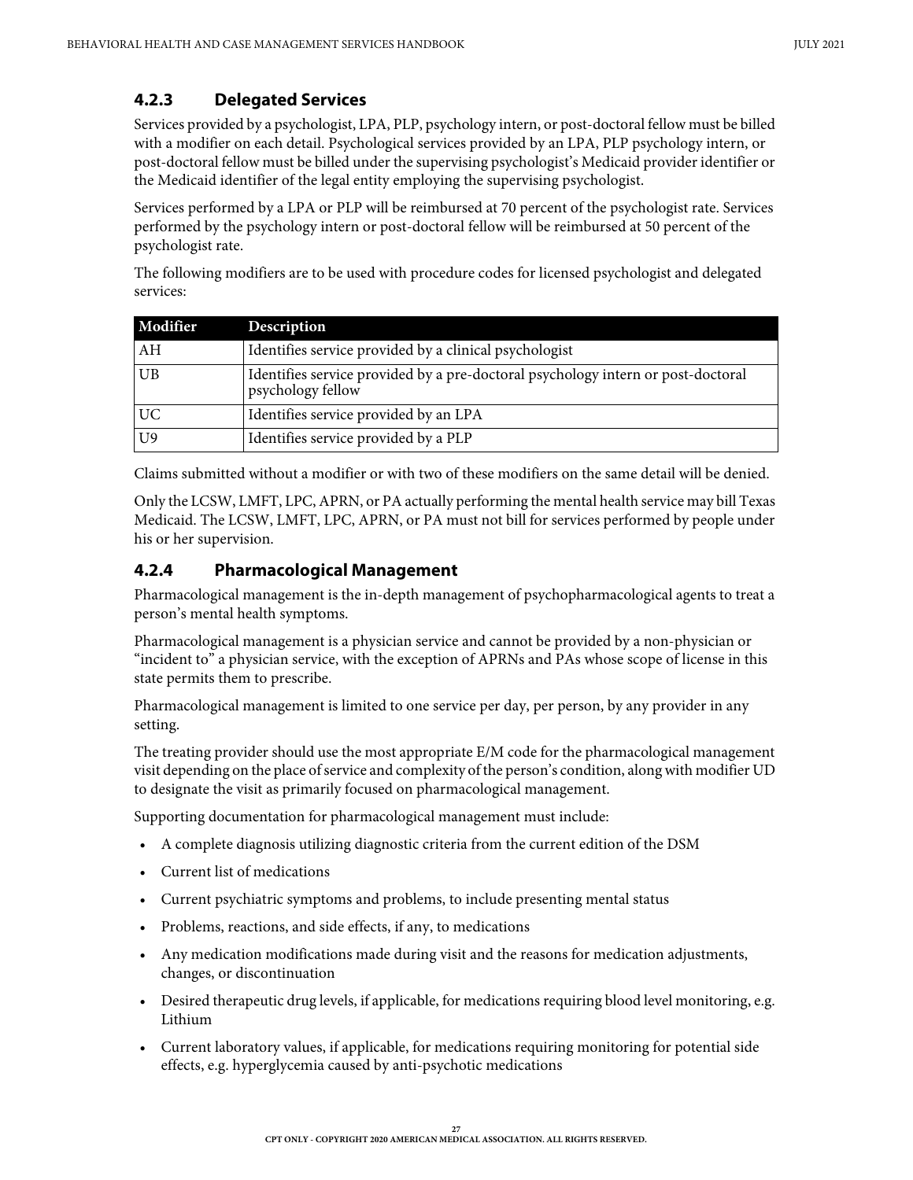### 4.2.3 Delegated Services

Services provided by a psychologist, LPA, PLP, psychology intern, or post-doctoral fellow must be billed with a modifier on each detail. Psychological services provided by an LPA, PLP psychology intern, or post-doctoral fellow must be billed under the supervising psychologist's Medicaid provider identifier or the Medicaid identifier of the legal entity employing the supervising psychologist.

Services performed by a LPA or PLP will be reimbursed at 70 percent of the psychologist rate. Services performed by the psychology intern or post-doctoral fellow will be reimbursed at 50 percent of the psychologist rate.

The following modifiers are to be used with procedure codes for licensed psychologist and delegated services:

| Modifier | Description |
| --- | --- |
| AH | Identifies service provided by a clinical psychologist |
| UB | Identifies service provided by a pre-doctoral psychology intern or post-doctoral psychology fellow |
| UC | Identifies service provided by an LPA |
| U9 | Identifies service provided by a PLP |

Claims submitted without a modifier or with two of these modifiers on the same detail will be denied.

Only the LCSW, LMFT, LPC, APRN, or PA actually performing the mental health service may bill Texas Medicaid. The LCSW, LMFT, LPC, APRN, or PA must not bill for services performed by people under his or her supervision.

### 4.2.4 Pharmacological Management

Pharmacological management is the in-depth management of psychopharmacological agents to treat a person's mental health symptoms.

Pharmacological management is a physician service and cannot be provided by a non-physician or "incident to" a physician service, with the exception of APRNs and PAs whose scope of license in this state permits them to prescribe.

Pharmacological management is limited to one service per day, per person, by any provider in any setting.

The treating provider should use the most appropriate E/M code for the pharmacological management visit depending on the place of service and complexity of the person's condition, along with modifier UD to designate the visit as primarily focused on pharmacological management.

Supporting documentation for pharmacological management must include:

- A complete diagnosis utilizing diagnostic criteria from the current edition of the DSM
- Current list of medications
- Current psychiatric symptoms and problems, to include presenting mental status
- Problems, reactions, and side effects, if any, to medications
- Any medication modifications made during visit and the reasons for medication adjustments, changes, or discontinuation
- Desired therapeutic drug levels, if applicable, for medications requiring blood level monitoring, e.g. Lithium
- Current laboratory values, if applicable, for medications requiring monitoring for potential side effects, e.g. hyperglycemia caused by anti-psychotic medications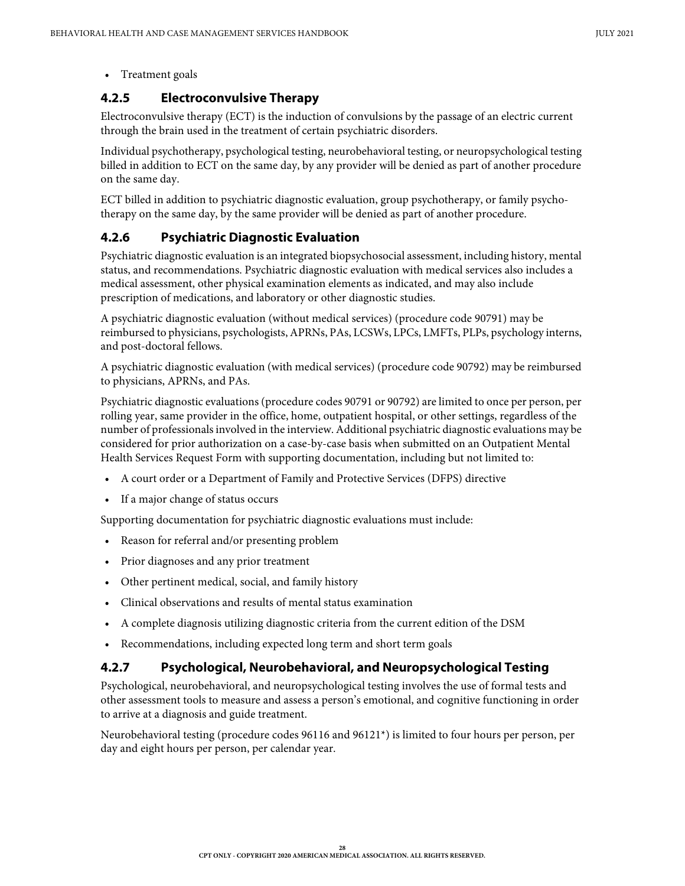- Treatment goals

### 4.2.5 Electroconvulsive Therapy

Electroconvulsive therapy (ECT) is the induction of convulsions by the passage of an electric current through the brain used in the treatment of certain psychiatric disorders.

Individual psychotherapy, psychological testing, neurobehavioral testing, or neuropsychological testing billed in addition to ECT on the same day, by any provider will be denied as part of another procedure on the same day.

ECT billed in addition to psychiatric diagnostic evaluation, group psychotherapy, or family psychotherapy on the same day, by the same provider will be denied as part of another procedure.

### 4.2.6 Psychiatric Diagnostic Evaluation

Psychiatric diagnostic evaluation is an integrated biopsychosocial assessment, including history, mental status, and recommendations. Psychiatric diagnostic evaluation with medical services also includes a medical assessment, other physical examination elements as indicated, and may also include prescription of medications, and laboratory or other diagnostic studies.

A psychiatric diagnostic evaluation (without medical services) (procedure code 90791) may be reimbursed to physicians, psychologists, APRNs, PAs, LCSWs, LPCs, LMFTs, PLPs, psychology interns, and post-doctoral fellows.

A psychiatric diagnostic evaluation (with medical services) (procedure code 90792) may be reimbursed to physicians, APRNs, and PAs.

Psychiatric diagnostic evaluations (procedure codes 90791 or 90792) are limited to once per person, per rolling year, same provider in the office, home, outpatient hospital, or other settings, regardless of the number of professionals involved in the interview. Additional psychiatric diagnostic evaluations may be considered for prior authorization on a case-by-case basis when submitted on an Outpatient Mental Health Services Request Form with supporting documentation, including but not limited to:

- A court order or a Department of Family and Protective Services (DFPS) directive
- If a major change of status occurs

Supporting documentation for psychiatric diagnostic evaluations must include:

- Reason for referral and/or presenting problem
- Prior diagnoses and any prior treatment
- Other pertinent medical, social, and family history
- Clinical observations and results of mental status examination
- A complete diagnosis utilizing diagnostic criteria from the current edition of the DSM
- Recommendations, including expected long term and short term goals

### 4.2.7 Psychological, Neurobehavioral, and Neuropsychological Testing

Psychological, neurobehavioral, and neuropsychological testing involves the use of formal tests and other assessment tools to measure and assess a person's emotional, and cognitive functioning in order to arrive at a diagnosis and guide treatment.

Neurobehavioral testing (procedure codes 96116 and 96121*) is limited to four hours per person, per day and eight hours per person, per calendar year.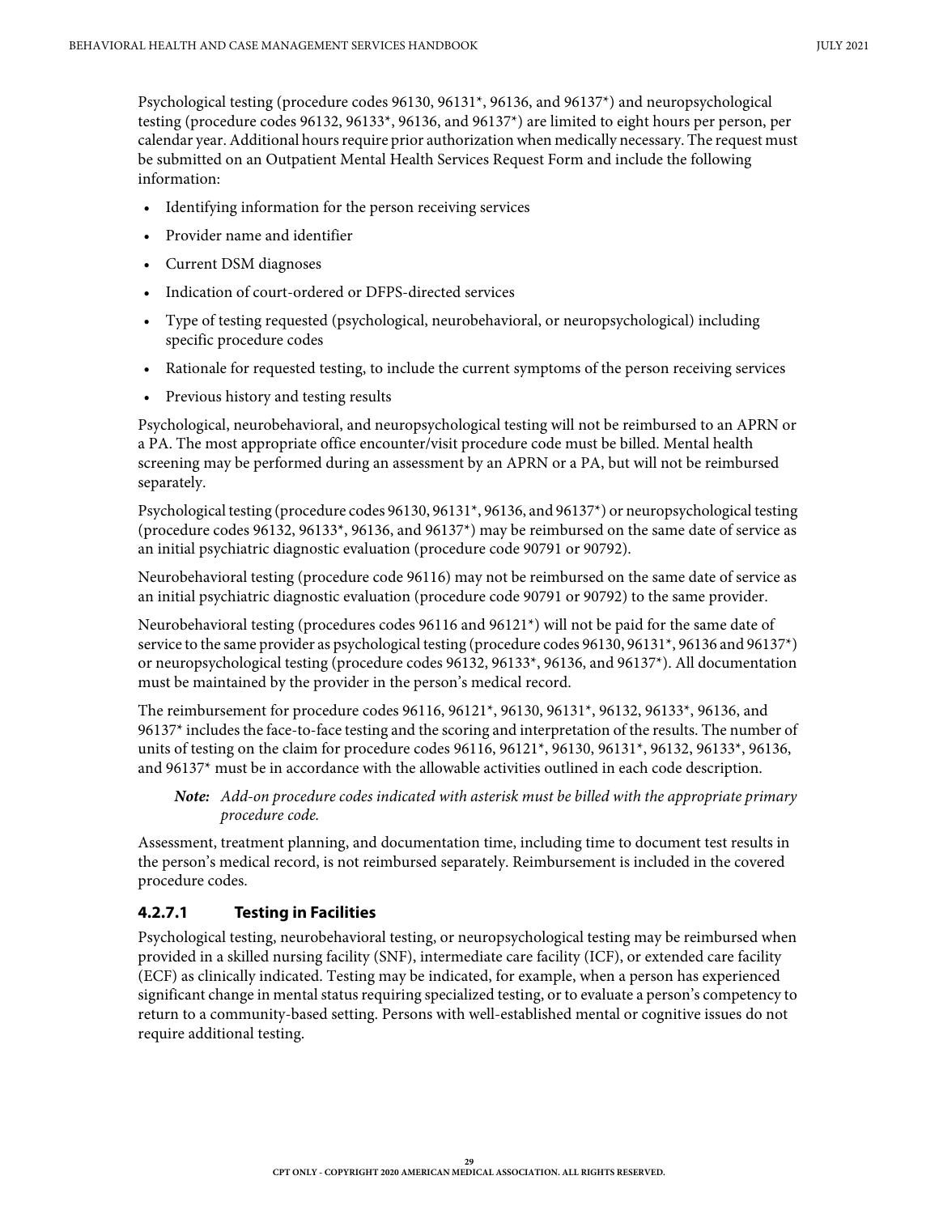Psychological testing (procedure codes 96130, 96131*, 96136, and 96137*) and neuropsychological testing (procedure codes 96132, 96133*, 96136, and 96137*) are limited to eight hours per person, per calendar year. Additional hours require prior authorization when medically necessary. The request must be submitted on an Outpatient Mental Health Services Request Form and include the following information:

- Identifying information for the person receiving services
- Provider name and identifier
- Current DSM diagnoses
- Indication of court-ordered or DFPS-directed services
- Type of testing requested (psychological, neurobehavioral, or neuropsychological) including specific procedure codes
- Rationale for requested testing, to include the current symptoms of the person receiving services
- Previous history and testing results

Psychological, neurobehavioral, and neuropsychological testing will not be reimbursed to an APRN or a PA. The most appropriate office encounter/visit procedure code must be billed. Mental health screening may be performed during an assessment by an APRN or a PA, but will not be reimbursed separately.

Psychological testing (procedure codes 96130, 96131*, 96136, and 96137*) or neuropsychological testing (procedure codes 96132, 96133*, 96136, and 96137*) may be reimbursed on the same date of service as an initial psychiatric diagnostic evaluation (procedure code 90791 or 90792).

Neurobehavioral testing (procedure code 96116) may not be reimbursed on the same date of service as an initial psychiatric diagnostic evaluation (procedure code 90791 or 90792) to the same provider.

Neurobehavioral testing (procedures codes 96116 and 96121*) will not be paid for the same date of service to the same provider as psychological testing (procedure codes 96130, 96131*, 96136 and 96137*) or neuropsychological testing (procedure codes 96132, 96133*, 96136, and 96137*). All documentation must be maintained by the provider in the person's medical record.

The reimbursement for procedure codes 96116, 96121*, 96130, 96131*, 96132, 96133*, 96136, and 96137* includes the face-to-face testing and the scoring and interpretation of the results. The number of units of testing on the claim for procedure codes 96116, 96121*, 96130, 96131*, 96132, 96133*, 96136, and 96137* must be in accordance with the allowable activities outlined in each code description.

> ***Note:*** *Add-on procedure codes indicated with asterisk must be billed with the appropriate primary procedure code.*

Assessment, treatment planning, and documentation time, including time to document test results in the person's medical record, is not reimbursed separately. Reimbursement is included in the covered procedure codes.

#### 4.2.7.1 Testing in Facilities

Psychological testing, neurobehavioral testing, or neuropsychological testing may be reimbursed when provided in a skilled nursing facility (SNF), intermediate care facility (ICF), or extended care facility (ECF) as clinically indicated. Testing may be indicated, for example, when a person has experienced significant change in mental status requiring specialized testing, or to evaluate a person's competency to return to a community-based setting. Persons with well-established mental or cognitive issues do not require additional testing.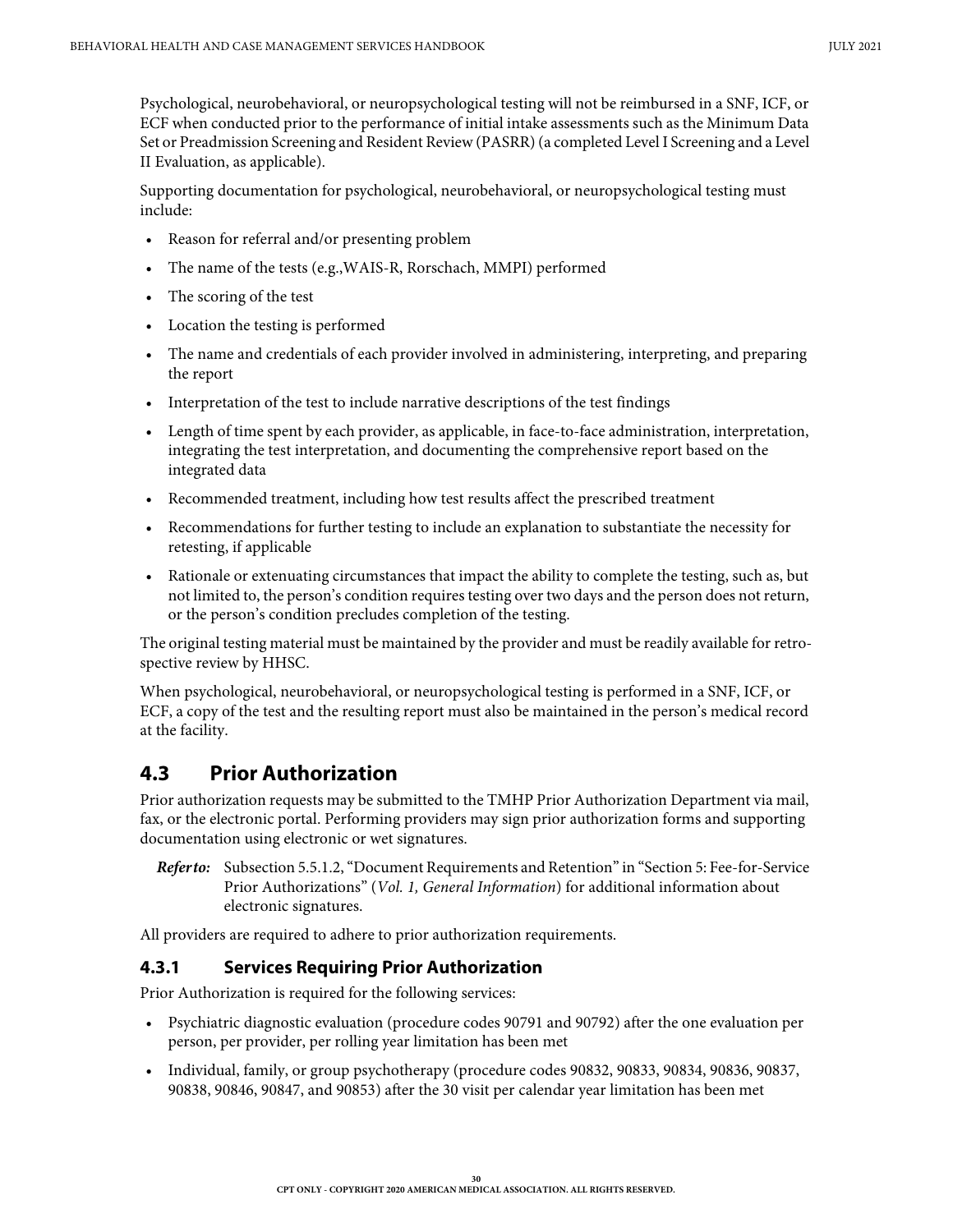Psychological, neurobehavioral, or neuropsychological testing will not be reimbursed in a SNF, ICF, or ECF when conducted prior to the performance of initial intake assessments such as the Minimum Data Set or Preadmission Screening and Resident Review (PASRR) (a completed Level I Screening and a Level II Evaluation, as applicable).

Supporting documentation for psychological, neurobehavioral, or neuropsychological testing must include:

- Reason for referral and/or presenting problem
- The name of the tests (e.g.,WAIS-R, Rorschach, MMPI) performed
- The scoring of the test
- Location the testing is performed
- The name and credentials of each provider involved in administering, interpreting, and preparing the report
- Interpretation of the test to include narrative descriptions of the test findings
- Length of time spent by each provider, as applicable, in face-to-face administration, interpretation, integrating the test interpretation, and documenting the comprehensive report based on the integrated data
- Recommended treatment, including how test results affect the prescribed treatment
- Recommendations for further testing to include an explanation to substantiate the necessity for retesting, if applicable
- Rationale or extenuating circumstances that impact the ability to complete the testing, such as, but not limited to, the person's condition requires testing over two days and the person does not return, or the person's condition precludes completion of the testing.

The original testing material must be maintained by the provider and must be readily available for retrospective review by HHSC.

When psychological, neurobehavioral, or neuropsychological testing is performed in a SNF, ICF, or ECF, a copy of the test and the resulting report must also be maintained in the person's medical record at the facility.

## 4.3 Prior Authorization

Prior authorization requests may be submitted to the TMHP Prior Authorization Department via mail, fax, or the electronic portal. Performing providers may sign prior authorization forms and supporting documentation using electronic or wet signatures.

> ***Refer to:*** Subsection 5.5.1.2, "Document Requirements and Retention" in "Section 5: Fee-for-Service Prior Authorizations" (*Vol. 1, General Information*) for additional information about electronic signatures.

All providers are required to adhere to prior authorization requirements.

### 4.3.1 Services Requiring Prior Authorization

Prior Authorization is required for the following services:

- Psychiatric diagnostic evaluation (procedure codes 90791 and 90792) after the one evaluation per person, per provider, per rolling year limitation has been met
- Individual, family, or group psychotherapy (procedure codes 90832, 90833, 90834, 90836, 90837, 90838, 90846, 90847, and 90853) after the 30 visit per calendar year limitation has been met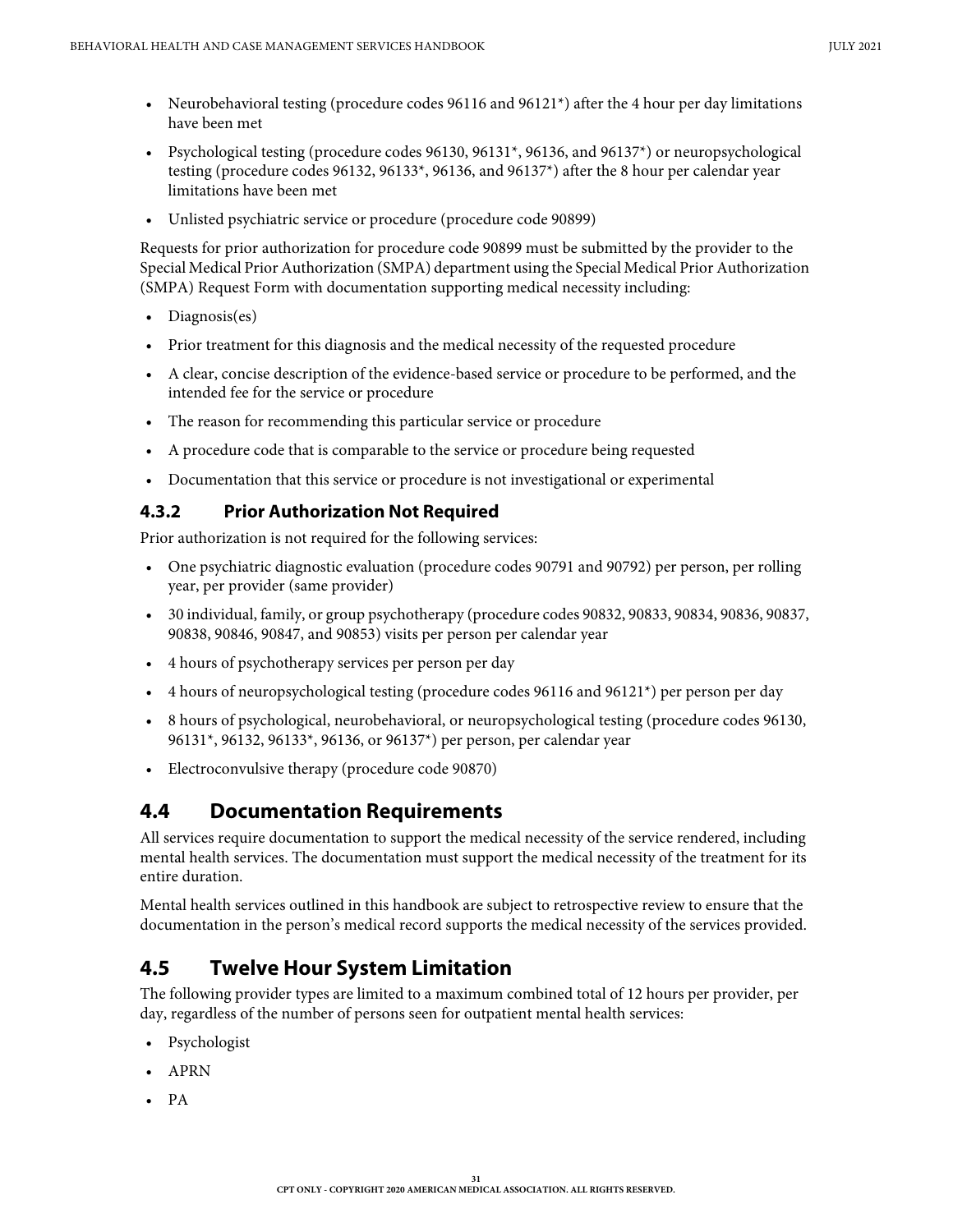- Neurobehavioral testing (procedure codes 96116 and 96121*) after the 4 hour per day limitations have been met
- Psychological testing (procedure codes 96130, 96131*, 96136, and 96137*) or neuropsychological testing (procedure codes 96132, 96133*, 96136, and 96137*) after the 8 hour per calendar year limitations have been met
- Unlisted psychiatric service or procedure (procedure code 90899)

Requests for prior authorization for procedure code 90899 must be submitted by the provider to the Special Medical Prior Authorization (SMPA) department using the Special Medical Prior Authorization (SMPA) Request Form with documentation supporting medical necessity including:

- Diagnosis(es)
- Prior treatment for this diagnosis and the medical necessity of the requested procedure
- A clear, concise description of the evidence-based service or procedure to be performed, and the intended fee for the service or procedure
- The reason for recommending this particular service or procedure
- A procedure code that is comparable to the service or procedure being requested
- Documentation that this service or procedure is not investigational or experimental

### 4.3.2 Prior Authorization Not Required

Prior authorization is not required for the following services:

- One psychiatric diagnostic evaluation (procedure codes 90791 and 90792) per person, per rolling year, per provider (same provider)
- 30 individual, family, or group psychotherapy (procedure codes 90832, 90833, 90834, 90836, 90837, 90838, 90846, 90847, and 90853) visits per person per calendar year
- 4 hours of psychotherapy services per person per day
- 4 hours of neuropsychological testing (procedure codes 96116 and 96121*) per person per day
- 8 hours of psychological, neurobehavioral, or neuropsychological testing (procedure codes 96130, 96131*, 96132, 96133*, 96136, or 96137*) per person, per calendar year
- Electroconvulsive therapy (procedure code 90870)

## 4.4 Documentation Requirements

All services require documentation to support the medical necessity of the service rendered, including mental health services. The documentation must support the medical necessity of the treatment for its entire duration.

Mental health services outlined in this handbook are subject to retrospective review to ensure that the documentation in the person's medical record supports the medical necessity of the services provided.

## 4.5 Twelve Hour System Limitation

The following provider types are limited to a maximum combined total of 12 hours per provider, per day, regardless of the number of persons seen for outpatient mental health services:

- Psychologist
- APRN
- PA

CPT ONLY - COPYRIGHT 2020 AMERICAN MEDICAL ASSOCIATION. ALL RIGHTS RESERVED.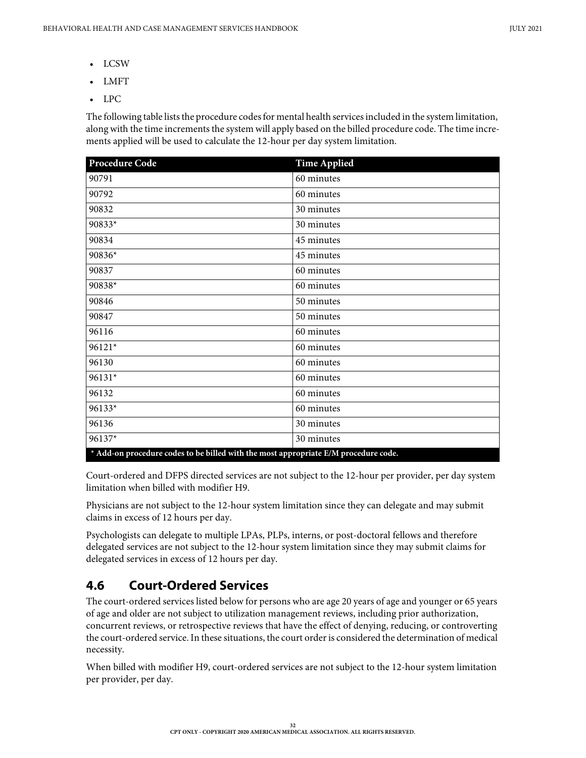- LCSW
- LMFT
- LPC

The following table lists the procedure codes for mental health services included in the system limitation, along with the time increments the system will apply based on the billed procedure code. The time increments applied will be used to calculate the 12-hour per day system limitation.

| Procedure Code | Time Applied |
|---|---|
| 90791 | 60 minutes |
| 90792 | 60 minutes |
| 90832 | 30 minutes |
| 90833* | 30 minutes |
| 90834 | 45 minutes |
| 90836* | 45 minutes |
| 90837 | 60 minutes |
| 90838* | 60 minutes |
| 90846 | 50 minutes |
| 90847 | 50 minutes |
| 96116 | 60 minutes |
| 96121* | 60 minutes |
| 96130 | 60 minutes |
| 96131* | 60 minutes |
| 96132 | 60 minutes |
| 96133* | 60 minutes |
| 96136 | 30 minutes |
| 96137* | 30 minutes |
| **\* Add-on procedure codes to be billed with the most appropriate E/M procedure code.** | |

Court-ordered and DFPS directed services are not subject to the 12-hour per provider, per day system limitation when billed with modifier H9.

Physicians are not subject to the 12-hour system limitation since they can delegate and may submit claims in excess of 12 hours per day.

Psychologists can delegate to multiple LPAs, PLPs, interns, or post-doctoral fellows and therefore delegated services are not subject to the 12-hour system limitation since they may submit claims for delegated services in excess of 12 hours per day.

## 4.6 Court-Ordered Services

The court-ordered services listed below for persons who are age 20 years of age and younger or 65 years of age and older are not subject to utilization management reviews, including prior authorization, concurrent reviews, or retrospective reviews that have the effect of denying, reducing, or controverting the court-ordered service. In these situations, the court order is considered the determination of medical necessity.

When billed with modifier H9, court-ordered services are not subject to the 12-hour system limitation per provider, per day.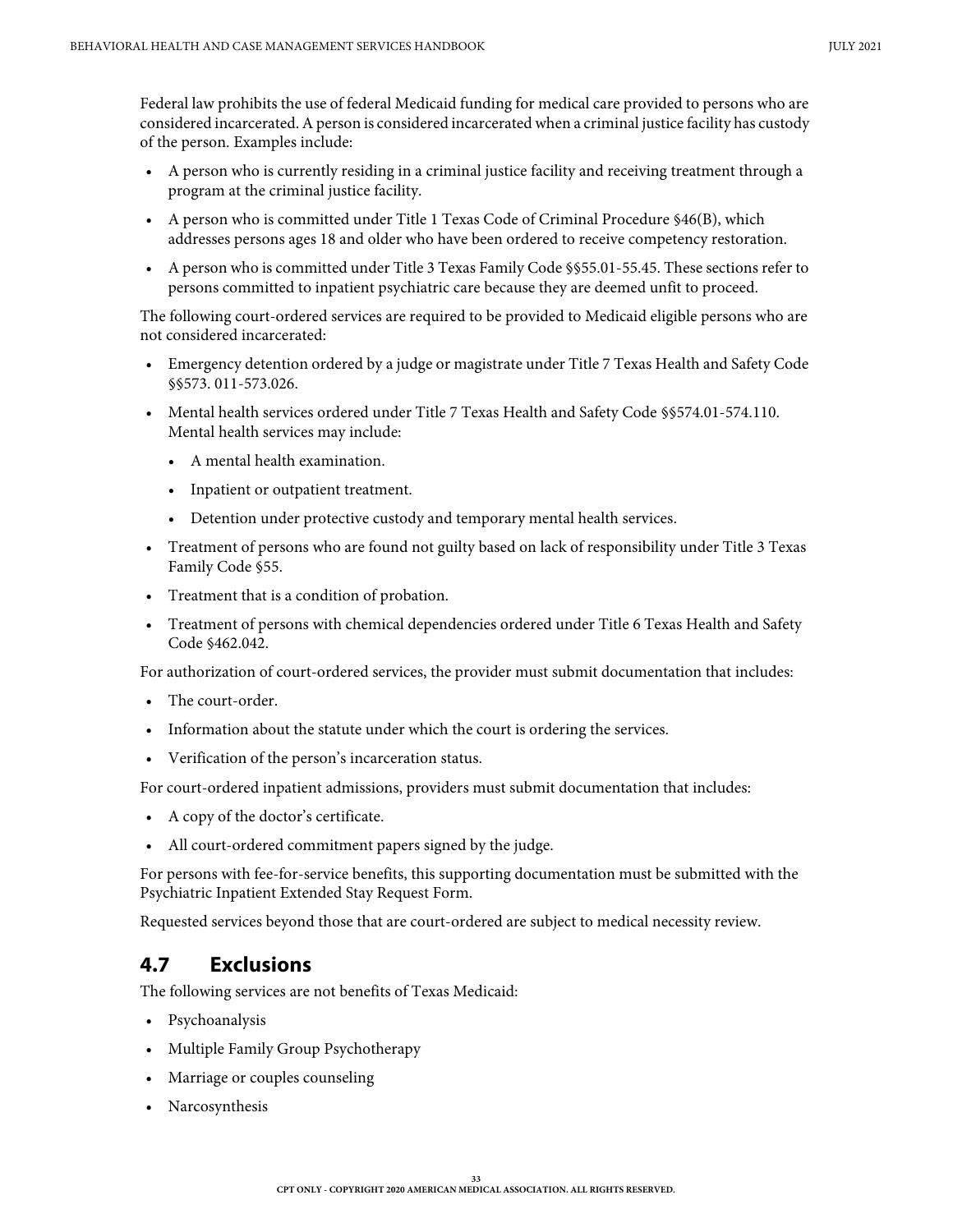Federal law prohibits the use of federal Medicaid funding for medical care provided to persons who are considered incarcerated. A person is considered incarcerated when a criminal justice facility has custody of the person. Examples include:

- A person who is currently residing in a criminal justice facility and receiving treatment through a program at the criminal justice facility.
- A person who is committed under Title 1 Texas Code of Criminal Procedure §46(B), which addresses persons ages 18 and older who have been ordered to receive competency restoration.
- A person who is committed under Title 3 Texas Family Code §§55.01-55.45. These sections refer to persons committed to inpatient psychiatric care because they are deemed unfit to proceed.

The following court-ordered services are required to be provided to Medicaid eligible persons who are not considered incarcerated:

- Emergency detention ordered by a judge or magistrate under Title 7 Texas Health and Safety Code §§573. 011-573.026.
- Mental health services ordered under Title 7 Texas Health and Safety Code §§574.01-574.110. Mental health services may include:
  - A mental health examination.
  - Inpatient or outpatient treatment.
  - Detention under protective custody and temporary mental health services.
- Treatment of persons who are found not guilty based on lack of responsibility under Title 3 Texas Family Code §55.
- Treatment that is a condition of probation.
- Treatment of persons with chemical dependencies ordered under Title 6 Texas Health and Safety Code §462.042.

For authorization of court-ordered services, the provider must submit documentation that includes:

- The court-order.
- Information about the statute under which the court is ordering the services.
- Verification of the person's incarceration status.

For court-ordered inpatient admissions, providers must submit documentation that includes:

- A copy of the doctor's certificate.
- All court-ordered commitment papers signed by the judge.

For persons with fee-for-service benefits, this supporting documentation must be submitted with the Psychiatric Inpatient Extended Stay Request Form.

Requested services beyond those that are court-ordered are subject to medical necessity review.

## 4.7 Exclusions

The following services are not benefits of Texas Medicaid:

- Psychoanalysis
- Multiple Family Group Psychotherapy
- Marriage or couples counseling
- Narcosynthesis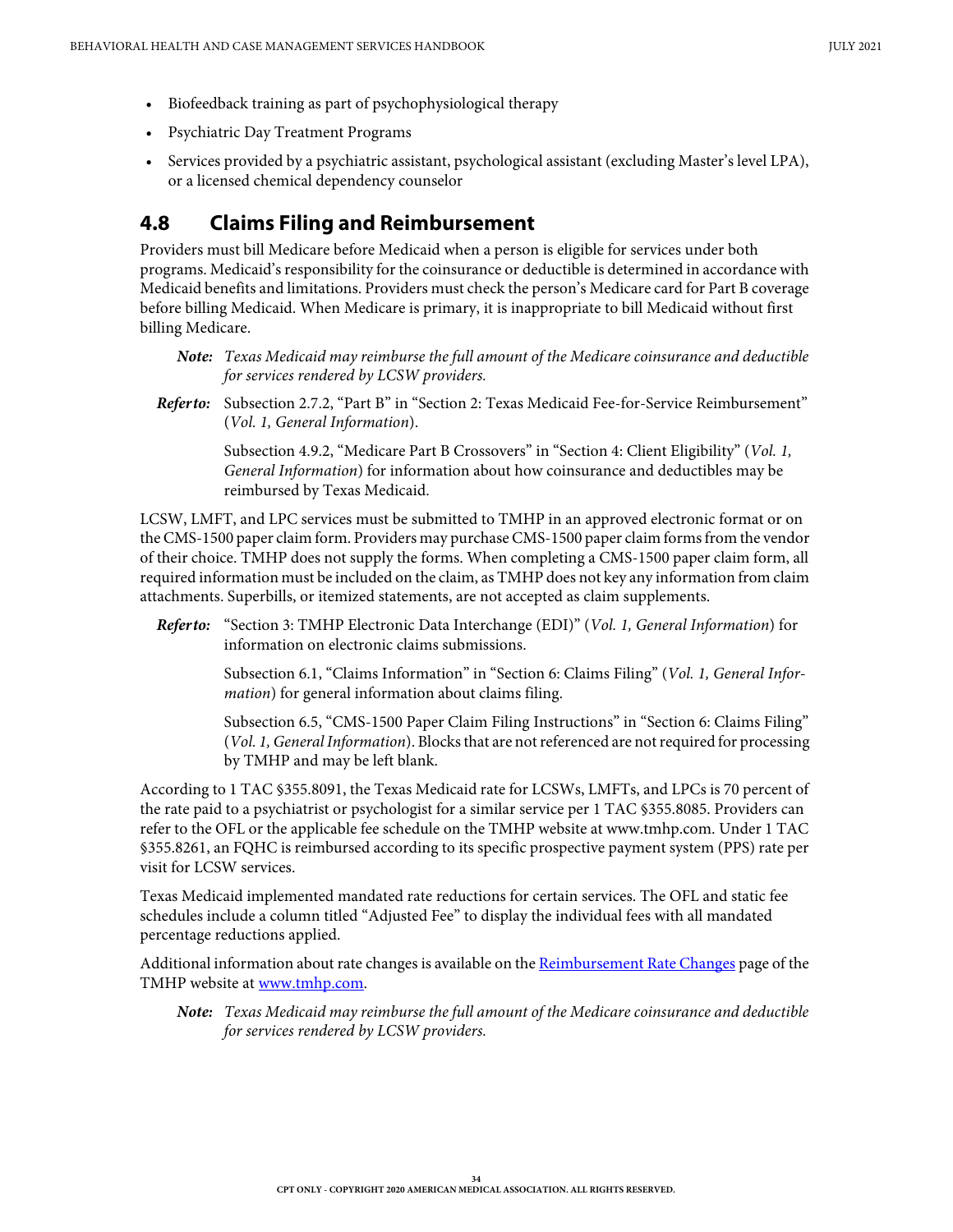- Biofeedback training as part of psychophysiological therapy
- Psychiatric Day Treatment Programs
- Services provided by a psychiatric assistant, psychological assistant (excluding Master's level LPA), or a licensed chemical dependency counselor

## 4.8 Claims Filing and Reimbursement

Providers must bill Medicare before Medicaid when a person is eligible for services under both programs. Medicaid's responsibility for the coinsurance or deductible is determined in accordance with Medicaid benefits and limitations. Providers must check the person's Medicare card for Part B coverage before billing Medicaid. When Medicare is primary, it is inappropriate to bill Medicaid without first billing Medicare.

> ***Note:*** *Texas Medicaid may reimburse the full amount of the Medicare coinsurance and deductible for services rendered by LCSW providers.*

> ***Refer to:*** Subsection 2.7.2, "Part B" in "Section 2: Texas Medicaid Fee-for-Service Reimbursement" (*Vol. 1, General Information*).
>
> Subsection 4.9.2, "Medicare Part B Crossovers" in "Section 4: Client Eligibility" (*Vol. 1, General Information*) for information about how coinsurance and deductibles may be reimbursed by Texas Medicaid.

LCSW, LMFT, and LPC services must be submitted to TMHP in an approved electronic format or on the CMS-1500 paper claim form. Providers may purchase CMS-1500 paper claim forms from the vendor of their choice. TMHP does not supply the forms. When completing a CMS-1500 paper claim form, all required information must be included on the claim, as TMHP does not key any information from claim attachments. Superbills, or itemized statements, are not accepted as claim supplements.

> ***Refer to:*** "Section 3: TMHP Electronic Data Interchange (EDI)" (*Vol. 1, General Information*) for information on electronic claims submissions.
>
> Subsection 6.1, "Claims Information" in "Section 6: Claims Filing" (*Vol. 1, General Information*) for general information about claims filing.
>
> Subsection 6.5, "CMS-1500 Paper Claim Filing Instructions" in "Section 6: Claims Filing" (*Vol. 1, General Information*). Blocks that are not referenced are not required for processing by TMHP and may be left blank.

According to 1 TAC §355.8091, the Texas Medicaid rate for LCSWs, LMFTs, and LPCs is 70 percent of the rate paid to a psychiatrist or psychologist for a similar service per 1 TAC §355.8085. Providers can refer to the OFL or the applicable fee schedule on the TMHP website at www.tmhp.com. Under 1 TAC §355.8261, an FQHC is reimbursed according to its specific prospective payment system (PPS) rate per visit for LCSW services.

Texas Medicaid implemented mandated rate reductions for certain services. The OFL and static fee schedules include a column titled "Adjusted Fee" to display the individual fees with all mandated percentage reductions applied.

Additional information about rate changes is available on the [Reimbursement Rate Changes](https://www.tmhp.com) page of the TMHP website at [www.tmhp.com](https://www.tmhp.com).

> ***Note:*** *Texas Medicaid may reimburse the full amount of the Medicare coinsurance and deductible for services rendered by LCSW providers.*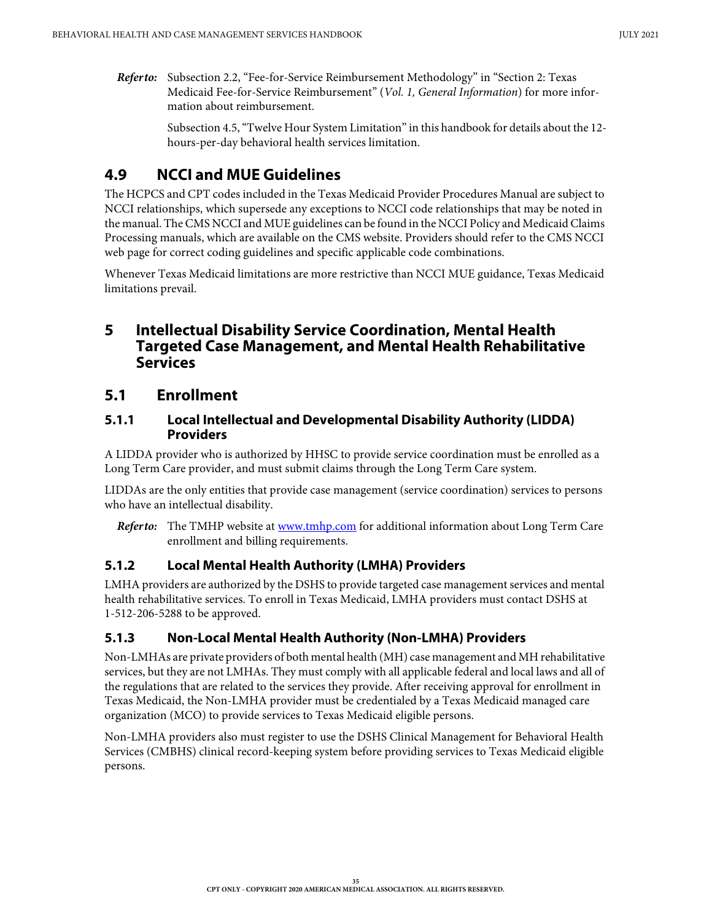***Refer to:*** Subsection 2.2, "Fee-for-Service Reimbursement Methodology" in "Section 2: Texas Medicaid Fee-for-Service Reimbursement" (*Vol. 1, General Information*) for more information about reimbursement.

Subsection 4.5, "Twelve Hour System Limitation" in this handbook for details about the 12-hours-per-day behavioral health services limitation.

## 4.9 NCCI and MUE Guidelines

The HCPCS and CPT codes included in the Texas Medicaid Provider Procedures Manual are subject to NCCI relationships, which supersede any exceptions to NCCI code relationships that may be noted in the manual. The CMS NCCI and MUE guidelines can be found in the NCCI Policy and Medicaid Claims Processing manuals, which are available on the CMS website. Providers should refer to the CMS NCCI web page for correct coding guidelines and specific applicable code combinations.

Whenever Texas Medicaid limitations are more restrictive than NCCI MUE guidance, Texas Medicaid limitations prevail.

# 5 Intellectual Disability Service Coordination, Mental Health Targeted Case Management, and Mental Health Rehabilitative Services

## 5.1 Enrollment

### 5.1.1 Local Intellectual and Developmental Disability Authority (LIDDA) Providers

A LIDDA provider who is authorized by HHSC to provide service coordination must be enrolled as a Long Term Care provider, and must submit claims through the Long Term Care system.

LIDDAs are the only entities that provide case management (service coordination) services to persons who have an intellectual disability.

***Refer to:*** The TMHP website at [www.tmhp.com](www.tmhp.com) for additional information about Long Term Care enrollment and billing requirements.

### 5.1.2 Local Mental Health Authority (LMHA) Providers

LMHA providers are authorized by the DSHS to provide targeted case management services and mental health rehabilitative services. To enroll in Texas Medicaid, LMHA providers must contact DSHS at 1-512-206-5288 to be approved.

### 5.1.3 Non-Local Mental Health Authority (Non-LMHA) Providers

Non-LMHAs are private providers of both mental health (MH) case management and MH rehabilitative services, but they are not LMHAs. They must comply with all applicable federal and local laws and all of the regulations that are related to the services they provide. After receiving approval for enrollment in Texas Medicaid, the Non-LMHA provider must be credentialed by a Texas Medicaid managed care organization (MCO) to provide services to Texas Medicaid eligible persons.

Non-LMHA providers also must register to use the DSHS Clinical Management for Behavioral Health Services (CMBHS) clinical record-keeping system before providing services to Texas Medicaid eligible persons.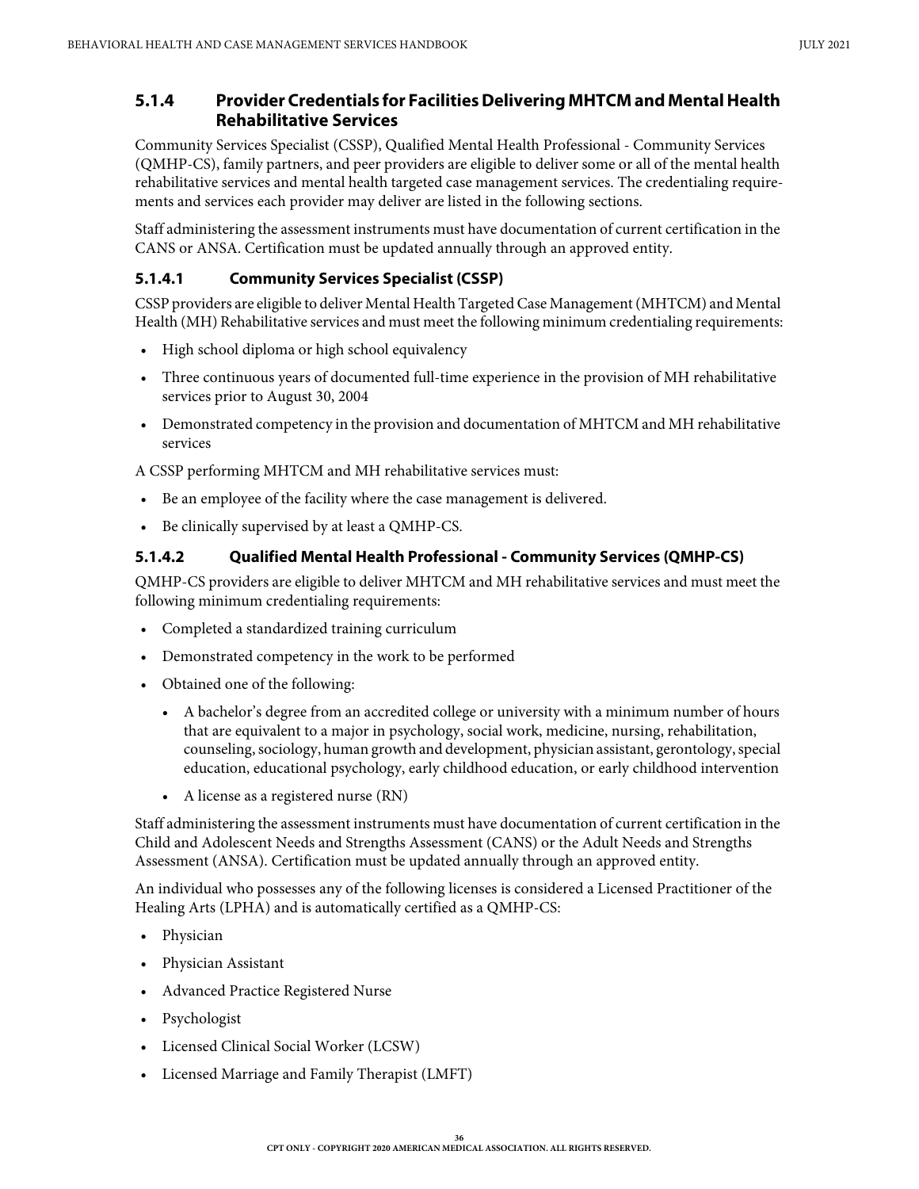### 5.1.4 Provider Credentials for Facilities Delivering MHTCM and Mental Health Rehabilitative Services

Community Services Specialist (CSSP), Qualified Mental Health Professional - Community Services (QMHP-CS), family partners, and peer providers are eligible to deliver some or all of the mental health rehabilitative services and mental health targeted case management services. The credentialing requirements and services each provider may deliver are listed in the following sections.

Staff administering the assessment instruments must have documentation of current certification in the CANS or ANSA. Certification must be updated annually through an approved entity.

#### 5.1.4.1 Community Services Specialist (CSSP)

CSSP providers are eligible to deliver Mental Health Targeted Case Management (MHTCM) and Mental Health (MH) Rehabilitative services and must meet the following minimum credentialing requirements:

- High school diploma or high school equivalency
- Three continuous years of documented full-time experience in the provision of MH rehabilitative services prior to August 30, 2004
- Demonstrated competency in the provision and documentation of MHTCM and MH rehabilitative services

A CSSP performing MHTCM and MH rehabilitative services must:

- Be an employee of the facility where the case management is delivered.
- Be clinically supervised by at least a QMHP-CS.

#### 5.1.4.2 Qualified Mental Health Professional - Community Services (QMHP-CS)

QMHP-CS providers are eligible to deliver MHTCM and MH rehabilitative services and must meet the following minimum credentialing requirements:

- Completed a standardized training curriculum
- Demonstrated competency in the work to be performed
- Obtained one of the following:
  - A bachelor's degree from an accredited college or university with a minimum number of hours that are equivalent to a major in psychology, social work, medicine, nursing, rehabilitation, counseling, sociology, human growth and development, physician assistant, gerontology, special education, educational psychology, early childhood education, or early childhood intervention
  - A license as a registered nurse (RN)

Staff administering the assessment instruments must have documentation of current certification in the Child and Adolescent Needs and Strengths Assessment (CANS) or the Adult Needs and Strengths Assessment (ANSA). Certification must be updated annually through an approved entity.

An individual who possesses any of the following licenses is considered a Licensed Practitioner of the Healing Arts (LPHA) and is automatically certified as a QMHP-CS:

- Physician
- Physician Assistant
- Advanced Practice Registered Nurse
- Psychologist
- Licensed Clinical Social Worker (LCSW)
- Licensed Marriage and Family Therapist (LMFT)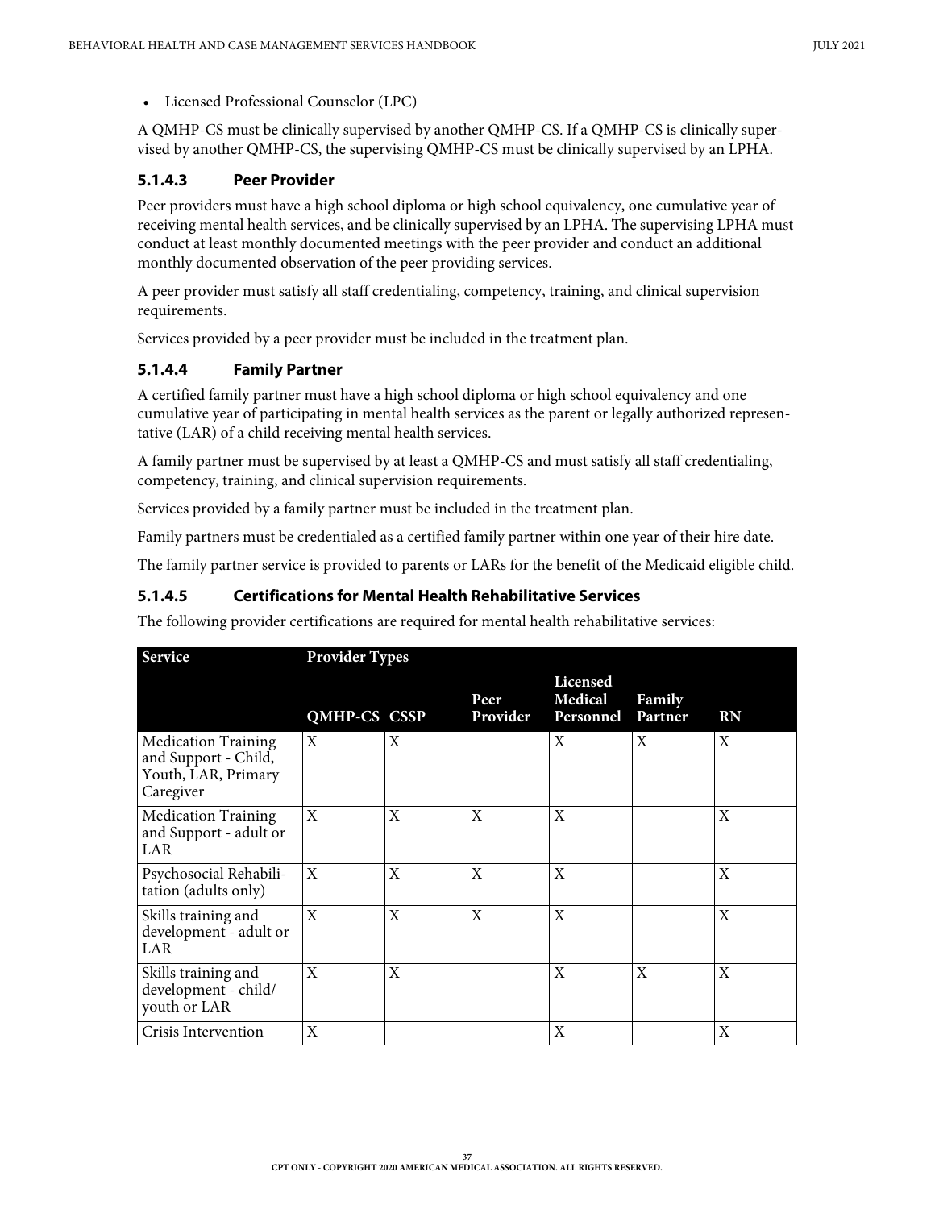- Licensed Professional Counselor (LPC)

A QMHP-CS must be clinically supervised by another QMHP-CS. If a QMHP-CS is clinically supervised by another QMHP-CS, the supervising QMHP-CS must be clinically supervised by an LPHA.

#### 5.1.4.3 Peer Provider

Peer providers must have a high school diploma or high school equivalency, one cumulative year of receiving mental health services, and be clinically supervised by an LPHA. The supervising LPHA must conduct at least monthly documented meetings with the peer provider and conduct an additional monthly documented observation of the peer providing services.

A peer provider must satisfy all staff credentialing, competency, training, and clinical supervision requirements.

Services provided by a peer provider must be included in the treatment plan.

#### 5.1.4.4 Family Partner

A certified family partner must have a high school diploma or high school equivalency and one cumulative year of participating in mental health services as the parent or legally authorized representative (LAR) of a child receiving mental health services.

A family partner must be supervised by at least a QMHP-CS and must satisfy all staff credentialing, competency, training, and clinical supervision requirements.

Services provided by a family partner must be included in the treatment plan.

Family partners must be credentialed as a certified family partner within one year of their hire date.

The family partner service is provided to parents or LARs for the benefit of the Medicaid eligible child.

#### 5.1.4.5 Certifications for Mental Health Rehabilitative Services

The following provider certifications are required for mental health rehabilitative services:

| Service | Provider Types | | | | | |
|---|---|---|---|---|---|---|
| | QMHP-CS | CSSP | Peer Provider | Licensed Medical Personnel | Family Partner | RN |
| Medication Training and Support - Child, Youth, LAR, Primary Caregiver | X | X | | X | X | X |
| Medication Training and Support - adult or LAR | X | X | X | X | | X |
| Psychosocial Rehabilitation (adults only) | X | X | X | X | | X |
| Skills training and development - adult or LAR | X | X | X | X | | X |
| Skills training and development - child/ youth or LAR | X | X | | X | X | X |
| Crisis Intervention | X | | | X | | X |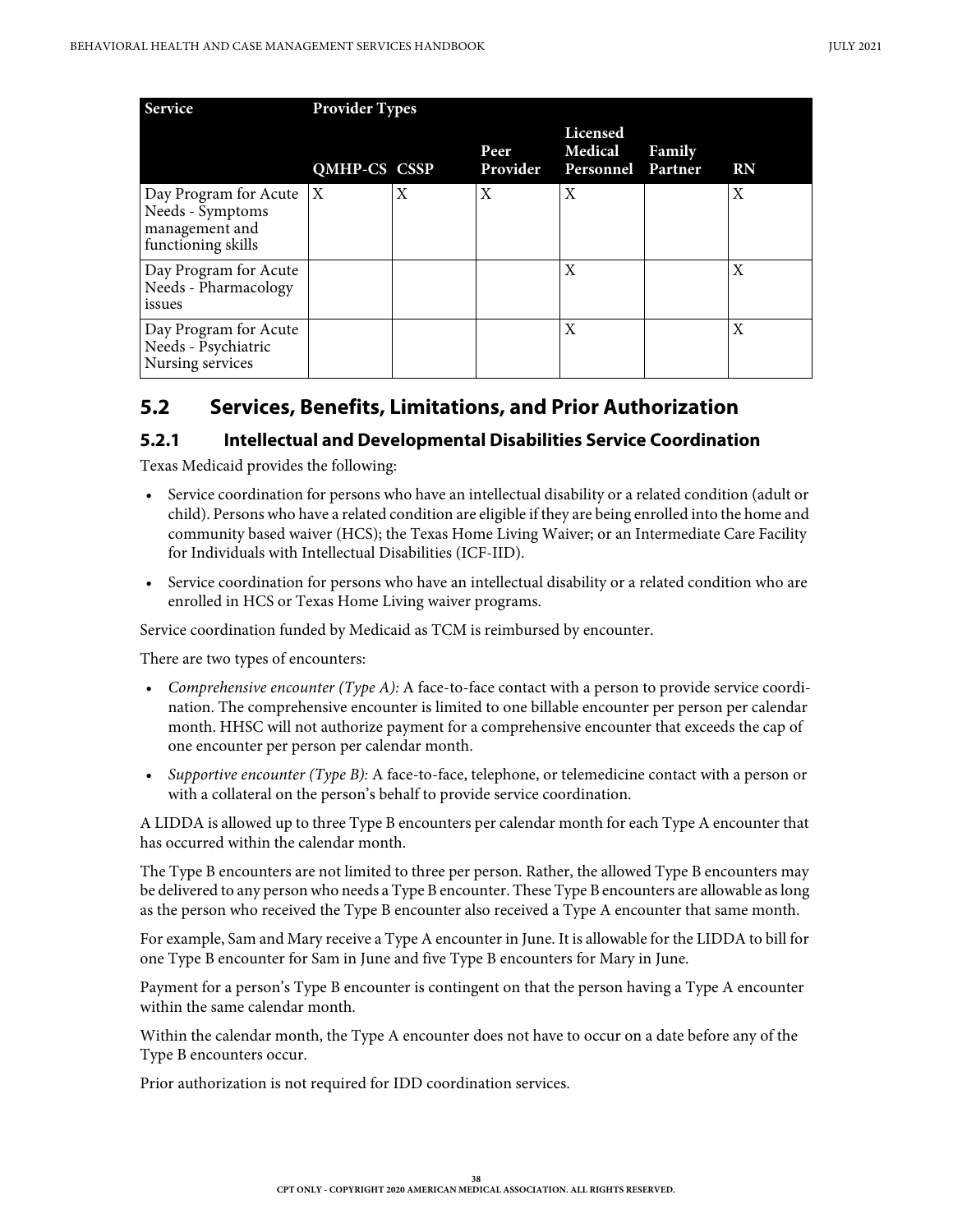| Service | Provider Types | | | | | |
|---|---|---|---|---|---|---|
| | QMHP-CS | CSSP | Peer Provider | Licensed Medical Personnel | Family Partner | RN |
| Day Program for Acute Needs - Symptoms management and functioning skills | X | X | X | X | | X |
| Day Program for Acute Needs - Pharmacology issues | | | | X | | X |
| Day Program for Acute Needs - Psychiatric Nursing services | | | | X | | X |

## 5.2 Services, Benefits, Limitations, and Prior Authorization

### 5.2.1 Intellectual and Developmental Disabilities Service Coordination

Texas Medicaid provides the following:

- Service coordination for persons who have an intellectual disability or a related condition (adult or child). Persons who have a related condition are eligible if they are being enrolled into the home and community based waiver (HCS); the Texas Home Living Waiver; or an Intermediate Care Facility for Individuals with Intellectual Disabilities (ICF-IID).
- Service coordination for persons who have an intellectual disability or a related condition who are enrolled in HCS or Texas Home Living waiver programs.

Service coordination funded by Medicaid as TCM is reimbursed by encounter.

There are two types of encounters:

- *Comprehensive encounter (Type A):* A face-to-face contact with a person to provide service coordination. The comprehensive encounter is limited to one billable encounter per person per calendar month. HHSC will not authorize payment for a comprehensive encounter that exceeds the cap of one encounter per person per calendar month.
- *Supportive encounter (Type B):* A face-to-face, telephone, or telemedicine contact with a person or with a collateral on the person's behalf to provide service coordination.

A LIDDA is allowed up to three Type B encounters per calendar month for each Type A encounter that has occurred within the calendar month.

The Type B encounters are not limited to three per person. Rather, the allowed Type B encounters may be delivered to any person who needs a Type B encounter. These Type B encounters are allowable as long as the person who received the Type B encounter also received a Type A encounter that same month.

For example, Sam and Mary receive a Type A encounter in June. It is allowable for the LIDDA to bill for one Type B encounter for Sam in June and five Type B encounters for Mary in June.

Payment for a person's Type B encounter is contingent on that the person having a Type A encounter within the same calendar month.

Within the calendar month, the Type A encounter does not have to occur on a date before any of the Type B encounters occur.

Prior authorization is not required for IDD coordination services.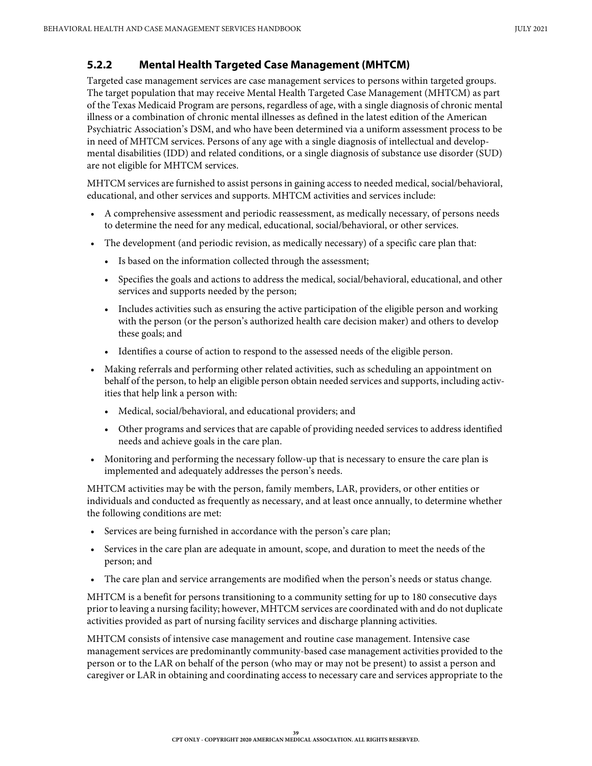### 5.2.2 Mental Health Targeted Case Management (MHTCM)

Targeted case management services are case management services to persons within targeted groups. The target population that may receive Mental Health Targeted Case Management (MHTCM) as part of the Texas Medicaid Program are persons, regardless of age, with a single diagnosis of chronic mental illness or a combination of chronic mental illnesses as defined in the latest edition of the American Psychiatric Association's DSM, and who have been determined via a uniform assessment process to be in need of MHTCM services. Persons of any age with a single diagnosis of intellectual and developmental disabilities (IDD) and related conditions, or a single diagnosis of substance use disorder (SUD) are not eligible for MHTCM services.

MHTCM services are furnished to assist persons in gaining access to needed medical, social/behavioral, educational, and other services and supports. MHTCM activities and services include:

- A comprehensive assessment and periodic reassessment, as medically necessary, of persons needs to determine the need for any medical, educational, social/behavioral, or other services.
- The development (and periodic revision, as medically necessary) of a specific care plan that:
  - Is based on the information collected through the assessment;
  - Specifies the goals and actions to address the medical, social/behavioral, educational, and other services and supports needed by the person;
  - Includes activities such as ensuring the active participation of the eligible person and working with the person (or the person's authorized health care decision maker) and others to develop these goals; and
  - Identifies a course of action to respond to the assessed needs of the eligible person.
- Making referrals and performing other related activities, such as scheduling an appointment on behalf of the person, to help an eligible person obtain needed services and supports, including activities that help link a person with:
  - Medical, social/behavioral, and educational providers; and
  - Other programs and services that are capable of providing needed services to address identified needs and achieve goals in the care plan.
- Monitoring and performing the necessary follow-up that is necessary to ensure the care plan is implemented and adequately addresses the person's needs.

MHTCM activities may be with the person, family members, LAR, providers, or other entities or individuals and conducted as frequently as necessary, and at least once annually, to determine whether the following conditions are met:

- Services are being furnished in accordance with the person's care plan;
- Services in the care plan are adequate in amount, scope, and duration to meet the needs of the person; and
- The care plan and service arrangements are modified when the person's needs or status change.

MHTCM is a benefit for persons transitioning to a community setting for up to 180 consecutive days prior to leaving a nursing facility; however, MHTCM services are coordinated with and do not duplicate activities provided as part of nursing facility services and discharge planning activities.

MHTCM consists of intensive case management and routine case management. Intensive case management services are predominantly community-based case management activities provided to the person or to the LAR on behalf of the person (who may or may not be present) to assist a person and caregiver or LAR in obtaining and coordinating access to necessary care and services appropriate to the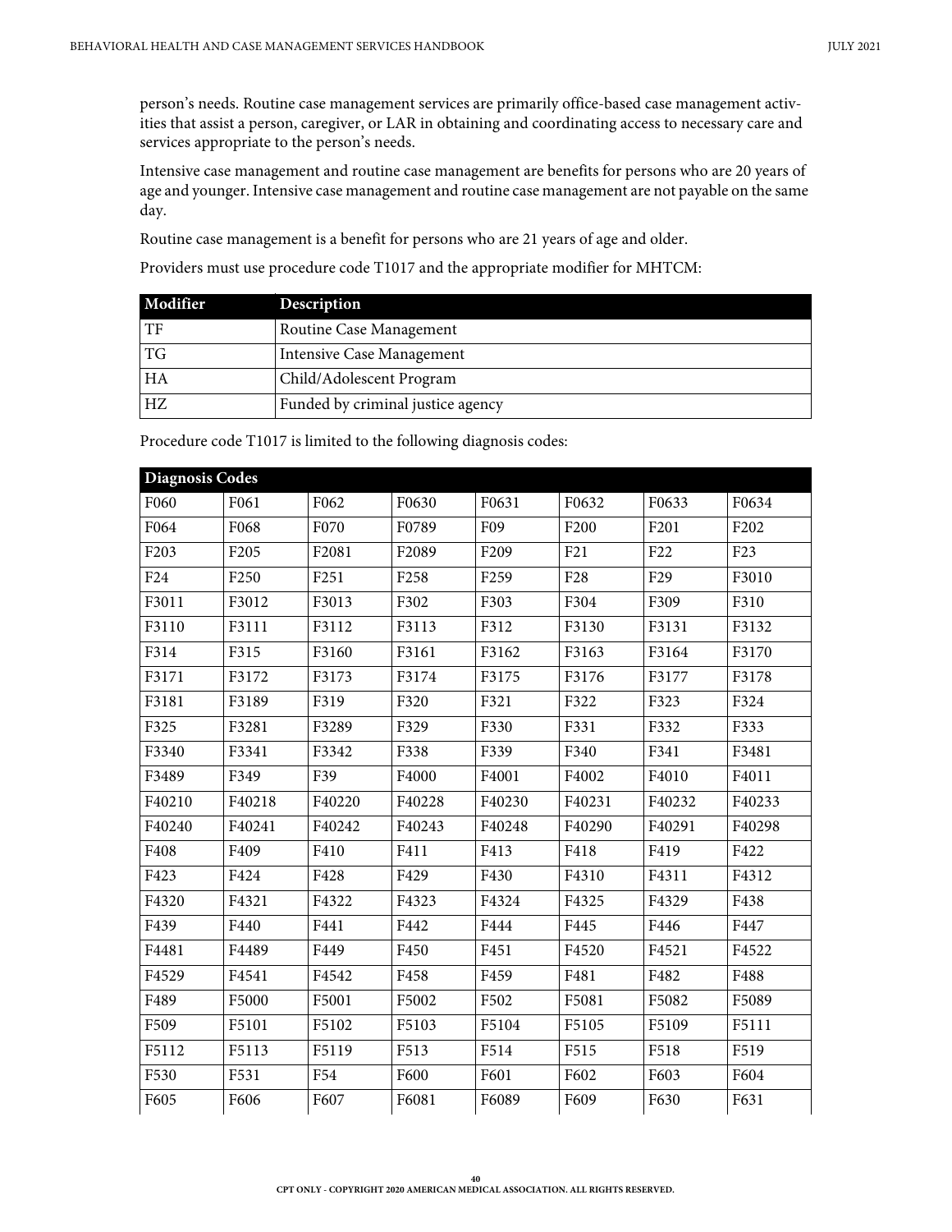person's needs. Routine case management services are primarily office-based case management activities that assist a person, caregiver, or LAR in obtaining and coordinating access to necessary care and services appropriate to the person's needs.

Intensive case management and routine case management are benefits for persons who are 20 years of age and younger. Intensive case management and routine case management are not payable on the same day.

Routine case management is a benefit for persons who are 21 years of age and older.

Providers must use procedure code T1017 and the appropriate modifier for MHTCM:

| Modifier | Description |
|---|---|
| TF | Routine Case Management |
| TG | Intensive Case Management |
| HA | Child/Adolescent Program |
| HZ | Funded by criminal justice agency |

Procedure code T1017 is limited to the following diagnosis codes:

| Diagnosis Codes | | | | | | | |
|---|---|---|---|---|---|---|---|
| F060 | F061 | F062 | F0630 | F0631 | F0632 | F0633 | F0634 |
| F064 | F068 | F070 | F0789 | F09 | F200 | F201 | F202 |
| F203 | F205 | F2081 | F2089 | F209 | F21 | F22 | F23 |
| F24 | F250 | F251 | F258 | F259 | F28 | F29 | F3010 |
| F3011 | F3012 | F3013 | F302 | F303 | F304 | F309 | F310 |
| F3110 | F3111 | F3112 | F3113 | F312 | F3130 | F3131 | F3132 |
| F314 | F315 | F3160 | F3161 | F3162 | F3163 | F3164 | F3170 |
| F3171 | F3172 | F3173 | F3174 | F3175 | F3176 | F3177 | F3178 |
| F3181 | F3189 | F319 | F320 | F321 | F322 | F323 | F324 |
| F325 | F3281 | F3289 | F329 | F330 | F331 | F332 | F333 |
| F3340 | F3341 | F3342 | F338 | F339 | F340 | F341 | F3481 |
| F3489 | F349 | F39 | F4000 | F4001 | F4002 | F4010 | F4011 |
| F40210 | F40218 | F40220 | F40228 | F40230 | F40231 | F40232 | F40233 |
| F40240 | F40241 | F40242 | F40243 | F40248 | F40290 | F40291 | F40298 |
| F408 | F409 | F410 | F411 | F413 | F418 | F419 | F422 |
| F423 | F424 | F428 | F429 | F430 | F4310 | F4311 | F4312 |
| F4320 | F4321 | F4322 | F4323 | F4324 | F4325 | F4329 | F438 |
| F439 | F440 | F441 | F442 | F444 | F445 | F446 | F447 |
| F4481 | F4489 | F449 | F450 | F451 | F4520 | F4521 | F4522 |
| F4529 | F4541 | F4542 | F458 | F459 | F481 | F482 | F488 |
| F489 | F5000 | F5001 | F5002 | F502 | F5081 | F5082 | F5089 |
| F509 | F5101 | F5102 | F5103 | F5104 | F5105 | F5109 | F5111 |
| F5112 | F5113 | F5119 | F513 | F514 | F515 | F518 | F519 |
| F530 | F531 | F54 | F600 | F601 | F602 | F603 | F604 |
| F605 | F606 | F607 | F6081 | F6089 | F609 | F630 | F631 |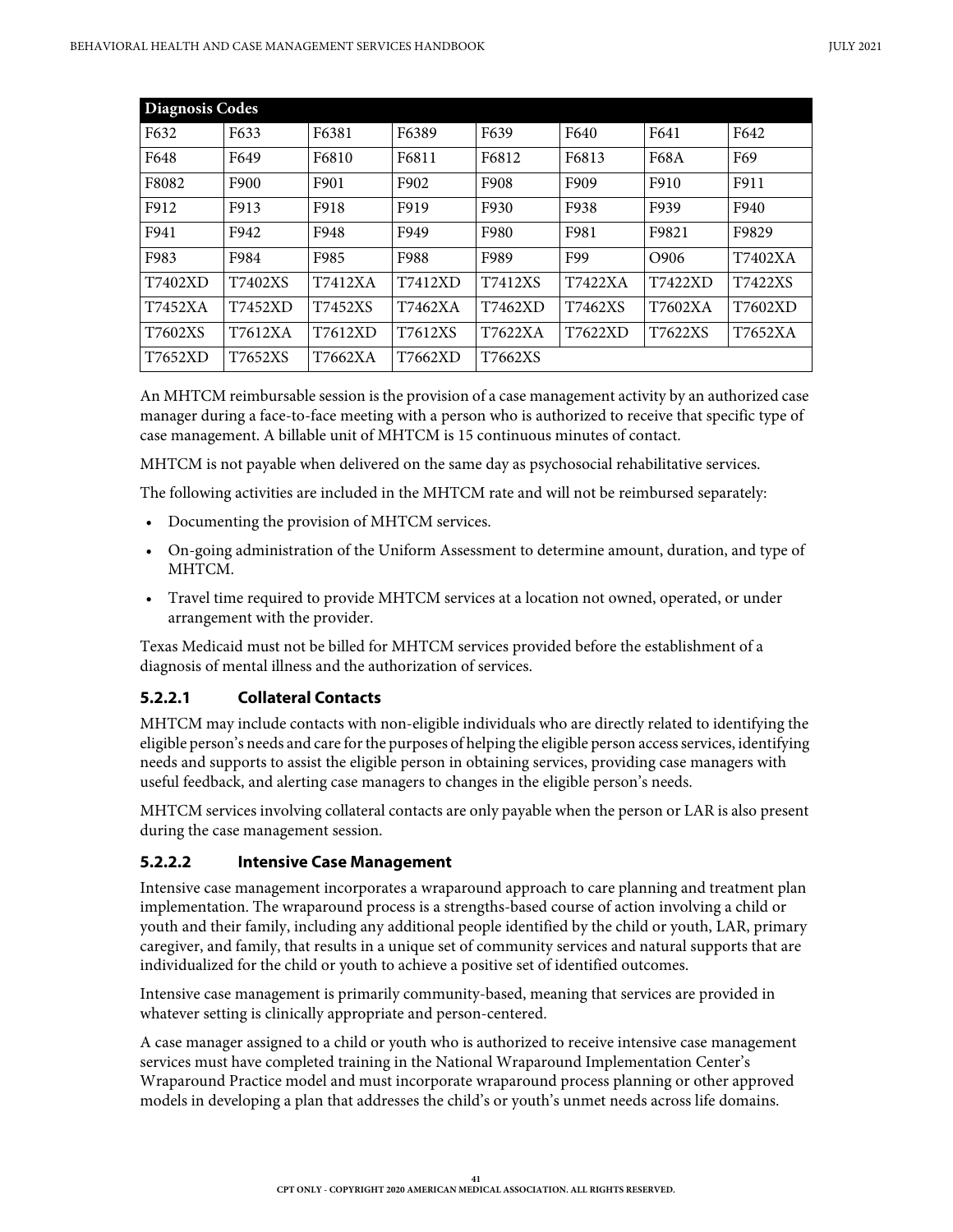| Diagnosis Codes | | | | | | | |
|---|---|---|---|---|---|---|---|
| F632 | F633 | F6381 | F6389 | F639 | F640 | F641 | F642 |
| F648 | F649 | F6810 | F6811 | F6812 | F6813 | F68A | F69 |
| F8082 | F900 | F901 | F902 | F908 | F909 | F910 | F911 |
| F912 | F913 | F918 | F919 | F930 | F938 | F939 | F940 |
| F941 | F942 | F948 | F949 | F980 | F981 | F9821 | F9829 |
| F983 | F984 | F985 | F988 | F989 | F99 | O906 | T7402XA |
| T7402XD | T7402XS | T7412XA | T7412XD | T7412XS | T7422XA | T7422XD | T7422XS |
| T7452XA | T7452XD | T7452XS | T7462XA | T7462XD | T7462XS | T7602XA | T7602XD |
| T7602XS | T7612XA | T7612XD | T7612XS | T7622XA | T7622XD | T7622XS | T7652XA |
| T7652XD | T7652XS | T7662XA | T7662XD | T7662XS | | | |

An MHTCM reimbursable session is the provision of a case management activity by an authorized case manager during a face-to-face meeting with a person who is authorized to receive that specific type of case management. A billable unit of MHTCM is 15 continuous minutes of contact.

MHTCM is not payable when delivered on the same day as psychosocial rehabilitative services.

The following activities are included in the MHTCM rate and will not be reimbursed separately:

- Documenting the provision of MHTCM services.
- On-going administration of the Uniform Assessment to determine amount, duration, and type of MHTCM.
- Travel time required to provide MHTCM services at a location not owned, operated, or under arrangement with the provider.

Texas Medicaid must not be billed for MHTCM services provided before the establishment of a diagnosis of mental illness and the authorization of services.

### 5.2.2.1 Collateral Contacts

MHTCM may include contacts with non-eligible individuals who are directly related to identifying the eligible person's needs and care for the purposes of helping the eligible person access services, identifying needs and supports to assist the eligible person in obtaining services, providing case managers with useful feedback, and alerting case managers to changes in the eligible person's needs.

MHTCM services involving collateral contacts are only payable when the person or LAR is also present during the case management session.

### 5.2.2.2 Intensive Case Management

Intensive case management incorporates a wraparound approach to care planning and treatment plan implementation. The wraparound process is a strengths-based course of action involving a child or youth and their family, including any additional people identified by the child or youth, LAR, primary caregiver, and family, that results in a unique set of community services and natural supports that are individualized for the child or youth to achieve a positive set of identified outcomes.

Intensive case management is primarily community-based, meaning that services are provided in whatever setting is clinically appropriate and person-centered.

A case manager assigned to a child or youth who is authorized to receive intensive case management services must have completed training in the National Wraparound Implementation Center's Wraparound Practice model and must incorporate wraparound process planning or other approved models in developing a plan that addresses the child's or youth's unmet needs across life domains.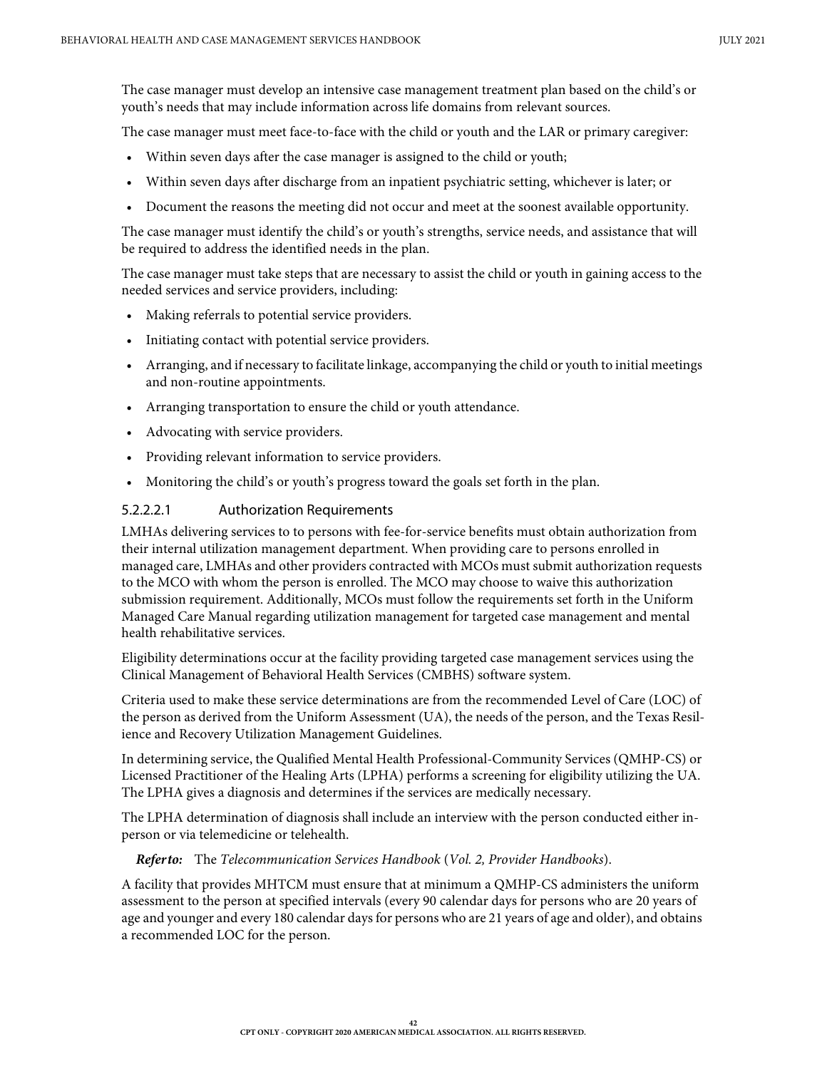The case manager must develop an intensive case management treatment plan based on the child's or youth's needs that may include information across life domains from relevant sources.

The case manager must meet face-to-face with the child or youth and the LAR or primary caregiver:

- Within seven days after the case manager is assigned to the child or youth;
- Within seven days after discharge from an inpatient psychiatric setting, whichever is later; or
- Document the reasons the meeting did not occur and meet at the soonest available opportunity.

The case manager must identify the child's or youth's strengths, service needs, and assistance that will be required to address the identified needs in the plan.

The case manager must take steps that are necessary to assist the child or youth in gaining access to the needed services and service providers, including:

- Making referrals to potential service providers.
- Initiating contact with potential service providers.
- Arranging, and if necessary to facilitate linkage, accompanying the child or youth to initial meetings and non-routine appointments.
- Arranging transportation to ensure the child or youth attendance.
- Advocating with service providers.
- Providing relevant information to service providers.
- Monitoring the child's or youth's progress toward the goals set forth in the plan.

#### 5.2.2.2.1 Authorization Requirements

LMHAs delivering services to to persons with fee-for-service benefits must obtain authorization from their internal utilization management department. When providing care to persons enrolled in managed care, LMHAs and other providers contracted with MCOs must submit authorization requests to the MCO with whom the person is enrolled. The MCO may choose to waive this authorization submission requirement. Additionally, MCOs must follow the requirements set forth in the Uniform Managed Care Manual regarding utilization management for targeted case management and mental health rehabilitative services.

Eligibility determinations occur at the facility providing targeted case management services using the Clinical Management of Behavioral Health Services (CMBHS) software system.

Criteria used to make these service determinations are from the recommended Level of Care (LOC) of the person as derived from the Uniform Assessment (UA), the needs of the person, and the Texas Resilience and Recovery Utilization Management Guidelines.

In determining service, the Qualified Mental Health Professional-Community Services (QMHP-CS) or Licensed Practitioner of the Healing Arts (LPHA) performs a screening for eligibility utilizing the UA. The LPHA gives a diagnosis and determines if the services are medically necessary.

The LPHA determination of diagnosis shall include an interview with the person conducted either in-person or via telemedicine or telehealth.

***Refer to:*** The *Telecommunication Services Handbook* (*Vol. 2, Provider Handbooks*).

A facility that provides MHTCM must ensure that at minimum a QMHP-CS administers the uniform assessment to the person at specified intervals (every 90 calendar days for persons who are 20 years of age and younger and every 180 calendar days for persons who are 21 years of age and older), and obtains a recommended LOC for the person.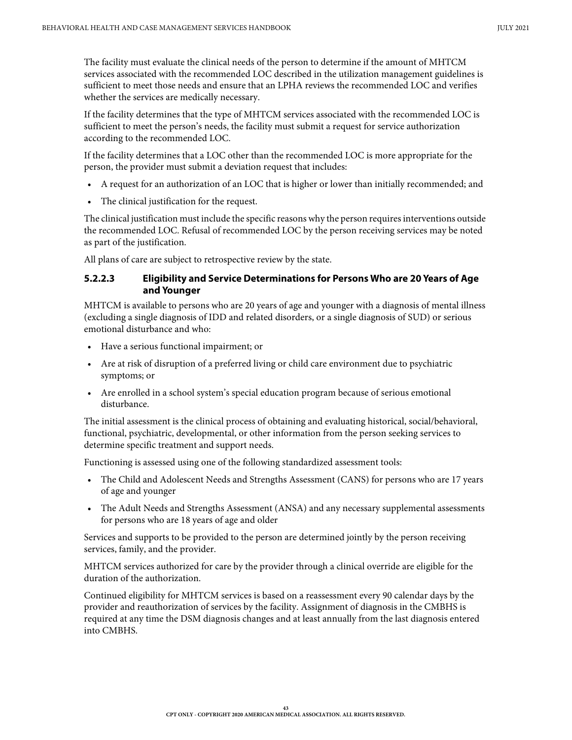The facility must evaluate the clinical needs of the person to determine if the amount of MHTCM services associated with the recommended LOC described in the utilization management guidelines is sufficient to meet those needs and ensure that an LPHA reviews the recommended LOC and verifies whether the services are medically necessary.

If the facility determines that the type of MHTCM services associated with the recommended LOC is sufficient to meet the person's needs, the facility must submit a request for service authorization according to the recommended LOC.

If the facility determines that a LOC other than the recommended LOC is more appropriate for the person, the provider must submit a deviation request that includes:

- A request for an authorization of an LOC that is higher or lower than initially recommended; and
- The clinical justification for the request.

The clinical justification must include the specific reasons why the person requires interventions outside the recommended LOC. Refusal of recommended LOC by the person receiving services may be noted as part of the justification.

All plans of care are subject to retrospective review by the state.

#### 5.2.2.3 Eligibility and Service Determinations for Persons Who are 20 Years of Age and Younger

MHTCM is available to persons who are 20 years of age and younger with a diagnosis of mental illness (excluding a single diagnosis of IDD and related disorders, or a single diagnosis of SUD) or serious emotional disturbance and who:

- Have a serious functional impairment; or
- Are at risk of disruption of a preferred living or child care environment due to psychiatric symptoms; or
- Are enrolled in a school system's special education program because of serious emotional disturbance.

The initial assessment is the clinical process of obtaining and evaluating historical, social/behavioral, functional, psychiatric, developmental, or other information from the person seeking services to determine specific treatment and support needs.

Functioning is assessed using one of the following standardized assessment tools:

- The Child and Adolescent Needs and Strengths Assessment (CANS) for persons who are 17 years of age and younger
- The Adult Needs and Strengths Assessment (ANSA) and any necessary supplemental assessments for persons who are 18 years of age and older

Services and supports to be provided to the person are determined jointly by the person receiving services, family, and the provider.

MHTCM services authorized for care by the provider through a clinical override are eligible for the duration of the authorization.

Continued eligibility for MHTCM services is based on a reassessment every 90 calendar days by the provider and reauthorization of services by the facility. Assignment of diagnosis in the CMBHS is required at any time the DSM diagnosis changes and at least annually from the last diagnosis entered into CMBHS.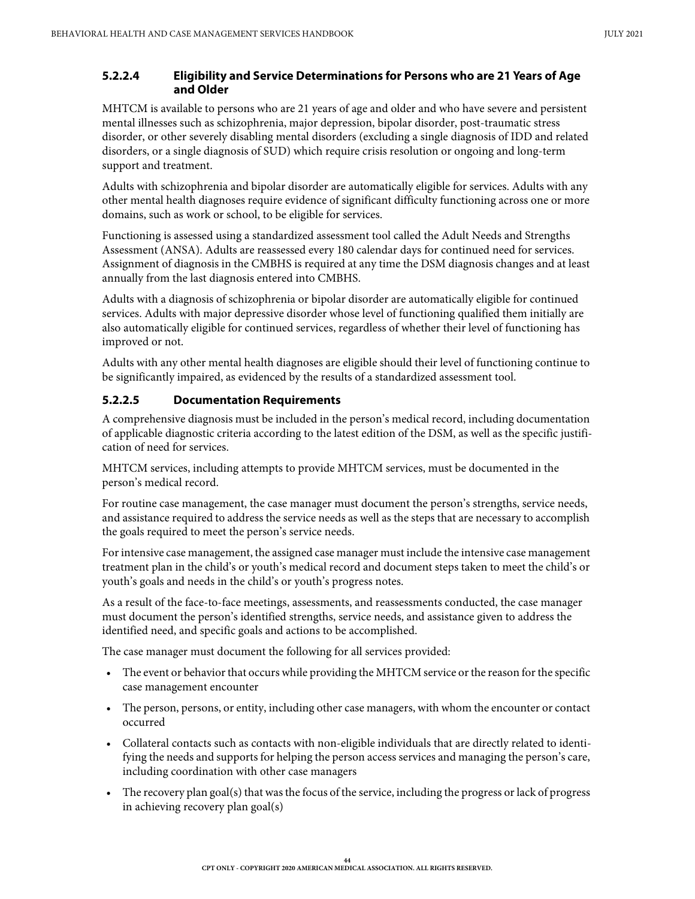#### 5.2.2.4 Eligibility and Service Determinations for Persons who are 21 Years of Age and Older

MHTCM is available to persons who are 21 years of age and older and who have severe and persistent mental illnesses such as schizophrenia, major depression, bipolar disorder, post-traumatic stress disorder, or other severely disabling mental disorders (excluding a single diagnosis of IDD and related disorders, or a single diagnosis of SUD) which require crisis resolution or ongoing and long-term support and treatment.

Adults with schizophrenia and bipolar disorder are automatically eligible for services. Adults with any other mental health diagnoses require evidence of significant difficulty functioning across one or more domains, such as work or school, to be eligible for services.

Functioning is assessed using a standardized assessment tool called the Adult Needs and Strengths Assessment (ANSA). Adults are reassessed every 180 calendar days for continued need for services. Assignment of diagnosis in the CMBHS is required at any time the DSM diagnosis changes and at least annually from the last diagnosis entered into CMBHS.

Adults with a diagnosis of schizophrenia or bipolar disorder are automatically eligible for continued services. Adults with major depressive disorder whose level of functioning qualified them initially are also automatically eligible for continued services, regardless of whether their level of functioning has improved or not.

Adults with any other mental health diagnoses are eligible should their level of functioning continue to be significantly impaired, as evidenced by the results of a standardized assessment tool.

#### 5.2.2.5 Documentation Requirements

A comprehensive diagnosis must be included in the person's medical record, including documentation of applicable diagnostic criteria according to the latest edition of the DSM, as well as the specific justification of need for services.

MHTCM services, including attempts to provide MHTCM services, must be documented in the person's medical record.

For routine case management, the case manager must document the person's strengths, service needs, and assistance required to address the service needs as well as the steps that are necessary to accomplish the goals required to meet the person's service needs.

For intensive case management, the assigned case manager must include the intensive case management treatment plan in the child's or youth's medical record and document steps taken to meet the child's or youth's goals and needs in the child's or youth's progress notes.

As a result of the face-to-face meetings, assessments, and reassessments conducted, the case manager must document the person's identified strengths, service needs, and assistance given to address the identified need, and specific goals and actions to be accomplished.

The case manager must document the following for all services provided:

- The event or behavior that occurs while providing the MHTCM service or the reason for the specific case management encounter
- The person, persons, or entity, including other case managers, with whom the encounter or contact occurred
- Collateral contacts such as contacts with non-eligible individuals that are directly related to identifying the needs and supports for helping the person access services and managing the person's care, including coordination with other case managers
- The recovery plan goal(s) that was the focus of the service, including the progress or lack of progress in achieving recovery plan goal(s)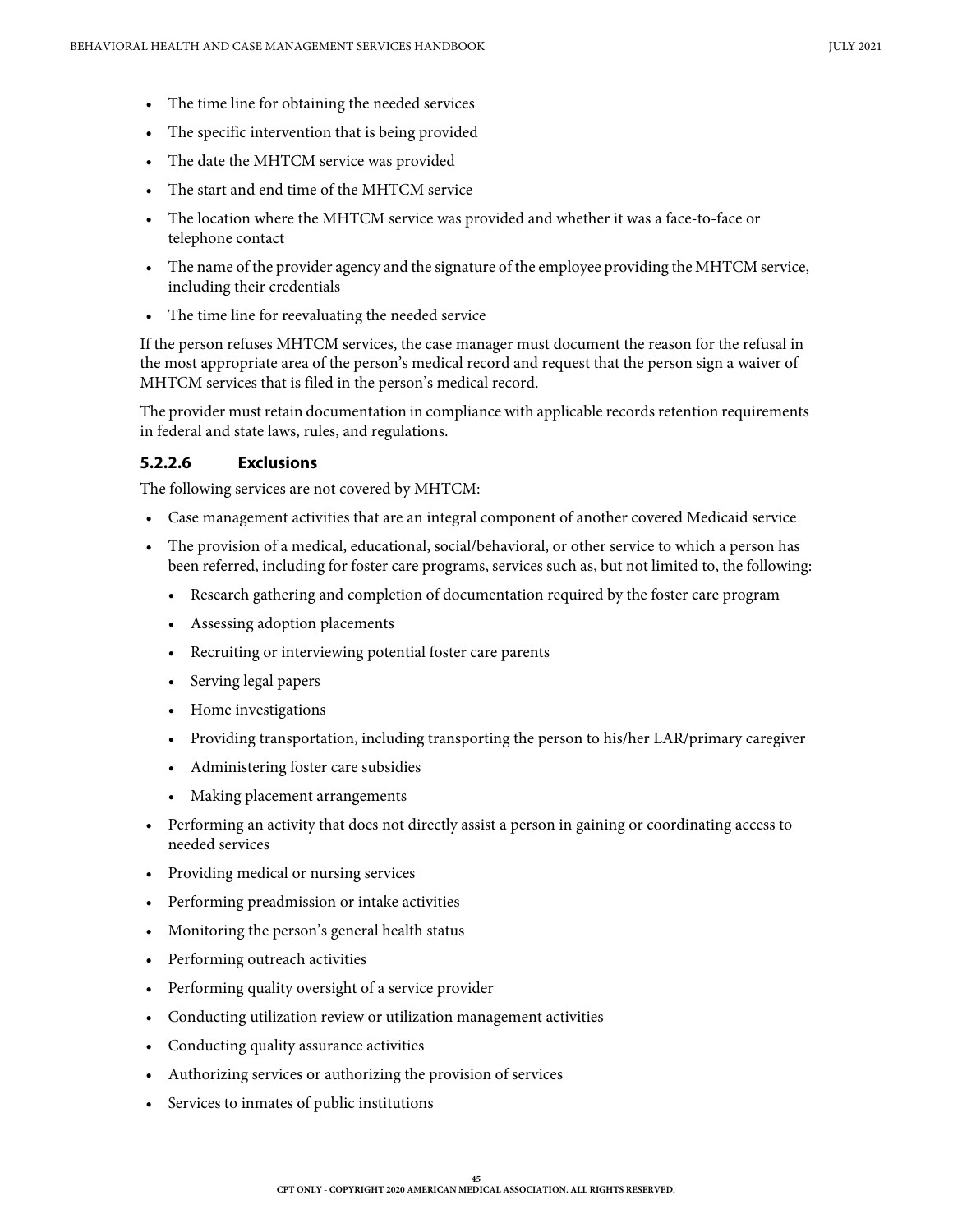- The time line for obtaining the needed services
- The specific intervention that is being provided
- The date the MHTCM service was provided
- The start and end time of the MHTCM service
- The location where the MHTCM service was provided and whether it was a face-to-face or telephone contact
- The name of the provider agency and the signature of the employee providing the MHTCM service, including their credentials
- The time line for reevaluating the needed service

If the person refuses MHTCM services, the case manager must document the reason for the refusal in the most appropriate area of the person's medical record and request that the person sign a waiver of MHTCM services that is filed in the person's medical record.

The provider must retain documentation in compliance with applicable records retention requirements in federal and state laws, rules, and regulations.

### 5.2.2.6 Exclusions

The following services are not covered by MHTCM:

- Case management activities that are an integral component of another covered Medicaid service
- The provision of a medical, educational, social/behavioral, or other service to which a person has been referred, including for foster care programs, services such as, but not limited to, the following:
  - Research gathering and completion of documentation required by the foster care program
  - Assessing adoption placements
  - Recruiting or interviewing potential foster care parents
  - Serving legal papers
  - Home investigations
  - Providing transportation, including transporting the person to his/her LAR/primary caregiver
  - Administering foster care subsidies
  - Making placement arrangements
- Performing an activity that does not directly assist a person in gaining or coordinating access to needed services
- Providing medical or nursing services
- Performing preadmission or intake activities
- Monitoring the person's general health status
- Performing outreach activities
- Performing quality oversight of a service provider
- Conducting utilization review or utilization management activities
- Conducting quality assurance activities
- Authorizing services or authorizing the provision of services
- Services to inmates of public institutions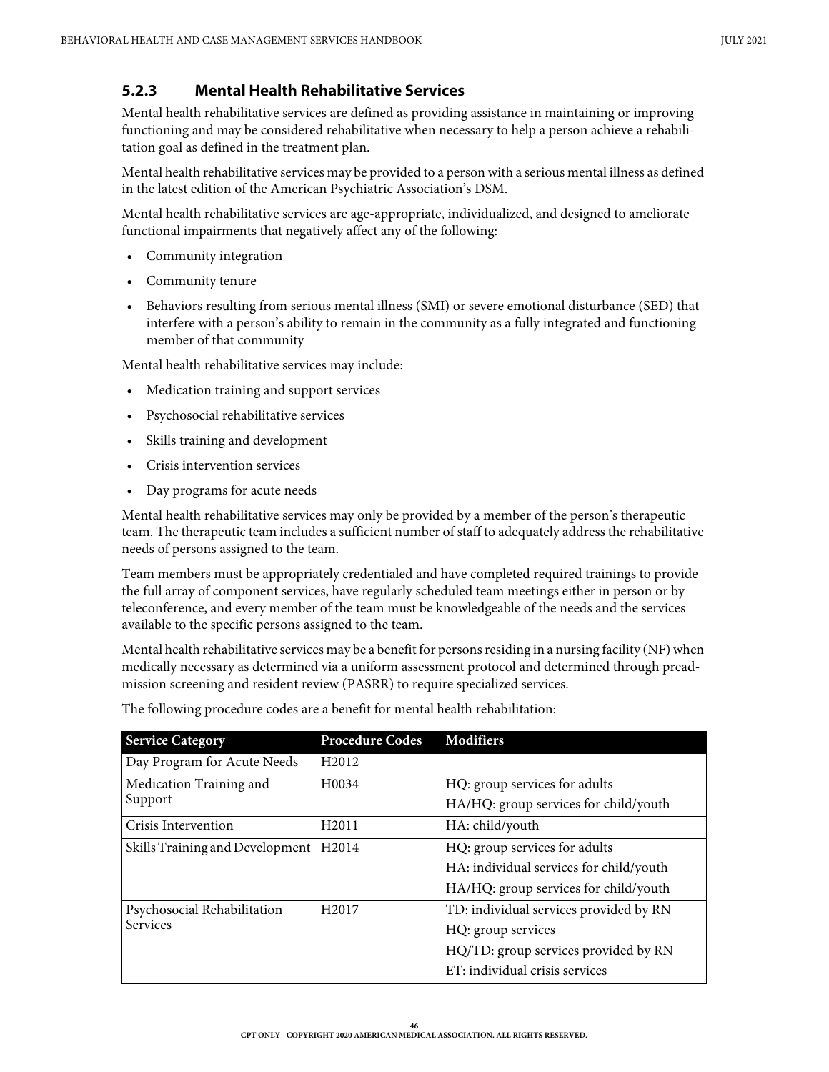### 5.2.3 Mental Health Rehabilitative Services

Mental health rehabilitative services are defined as providing assistance in maintaining or improving functioning and may be considered rehabilitative when necessary to help a person achieve a rehabilitation goal as defined in the treatment plan.

Mental health rehabilitative services may be provided to a person with a serious mental illness as defined in the latest edition of the American Psychiatric Association's DSM.

Mental health rehabilitative services are age-appropriate, individualized, and designed to ameliorate functional impairments that negatively affect any of the following:

- Community integration
- Community tenure
- Behaviors resulting from serious mental illness (SMI) or severe emotional disturbance (SED) that interfere with a person's ability to remain in the community as a fully integrated and functioning member of that community

Mental health rehabilitative services may include:

- Medication training and support services
- Psychosocial rehabilitative services
- Skills training and development
- Crisis intervention services
- Day programs for acute needs

Mental health rehabilitative services may only be provided by a member of the person's therapeutic team. The therapeutic team includes a sufficient number of staff to adequately address the rehabilitative needs of persons assigned to the team.

Team members must be appropriately credentialed and have completed required trainings to provide the full array of component services, have regularly scheduled team meetings either in person or by teleconference, and every member of the team must be knowledgeable of the needs and the services available to the specific persons assigned to the team.

Mental health rehabilitative services may be a benefit for persons residing in a nursing facility (NF) when medically necessary as determined via a uniform assessment protocol and determined through preadmission screening and resident review (PASRR) to require specialized services.

The following procedure codes are a benefit for mental health rehabilitation:

| Service Category | Procedure Codes | Modifiers |
|---|---|---|
| Day Program for Acute Needs | H2012 | |
| Medication Training and Support | H0034 | HQ: group services for adults<br>HA/HQ: group services for child/youth |
| Crisis Intervention | H2011 | HA: child/youth |
| Skills Training and Development | H2014 | HQ: group services for adults<br>HA: individual services for child/youth<br>HA/HQ: group services for child/youth |
| Psychosocial Rehabilitation Services | H2017 | TD: individual services provided by RN<br>HQ: group services<br>HQ/TD: group services provided by RN<br>ET: individual crisis services |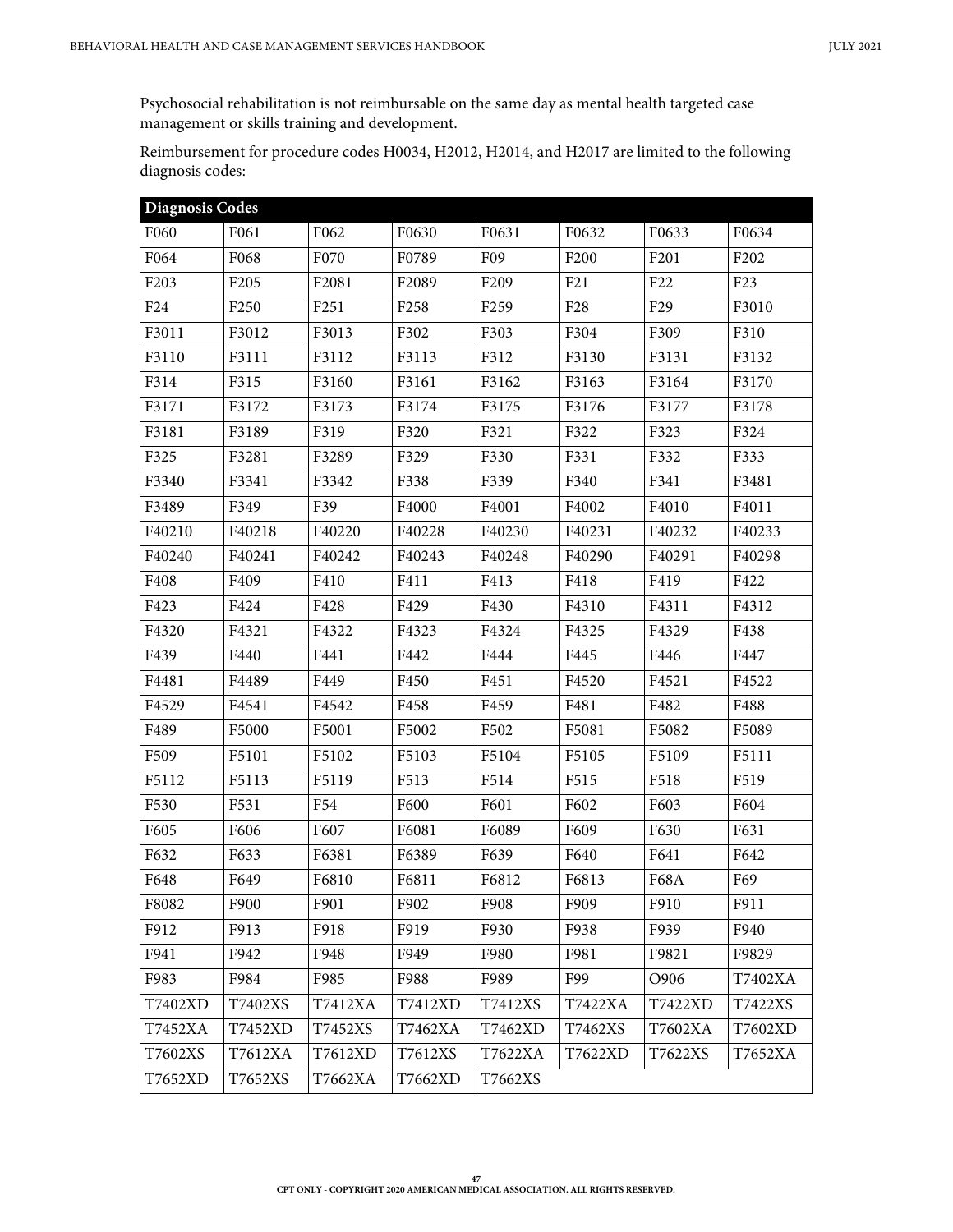Psychosocial rehabilitation is not reimbursable on the same day as mental health targeted case management or skills training and development.

Reimbursement for procedure codes H0034, H2012, H2014, and H2017 are limited to the following diagnosis codes:

| Diagnosis Codes | | | | | | | |
|---|---|---|---|---|---|---|---|
| F060 | F061 | F062 | F0630 | F0631 | F0632 | F0633 | F0634 |
| F064 | F068 | F070 | F0789 | F09 | F200 | F201 | F202 |
| F203 | F205 | F2081 | F2089 | F209 | F21 | F22 | F23 |
| F24 | F250 | F251 | F258 | F259 | F28 | F29 | F3010 |
| F3011 | F3012 | F3013 | F302 | F303 | F304 | F309 | F310 |
| F3110 | F3111 | F3112 | F3113 | F312 | F3130 | F3131 | F3132 |
| F314 | F315 | F3160 | F3161 | F3162 | F3163 | F3164 | F3170 |
| F3171 | F3172 | F3173 | F3174 | F3175 | F3176 | F3177 | F3178 |
| F3181 | F3189 | F319 | F320 | F321 | F322 | F323 | F324 |
| F325 | F3281 | F3289 | F329 | F330 | F331 | F332 | F333 |
| F3340 | F3341 | F3342 | F338 | F339 | F340 | F341 | F3481 |
| F3489 | F349 | F39 | F4000 | F4001 | F4002 | F4010 | F4011 |
| F40210 | F40218 | F40220 | F40228 | F40230 | F40231 | F40232 | F40233 |
| F40240 | F40241 | F40242 | F40243 | F40248 | F40290 | F40291 | F40298 |
| F408 | F409 | F410 | F411 | F413 | F418 | F419 | F422 |
| F423 | F424 | F428 | F429 | F430 | F4310 | F4311 | F4312 |
| F4320 | F4321 | F4322 | F4323 | F4324 | F4325 | F4329 | F438 |
| F439 | F440 | F441 | F442 | F444 | F445 | F446 | F447 |
| F4481 | F4489 | F449 | F450 | F451 | F4520 | F4521 | F4522 |
| F4529 | F4541 | F4542 | F458 | F459 | F481 | F482 | F488 |
| F489 | F5000 | F5001 | F5002 | F502 | F5081 | F5082 | F5089 |
| F509 | F5101 | F5102 | F5103 | F5104 | F5105 | F5109 | F5111 |
| F5112 | F5113 | F5119 | F513 | F514 | F515 | F518 | F519 |
| F530 | F531 | F54 | F600 | F601 | F602 | F603 | F604 |
| F605 | F606 | F607 | F6081 | F6089 | F609 | F630 | F631 |
| F632 | F633 | F6381 | F6389 | F639 | F640 | F641 | F642 |
| F648 | F649 | F6810 | F6811 | F6812 | F6813 | F68A | F69 |
| F8082 | F900 | F901 | F902 | F908 | F909 | F910 | F911 |
| F912 | F913 | F918 | F919 | F930 | F938 | F939 | F940 |
| F941 | F942 | F948 | F949 | F980 | F981 | F9821 | F9829 |
| F983 | F984 | F985 | F988 | F989 | F99 | O906 | T7402XA |
| T7402XD | T7402XS | T7412XA | T7412XD | T7412XS | T7422XA | T7422XD | T7422XS |
| T7452XA | T7452XD | T7452XS | T7462XA | T7462XD | T7462XS | T7602XA | T7602XD |
| T7602XS | T7612XA | T7612XD | T7612XS | T7622XA | T7622XD | T7622XS | T7652XA |
| T7652XD | T7652XS | T7662XA | T7662XD | T7662XS | | | |

CPT ONLY - COPYRIGHT 2020 AMERICAN MEDICAL ASSOCIATION. ALL RIGHTS RESERVED.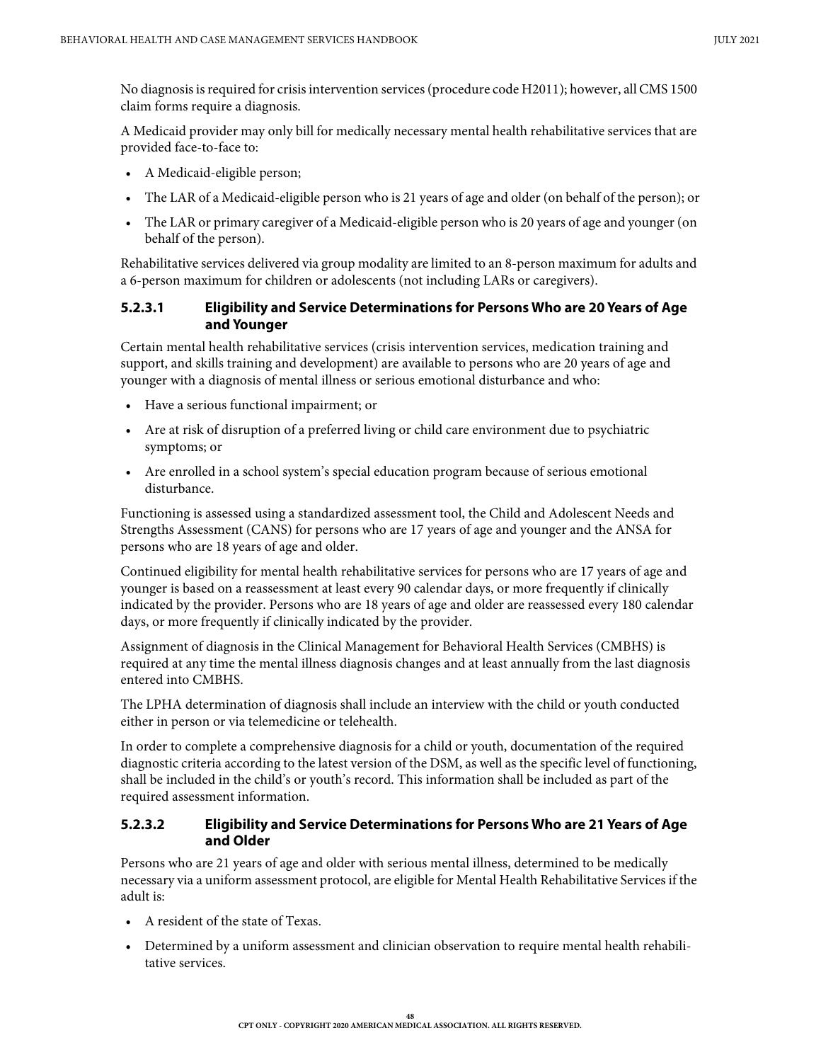No diagnosis is required for crisis intervention services (procedure code H2011); however, all CMS 1500 claim forms require a diagnosis.

A Medicaid provider may only bill for medically necessary mental health rehabilitative services that are provided face-to-face to:

- A Medicaid-eligible person;
- The LAR of a Medicaid-eligible person who is 21 years of age and older (on behalf of the person); or
- The LAR or primary caregiver of a Medicaid-eligible person who is 20 years of age and younger (on behalf of the person).

Rehabilitative services delivered via group modality are limited to an 8-person maximum for adults and a 6-person maximum for children or adolescents (not including LARs or caregivers).

### 5.2.3.1 Eligibility and Service Determinations for Persons Who are 20 Years of Age and Younger

Certain mental health rehabilitative services (crisis intervention services, medication training and support, and skills training and development) are available to persons who are 20 years of age and younger with a diagnosis of mental illness or serious emotional disturbance and who:

- Have a serious functional impairment; or
- Are at risk of disruption of a preferred living or child care environment due to psychiatric symptoms; or
- Are enrolled in a school system's special education program because of serious emotional disturbance.

Functioning is assessed using a standardized assessment tool, the Child and Adolescent Needs and Strengths Assessment (CANS) for persons who are 17 years of age and younger and the ANSA for persons who are 18 years of age and older.

Continued eligibility for mental health rehabilitative services for persons who are 17 years of age and younger is based on a reassessment at least every 90 calendar days, or more frequently if clinically indicated by the provider. Persons who are 18 years of age and older are reassessed every 180 calendar days, or more frequently if clinically indicated by the provider.

Assignment of diagnosis in the Clinical Management for Behavioral Health Services (CMBHS) is required at any time the mental illness diagnosis changes and at least annually from the last diagnosis entered into CMBHS.

The LPHA determination of diagnosis shall include an interview with the child or youth conducted either in person or via telemedicine or telehealth.

In order to complete a comprehensive diagnosis for a child or youth, documentation of the required diagnostic criteria according to the latest version of the DSM, as well as the specific level of functioning, shall be included in the child's or youth's record. This information shall be included as part of the required assessment information.

### 5.2.3.2 Eligibility and Service Determinations for Persons Who are 21 Years of Age and Older

Persons who are 21 years of age and older with serious mental illness, determined to be medically necessary via a uniform assessment protocol, are eligible for Mental Health Rehabilitative Services if the adult is:

- A resident of the state of Texas.
- Determined by a uniform assessment and clinician observation to require mental health rehabilitative services.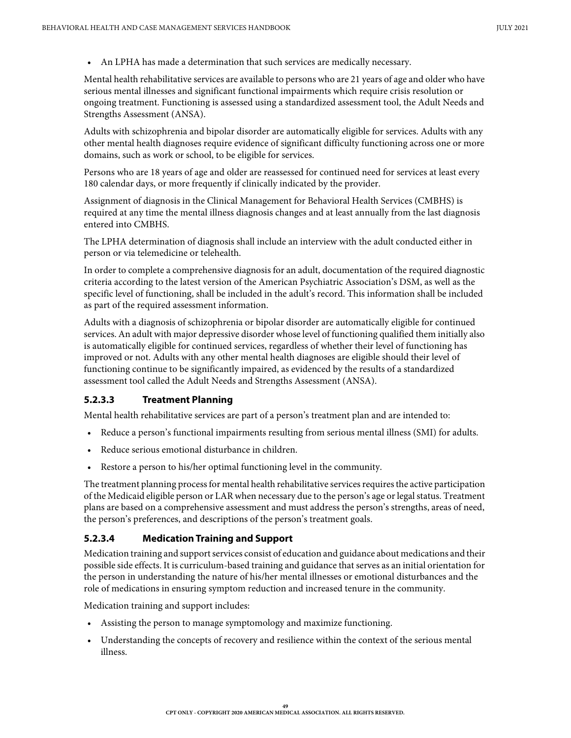- An LPHA has made a determination that such services are medically necessary.

Mental health rehabilitative services are available to persons who are 21 years of age and older who have serious mental illnesses and significant functional impairments which require crisis resolution or ongoing treatment. Functioning is assessed using a standardized assessment tool, the Adult Needs and Strengths Assessment (ANSA).

Adults with schizophrenia and bipolar disorder are automatically eligible for services. Adults with any other mental health diagnoses require evidence of significant difficulty functioning across one or more domains, such as work or school, to be eligible for services.

Persons who are 18 years of age and older are reassessed for continued need for services at least every 180 calendar days, or more frequently if clinically indicated by the provider.

Assignment of diagnosis in the Clinical Management for Behavioral Health Services (CMBHS) is required at any time the mental illness diagnosis changes and at least annually from the last diagnosis entered into CMBHS.

The LPHA determination of diagnosis shall include an interview with the adult conducted either in person or via telemedicine or telehealth.

In order to complete a comprehensive diagnosis for an adult, documentation of the required diagnostic criteria according to the latest version of the American Psychiatric Association's DSM, as well as the specific level of functioning, shall be included in the adult's record. This information shall be included as part of the required assessment information.

Adults with a diagnosis of schizophrenia or bipolar disorder are automatically eligible for continued services. An adult with major depressive disorder whose level of functioning qualified them initially also is automatically eligible for continued services, regardless of whether their level of functioning has improved or not. Adults with any other mental health diagnoses are eligible should their level of functioning continue to be significantly impaired, as evidenced by the results of a standardized assessment tool called the Adult Needs and Strengths Assessment (ANSA).

### 5.2.3.3 Treatment Planning

Mental health rehabilitative services are part of a person's treatment plan and are intended to:

- Reduce a person's functional impairments resulting from serious mental illness (SMI) for adults.
- Reduce serious emotional disturbance in children.
- Restore a person to his/her optimal functioning level in the community.

The treatment planning process for mental health rehabilitative services requires the active participation of the Medicaid eligible person or LAR when necessary due to the person's age or legal status. Treatment plans are based on a comprehensive assessment and must address the person's strengths, areas of need, the person's preferences, and descriptions of the person's treatment goals.

### 5.2.3.4 Medication Training and Support

Medication training and support services consist of education and guidance about medications and their possible side effects. It is curriculum-based training and guidance that serves as an initial orientation for the person in understanding the nature of his/her mental illnesses or emotional disturbances and the role of medications in ensuring symptom reduction and increased tenure in the community.

Medication training and support includes:

- Assisting the person to manage symptomology and maximize functioning.
- Understanding the concepts of recovery and resilience within the context of the serious mental illness.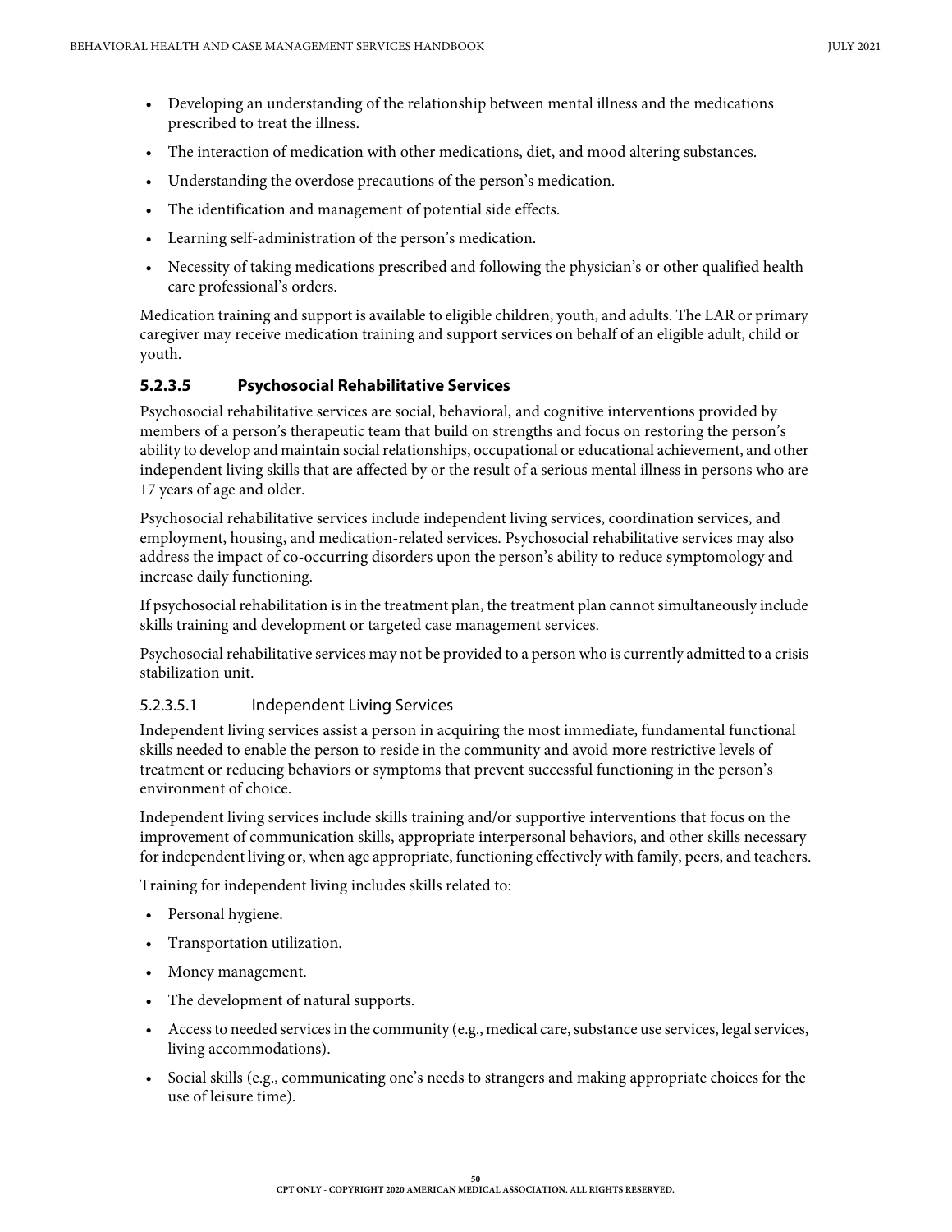- Developing an understanding of the relationship between mental illness and the medications prescribed to treat the illness.
- The interaction of medication with other medications, diet, and mood altering substances.
- Understanding the overdose precautions of the person's medication.
- The identification and management of potential side effects.
- Learning self-administration of the person's medication.
- Necessity of taking medications prescribed and following the physician's or other qualified health care professional's orders.

Medication training and support is available to eligible children, youth, and adults. The LAR or primary caregiver may receive medication training and support services on behalf of an eligible adult, child or youth.

### 5.2.3.5 Psychosocial Rehabilitative Services

Psychosocial rehabilitative services are social, behavioral, and cognitive interventions provided by members of a person's therapeutic team that build on strengths and focus on restoring the person's ability to develop and maintain social relationships, occupational or educational achievement, and other independent living skills that are affected by or the result of a serious mental illness in persons who are 17 years of age and older.

Psychosocial rehabilitative services include independent living services, coordination services, and employment, housing, and medication-related services. Psychosocial rehabilitative services may also address the impact of co-occurring disorders upon the person's ability to reduce symptomology and increase daily functioning.

If psychosocial rehabilitation is in the treatment plan, the treatment plan cannot simultaneously include skills training and development or targeted case management services.

Psychosocial rehabilitative services may not be provided to a person who is currently admitted to a crisis stabilization unit.

#### 5.2.3.5.1 Independent Living Services

Independent living services assist a person in acquiring the most immediate, fundamental functional skills needed to enable the person to reside in the community and avoid more restrictive levels of treatment or reducing behaviors or symptoms that prevent successful functioning in the person's environment of choice.

Independent living services include skills training and/or supportive interventions that focus on the improvement of communication skills, appropriate interpersonal behaviors, and other skills necessary for independent living or, when age appropriate, functioning effectively with family, peers, and teachers.

Training for independent living includes skills related to:

- Personal hygiene.
- Transportation utilization.
- Money management.
- The development of natural supports.
- Access to needed services in the community (e.g., medical care, substance use services, legal services, living accommodations).
- Social skills (e.g., communicating one's needs to strangers and making appropriate choices for the use of leisure time).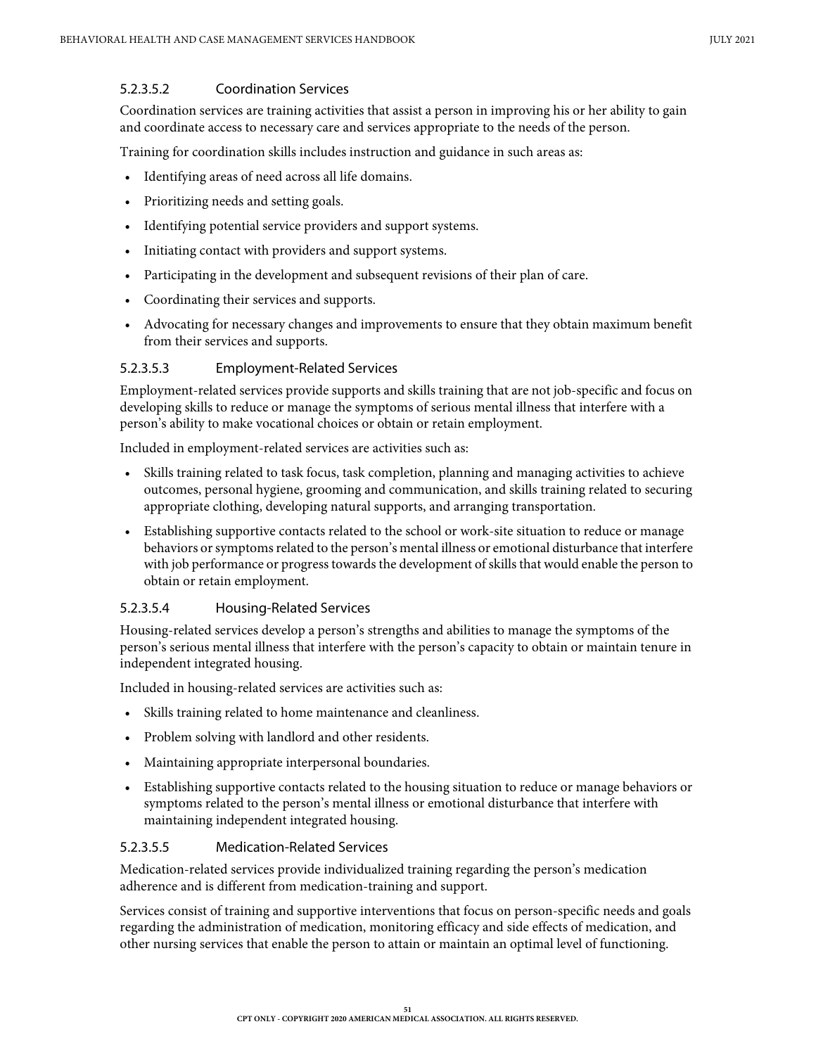#### 5.2.3.5.2 Coordination Services

Coordination services are training activities that assist a person in improving his or her ability to gain and coordinate access to necessary care and services appropriate to the needs of the person.

Training for coordination skills includes instruction and guidance in such areas as:

- Identifying areas of need across all life domains.
- Prioritizing needs and setting goals.
- Identifying potential service providers and support systems.
- Initiating contact with providers and support systems.
- Participating in the development and subsequent revisions of their plan of care.
- Coordinating their services and supports.
- Advocating for necessary changes and improvements to ensure that they obtain maximum benefit from their services and supports.

#### 5.2.3.5.3 Employment-Related Services

Employment-related services provide supports and skills training that are not job-specific and focus on developing skills to reduce or manage the symptoms of serious mental illness that interfere with a person's ability to make vocational choices or obtain or retain employment.

Included in employment-related services are activities such as:

- Skills training related to task focus, task completion, planning and managing activities to achieve outcomes, personal hygiene, grooming and communication, and skills training related to securing appropriate clothing, developing natural supports, and arranging transportation.
- Establishing supportive contacts related to the school or work-site situation to reduce or manage behaviors or symptoms related to the person's mental illness or emotional disturbance that interfere with job performance or progress towards the development of skills that would enable the person to obtain or retain employment.

#### 5.2.3.5.4 Housing-Related Services

Housing-related services develop a person's strengths and abilities to manage the symptoms of the person's serious mental illness that interfere with the person's capacity to obtain or maintain tenure in independent integrated housing.

Included in housing-related services are activities such as:

- Skills training related to home maintenance and cleanliness.
- Problem solving with landlord and other residents.
- Maintaining appropriate interpersonal boundaries.
- Establishing supportive contacts related to the housing situation to reduce or manage behaviors or symptoms related to the person's mental illness or emotional disturbance that interfere with maintaining independent integrated housing.

#### 5.2.3.5.5 Medication-Related Services

Medication-related services provide individualized training regarding the person's medication adherence and is different from medication-training and support.

Services consist of training and supportive interventions that focus on person-specific needs and goals regarding the administration of medication, monitoring efficacy and side effects of medication, and other nursing services that enable the person to attain or maintain an optimal level of functioning.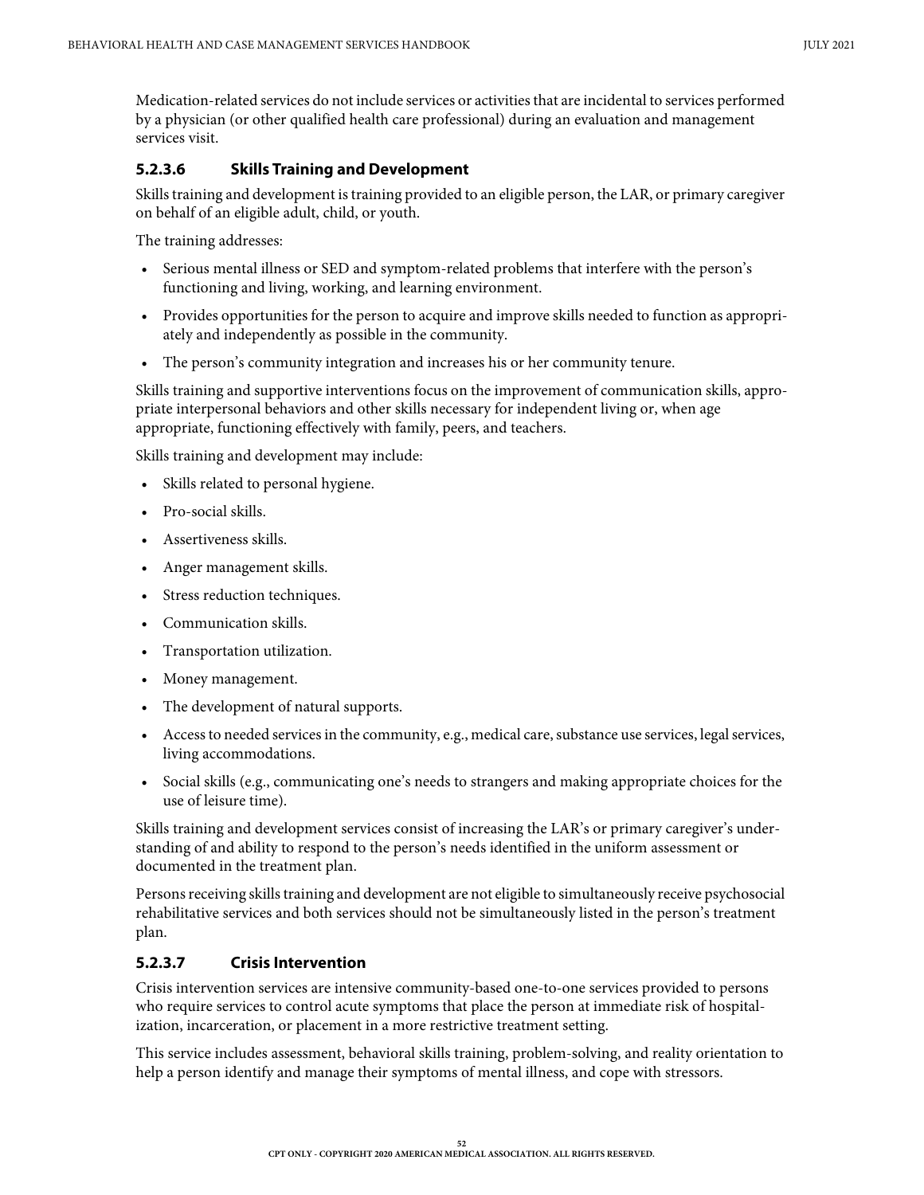Medication-related services do not include services or activities that are incidental to services performed by a physician (or other qualified health care professional) during an evaluation and management services visit.

#### 5.2.3.6 Skills Training and Development

Skills training and development is training provided to an eligible person, the LAR, or primary caregiver on behalf of an eligible adult, child, or youth.

The training addresses:

- Serious mental illness or SED and symptom-related problems that interfere with the person's functioning and living, working, and learning environment.
- Provides opportunities for the person to acquire and improve skills needed to function as appropriately and independently as possible in the community.
- The person's community integration and increases his or her community tenure.

Skills training and supportive interventions focus on the improvement of communication skills, appropriate interpersonal behaviors and other skills necessary for independent living or, when age appropriate, functioning effectively with family, peers, and teachers.

Skills training and development may include:

- Skills related to personal hygiene.
- Pro-social skills.
- Assertiveness skills.
- Anger management skills.
- Stress reduction techniques.
- Communication skills.
- Transportation utilization.
- Money management.
- The development of natural supports.
- Access to needed services in the community, e.g., medical care, substance use services, legal services, living accommodations.
- Social skills (e.g., communicating one's needs to strangers and making appropriate choices for the use of leisure time).

Skills training and development services consist of increasing the LAR's or primary caregiver's understanding of and ability to respond to the person's needs identified in the uniform assessment or documented in the treatment plan.

Persons receiving skills training and development are not eligible to simultaneously receive psychosocial rehabilitative services and both services should not be simultaneously listed in the person's treatment plan.

#### 5.2.3.7 Crisis Intervention

Crisis intervention services are intensive community-based one-to-one services provided to persons who require services to control acute symptoms that place the person at immediate risk of hospitalization, incarceration, or placement in a more restrictive treatment setting.

This service includes assessment, behavioral skills training, problem-solving, and reality orientation to help a person identify and manage their symptoms of mental illness, and cope with stressors.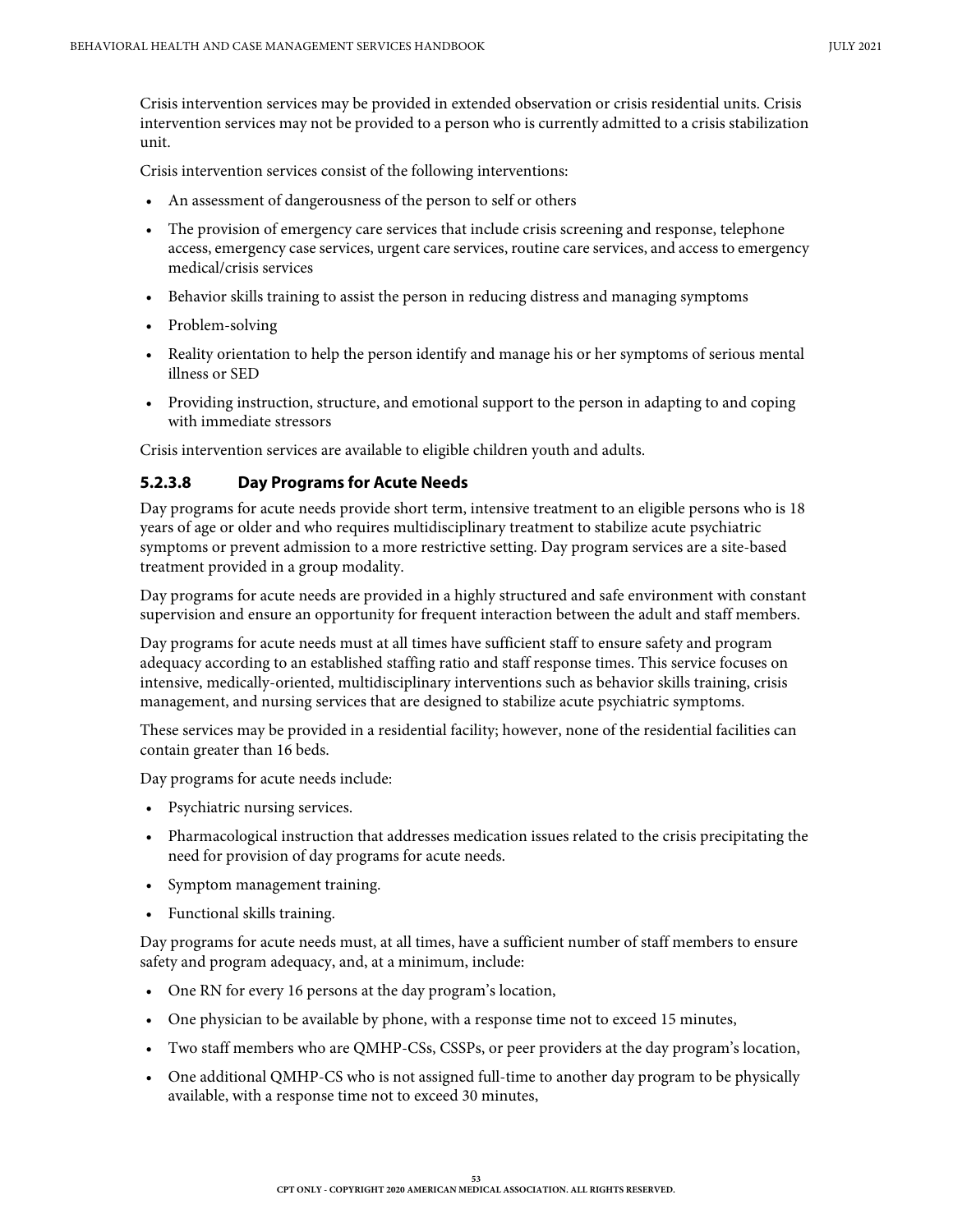Crisis intervention services may be provided in extended observation or crisis residential units. Crisis intervention services may not be provided to a person who is currently admitted to a crisis stabilization unit.

Crisis intervention services consist of the following interventions:

- An assessment of dangerousness of the person to self or others
- The provision of emergency care services that include crisis screening and response, telephone access, emergency case services, urgent care services, routine care services, and access to emergency medical/crisis services
- Behavior skills training to assist the person in reducing distress and managing symptoms
- Problem-solving
- Reality orientation to help the person identify and manage his or her symptoms of serious mental illness or SED
- Providing instruction, structure, and emotional support to the person in adapting to and coping with immediate stressors

Crisis intervention services are available to eligible children youth and adults.

#### 5.2.3.8 Day Programs for Acute Needs

Day programs for acute needs provide short term, intensive treatment to an eligible persons who is 18 years of age or older and who requires multidisciplinary treatment to stabilize acute psychiatric symptoms or prevent admission to a more restrictive setting. Day program services are a site-based treatment provided in a group modality.

Day programs for acute needs are provided in a highly structured and safe environment with constant supervision and ensure an opportunity for frequent interaction between the adult and staff members.

Day programs for acute needs must at all times have sufficient staff to ensure safety and program adequacy according to an established staffing ratio and staff response times. This service focuses on intensive, medically-oriented, multidisciplinary interventions such as behavior skills training, crisis management, and nursing services that are designed to stabilize acute psychiatric symptoms.

These services may be provided in a residential facility; however, none of the residential facilities can contain greater than 16 beds.

Day programs for acute needs include:

- Psychiatric nursing services.
- Pharmacological instruction that addresses medication issues related to the crisis precipitating the need for provision of day programs for acute needs.
- Symptom management training.
- Functional skills training.

Day programs for acute needs must, at all times, have a sufficient number of staff members to ensure safety and program adequacy, and, at a minimum, include:

- One RN for every 16 persons at the day program's location,
- One physician to be available by phone, with a response time not to exceed 15 minutes,
- Two staff members who are QMHP-CSs, CSSPs, or peer providers at the day program's location,
- One additional QMHP-CS who is not assigned full-time to another day program to be physically available, with a response time not to exceed 30 minutes,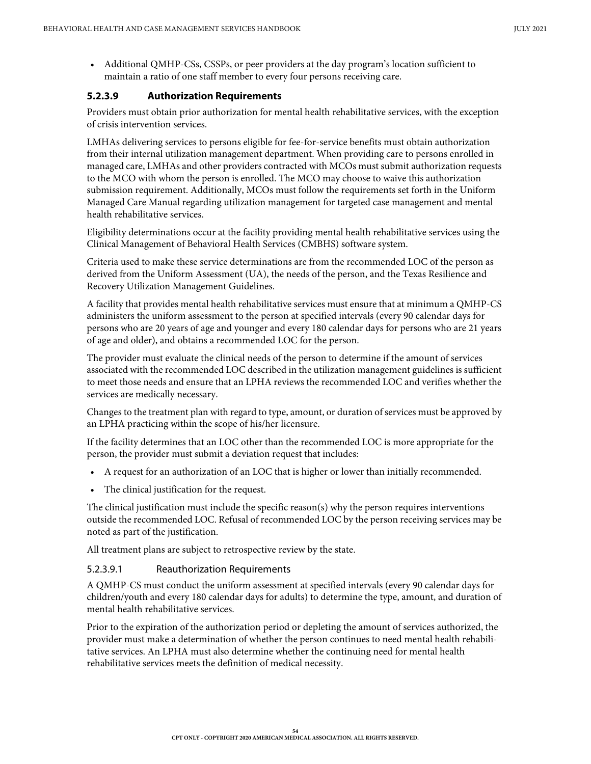- Additional QMHP-CSs, CSSPs, or peer providers at the day program's location sufficient to maintain a ratio of one staff member to every four persons receiving care.

#### 5.2.3.9 Authorization Requirements

Providers must obtain prior authorization for mental health rehabilitative services, with the exception of crisis intervention services.

LMHAs delivering services to persons eligible for fee-for-service benefits must obtain authorization from their internal utilization management department. When providing care to persons enrolled in managed care, LMHAs and other providers contracted with MCOs must submit authorization requests to the MCO with whom the person is enrolled. The MCO may choose to waive this authorization submission requirement. Additionally, MCOs must follow the requirements set forth in the Uniform Managed Care Manual regarding utilization management for targeted case management and mental health rehabilitative services.

Eligibility determinations occur at the facility providing mental health rehabilitative services using the Clinical Management of Behavioral Health Services (CMBHS) software system.

Criteria used to make these service determinations are from the recommended LOC of the person as derived from the Uniform Assessment (UA), the needs of the person, and the Texas Resilience and Recovery Utilization Management Guidelines.

A facility that provides mental health rehabilitative services must ensure that at minimum a QMHP-CS administers the uniform assessment to the person at specified intervals (every 90 calendar days for persons who are 20 years of age and younger and every 180 calendar days for persons who are 21 years of age and older), and obtains a recommended LOC for the person.

The provider must evaluate the clinical needs of the person to determine if the amount of services associated with the recommended LOC described in the utilization management guidelines is sufficient to meet those needs and ensure that an LPHA reviews the recommended LOC and verifies whether the services are medically necessary.

Changes to the treatment plan with regard to type, amount, or duration of services must be approved by an LPHA practicing within the scope of his/her licensure.

If the facility determines that an LOC other than the recommended LOC is more appropriate for the person, the provider must submit a deviation request that includes:

- A request for an authorization of an LOC that is higher or lower than initially recommended.
- The clinical justification for the request.

The clinical justification must include the specific reason(s) why the person requires interventions outside the recommended LOC. Refusal of recommended LOC by the person receiving services may be noted as part of the justification.

All treatment plans are subject to retrospective review by the state.

##### 5.2.3.9.1 Reauthorization Requirements

A QMHP-CS must conduct the uniform assessment at specified intervals (every 90 calendar days for children/youth and every 180 calendar days for adults) to determine the type, amount, and duration of mental health rehabilitative services.

Prior to the expiration of the authorization period or depleting the amount of services authorized, the provider must make a determination of whether the person continues to need mental health rehabilitative services. An LPHA must also determine whether the continuing need for mental health rehabilitative services meets the definition of medical necessity.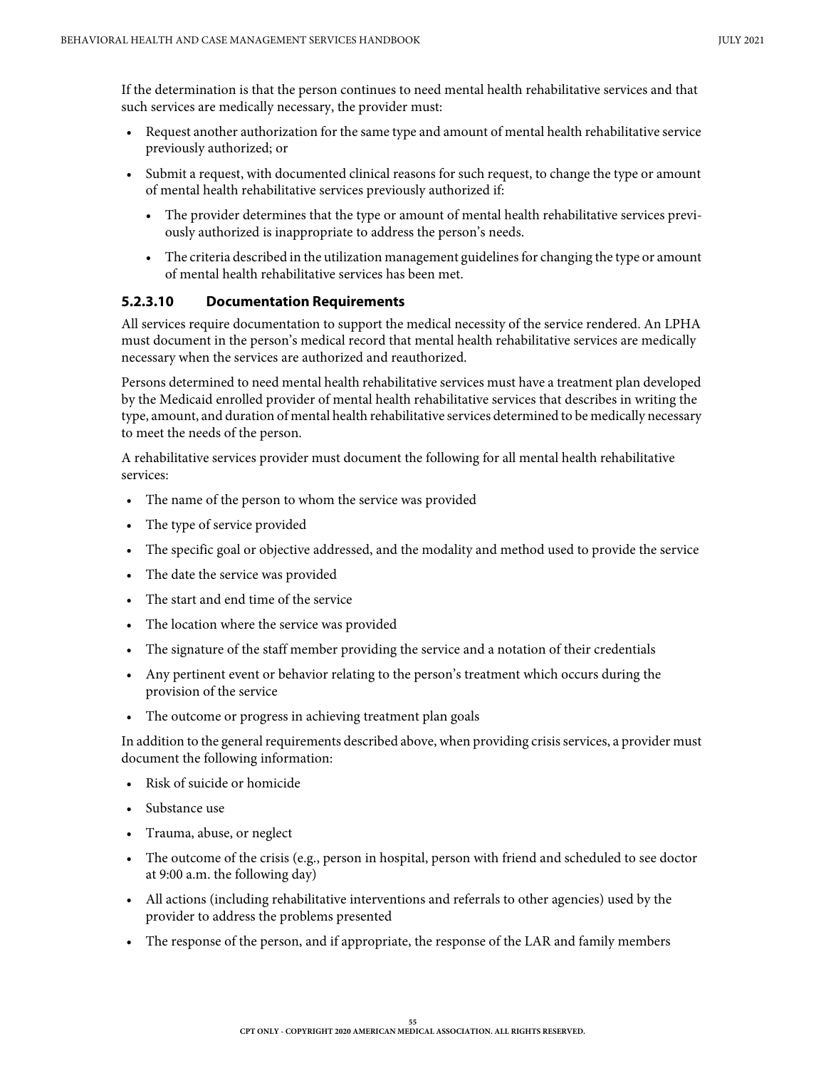If the determination is that the person continues to need mental health rehabilitative services and that such services are medically necessary, the provider must:

- Request another authorization for the same type and amount of mental health rehabilitative service previously authorized; or
- Submit a request, with documented clinical reasons for such request, to change the type or amount of mental health rehabilitative services previously authorized if:
  - The provider determines that the type or amount of mental health rehabilitative services previously authorized is inappropriate to address the person's needs.
  - The criteria described in the utilization management guidelines for changing the type or amount of mental health rehabilitative services has been met.

### 5.2.3.10 Documentation Requirements

All services require documentation to support the medical necessity of the service rendered. An LPHA must document in the person's medical record that mental health rehabilitative services are medically necessary when the services are authorized and reauthorized.

Persons determined to need mental health rehabilitative services must have a treatment plan developed by the Medicaid enrolled provider of mental health rehabilitative services that describes in writing the type, amount, and duration of mental health rehabilitative services determined to be medically necessary to meet the needs of the person.

A rehabilitative services provider must document the following for all mental health rehabilitative services:

- The name of the person to whom the service was provided
- The type of service provided
- The specific goal or objective addressed, and the modality and method used to provide the service
- The date the service was provided
- The start and end time of the service
- The location where the service was provided
- The signature of the staff member providing the service and a notation of their credentials
- Any pertinent event or behavior relating to the person's treatment which occurs during the provision of the service
- The outcome or progress in achieving treatment plan goals

In addition to the general requirements described above, when providing crisis services, a provider must document the following information:

- Risk of suicide or homicide
- Substance use
- Trauma, abuse, or neglect
- The outcome of the crisis (e.g., person in hospital, person with friend and scheduled to see doctor at 9:00 a.m. the following day)
- All actions (including rehabilitative interventions and referrals to other agencies) used by the provider to address the problems presented
- The response of the person, and if appropriate, the response of the LAR and family members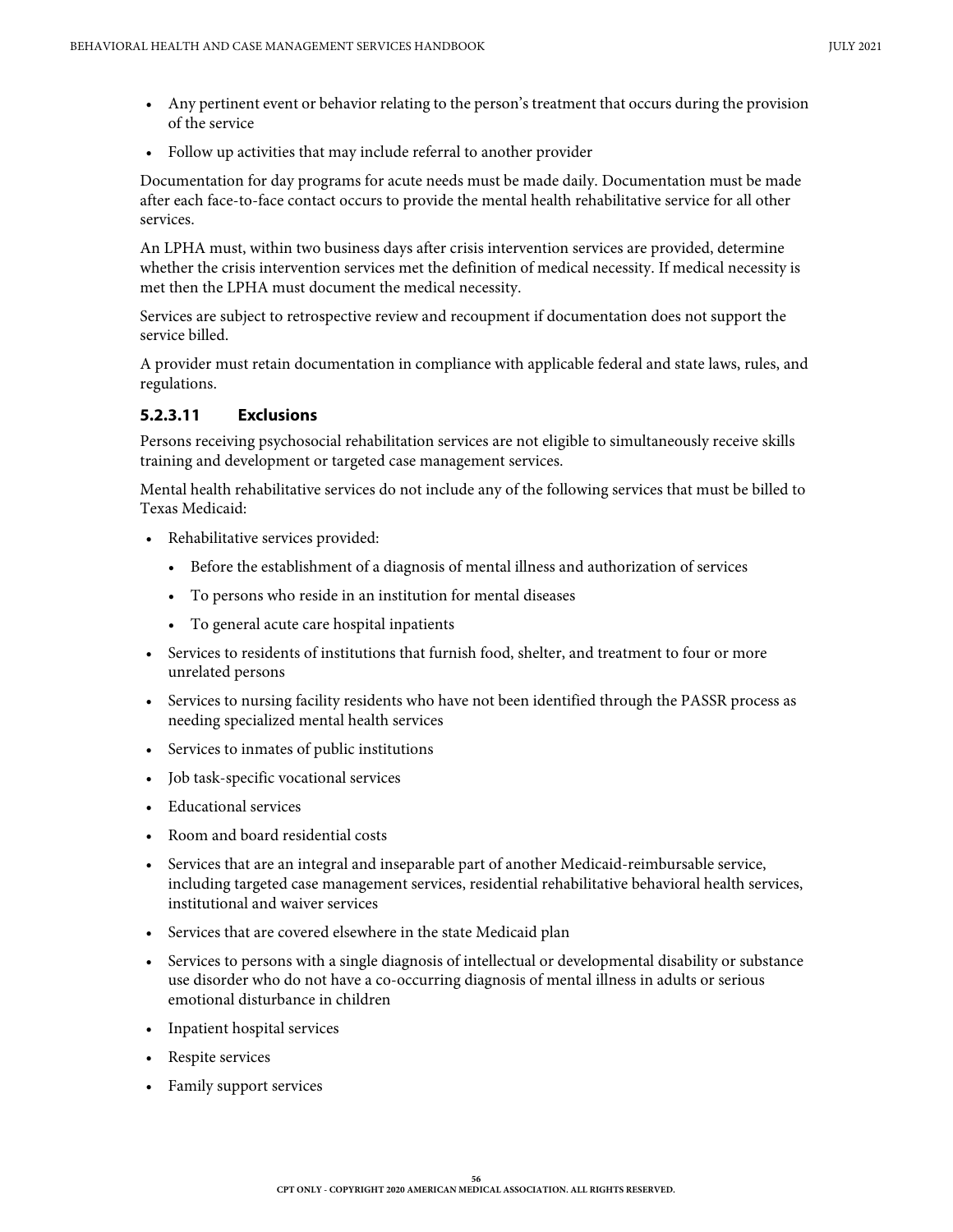- Any pertinent event or behavior relating to the person's treatment that occurs during the provision of the service
- Follow up activities that may include referral to another provider

Documentation for day programs for acute needs must be made daily. Documentation must be made after each face-to-face contact occurs to provide the mental health rehabilitative service for all other services.

An LPHA must, within two business days after crisis intervention services are provided, determine whether the crisis intervention services met the definition of medical necessity. If medical necessity is met then the LPHA must document the medical necessity.

Services are subject to retrospective review and recoupment if documentation does not support the service billed.

A provider must retain documentation in compliance with applicable federal and state laws, rules, and regulations.

#### 5.2.3.11 Exclusions

Persons receiving psychosocial rehabilitation services are not eligible to simultaneously receive skills training and development or targeted case management services.

Mental health rehabilitative services do not include any of the following services that must be billed to Texas Medicaid:

- Rehabilitative services provided:
  - Before the establishment of a diagnosis of mental illness and authorization of services
  - To persons who reside in an institution for mental diseases
  - To general acute care hospital inpatients
- Services to residents of institutions that furnish food, shelter, and treatment to four or more unrelated persons
- Services to nursing facility residents who have not been identified through the PASSR process as needing specialized mental health services
- Services to inmates of public institutions
- Job task-specific vocational services
- Educational services
- Room and board residential costs
- Services that are an integral and inseparable part of another Medicaid-reimbursable service, including targeted case management services, residential rehabilitative behavioral health services, institutional and waiver services
- Services that are covered elsewhere in the state Medicaid plan
- Services to persons with a single diagnosis of intellectual or developmental disability or substance use disorder who do not have a co-occurring diagnosis of mental illness in adults or serious emotional disturbance in children
- Inpatient hospital services
- Respite services
- Family support services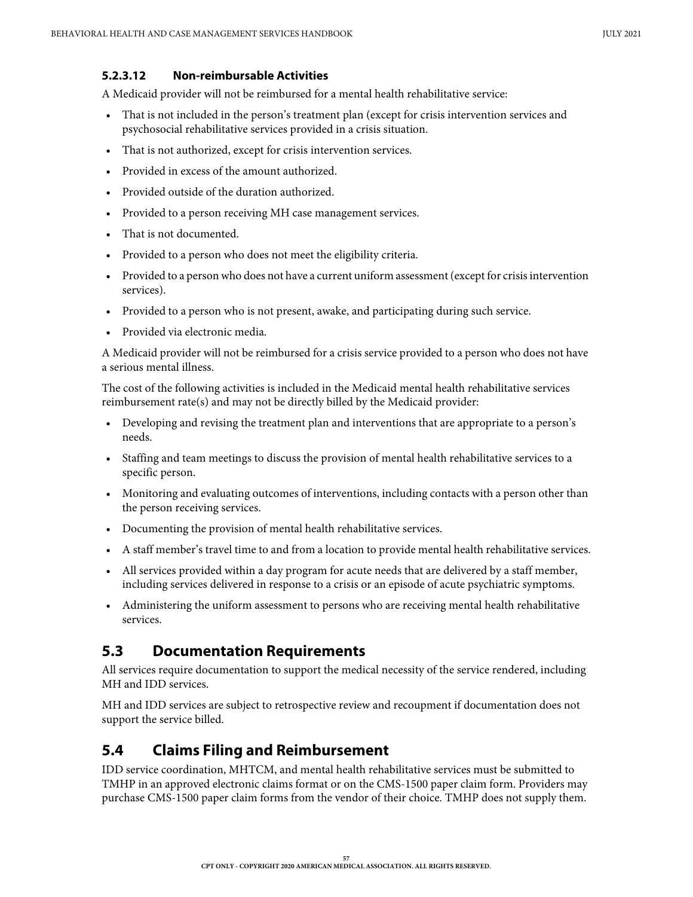#### 5.2.3.12 Non-reimbursable Activities

A Medicaid provider will not be reimbursed for a mental health rehabilitative service:

- That is not included in the person's treatment plan (except for crisis intervention services and psychosocial rehabilitative services provided in a crisis situation.
- That is not authorized, except for crisis intervention services.
- Provided in excess of the amount authorized.
- Provided outside of the duration authorized.
- Provided to a person receiving MH case management services.
- That is not documented.
- Provided to a person who does not meet the eligibility criteria.
- Provided to a person who does not have a current uniform assessment (except for crisis intervention services).
- Provided to a person who is not present, awake, and participating during such service.
- Provided via electronic media.

A Medicaid provider will not be reimbursed for a crisis service provided to a person who does not have a serious mental illness.

The cost of the following activities is included in the Medicaid mental health rehabilitative services reimbursement rate(s) and may not be directly billed by the Medicaid provider:

- Developing and revising the treatment plan and interventions that are appropriate to a person's needs.
- Staffing and team meetings to discuss the provision of mental health rehabilitative services to a specific person.
- Monitoring and evaluating outcomes of interventions, including contacts with a person other than the person receiving services.
- Documenting the provision of mental health rehabilitative services.
- A staff member's travel time to and from a location to provide mental health rehabilitative services.
- All services provided within a day program for acute needs that are delivered by a staff member, including services delivered in response to a crisis or an episode of acute psychiatric symptoms.
- Administering the uniform assessment to persons who are receiving mental health rehabilitative services.

## 5.3 Documentation Requirements

All services require documentation to support the medical necessity of the service rendered, including MH and IDD services.

MH and IDD services are subject to retrospective review and recoupment if documentation does not support the service billed.

## 5.4 Claims Filing and Reimbursement

IDD service coordination, MHTCM, and mental health rehabilitative services must be submitted to TMHP in an approved electronic claims format or on the CMS-1500 paper claim form. Providers may purchase CMS-1500 paper claim forms from the vendor of their choice. TMHP does not supply them.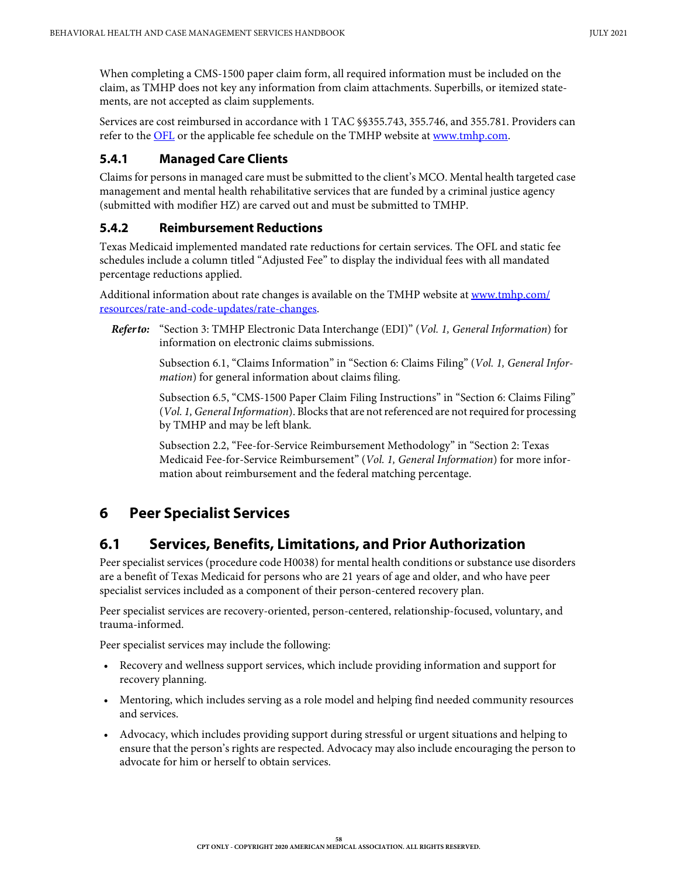When completing a CMS-1500 paper claim form, all required information must be included on the claim, as TMHP does not key any information from claim attachments. Superbills, or itemized statements, are not accepted as claim supplements.

Services are cost reimbursed in accordance with 1 TAC §§355.743, 355.746, and 355.781. Providers can refer to the OFL or the applicable fee schedule on the TMHP website at www.tmhp.com.

### 5.4.1 Managed Care Clients

Claims for persons in managed care must be submitted to the client's MCO. Mental health targeted case management and mental health rehabilitative services that are funded by a criminal justice agency (submitted with modifier HZ) are carved out and must be submitted to TMHP.

### 5.4.2 Reimbursement Reductions

Texas Medicaid implemented mandated rate reductions for certain services. The OFL and static fee schedules include a column titled "Adjusted Fee" to display the individual fees with all mandated percentage reductions applied.

Additional information about rate changes is available on the TMHP website at www.tmhp.com/resources/rate-and-code-updates/rate-changes.

***Refer to:*** "Section 3: TMHP Electronic Data Interchange (EDI)" (*Vol. 1, General Information*) for information on electronic claims submissions.

Subsection 6.1, "Claims Information" in "Section 6: Claims Filing" (*Vol. 1, General Information*) for general information about claims filing.

Subsection 6.5, "CMS-1500 Paper Claim Filing Instructions" in "Section 6: Claims Filing" (*Vol. 1, General Information*). Blocks that are not referenced are not required for processing by TMHP and may be left blank.

Subsection 2.2, "Fee-for-Service Reimbursement Methodology" in "Section 2: Texas Medicaid Fee-for-Service Reimbursement" (*Vol. 1, General Information*) for more information about reimbursement and the federal matching percentage.

# 6 Peer Specialist Services

## 6.1 Services, Benefits, Limitations, and Prior Authorization

Peer specialist services (procedure code H0038) for mental health conditions or substance use disorders are a benefit of Texas Medicaid for persons who are 21 years of age and older, and who have peer specialist services included as a component of their person-centered recovery plan.

Peer specialist services are recovery-oriented, person-centered, relationship-focused, voluntary, and trauma-informed.

Peer specialist services may include the following:

- Recovery and wellness support services, which include providing information and support for recovery planning.
- Mentoring, which includes serving as a role model and helping find needed community resources and services.
- Advocacy, which includes providing support during stressful or urgent situations and helping to ensure that the person's rights are respected. Advocacy may also include encouraging the person to advocate for him or herself to obtain services.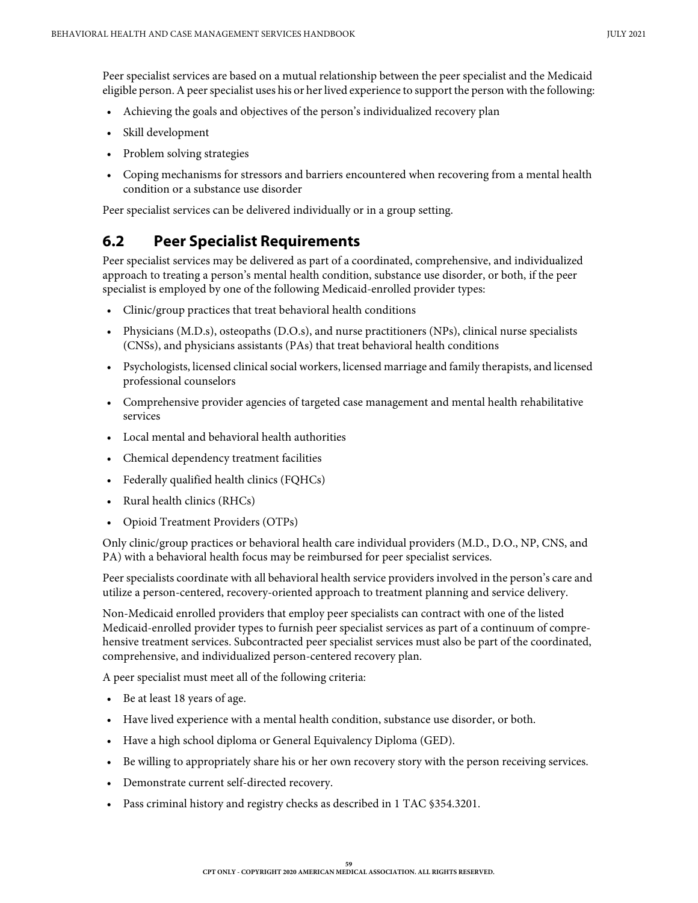Peer specialist services are based on a mutual relationship between the peer specialist and the Medicaid eligible person. A peer specialist uses his or her lived experience to support the person with the following:

- Achieving the goals and objectives of the person's individualized recovery plan
- Skill development
- Problem solving strategies
- Coping mechanisms for stressors and barriers encountered when recovering from a mental health condition or a substance use disorder

Peer specialist services can be delivered individually or in a group setting.

## 6.2 Peer Specialist Requirements

Peer specialist services may be delivered as part of a coordinated, comprehensive, and individualized approach to treating a person's mental health condition, substance use disorder, or both, if the peer specialist is employed by one of the following Medicaid-enrolled provider types:

- Clinic/group practices that treat behavioral health conditions
- Physicians (M.D.s), osteopaths (D.O.s), and nurse practitioners (NPs), clinical nurse specialists (CNSs), and physicians assistants (PAs) that treat behavioral health conditions
- Psychologists, licensed clinical social workers, licensed marriage and family therapists, and licensed professional counselors
- Comprehensive provider agencies of targeted case management and mental health rehabilitative services
- Local mental and behavioral health authorities
- Chemical dependency treatment facilities
- Federally qualified health clinics (FQHCs)
- Rural health clinics (RHCs)
- Opioid Treatment Providers (OTPs)

Only clinic/group practices or behavioral health care individual providers (M.D., D.O., NP, CNS, and PA) with a behavioral health focus may be reimbursed for peer specialist services.

Peer specialists coordinate with all behavioral health service providers involved in the person's care and utilize a person-centered, recovery-oriented approach to treatment planning and service delivery.

Non-Medicaid enrolled providers that employ peer specialists can contract with one of the listed Medicaid-enrolled provider types to furnish peer specialist services as part of a continuum of comprehensive treatment services. Subcontracted peer specialist services must also be part of the coordinated, comprehensive, and individualized person-centered recovery plan.

A peer specialist must meet all of the following criteria:

- Be at least 18 years of age.
- Have lived experience with a mental health condition, substance use disorder, or both.
- Have a high school diploma or General Equivalency Diploma (GED).
- Be willing to appropriately share his or her own recovery story with the person receiving services.
- Demonstrate current self-directed recovery.
- Pass criminal history and registry checks as described in 1 TAC §354.3201.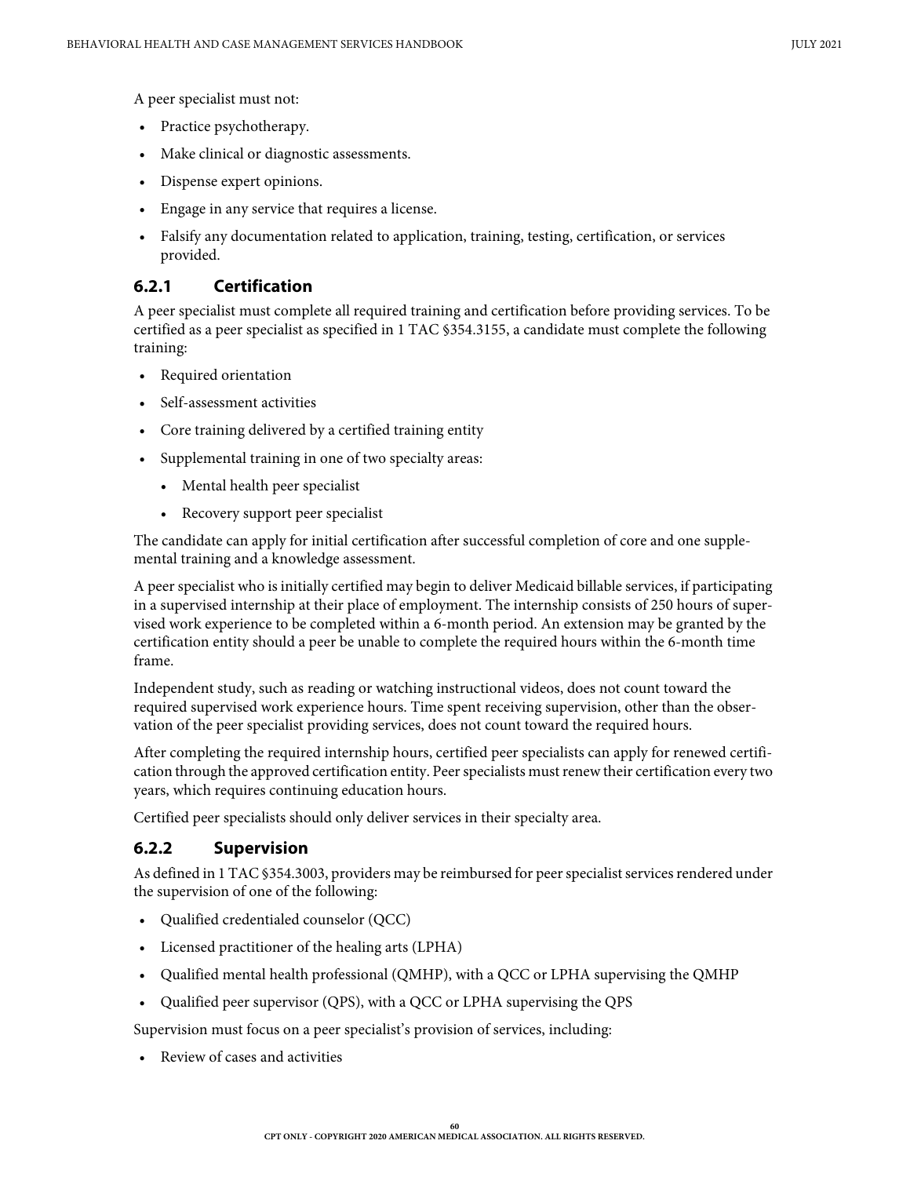A peer specialist must not:

- Practice psychotherapy.
- Make clinical or diagnostic assessments.
- Dispense expert opinions.
- Engage in any service that requires a license.
- Falsify any documentation related to application, training, testing, certification, or services provided.

### 6.2.1 Certification

A peer specialist must complete all required training and certification before providing services. To be certified as a peer specialist as specified in 1 TAC §354.3155, a candidate must complete the following training:

- Required orientation
- Self-assessment activities
- Core training delivered by a certified training entity
- Supplemental training in one of two specialty areas:
  - Mental health peer specialist
  - Recovery support peer specialist

The candidate can apply for initial certification after successful completion of core and one supplemental training and a knowledge assessment.

A peer specialist who is initially certified may begin to deliver Medicaid billable services, if participating in a supervised internship at their place of employment. The internship consists of 250 hours of supervised work experience to be completed within a 6-month period. An extension may be granted by the certification entity should a peer be unable to complete the required hours within the 6-month time frame.

Independent study, such as reading or watching instructional videos, does not count toward the required supervised work experience hours. Time spent receiving supervision, other than the observation of the peer specialist providing services, does not count toward the required hours.

After completing the required internship hours, certified peer specialists can apply for renewed certification through the approved certification entity. Peer specialists must renew their certification every two years, which requires continuing education hours.

Certified peer specialists should only deliver services in their specialty area.

### 6.2.2 Supervision

As defined in 1 TAC §354.3003, providers may be reimbursed for peer specialist services rendered under the supervision of one of the following:

- Qualified credentialed counselor (QCC)
- Licensed practitioner of the healing arts (LPHA)
- Qualified mental health professional (QMHP), with a QCC or LPHA supervising the QMHP
- Qualified peer supervisor (QPS), with a QCC or LPHA supervising the QPS

Supervision must focus on a peer specialist's provision of services, including:

- Review of cases and activities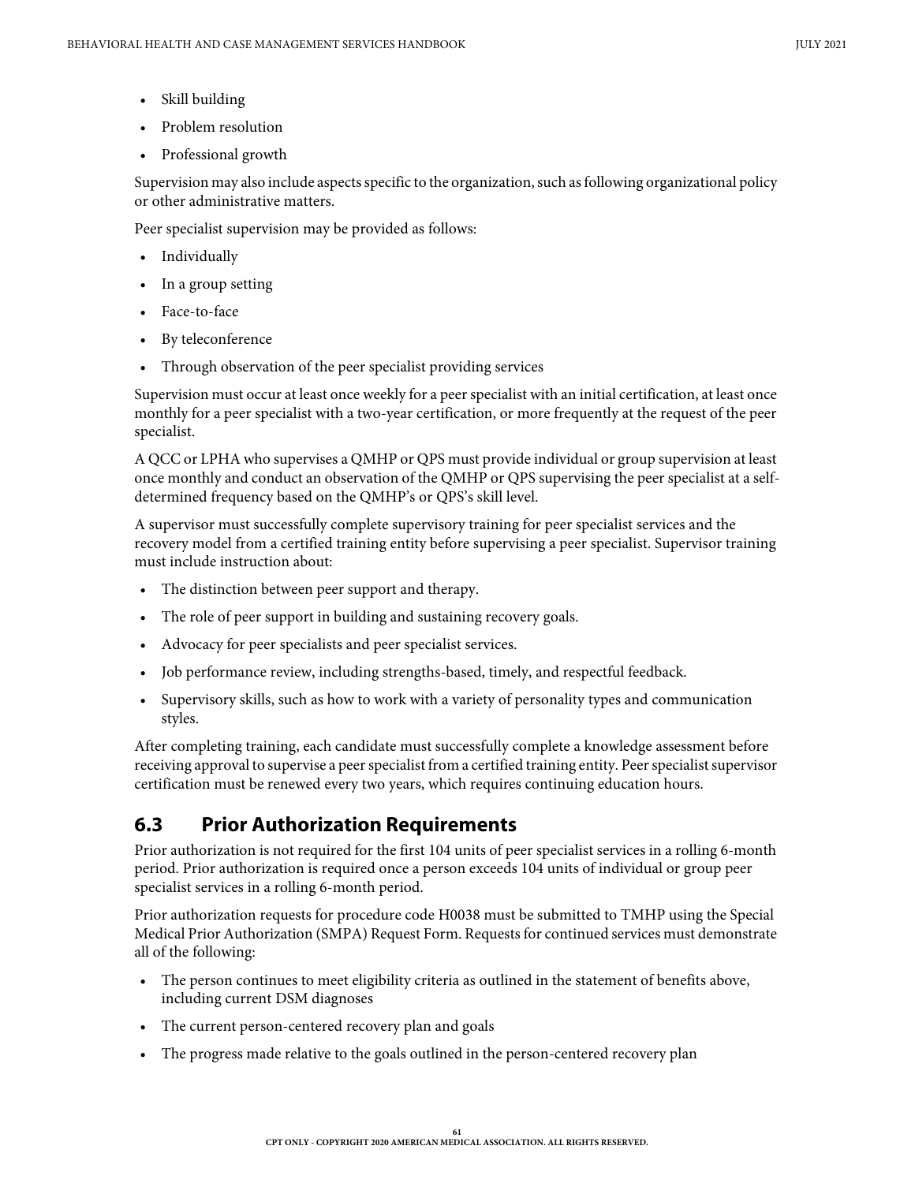- Skill building
- Problem resolution
- Professional growth

Supervision may also include aspects specific to the organization, such as following organizational policy or other administrative matters.

Peer specialist supervision may be provided as follows:

- Individually
- In a group setting
- Face-to-face
- By teleconference
- Through observation of the peer specialist providing services

Supervision must occur at least once weekly for a peer specialist with an initial certification, at least once monthly for a peer specialist with a two-year certification, or more frequently at the request of the peer specialist.

A QCC or LPHA who supervises a QMHP or QPS must provide individual or group supervision at least once monthly and conduct an observation of the QMHP or QPS supervising the peer specialist at a self-determined frequency based on the QMHP's or QPS's skill level.

A supervisor must successfully complete supervisory training for peer specialist services and the recovery model from a certified training entity before supervising a peer specialist. Supervisor training must include instruction about:

- The distinction between peer support and therapy.
- The role of peer support in building and sustaining recovery goals.
- Advocacy for peer specialists and peer specialist services.
- Job performance review, including strengths-based, timely, and respectful feedback.
- Supervisory skills, such as how to work with a variety of personality types and communication styles.

After completing training, each candidate must successfully complete a knowledge assessment before receiving approval to supervise a peer specialist from a certified training entity. Peer specialist supervisor certification must be renewed every two years, which requires continuing education hours.

## 6.3 Prior Authorization Requirements

Prior authorization is not required for the first 104 units of peer specialist services in a rolling 6-month period. Prior authorization is required once a person exceeds 104 units of individual or group peer specialist services in a rolling 6-month period.

Prior authorization requests for procedure code H0038 must be submitted to TMHP using the Special Medical Prior Authorization (SMPA) Request Form. Requests for continued services must demonstrate all of the following:

- The person continues to meet eligibility criteria as outlined in the statement of benefits above, including current DSM diagnoses
- The current person-centered recovery plan and goals
- The progress made relative to the goals outlined in the person-centered recovery plan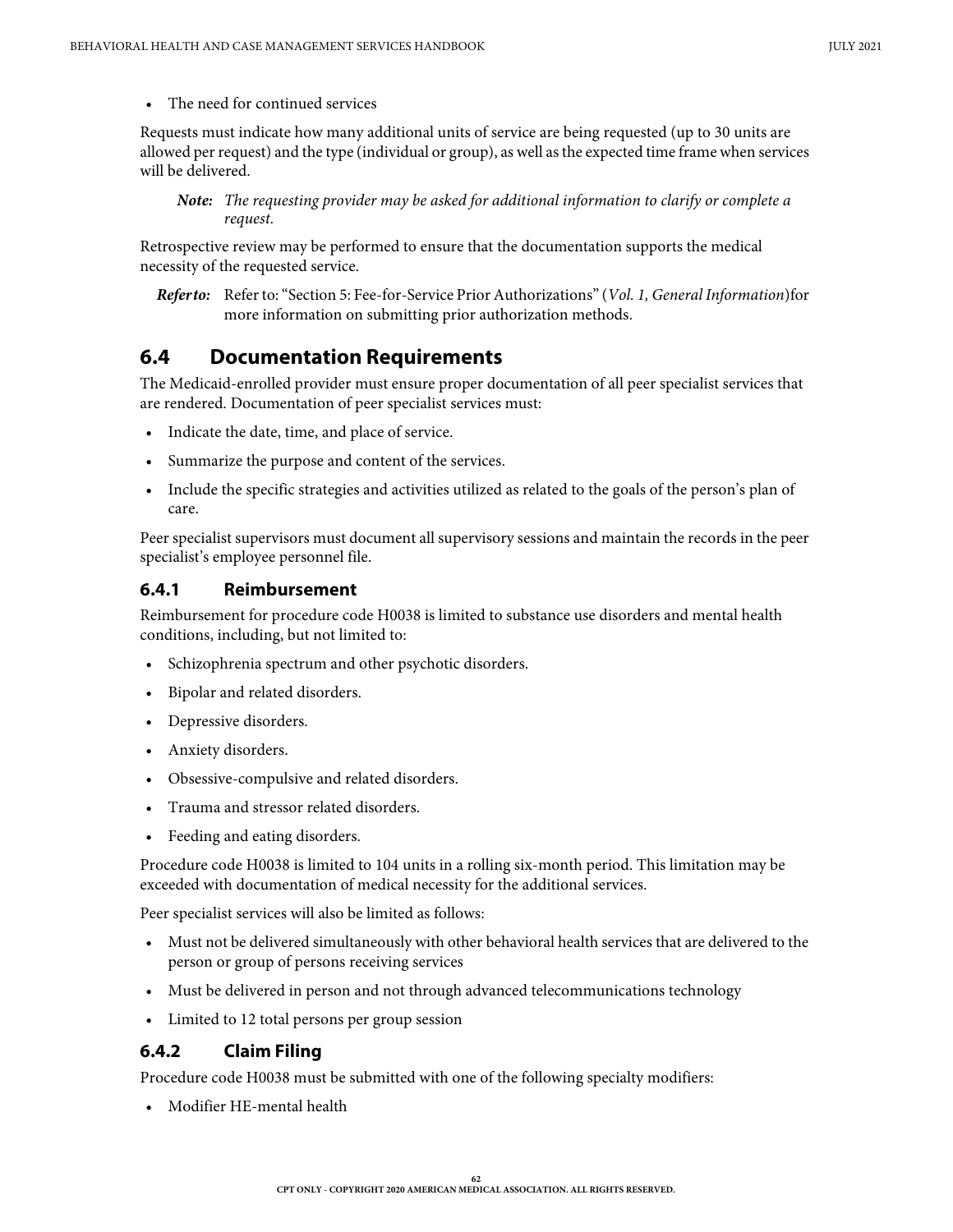- The need for continued services

Requests must indicate how many additional units of service are being requested (up to 30 units are allowed per request) and the type (individual or group), as well as the expected time frame when services will be delivered.

> ***Note:*** *The requesting provider may be asked for additional information to clarify or complete a request.*

Retrospective review may be performed to ensure that the documentation supports the medical necessity of the requested service.

> ***Refer to:*** Refer to: "Section 5: Fee-for-Service Prior Authorizations" (*Vol. 1, General Information*)for more information on submitting prior authorization methods.

## 6.4 Documentation Requirements

The Medicaid-enrolled provider must ensure proper documentation of all peer specialist services that are rendered. Documentation of peer specialist services must:

- Indicate the date, time, and place of service.
- Summarize the purpose and content of the services.
- Include the specific strategies and activities utilized as related to the goals of the person's plan of care.

Peer specialist supervisors must document all supervisory sessions and maintain the records in the peer specialist's employee personnel file.

### 6.4.1 Reimbursement

Reimbursement for procedure code H0038 is limited to substance use disorders and mental health conditions, including, but not limited to:

- Schizophrenia spectrum and other psychotic disorders.
- Bipolar and related disorders.
- Depressive disorders.
- Anxiety disorders.
- Obsessive-compulsive and related disorders.
- Trauma and stressor related disorders.
- Feeding and eating disorders.

Procedure code H0038 is limited to 104 units in a rolling six-month period. This limitation may be exceeded with documentation of medical necessity for the additional services.

Peer specialist services will also be limited as follows:

- Must not be delivered simultaneously with other behavioral health services that are delivered to the person or group of persons receiving services
- Must be delivered in person and not through advanced telecommunications technology
- Limited to 12 total persons per group session

### 6.4.2 Claim Filing

Procedure code H0038 must be submitted with one of the following specialty modifiers:

- Modifier HE-mental health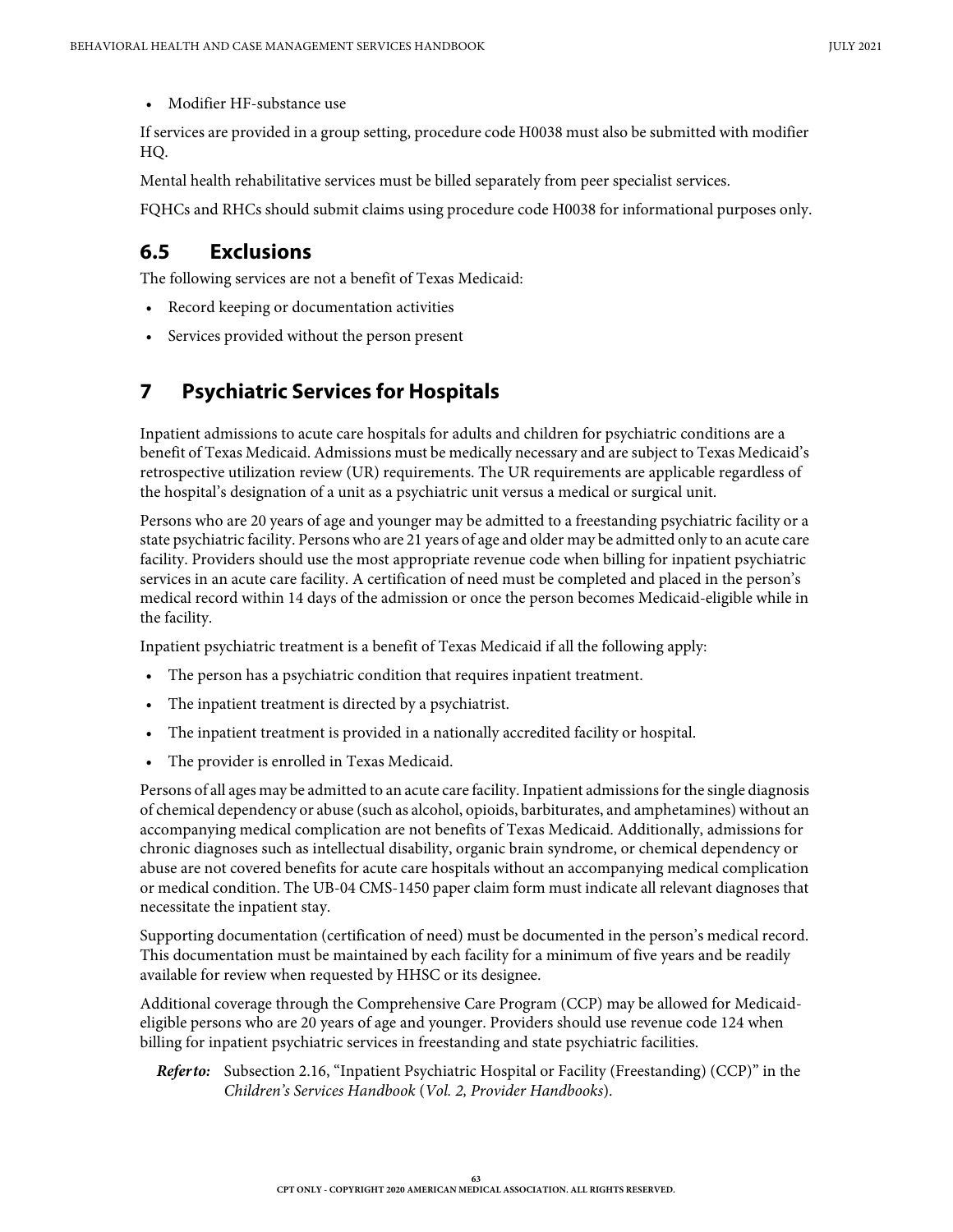- Modifier HF-substance use

If services are provided in a group setting, procedure code H0038 must also be submitted with modifier HQ.

Mental health rehabilitative services must be billed separately from peer specialist services.

FQHCs and RHCs should submit claims using procedure code H0038 for informational purposes only.

## 6.5 Exclusions

The following services are not a benefit of Texas Medicaid:

- Record keeping or documentation activities
- Services provided without the person present

# 7 Psychiatric Services for Hospitals

Inpatient admissions to acute care hospitals for adults and children for psychiatric conditions are a benefit of Texas Medicaid. Admissions must be medically necessary and are subject to Texas Medicaid's retrospective utilization review (UR) requirements. The UR requirements are applicable regardless of the hospital's designation of a unit as a psychiatric unit versus a medical or surgical unit.

Persons who are 20 years of age and younger may be admitted to a freestanding psychiatric facility or a state psychiatric facility. Persons who are 21 years of age and older may be admitted only to an acute care facility. Providers should use the most appropriate revenue code when billing for inpatient psychiatric services in an acute care facility. A certification of need must be completed and placed in the person's medical record within 14 days of the admission or once the person becomes Medicaid-eligible while in the facility.

Inpatient psychiatric treatment is a benefit of Texas Medicaid if all the following apply:

- The person has a psychiatric condition that requires inpatient treatment.
- The inpatient treatment is directed by a psychiatrist.
- The inpatient treatment is provided in a nationally accredited facility or hospital.
- The provider is enrolled in Texas Medicaid.

Persons of all ages may be admitted to an acute care facility. Inpatient admissions for the single diagnosis of chemical dependency or abuse (such as alcohol, opioids, barbiturates, and amphetamines) without an accompanying medical complication are not benefits of Texas Medicaid. Additionally, admissions for chronic diagnoses such as intellectual disability, organic brain syndrome, or chemical dependency or abuse are not covered benefits for acute care hospitals without an accompanying medical complication or medical condition. The UB-04 CMS-1450 paper claim form must indicate all relevant diagnoses that necessitate the inpatient stay.

Supporting documentation (certification of need) must be documented in the person's medical record. This documentation must be maintained by each facility for a minimum of five years and be readily available for review when requested by HHSC or its designee.

Additional coverage through the Comprehensive Care Program (CCP) may be allowed for Medicaid-eligible persons who are 20 years of age and younger. Providers should use revenue code 124 when billing for inpatient psychiatric services in freestanding and state psychiatric facilities.

***Refer to:*** Subsection 2.16, "Inpatient Psychiatric Hospital or Facility (Freestanding) (CCP)" in the *Children's Services Handbook* (*Vol. 2, Provider Handbooks*).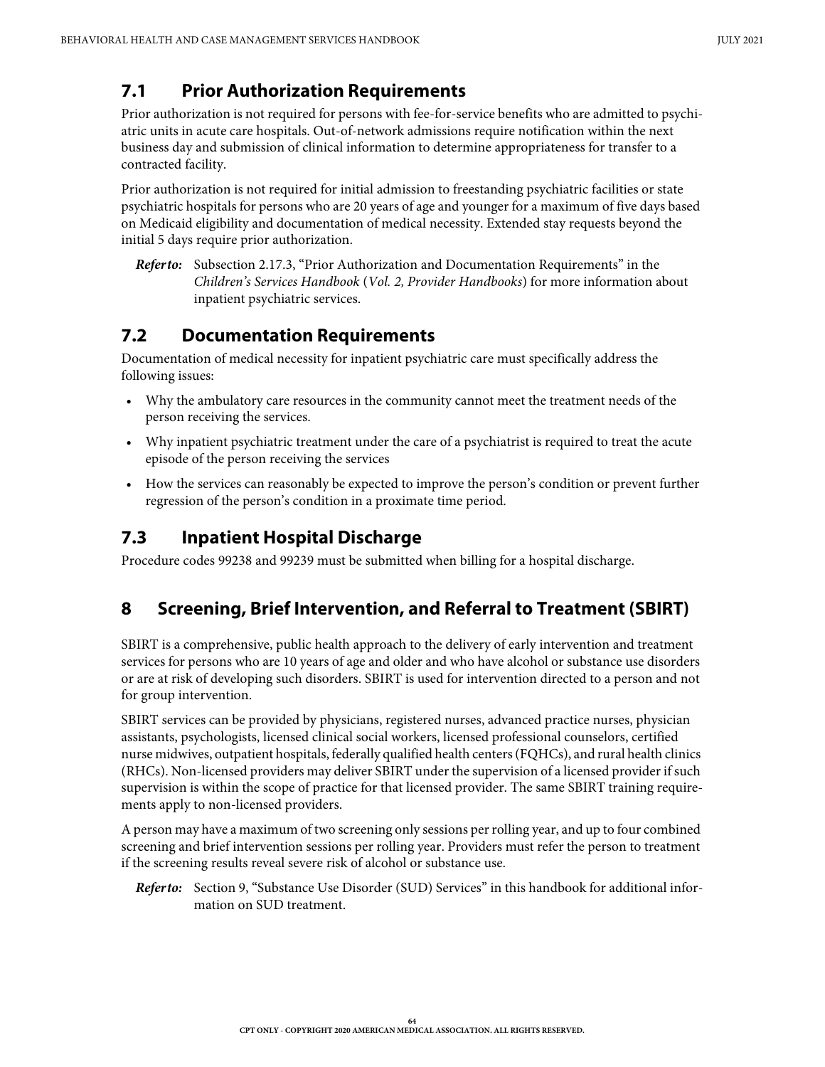## 7.1 Prior Authorization Requirements

Prior authorization is not required for persons with fee-for-service benefits who are admitted to psychiatric units in acute care hospitals. Out-of-network admissions require notification within the next business day and submission of clinical information to determine appropriateness for transfer to a contracted facility.

Prior authorization is not required for initial admission to freestanding psychiatric facilities or state psychiatric hospitals for persons who are 20 years of age and younger for a maximum of five days based on Medicaid eligibility and documentation of medical necessity. Extended stay requests beyond the initial 5 days require prior authorization.

***Refer to:*** Subsection 2.17.3, "Prior Authorization and Documentation Requirements" in the *Children's Services Handbook* (*Vol. 2, Provider Handbooks*) for more information about inpatient psychiatric services.

## 7.2 Documentation Requirements

Documentation of medical necessity for inpatient psychiatric care must specifically address the following issues:

- Why the ambulatory care resources in the community cannot meet the treatment needs of the person receiving the services.
- Why inpatient psychiatric treatment under the care of a psychiatrist is required to treat the acute episode of the person receiving the services
- How the services can reasonably be expected to improve the person's condition or prevent further regression of the person's condition in a proximate time period.

## 7.3 Inpatient Hospital Discharge

Procedure codes 99238 and 99239 must be submitted when billing for a hospital discharge.

# 8 Screening, Brief Intervention, and Referral to Treatment (SBIRT)

SBIRT is a comprehensive, public health approach to the delivery of early intervention and treatment services for persons who are 10 years of age and older and who have alcohol or substance use disorders or are at risk of developing such disorders. SBIRT is used for intervention directed to a person and not for group intervention.

SBIRT services can be provided by physicians, registered nurses, advanced practice nurses, physician assistants, psychologists, licensed clinical social workers, licensed professional counselors, certified nurse midwives, outpatient hospitals, federally qualified health centers (FQHCs), and rural health clinics (RHCs). Non-licensed providers may deliver SBIRT under the supervision of a licensed provider if such supervision is within the scope of practice for that licensed provider. The same SBIRT training requirements apply to non-licensed providers.

A person may have a maximum of two screening only sessions per rolling year, and up to four combined screening and brief intervention sessions per rolling year. Providers must refer the person to treatment if the screening results reveal severe risk of alcohol or substance use.

***Refer to:*** Section 9, "Substance Use Disorder (SUD) Services" in this handbook for additional information on SUD treatment.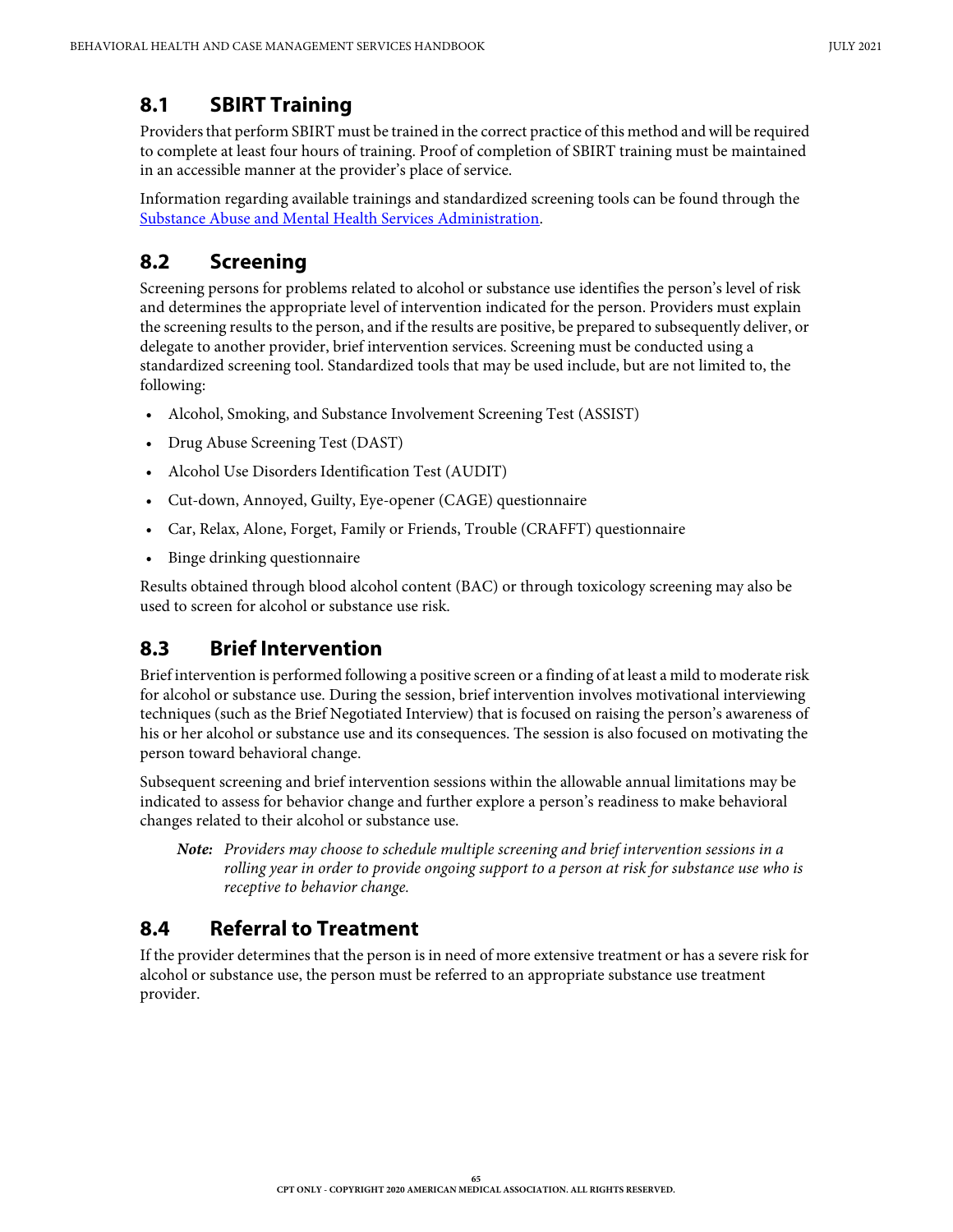## 8.1 SBIRT Training

Providers that perform SBIRT must be trained in the correct practice of this method and will be required to complete at least four hours of training. Proof of completion of SBIRT training must be maintained in an accessible manner at the provider's place of service.

Information regarding available trainings and standardized screening tools can be found through the Substance Abuse and Mental Health Services Administration.

## 8.2 Screening

Screening persons for problems related to alcohol or substance use identifies the person's level of risk and determines the appropriate level of intervention indicated for the person. Providers must explain the screening results to the person, and if the results are positive, be prepared to subsequently deliver, or delegate to another provider, brief intervention services. Screening must be conducted using a standardized screening tool. Standardized tools that may be used include, but are not limited to, the following:

- Alcohol, Smoking, and Substance Involvement Screening Test (ASSIST)
- Drug Abuse Screening Test (DAST)
- Alcohol Use Disorders Identification Test (AUDIT)
- Cut-down, Annoyed, Guilty, Eye-opener (CAGE) questionnaire
- Car, Relax, Alone, Forget, Family or Friends, Trouble (CRAFFT) questionnaire
- Binge drinking questionnaire

Results obtained through blood alcohol content (BAC) or through toxicology screening may also be used to screen for alcohol or substance use risk.

## 8.3 Brief Intervention

Brief intervention is performed following a positive screen or a finding of at least a mild to moderate risk for alcohol or substance use. During the session, brief intervention involves motivational interviewing techniques (such as the Brief Negotiated Interview) that is focused on raising the person's awareness of his or her alcohol or substance use and its consequences. The session is also focused on motivating the person toward behavioral change.

Subsequent screening and brief intervention sessions within the allowable annual limitations may be indicated to assess for behavior change and further explore a person's readiness to make behavioral changes related to their alcohol or substance use.

> ***Note:*** *Providers may choose to schedule multiple screening and brief intervention sessions in a rolling year in order to provide ongoing support to a person at risk for substance use who is receptive to behavior change.*

## 8.4 Referral to Treatment

If the provider determines that the person is in need of more extensive treatment or has a severe risk for alcohol or substance use, the person must be referred to an appropriate substance use treatment provider.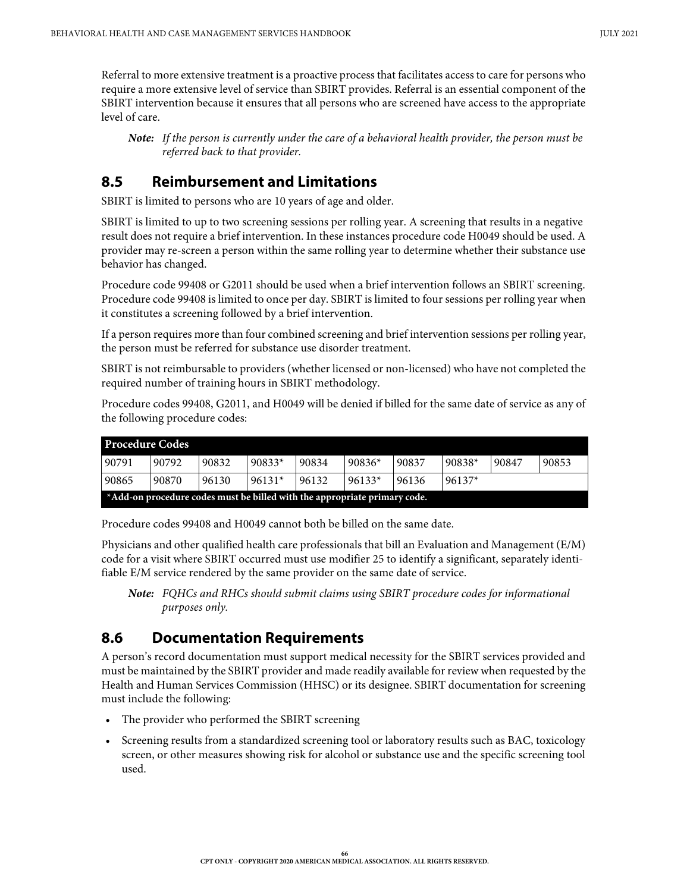Referral to more extensive treatment is a proactive process that facilitates access to care for persons who require a more extensive level of service than SBIRT provides. Referral is an essential component of the SBIRT intervention because it ensures that all persons who are screened have access to the appropriate level of care.

***Note:*** *If the person is currently under the care of a behavioral health provider, the person must be referred back to that provider.*

## 8.5 Reimbursement and Limitations

SBIRT is limited to persons who are 10 years of age and older.

SBIRT is limited to up to two screening sessions per rolling year. A screening that results in a negative result does not require a brief intervention. In these instances procedure code H0049 should be used. A provider may re-screen a person within the same rolling year to determine whether their substance use behavior has changed.

Procedure code 99408 or G2011 should be used when a brief intervention follows an SBIRT screening. Procedure code 99408 is limited to once per day. SBIRT is limited to four sessions per rolling year when it constitutes a screening followed by a brief intervention.

If a person requires more than four combined screening and brief intervention sessions per rolling year, the person must be referred for substance use disorder treatment.

SBIRT is not reimbursable to providers (whether licensed or non-licensed) who have not completed the required number of training hours in SBIRT methodology.

Procedure codes 99408, G2011, and H0049 will be denied if billed for the same date of service as any of the following procedure codes:

| Procedure Codes | | | | | | | | | |
|---|---|---|---|---|---|---|---|---|---|
| 90791 | 90792 | 90832 | 90833* | 90834 | 90836* | 90837 | 90838* | 90847 | 90853 |
| 90865 | 90870 | 96130 | 96131* | 96132 | 96133* | 96136 | 96137* | | |
| *Add-on procedure codes must be billed with the appropriate primary code. | | | | | | | | | |

Procedure codes 99408 and H0049 cannot both be billed on the same date.

Physicians and other qualified health care professionals that bill an Evaluation and Management (E/M) code for a visit where SBIRT occurred must use modifier 25 to identify a significant, separately identifiable E/M service rendered by the same provider on the same date of service.

***Note:*** *FQHCs and RHCs should submit claims using SBIRT procedure codes for informational purposes only.*

## 8.6 Documentation Requirements

A person's record documentation must support medical necessity for the SBIRT services provided and must be maintained by the SBIRT provider and made readily available for review when requested by the Health and Human Services Commission (HHSC) or its designee. SBIRT documentation for screening must include the following:

- The provider who performed the SBIRT screening
- Screening results from a standardized screening tool or laboratory results such as BAC, toxicology screen, or other measures showing risk for alcohol or substance use and the specific screening tool used.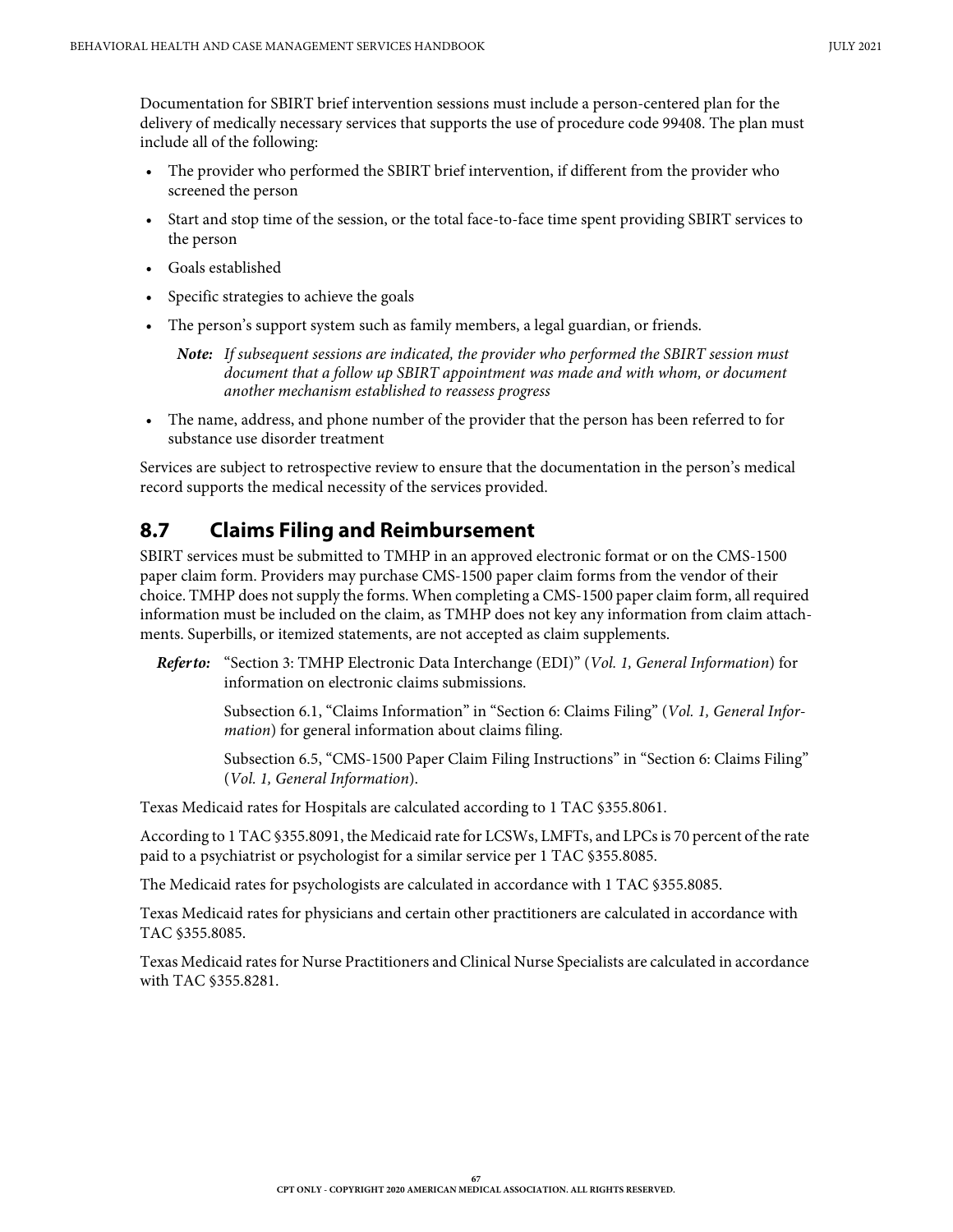Documentation for SBIRT brief intervention sessions must include a person-centered plan for the delivery of medically necessary services that supports the use of procedure code 99408. The plan must include all of the following:

- The provider who performed the SBIRT brief intervention, if different from the provider who screened the person
- Start and stop time of the session, or the total face-to-face time spent providing SBIRT services to the person
- Goals established
- Specific strategies to achieve the goals
- The person's support system such as family members, a legal guardian, or friends.

  ***Note:*** *If subsequent sessions are indicated, the provider who performed the SBIRT session must document that a follow up SBIRT appointment was made and with whom, or document another mechanism established to reassess progress*

- The name, address, and phone number of the provider that the person has been referred to for substance use disorder treatment

Services are subject to retrospective review to ensure that the documentation in the person's medical record supports the medical necessity of the services provided.

## 8.7 Claims Filing and Reimbursement

SBIRT services must be submitted to TMHP in an approved electronic format or on the CMS-1500 paper claim form. Providers may purchase CMS-1500 paper claim forms from the vendor of their choice. TMHP does not supply the forms. When completing a CMS-1500 paper claim form, all required information must be included on the claim, as TMHP does not key any information from claim attachments. Superbills, or itemized statements, are not accepted as claim supplements.

***Refer to:*** "Section 3: TMHP Electronic Data Interchange (EDI)" (*Vol. 1, General Information*) for information on electronic claims submissions.

Subsection 6.1, "Claims Information" in "Section 6: Claims Filing" (*Vol. 1, General Information*) for general information about claims filing.

Subsection 6.5, "CMS-1500 Paper Claim Filing Instructions" in "Section 6: Claims Filing" (*Vol. 1, General Information*).

Texas Medicaid rates for Hospitals are calculated according to 1 TAC §355.8061.

According to 1 TAC §355.8091, the Medicaid rate for LCSWs, LMFTs, and LPCs is 70 percent of the rate paid to a psychiatrist or psychologist for a similar service per 1 TAC §355.8085.

The Medicaid rates for psychologists are calculated in accordance with 1 TAC §355.8085.

Texas Medicaid rates for physicians and certain other practitioners are calculated in accordance with TAC §355.8085.

Texas Medicaid rates for Nurse Practitioners and Clinical Nurse Specialists are calculated in accordance with TAC §355.8281.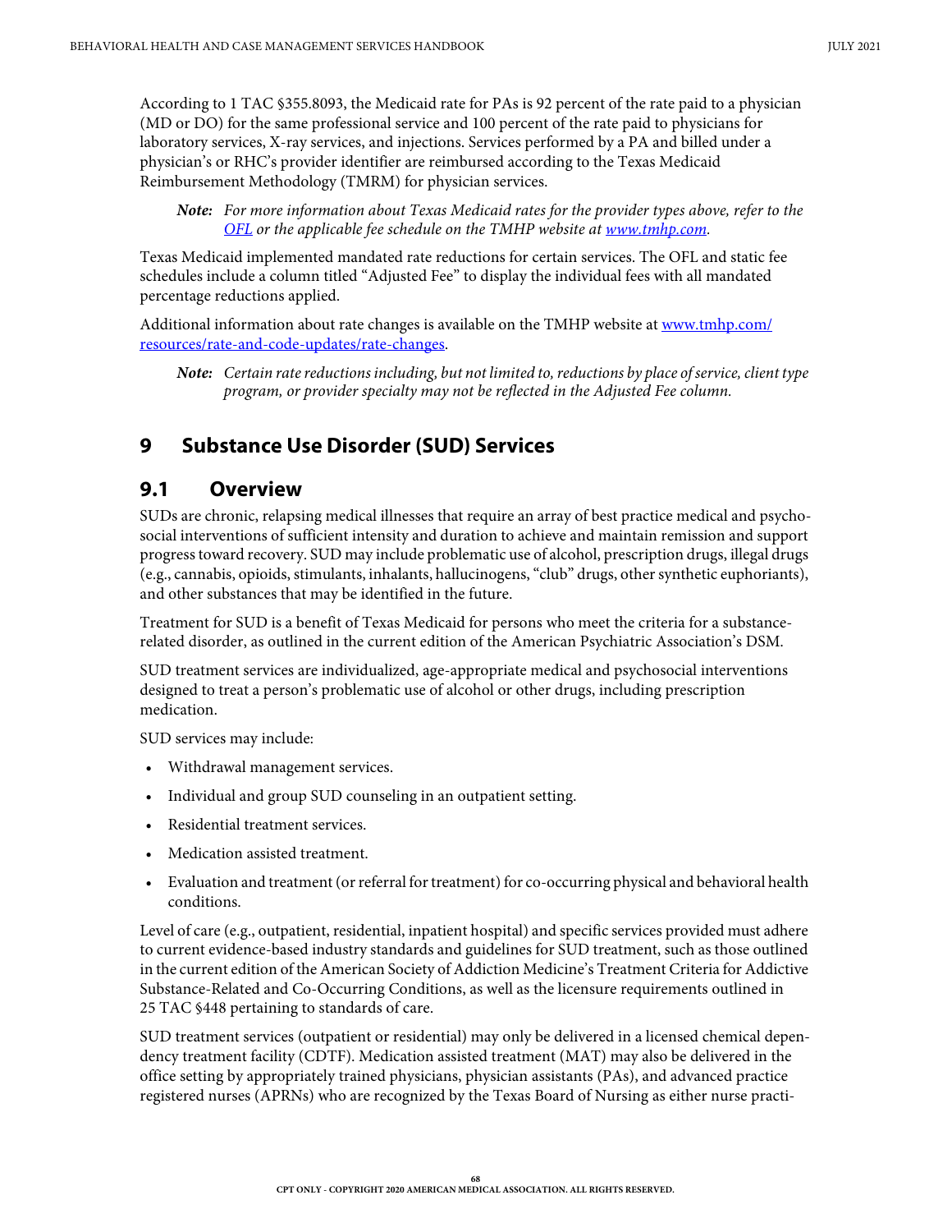According to 1 TAC §355.8093, the Medicaid rate for PAs is 92 percent of the rate paid to a physician (MD or DO) for the same professional service and 100 percent of the rate paid to physicians for laboratory services, X-ray services, and injections. Services performed by a PA and billed under a physician's or RHC's provider identifier are reimbursed according to the Texas Medicaid Reimbursement Methodology (TMRM) for physician services.

> ***Note:*** *For more information about Texas Medicaid rates for the provider types above, refer to the [OFL](#) or the applicable fee schedule on the TMHP website at [www.tmhp.com](http://www.tmhp.com).*

Texas Medicaid implemented mandated rate reductions for certain services. The OFL and static fee schedules include a column titled "Adjusted Fee" to display the individual fees with all mandated percentage reductions applied.

Additional information about rate changes is available on the TMHP website at [www.tmhp.com/resources/rate-and-code-updates/rate-changes](http://www.tmhp.com/resources/rate-and-code-updates/rate-changes).

> ***Note:*** *Certain rate reductions including, but not limited to, reductions by place of service, client type program, or provider specialty may not be reflected in the Adjusted Fee column.*

# 9 Substance Use Disorder (SUD) Services

## 9.1 Overview

SUDs are chronic, relapsing medical illnesses that require an array of best practice medical and psychosocial interventions of sufficient intensity and duration to achieve and maintain remission and support progress toward recovery. SUD may include problematic use of alcohol, prescription drugs, illegal drugs (e.g., cannabis, opioids, stimulants, inhalants, hallucinogens, "club" drugs, other synthetic euphoriants), and other substances that may be identified in the future.

Treatment for SUD is a benefit of Texas Medicaid for persons who meet the criteria for a substance-related disorder, as outlined in the current edition of the American Psychiatric Association's DSM.

SUD treatment services are individualized, age-appropriate medical and psychosocial interventions designed to treat a person's problematic use of alcohol or other drugs, including prescription medication.

SUD services may include:

- Withdrawal management services.
- Individual and group SUD counseling in an outpatient setting.
- Residential treatment services.
- Medication assisted treatment.
- Evaluation and treatment (or referral for treatment) for co-occurring physical and behavioral health conditions.

Level of care (e.g., outpatient, residential, inpatient hospital) and specific services provided must adhere to current evidence-based industry standards and guidelines for SUD treatment, such as those outlined in the current edition of the American Society of Addiction Medicine's Treatment Criteria for Addictive Substance-Related and Co-Occurring Conditions, as well as the licensure requirements outlined in 25 TAC §448 pertaining to standards of care.

SUD treatment services (outpatient or residential) may only be delivered in a licensed chemical dependency treatment facility (CDTF). Medication assisted treatment (MAT) may also be delivered in the office setting by appropriately trained physicians, physician assistants (PAs), and advanced practice registered nurses (APRNs) who are recognized by the Texas Board of Nursing as either nurse practi-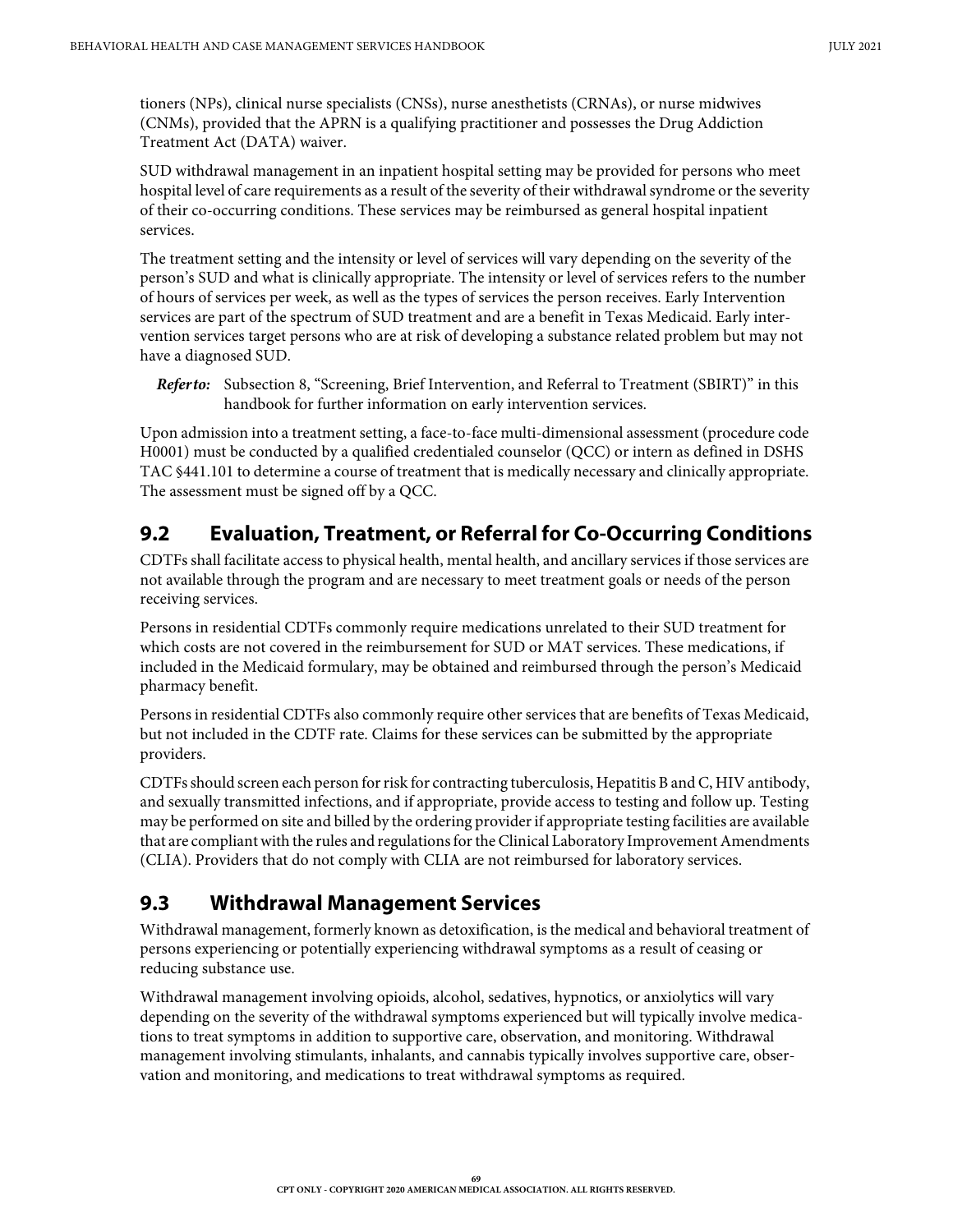tioners (NPs), clinical nurse specialists (CNSs), nurse anesthetists (CRNAs), or nurse midwives (CNMs), provided that the APRN is a qualifying practitioner and possesses the Drug Addiction Treatment Act (DATA) waiver.

SUD withdrawal management in an inpatient hospital setting may be provided for persons who meet hospital level of care requirements as a result of the severity of their withdrawal syndrome or the severity of their co-occurring conditions. These services may be reimbursed as general hospital inpatient services.

The treatment setting and the intensity or level of services will vary depending on the severity of the person's SUD and what is clinically appropriate. The intensity or level of services refers to the number of hours of services per week, as well as the types of services the person receives. Early Intervention services are part of the spectrum of SUD treatment and are a benefit in Texas Medicaid. Early intervention services target persons who are at risk of developing a substance related problem but may not have a diagnosed SUD.

***Refer to:*** Subsection 8, "Screening, Brief Intervention, and Referral to Treatment (SBIRT)" in this handbook for further information on early intervention services.

Upon admission into a treatment setting, a face-to-face multi-dimensional assessment (procedure code H0001) must be conducted by a qualified credentialed counselor (QCC) or intern as defined in DSHS TAC §441.101 to determine a course of treatment that is medically necessary and clinically appropriate. The assessment must be signed off by a QCC.

## 9.2 Evaluation, Treatment, or Referral for Co-Occurring Conditions

CDTFs shall facilitate access to physical health, mental health, and ancillary services if those services are not available through the program and are necessary to meet treatment goals or needs of the person receiving services.

Persons in residential CDTFs commonly require medications unrelated to their SUD treatment for which costs are not covered in the reimbursement for SUD or MAT services. These medications, if included in the Medicaid formulary, may be obtained and reimbursed through the person's Medicaid pharmacy benefit.

Persons in residential CDTFs also commonly require other services that are benefits of Texas Medicaid, but not included in the CDTF rate. Claims for these services can be submitted by the appropriate providers.

CDTFs should screen each person for risk for contracting tuberculosis, Hepatitis B and C, HIV antibody, and sexually transmitted infections, and if appropriate, provide access to testing and follow up. Testing may be performed on site and billed by the ordering provider if appropriate testing facilities are available that are compliant with the rules and regulations for the Clinical Laboratory Improvement Amendments (CLIA). Providers that do not comply with CLIA are not reimbursed for laboratory services.

## 9.3 Withdrawal Management Services

Withdrawal management, formerly known as detoxification, is the medical and behavioral treatment of persons experiencing or potentially experiencing withdrawal symptoms as a result of ceasing or reducing substance use.

Withdrawal management involving opioids, alcohol, sedatives, hypnotics, or anxiolytics will vary depending on the severity of the withdrawal symptoms experienced but will typically involve medications to treat symptoms in addition to supportive care, observation, and monitoring. Withdrawal management involving stimulants, inhalants, and cannabis typically involves supportive care, observation and monitoring, and medications to treat withdrawal symptoms as required.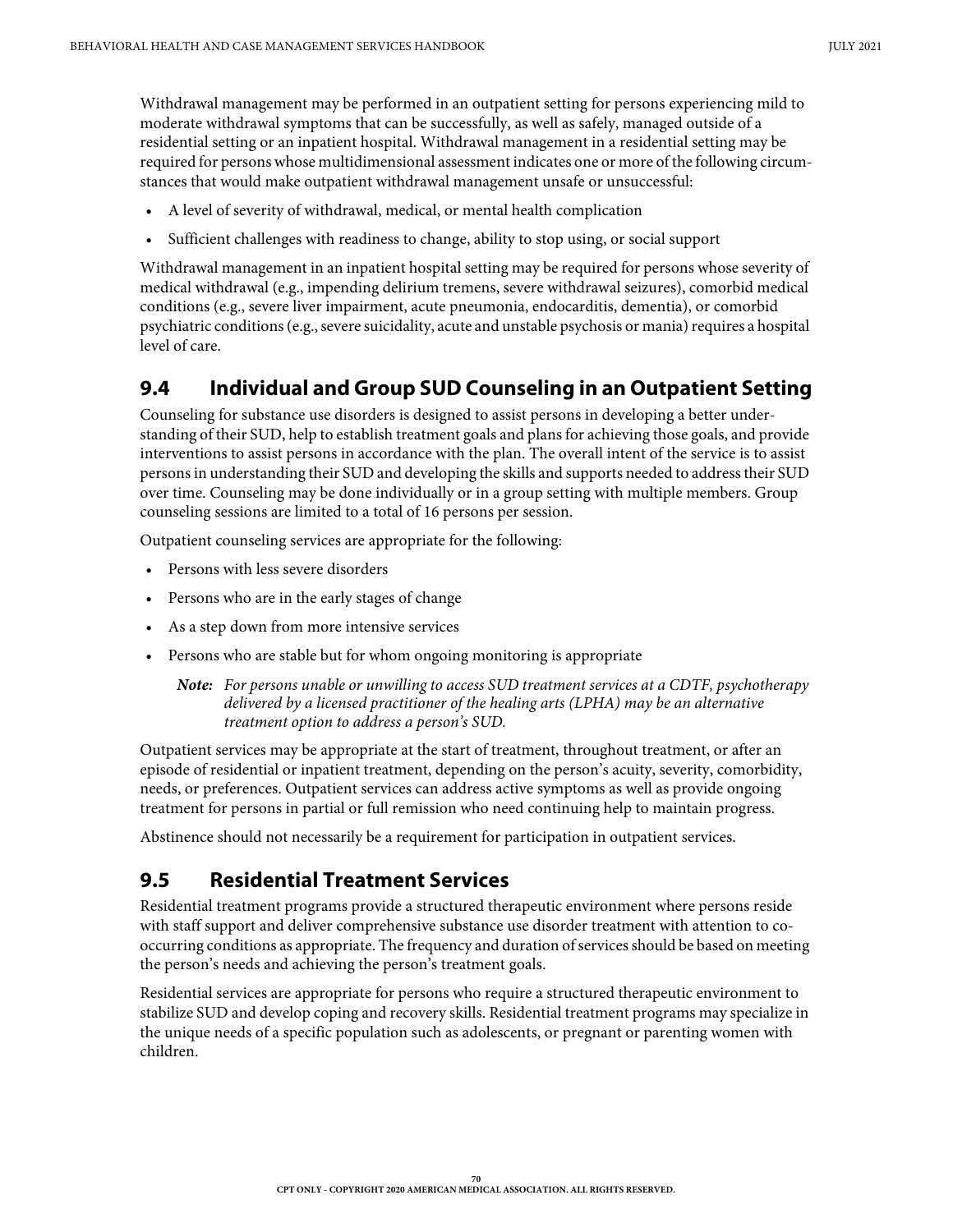Withdrawal management may be performed in an outpatient setting for persons experiencing mild to moderate withdrawal symptoms that can be successfully, as well as safely, managed outside of a residential setting or an inpatient hospital. Withdrawal management in a residential setting may be required for persons whose multidimensional assessment indicates one or more of the following circumstances that would make outpatient withdrawal management unsafe or unsuccessful:

- A level of severity of withdrawal, medical, or mental health complication
- Sufficient challenges with readiness to change, ability to stop using, or social support

Withdrawal management in an inpatient hospital setting may be required for persons whose severity of medical withdrawal (e.g., impending delirium tremens, severe withdrawal seizures), comorbid medical conditions (e.g., severe liver impairment, acute pneumonia, endocarditis, dementia), or comorbid psychiatric conditions (e.g., severe suicidality, acute and unstable psychosis or mania) requires a hospital level of care.

## 9.4 Individual and Group SUD Counseling in an Outpatient Setting

Counseling for substance use disorders is designed to assist persons in developing a better understanding of their SUD, help to establish treatment goals and plans for achieving those goals, and provide interventions to assist persons in accordance with the plan. The overall intent of the service is to assist persons in understanding their SUD and developing the skills and supports needed to address their SUD over time. Counseling may be done individually or in a group setting with multiple members. Group counseling sessions are limited to a total of 16 persons per session.

Outpatient counseling services are appropriate for the following:

- Persons with less severe disorders
- Persons who are in the early stages of change
- As a step down from more intensive services
- Persons who are stable but for whom ongoing monitoring is appropriate

> ***Note:*** *For persons unable or unwilling to access SUD treatment services at a CDTF, psychotherapy delivered by a licensed practitioner of the healing arts (LPHA) may be an alternative treatment option to address a person's SUD.*

Outpatient services may be appropriate at the start of treatment, throughout treatment, or after an episode of residential or inpatient treatment, depending on the person's acuity, severity, comorbidity, needs, or preferences. Outpatient services can address active symptoms as well as provide ongoing treatment for persons in partial or full remission who need continuing help to maintain progress.

Abstinence should not necessarily be a requirement for participation in outpatient services.

## 9.5 Residential Treatment Services

Residential treatment programs provide a structured therapeutic environment where persons reside with staff support and deliver comprehensive substance use disorder treatment with attention to co-occurring conditions as appropriate. The frequency and duration of services should be based on meeting the person's needs and achieving the person's treatment goals.

Residential services are appropriate for persons who require a structured therapeutic environment to stabilize SUD and develop coping and recovery skills. Residential treatment programs may specialize in the unique needs of a specific population such as adolescents, or pregnant or parenting women with children.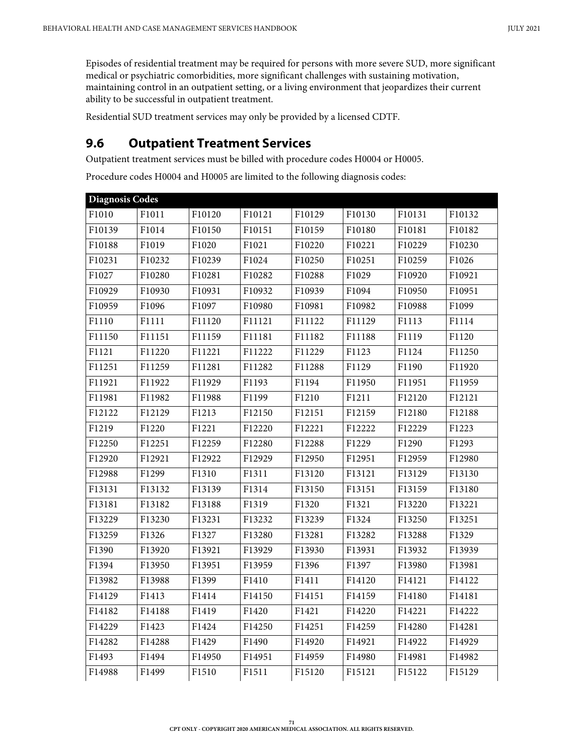Episodes of residential treatment may be required for persons with more severe SUD, more significant medical or psychiatric comorbidities, more significant challenges with sustaining motivation, maintaining control in an outpatient setting, or a living environment that jeopardizes their current ability to be successful in outpatient treatment.

Residential SUD treatment services may only be provided by a licensed CDTF.

## 9.6 Outpatient Treatment Services

Outpatient treatment services must be billed with procedure codes H0004 or H0005.

Procedure codes H0004 and H0005 are limited to the following diagnosis codes:

| Diagnosis Codes | | | | | | | |
|---|---|---|---|---|---|---|---|
| F1010 | F1011 | F10120 | F10121 | F10129 | F10130 | F10131 | F10132 |
| F10139 | F1014 | F10150 | F10151 | F10159 | F10180 | F10181 | F10182 |
| F10188 | F1019 | F1020 | F1021 | F10220 | F10221 | F10229 | F10230 |
| F10231 | F10232 | F10239 | F1024 | F10250 | F10251 | F10259 | F1026 |
| F1027 | F10280 | F10281 | F10282 | F10288 | F1029 | F10920 | F10921 |
| F10929 | F10930 | F10931 | F10932 | F10939 | F1094 | F10950 | F10951 |
| F10959 | F1096 | F1097 | F10980 | F10981 | F10982 | F10988 | F1099 |
| F1110 | F1111 | F11120 | F11121 | F11122 | F11129 | F1113 | F1114 |
| F11150 | F11151 | F11159 | F11181 | F11182 | F11188 | F1119 | F1120 |
| F1121 | F11220 | F11221 | F11222 | F11229 | F1123 | F1124 | F11250 |
| F11251 | F11259 | F11281 | F11282 | F11288 | F1129 | F1190 | F11920 |
| F11921 | F11922 | F11929 | F1193 | F1194 | F11950 | F11951 | F11959 |
| F11981 | F11982 | F11988 | F1199 | F1210 | F1211 | F12120 | F12121 |
| F12122 | F12129 | F1213 | F12150 | F12151 | F12159 | F12180 | F12188 |
| F1219 | F1220 | F1221 | F12220 | F12221 | F12222 | F12229 | F1223 |
| F12250 | F12251 | F12259 | F12280 | F12288 | F1229 | F1290 | F1293 |
| F12920 | F12921 | F12922 | F12929 | F12950 | F12951 | F12959 | F12980 |
| F12988 | F1299 | F1310 | F1311 | F13120 | F13121 | F13129 | F13130 |
| F13131 | F13132 | F13139 | F1314 | F13150 | F13151 | F13159 | F13180 |
| F13181 | F13182 | F13188 | F1319 | F1320 | F1321 | F13220 | F13221 |
| F13229 | F13230 | F13231 | F13232 | F13239 | F1324 | F13250 | F13251 |
| F13259 | F1326 | F1327 | F13280 | F13281 | F13282 | F13288 | F1329 |
| F1390 | F13920 | F13921 | F13929 | F13930 | F13931 | F13932 | F13939 |
| F1394 | F13950 | F13951 | F13959 | F1396 | F1397 | F13980 | F13981 |
| F13982 | F13988 | F1399 | F1410 | F1411 | F14120 | F14121 | F14122 |
| F14129 | F1413 | F1414 | F14150 | F14151 | F14159 | F14180 | F14181 |
| F14182 | F14188 | F1419 | F1420 | F1421 | F14220 | F14221 | F14222 |
| F14229 | F1423 | F1424 | F14250 | F14251 | F14259 | F14280 | F14281 |
| F14282 | F14288 | F1429 | F1490 | F14920 | F14921 | F14922 | F14929 |
| F1493 | F1494 | F14950 | F14951 | F14959 | F14980 | F14981 | F14982 |
| F14988 | F1499 | F1510 | F1511 | F15120 | F15121 | F15122 | F15129 |

CPT ONLY - COPYRIGHT 2020 AMERICAN MEDICAL ASSOCIATION. ALL RIGHTS RESERVED.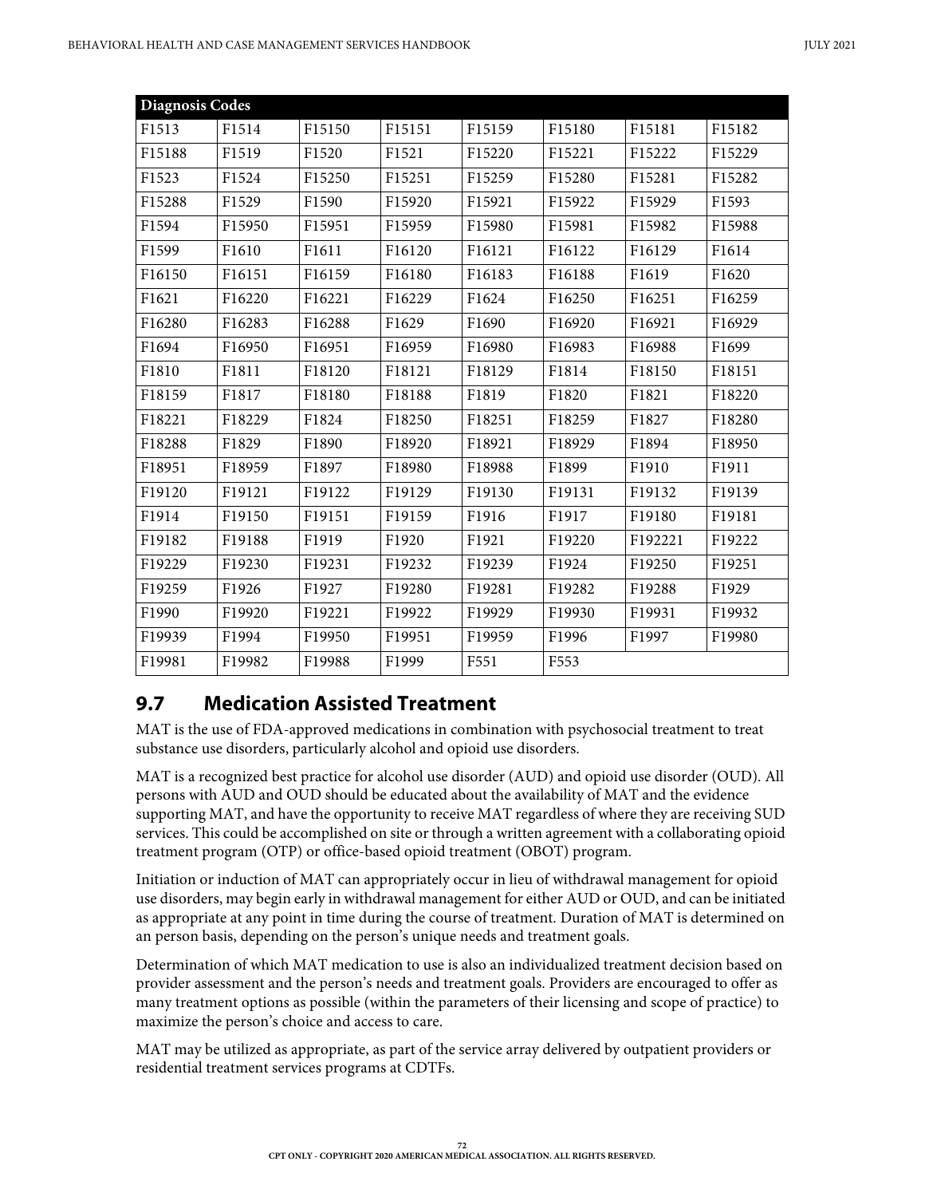| Diagnosis Codes | | | | | | | |
|---|---|---|---|---|---|---|---|
| F1513 | F1514 | F15150 | F15151 | F15159 | F15180 | F15181 | F15182 |
| F15188 | F1519 | F1520 | F1521 | F15220 | F15221 | F15222 | F15229 |
| F1523 | F1524 | F15250 | F15251 | F15259 | F15280 | F15281 | F15282 |
| F15288 | F1529 | F1590 | F15920 | F15921 | F15922 | F15929 | F1593 |
| F1594 | F15950 | F15951 | F15959 | F15980 | F15981 | F15982 | F15988 |
| F1599 | F1610 | F1611 | F16120 | F16121 | F16122 | F16129 | F1614 |
| F16150 | F16151 | F16159 | F16180 | F16183 | F16188 | F1619 | F1620 |
| F1621 | F16220 | F16221 | F16229 | F1624 | F16250 | F16251 | F16259 |
| F16280 | F16283 | F16288 | F1629 | F1690 | F16920 | F16921 | F16929 |
| F1694 | F16950 | F16951 | F16959 | F16980 | F16983 | F16988 | F1699 |
| F1810 | F1811 | F18120 | F18121 | F18129 | F1814 | F18150 | F18151 |
| F18159 | F1817 | F18180 | F18188 | F1819 | F1820 | F1821 | F18220 |
| F18221 | F18229 | F1824 | F18250 | F18251 | F18259 | F1827 | F18280 |
| F18288 | F1829 | F1890 | F18920 | F18921 | F18929 | F1894 | F18950 |
| F18951 | F18959 | F1897 | F18980 | F18988 | F1899 | F1910 | F1911 |
| F19120 | F19121 | F19122 | F19129 | F19130 | F19131 | F19132 | F19139 |
| F1914 | F19150 | F19151 | F19159 | F1916 | F1917 | F19180 | F19181 |
| F19182 | F19188 | F1919 | F1920 | F1921 | F19220 | F192221 | F19222 |
| F19229 | F19230 | F19231 | F19232 | F19239 | F1924 | F19250 | F19251 |
| F19259 | F1926 | F1927 | F19280 | F19281 | F19282 | F19288 | F1929 |
| F1990 | F19920 | F19221 | F19922 | F19929 | F19930 | F19931 | F19932 |
| F19939 | F1994 | F19950 | F19951 | F19959 | F1996 | F1997 | F19980 |
| F19981 | F19982 | F19988 | F1999 | F551 | F553 | | |

## 9.7 Medication Assisted Treatment

MAT is the use of FDA-approved medications in combination with psychosocial treatment to treat substance use disorders, particularly alcohol and opioid use disorders.

MAT is a recognized best practice for alcohol use disorder (AUD) and opioid use disorder (OUD). All persons with AUD and OUD should be educated about the availability of MAT and the evidence supporting MAT, and have the opportunity to receive MAT regardless of where they are receiving SUD services. This could be accomplished on site or through a written agreement with a collaborating opioid treatment program (OTP) or office-based opioid treatment (OBOT) program.

Initiation or induction of MAT can appropriately occur in lieu of withdrawal management for opioid use disorders, may begin early in withdrawal management for either AUD or OUD, and can be initiated as appropriate at any point in time during the course of treatment. Duration of MAT is determined on an person basis, depending on the person's unique needs and treatment goals.

Determination of which MAT medication to use is also an individualized treatment decision based on provider assessment and the person's needs and treatment goals. Providers are encouraged to offer as many treatment options as possible (within the parameters of their licensing and scope of practice) to maximize the person's choice and access to care.

MAT may be utilized as appropriate, as part of the service array delivered by outpatient providers or residential treatment services programs at CDTFs.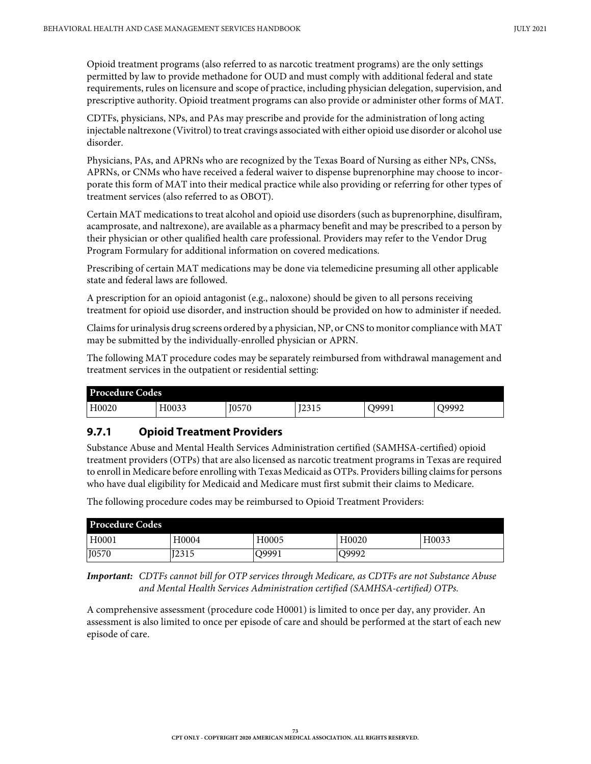Opioid treatment programs (also referred to as narcotic treatment programs) are the only settings permitted by law to provide methadone for OUD and must comply with additional federal and state requirements, rules on licensure and scope of practice, including physician delegation, supervision, and prescriptive authority. Opioid treatment programs can also provide or administer other forms of MAT.

CDTFs, physicians, NPs, and PAs may prescribe and provide for the administration of long acting injectable naltrexone (Vivitrol) to treat cravings associated with either opioid use disorder or alcohol use disorder.

Physicians, PAs, and APRNs who are recognized by the Texas Board of Nursing as either NPs, CNSs, APRNs, or CNMs who have received a federal waiver to dispense buprenorphine may choose to incorporate this form of MAT into their medical practice while also providing or referring for other types of treatment services (also referred to as OBOT).

Certain MAT medications to treat alcohol and opioid use disorders (such as buprenorphine, disulfiram, acamprosate, and naltrexone), are available as a pharmacy benefit and may be prescribed to a person by their physician or other qualified health care professional. Providers may refer to the Vendor Drug Program Formulary for additional information on covered medications.

Prescribing of certain MAT medications may be done via telemedicine presuming all other applicable state and federal laws are followed.

A prescription for an opioid antagonist (e.g., naloxone) should be given to all persons receiving treatment for opioid use disorder, and instruction should be provided on how to administer if needed.

Claims for urinalysis drug screens ordered by a physician, NP, or CNS to monitor compliance with MAT may be submitted by the individually-enrolled physician or APRN.

The following MAT procedure codes may be separately reimbursed from withdrawal management and treatment services in the outpatient or residential setting:

| Procedure Codes | | | | | |
|---|---|---|---|---|---|
| H0020 | H0033 | J0570 | J2315 | Q9991 | Q9992 |

### 9.7.1 Opioid Treatment Providers

Substance Abuse and Mental Health Services Administration certified (SAMHSA-certified) opioid treatment providers (OTPs) that are also licensed as narcotic treatment programs in Texas are required to enroll in Medicare before enrolling with Texas Medicaid as OTPs. Providers billing claims for persons who have dual eligibility for Medicaid and Medicare must first submit their claims to Medicare.

The following procedure codes may be reimbursed to Opioid Treatment Providers:

| Procedure Codes | | | | |
|---|---|---|---|---|
| H0001 | H0004 | H0005 | H0020 | H0033 |
| J0570 | J2315 | Q9991 | Q9992 | |

***Important:*** *CDTFs cannot bill for OTP services through Medicare, as CDTFs are not Substance Abuse and Mental Health Services Administration certified (SAMHSA-certified) OTPs.*

A comprehensive assessment (procedure code H0001) is limited to once per day, any provider. An assessment is also limited to once per episode of care and should be performed at the start of each new episode of care.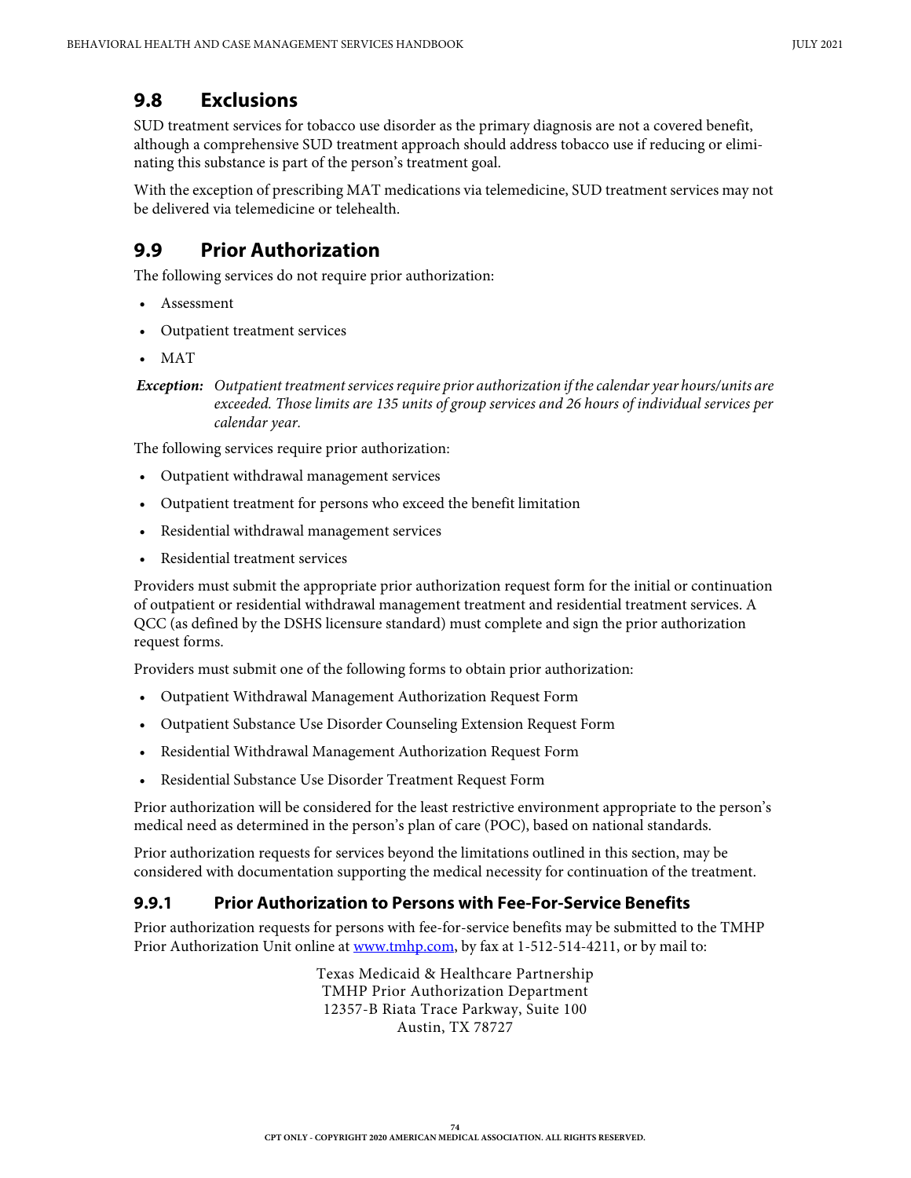## 9.8 Exclusions

SUD treatment services for tobacco use disorder as the primary diagnosis are not a covered benefit, although a comprehensive SUD treatment approach should address tobacco use if reducing or eliminating this substance is part of the person's treatment goal.

With the exception of prescribing MAT medications via telemedicine, SUD treatment services may not be delivered via telemedicine or telehealth.

## 9.9 Prior Authorization

The following services do not require prior authorization:

- Assessment
- Outpatient treatment services
- MAT

***Exception:*** *Outpatient treatment services require prior authorization if the calendar year hours/units are exceeded. Those limits are 135 units of group services and 26 hours of individual services per calendar year.*

The following services require prior authorization:

- Outpatient withdrawal management services
- Outpatient treatment for persons who exceed the benefit limitation
- Residential withdrawal management services
- Residential treatment services

Providers must submit the appropriate prior authorization request form for the initial or continuation of outpatient or residential withdrawal management treatment and residential treatment services. A QCC (as defined by the DSHS licensure standard) must complete and sign the prior authorization request forms.

Providers must submit one of the following forms to obtain prior authorization:

- Outpatient Withdrawal Management Authorization Request Form
- Outpatient Substance Use Disorder Counseling Extension Request Form
- Residential Withdrawal Management Authorization Request Form
- Residential Substance Use Disorder Treatment Request Form

Prior authorization will be considered for the least restrictive environment appropriate to the person's medical need as determined in the person's plan of care (POC), based on national standards.

Prior authorization requests for services beyond the limitations outlined in this section, may be considered with documentation supporting the medical necessity for continuation of the treatment.

### 9.9.1 Prior Authorization to Persons with Fee-For-Service Benefits

Prior authorization requests for persons with fee-for-service benefits may be submitted to the TMHP Prior Authorization Unit online at www.tmhp.com, by fax at 1-512-514-4211, or by mail to:

Texas Medicaid & Healthcare Partnership
TMHP Prior Authorization Department
12357-B Riata Trace Parkway, Suite 100
Austin, TX 78727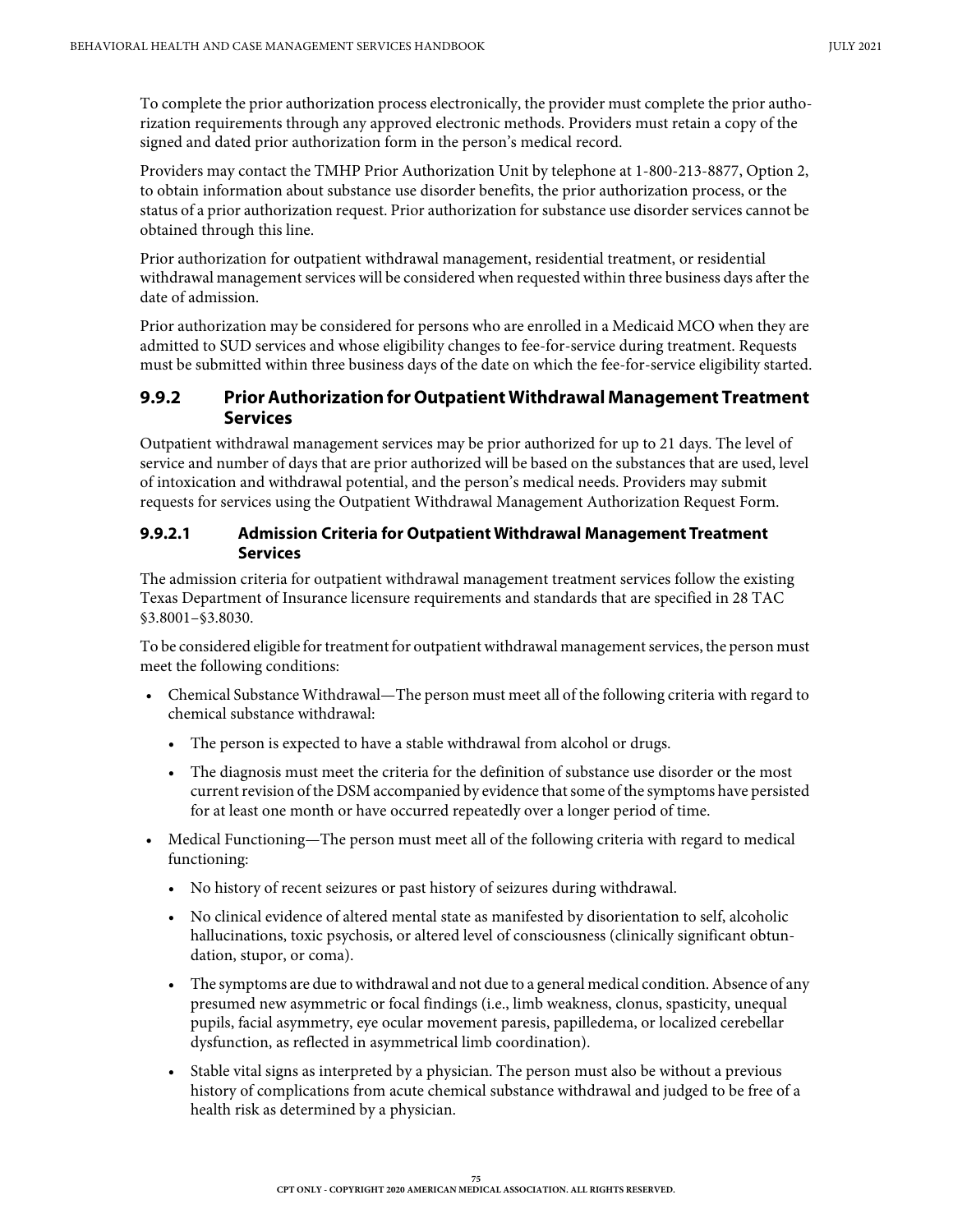To complete the prior authorization process electronically, the provider must complete the prior authorization requirements through any approved electronic methods. Providers must retain a copy of the signed and dated prior authorization form in the person's medical record.

Providers may contact the TMHP Prior Authorization Unit by telephone at 1-800-213-8877, Option 2, to obtain information about substance use disorder benefits, the prior authorization process, or the status of a prior authorization request. Prior authorization for substance use disorder services cannot be obtained through this line.

Prior authorization for outpatient withdrawal management, residential treatment, or residential withdrawal management services will be considered when requested within three business days after the date of admission.

Prior authorization may be considered for persons who are enrolled in a Medicaid MCO when they are admitted to SUD services and whose eligibility changes to fee-for-service during treatment. Requests must be submitted within three business days of the date on which the fee-for-service eligibility started.

### 9.9.2 Prior Authorization for Outpatient Withdrawal Management Treatment Services

Outpatient withdrawal management services may be prior authorized for up to 21 days. The level of service and number of days that are prior authorized will be based on the substances that are used, level of intoxication and withdrawal potential, and the person's medical needs. Providers may submit requests for services using the Outpatient Withdrawal Management Authorization Request Form.

#### 9.9.2.1 Admission Criteria for Outpatient Withdrawal Management Treatment Services

The admission criteria for outpatient withdrawal management treatment services follow the existing Texas Department of Insurance licensure requirements and standards that are specified in 28 TAC §3.8001–§3.8030.

To be considered eligible for treatment for outpatient withdrawal management services, the person must meet the following conditions:

- Chemical Substance Withdrawal—The person must meet all of the following criteria with regard to chemical substance withdrawal:
  - The person is expected to have a stable withdrawal from alcohol or drugs.
  - The diagnosis must meet the criteria for the definition of substance use disorder or the most current revision of the DSM accompanied by evidence that some of the symptoms have persisted for at least one month or have occurred repeatedly over a longer period of time.
- Medical Functioning—The person must meet all of the following criteria with regard to medical functioning:
  - No history of recent seizures or past history of seizures during withdrawal.
  - No clinical evidence of altered mental state as manifested by disorientation to self, alcoholic hallucinations, toxic psychosis, or altered level of consciousness (clinically significant obtundation, stupor, or coma).
  - The symptoms are due to withdrawal and not due to a general medical condition. Absence of any presumed new asymmetric or focal findings (i.e., limb weakness, clonus, spasticity, unequal pupils, facial asymmetry, eye ocular movement paresis, papilledema, or localized cerebellar dysfunction, as reflected in asymmetrical limb coordination).
  - Stable vital signs as interpreted by a physician. The person must also be without a previous history of complications from acute chemical substance withdrawal and judged to be free of a health risk as determined by a physician.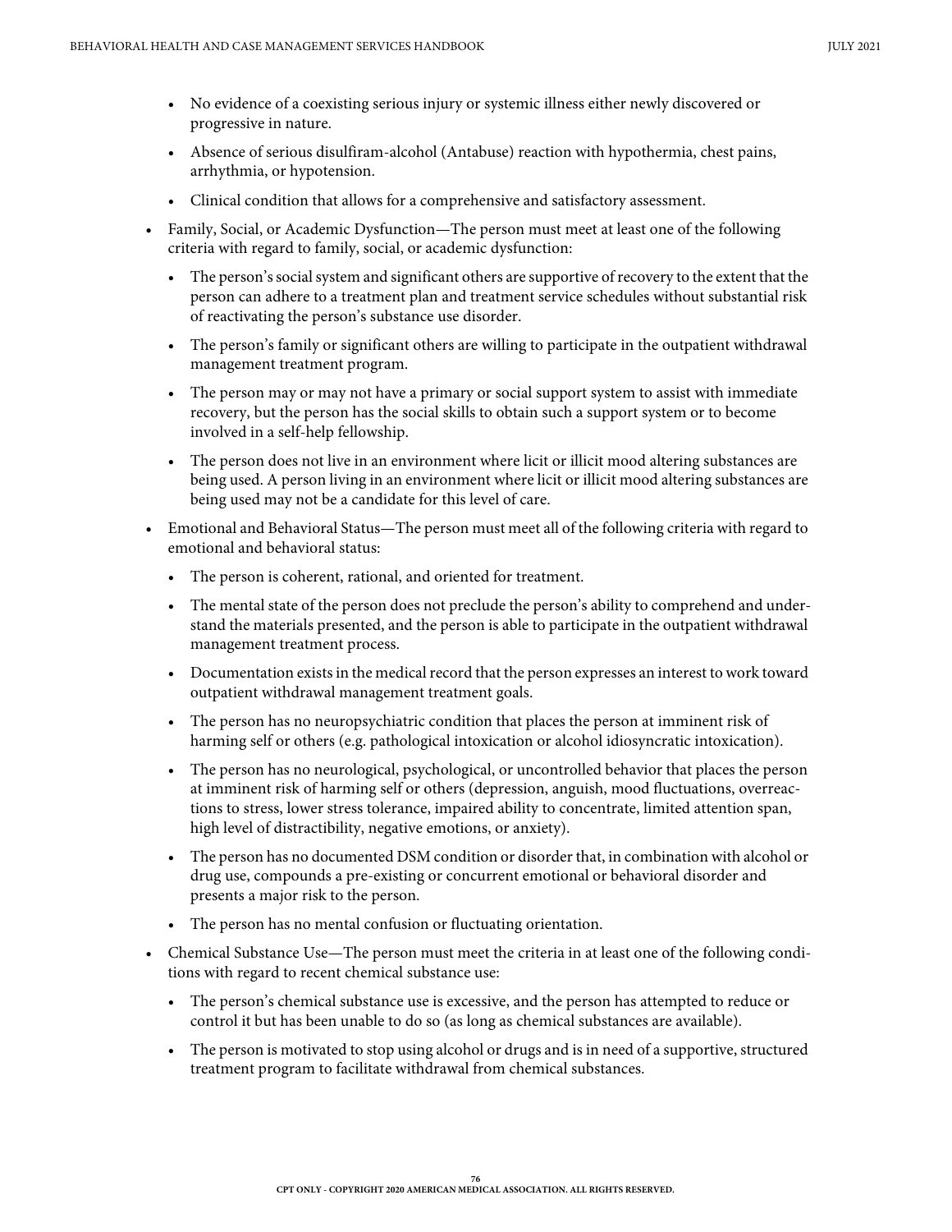- No evidence of a coexisting serious injury or systemic illness either newly discovered or progressive in nature.
  - Absence of serious disulfiram-alcohol (Antabuse) reaction with hypothermia, chest pains, arrhythmia, or hypotension.
  - Clinical condition that allows for a comprehensive and satisfactory assessment.
- Family, Social, or Academic Dysfunction—The person must meet at least one of the following criteria with regard to family, social, or academic dysfunction:
  - The person's social system and significant others are supportive of recovery to the extent that the person can adhere to a treatment plan and treatment service schedules without substantial risk of reactivating the person's substance use disorder.
  - The person's family or significant others are willing to participate in the outpatient withdrawal management treatment program.
  - The person may or may not have a primary or social support system to assist with immediate recovery, but the person has the social skills to obtain such a support system or to become involved in a self-help fellowship.
  - The person does not live in an environment where licit or illicit mood altering substances are being used. A person living in an environment where licit or illicit mood altering substances are being used may not be a candidate for this level of care.
- Emotional and Behavioral Status—The person must meet all of the following criteria with regard to emotional and behavioral status:
  - The person is coherent, rational, and oriented for treatment.
  - The mental state of the person does not preclude the person's ability to comprehend and understand the materials presented, and the person is able to participate in the outpatient withdrawal management treatment process.
  - Documentation exists in the medical record that the person expresses an interest to work toward outpatient withdrawal management treatment goals.
  - The person has no neuropsychiatric condition that places the person at imminent risk of harming self or others (e.g. pathological intoxication or alcohol idiosyncratic intoxication).
  - The person has no neurological, psychological, or uncontrolled behavior that places the person at imminent risk of harming self or others (depression, anguish, mood fluctuations, overreactions to stress, lower stress tolerance, impaired ability to concentrate, limited attention span, high level of distractibility, negative emotions, or anxiety).
  - The person has no documented DSM condition or disorder that, in combination with alcohol or drug use, compounds a pre-existing or concurrent emotional or behavioral disorder and presents a major risk to the person.
  - The person has no mental confusion or fluctuating orientation.
- Chemical Substance Use—The person must meet the criteria in at least one of the following conditions with regard to recent chemical substance use:
  - The person's chemical substance use is excessive, and the person has attempted to reduce or control it but has been unable to do so (as long as chemical substances are available).
  - The person is motivated to stop using alcohol or drugs and is in need of a supportive, structured treatment program to facilitate withdrawal from chemical substances.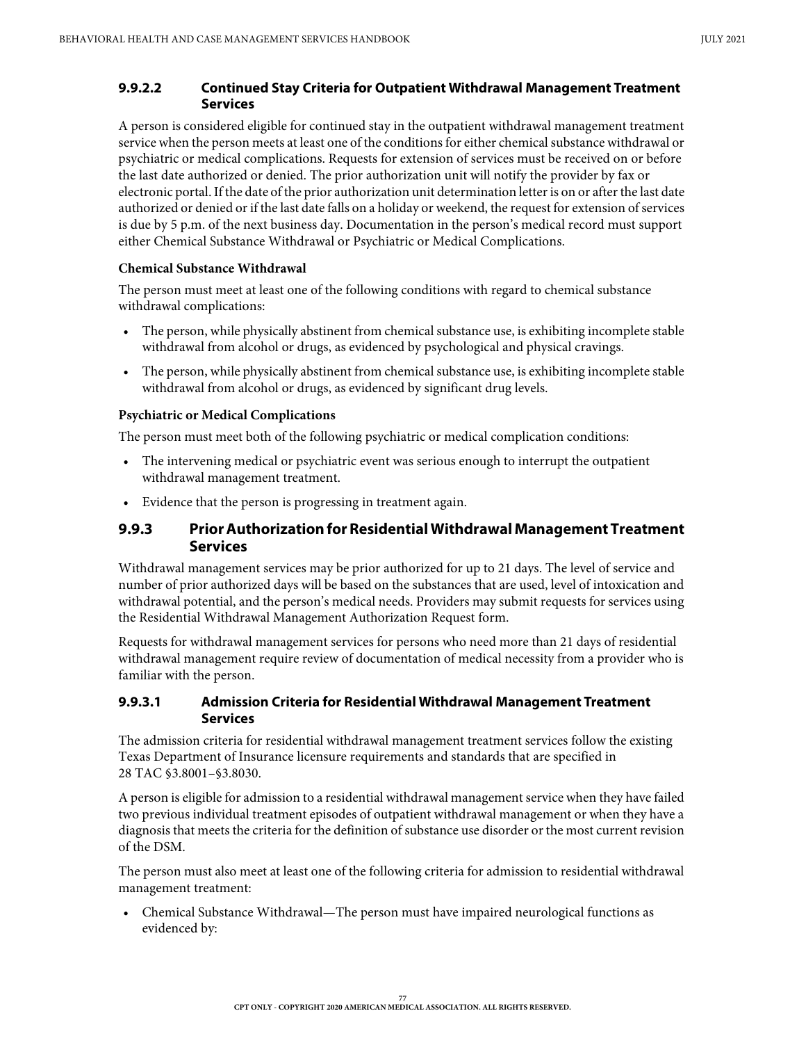#### 9.9.2.2 Continued Stay Criteria for Outpatient Withdrawal Management Treatment Services

A person is considered eligible for continued stay in the outpatient withdrawal management treatment service when the person meets at least one of the conditions for either chemical substance withdrawal or psychiatric or medical complications. Requests for extension of services must be received on or before the last date authorized or denied. The prior authorization unit will notify the provider by fax or electronic portal. If the date of the prior authorization unit determination letter is on or after the last date authorized or denied or if the last date falls on a holiday or weekend, the request for extension of services is due by 5 p.m. of the next business day. Documentation in the person's medical record must support either Chemical Substance Withdrawal or Psychiatric or Medical Complications.

**Chemical Substance Withdrawal**

The person must meet at least one of the following conditions with regard to chemical substance withdrawal complications:

- The person, while physically abstinent from chemical substance use, is exhibiting incomplete stable withdrawal from alcohol or drugs, as evidenced by psychological and physical cravings.
- The person, while physically abstinent from chemical substance use, is exhibiting incomplete stable withdrawal from alcohol or drugs, as evidenced by significant drug levels.

**Psychiatric or Medical Complications**

The person must meet both of the following psychiatric or medical complication conditions:

- The intervening medical or psychiatric event was serious enough to interrupt the outpatient withdrawal management treatment.
- Evidence that the person is progressing in treatment again.

### 9.9.3 Prior Authorization for Residential Withdrawal Management Treatment Services

Withdrawal management services may be prior authorized for up to 21 days. The level of service and number of prior authorized days will be based on the substances that are used, level of intoxication and withdrawal potential, and the person's medical needs. Providers may submit requests for services using the Residential Withdrawal Management Authorization Request form.

Requests for withdrawal management services for persons who need more than 21 days of residential withdrawal management require review of documentation of medical necessity from a provider who is familiar with the person.

#### 9.9.3.1 Admission Criteria for Residential Withdrawal Management Treatment Services

The admission criteria for residential withdrawal management treatment services follow the existing Texas Department of Insurance licensure requirements and standards that are specified in 28 TAC §3.8001–§3.8030.

A person is eligible for admission to a residential withdrawal management service when they have failed two previous individual treatment episodes of outpatient withdrawal management or when they have a diagnosis that meets the criteria for the definition of substance use disorder or the most current revision of the DSM.

The person must also meet at least one of the following criteria for admission to residential withdrawal management treatment:

- Chemical Substance Withdrawal—The person must have impaired neurological functions as evidenced by: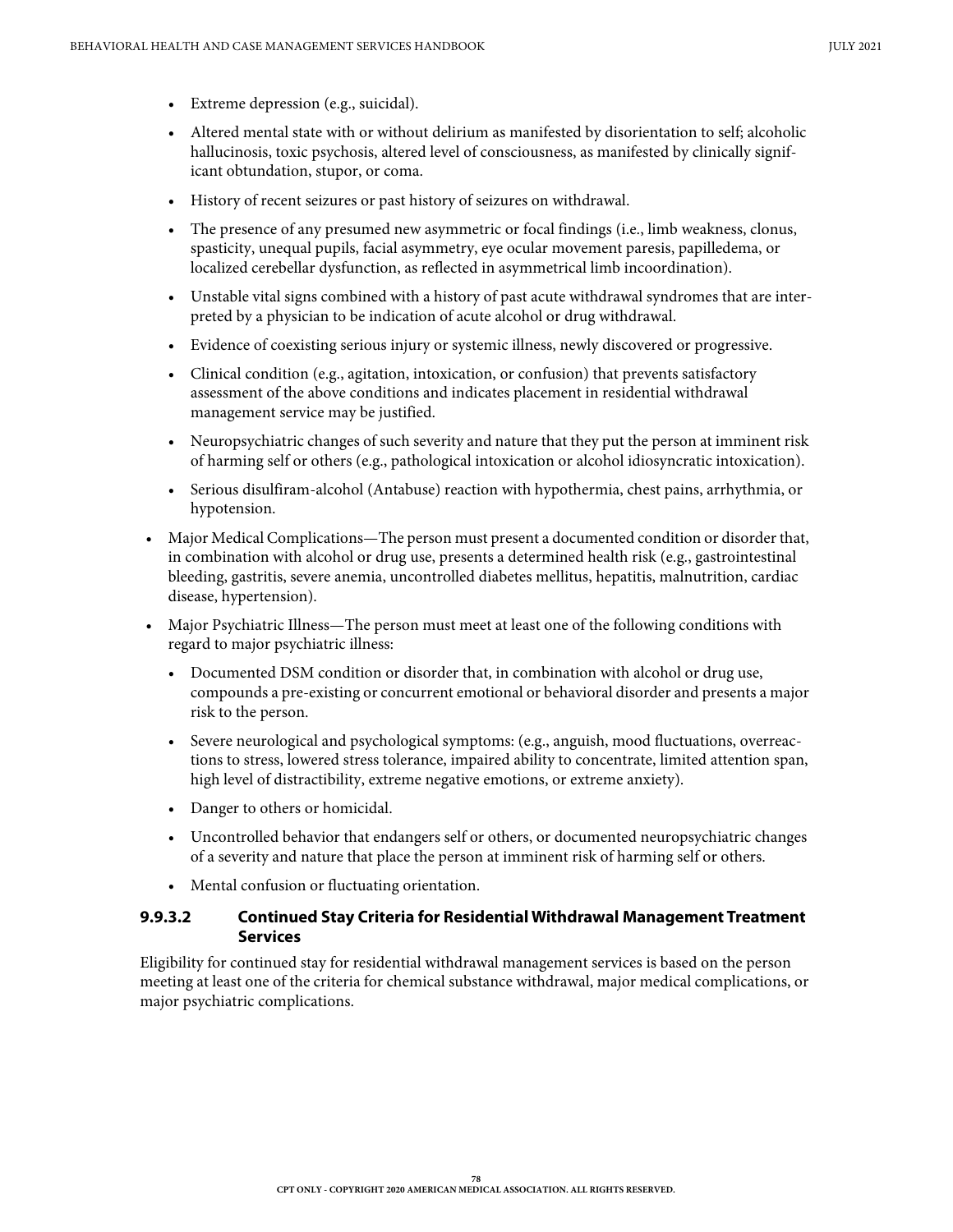- Extreme depression (e.g., suicidal).
    - Altered mental state with or without delirium as manifested by disorientation to self; alcoholic hallucinosis, toxic psychosis, altered level of consciousness, as manifested by clinically significant obtundation, stupor, or coma.
    - History of recent seizures or past history of seizures on withdrawal.
    - The presence of any presumed new asymmetric or focal findings (i.e., limb weakness, clonus, spasticity, unequal pupils, facial asymmetry, eye ocular movement paresis, papilledema, or localized cerebellar dysfunction, as reflected in asymmetrical limb incoordination).
    - Unstable vital signs combined with a history of past acute withdrawal syndromes that are interpreted by a physician to be indication of acute alcohol or drug withdrawal.
    - Evidence of coexisting serious injury or systemic illness, newly discovered or progressive.
    - Clinical condition (e.g., agitation, intoxication, or confusion) that prevents satisfactory assessment of the above conditions and indicates placement in residential withdrawal management service may be justified.
    - Neuropsychiatric changes of such severity and nature that they put the person at imminent risk of harming self or others (e.g., pathological intoxication or alcohol idiosyncratic intoxication).
    - Serious disulfiram-alcohol (Antabuse) reaction with hypothermia, chest pains, arrhythmia, or hypotension.
- Major Medical Complications—The person must present a documented condition or disorder that, in combination with alcohol or drug use, presents a determined health risk (e.g., gastrointestinal bleeding, gastritis, severe anemia, uncontrolled diabetes mellitus, hepatitis, malnutrition, cardiac disease, hypertension).
- Major Psychiatric Illness—The person must meet at least one of the following conditions with regard to major psychiatric illness:
    - Documented DSM condition or disorder that, in combination with alcohol or drug use, compounds a pre-existing or concurrent emotional or behavioral disorder and presents a major risk to the person.
    - Severe neurological and psychological symptoms: (e.g., anguish, mood fluctuations, overreactions to stress, lowered stress tolerance, impaired ability to concentrate, limited attention span, high level of distractibility, extreme negative emotions, or extreme anxiety).
    - Danger to others or homicidal.
    - Uncontrolled behavior that endangers self or others, or documented neuropsychiatric changes of a severity and nature that place the person at imminent risk of harming self or others.
    - Mental confusion or fluctuating orientation.

#### 9.9.3.2 Continued Stay Criteria for Residential Withdrawal Management Treatment Services

Eligibility for continued stay for residential withdrawal management services is based on the person meeting at least one of the criteria for chemical substance withdrawal, major medical complications, or major psychiatric complications.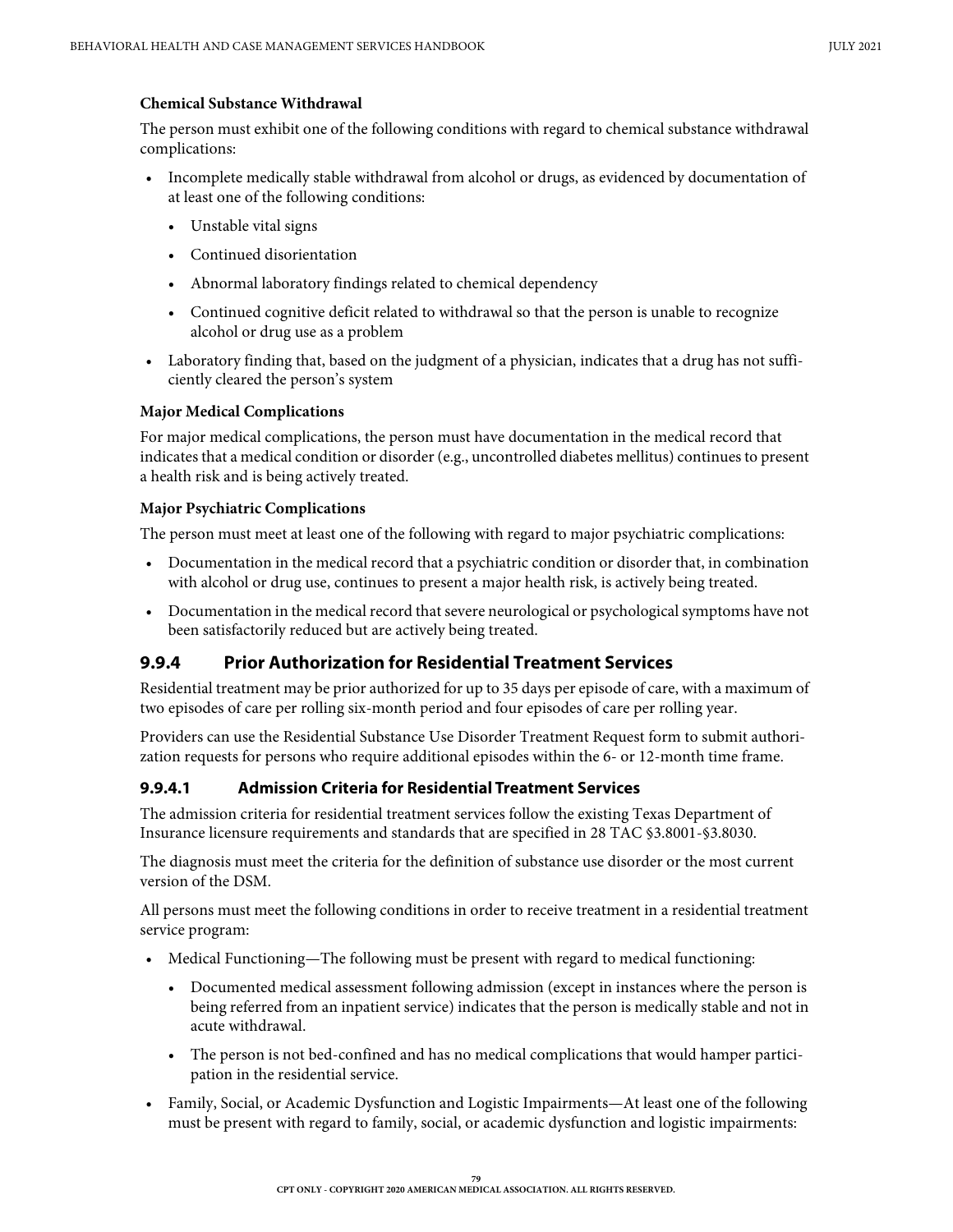**Chemical Substance Withdrawal**

The person must exhibit one of the following conditions with regard to chemical substance withdrawal complications:

- Incomplete medically stable withdrawal from alcohol or drugs, as evidenced by documentation of at least one of the following conditions:
  - Unstable vital signs
  - Continued disorientation
  - Abnormal laboratory findings related to chemical dependency
  - Continued cognitive deficit related to withdrawal so that the person is unable to recognize alcohol or drug use as a problem
- Laboratory finding that, based on the judgment of a physician, indicates that a drug has not sufficiently cleared the person's system

**Major Medical Complications**

For major medical complications, the person must have documentation in the medical record that indicates that a medical condition or disorder (e.g., uncontrolled diabetes mellitus) continues to present a health risk and is being actively treated.

**Major Psychiatric Complications**

The person must meet at least one of the following with regard to major psychiatric complications:

- Documentation in the medical record that a psychiatric condition or disorder that, in combination with alcohol or drug use, continues to present a major health risk, is actively being treated.
- Documentation in the medical record that severe neurological or psychological symptoms have not been satisfactorily reduced but are actively being treated.

## 9.9.4 Prior Authorization for Residential Treatment Services

Residential treatment may be prior authorized for up to 35 days per episode of care, with a maximum of two episodes of care per rolling six-month period and four episodes of care per rolling year.

Providers can use the Residential Substance Use Disorder Treatment Request form to submit authorization requests for persons who require additional episodes within the 6- or 12-month time frame.

### 9.9.4.1 Admission Criteria for Residential Treatment Services

The admission criteria for residential treatment services follow the existing Texas Department of Insurance licensure requirements and standards that are specified in 28 TAC §3.8001-§3.8030.

The diagnosis must meet the criteria for the definition of substance use disorder or the most current version of the DSM.

All persons must meet the following conditions in order to receive treatment in a residential treatment service program:

- Medical Functioning—The following must be present with regard to medical functioning:
  - Documented medical assessment following admission (except in instances where the person is being referred from an inpatient service) indicates that the person is medically stable and not in acute withdrawal.
  - The person is not bed-confined and has no medical complications that would hamper participation in the residential service.
- Family, Social, or Academic Dysfunction and Logistic Impairments—At least one of the following must be present with regard to family, social, or academic dysfunction and logistic impairments: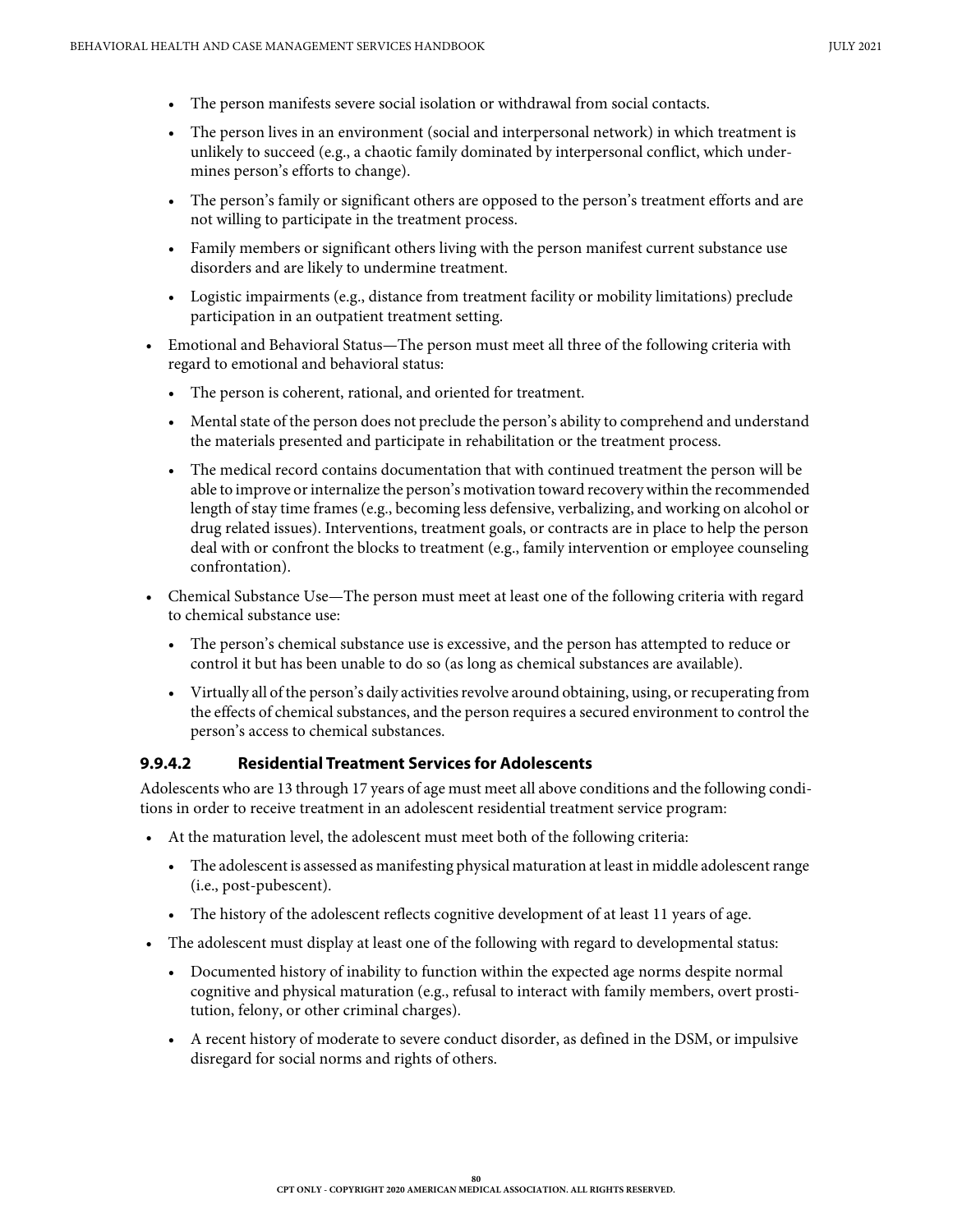- The person manifests severe social isolation or withdrawal from social contacts.
  - The person lives in an environment (social and interpersonal network) in which treatment is unlikely to succeed (e.g., a chaotic family dominated by interpersonal conflict, which undermines person's efforts to change).
  - The person's family or significant others are opposed to the person's treatment efforts and are not willing to participate in the treatment process.
  - Family members or significant others living with the person manifest current substance use disorders and are likely to undermine treatment.
  - Logistic impairments (e.g., distance from treatment facility or mobility limitations) preclude participation in an outpatient treatment setting.
- Emotional and Behavioral Status—The person must meet all three of the following criteria with regard to emotional and behavioral status:
  - The person is coherent, rational, and oriented for treatment.
  - Mental state of the person does not preclude the person's ability to comprehend and understand the materials presented and participate in rehabilitation or the treatment process.
  - The medical record contains documentation that with continued treatment the person will be able to improve or internalize the person's motivation toward recovery within the recommended length of stay time frames (e.g., becoming less defensive, verbalizing, and working on alcohol or drug related issues). Interventions, treatment goals, or contracts are in place to help the person deal with or confront the blocks to treatment (e.g., family intervention or employee counseling confrontation).
- Chemical Substance Use—The person must meet at least one of the following criteria with regard to chemical substance use:
  - The person's chemical substance use is excessive, and the person has attempted to reduce or control it but has been unable to do so (as long as chemical substances are available).
  - Virtually all of the person's daily activities revolve around obtaining, using, or recuperating from the effects of chemical substances, and the person requires a secured environment to control the person's access to chemical substances.

### 9.9.4.2 Residential Treatment Services for Adolescents

Adolescents who are 13 through 17 years of age must meet all above conditions and the following conditions in order to receive treatment in an adolescent residential treatment service program:

- At the maturation level, the adolescent must meet both of the following criteria:
  - The adolescent is assessed as manifesting physical maturation at least in middle adolescent range (i.e., post-pubescent).
  - The history of the adolescent reflects cognitive development of at least 11 years of age.
- The adolescent must display at least one of the following with regard to developmental status:
  - Documented history of inability to function within the expected age norms despite normal cognitive and physical maturation (e.g., refusal to interact with family members, overt prostitution, felony, or other criminal charges).
  - A recent history of moderate to severe conduct disorder, as defined in the DSM, or impulsive disregard for social norms and rights of others.

CPT ONLY - COPYRIGHT 2020 AMERICAN MEDICAL ASSOCIATION. ALL RIGHTS RESERVED.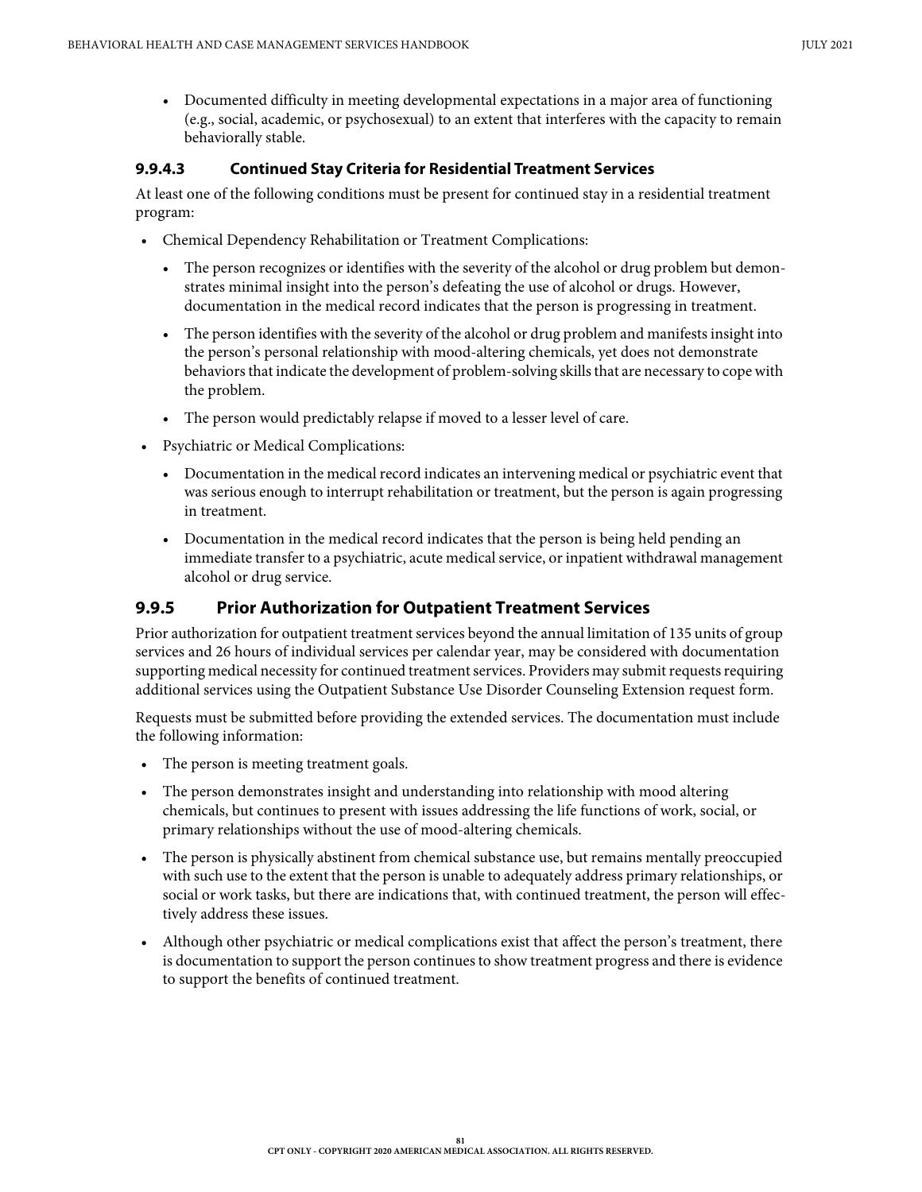- Documented difficulty in meeting developmental expectations in a major area of functioning (e.g., social, academic, or psychosexual) to an extent that interferes with the capacity to remain behaviorally stable.

#### 9.9.4.3 Continued Stay Criteria for Residential Treatment Services

At least one of the following conditions must be present for continued stay in a residential treatment program:

- Chemical Dependency Rehabilitation or Treatment Complications:
  - The person recognizes or identifies with the severity of the alcohol or drug problem but demonstrates minimal insight into the person's defeating the use of alcohol or drugs. However, documentation in the medical record indicates that the person is progressing in treatment.
  - The person identifies with the severity of the alcohol or drug problem and manifests insight into the person's personal relationship with mood-altering chemicals, yet does not demonstrate behaviors that indicate the development of problem-solving skills that are necessary to cope with the problem.
  - The person would predictably relapse if moved to a lesser level of care.
- Psychiatric or Medical Complications:
  - Documentation in the medical record indicates an intervening medical or psychiatric event that was serious enough to interrupt rehabilitation or treatment, but the person is again progressing in treatment.
  - Documentation in the medical record indicates that the person is being held pending an immediate transfer to a psychiatric, acute medical service, or inpatient withdrawal management alcohol or drug service.

### 9.9.5 Prior Authorization for Outpatient Treatment Services

Prior authorization for outpatient treatment services beyond the annual limitation of 135 units of group services and 26 hours of individual services per calendar year, may be considered with documentation supporting medical necessity for continued treatment services. Providers may submit requests requiring additional services using the Outpatient Substance Use Disorder Counseling Extension request form.

Requests must be submitted before providing the extended services. The documentation must include the following information:

- The person is meeting treatment goals.
- The person demonstrates insight and understanding into relationship with mood altering chemicals, but continues to present with issues addressing the life functions of work, social, or primary relationships without the use of mood-altering chemicals.
- The person is physically abstinent from chemical substance use, but remains mentally preoccupied with such use to the extent that the person is unable to adequately address primary relationships, or social or work tasks, but there are indications that, with continued treatment, the person will effectively address these issues.
- Although other psychiatric or medical complications exist that affect the person's treatment, there is documentation to support the person continues to show treatment progress and there is evidence to support the benefits of continued treatment.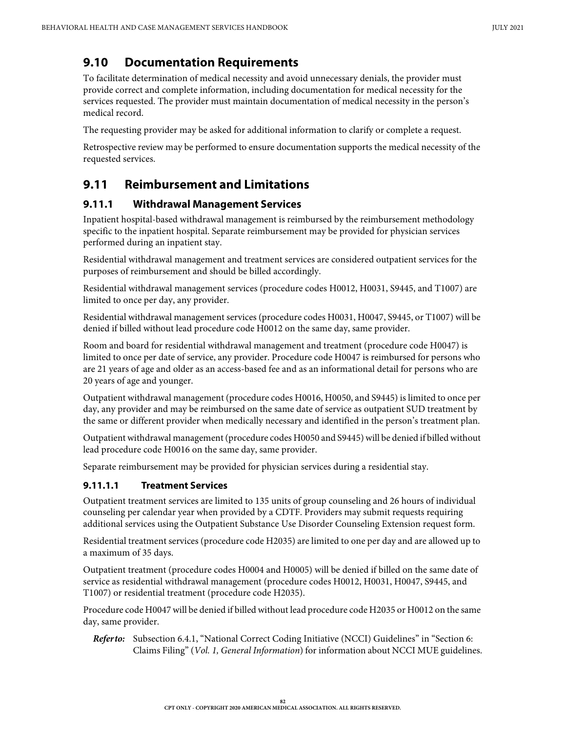## 9.10 Documentation Requirements

To facilitate determination of medical necessity and avoid unnecessary denials, the provider must provide correct and complete information, including documentation for medical necessity for the services requested. The provider must maintain documentation of medical necessity in the person's medical record.

The requesting provider may be asked for additional information to clarify or complete a request.

Retrospective review may be performed to ensure documentation supports the medical necessity of the requested services.

## 9.11 Reimbursement and Limitations

### 9.11.1 Withdrawal Management Services

Inpatient hospital-based withdrawal management is reimbursed by the reimbursement methodology specific to the inpatient hospital. Separate reimbursement may be provided for physician services performed during an inpatient stay.

Residential withdrawal management and treatment services are considered outpatient services for the purposes of reimbursement and should be billed accordingly.

Residential withdrawal management services (procedure codes H0012, H0031, S9445, and T1007) are limited to once per day, any provider.

Residential withdrawal management services (procedure codes H0031, H0047, S9445, or T1007) will be denied if billed without lead procedure code H0012 on the same day, same provider.

Room and board for residential withdrawal management and treatment (procedure code H0047) is limited to once per date of service, any provider. Procedure code H0047 is reimbursed for persons who are 21 years of age and older as an access-based fee and as an informational detail for persons who are 20 years of age and younger.

Outpatient withdrawal management (procedure codes H0016, H0050, and S9445) is limited to once per day, any provider and may be reimbursed on the same date of service as outpatient SUD treatment by the same or different provider when medically necessary and identified in the person's treatment plan.

Outpatient withdrawal management (procedure codes H0050 and S9445) will be denied if billed without lead procedure code H0016 on the same day, same provider.

Separate reimbursement may be provided for physician services during a residential stay.

#### 9.11.1.1 Treatment Services

Outpatient treatment services are limited to 135 units of group counseling and 26 hours of individual counseling per calendar year when provided by a CDTF. Providers may submit requests requiring additional services using the Outpatient Substance Use Disorder Counseling Extension request form.

Residential treatment services (procedure code H2035) are limited to one per day and are allowed up to a maximum of 35 days.

Outpatient treatment (procedure codes H0004 and H0005) will be denied if billed on the same date of service as residential withdrawal management (procedure codes H0012, H0031, H0047, S9445, and T1007) or residential treatment (procedure code H2035).

Procedure code H0047 will be denied if billed without lead procedure code H2035 or H0012 on the same day, same provider.

***Refer to:*** Subsection 6.4.1, "National Correct Coding Initiative (NCCI) Guidelines" in "Section 6: Claims Filing" (*Vol. 1, General Information*) for information about NCCI MUE guidelines.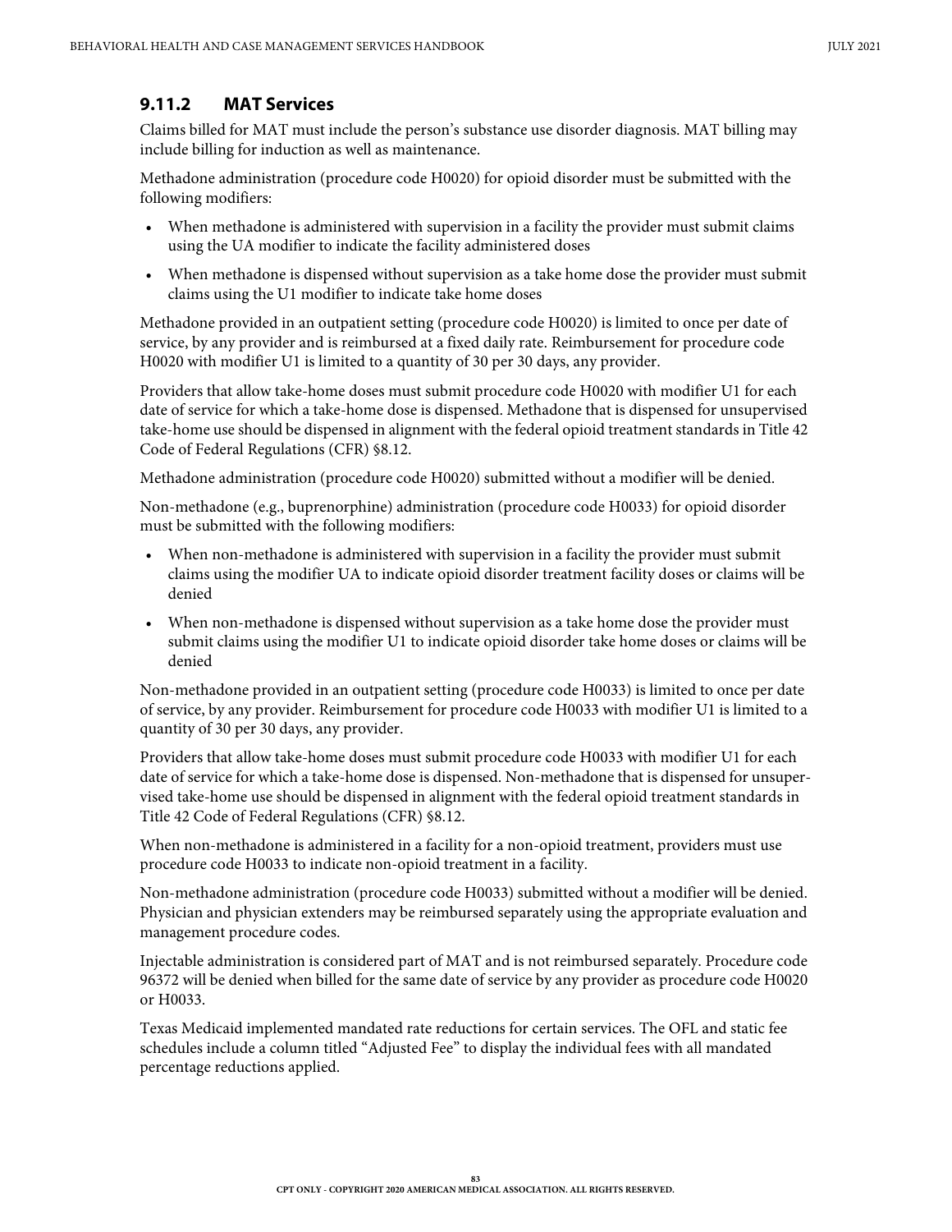### 9.11.2 MAT Services

Claims billed for MAT must include the person's substance use disorder diagnosis. MAT billing may include billing for induction as well as maintenance.

Methadone administration (procedure code H0020) for opioid disorder must be submitted with the following modifiers:

- When methadone is administered with supervision in a facility the provider must submit claims using the UA modifier to indicate the facility administered doses
- When methadone is dispensed without supervision as a take home dose the provider must submit claims using the U1 modifier to indicate take home doses

Methadone provided in an outpatient setting (procedure code H0020) is limited to once per date of service, by any provider and is reimbursed at a fixed daily rate. Reimbursement for procedure code H0020 with modifier U1 is limited to a quantity of 30 per 30 days, any provider.

Providers that allow take-home doses must submit procedure code H0020 with modifier U1 for each date of service for which a take-home dose is dispensed. Methadone that is dispensed for unsupervised take-home use should be dispensed in alignment with the federal opioid treatment standards in Title 42 Code of Federal Regulations (CFR) §8.12.

Methadone administration (procedure code H0020) submitted without a modifier will be denied.

Non-methadone (e.g., buprenorphine) administration (procedure code H0033) for opioid disorder must be submitted with the following modifiers:

- When non-methadone is administered with supervision in a facility the provider must submit claims using the modifier UA to indicate opioid disorder treatment facility doses or claims will be denied
- When non-methadone is dispensed without supervision as a take home dose the provider must submit claims using the modifier U1 to indicate opioid disorder take home doses or claims will be denied

Non-methadone provided in an outpatient setting (procedure code H0033) is limited to once per date of service, by any provider. Reimbursement for procedure code H0033 with modifier U1 is limited to a quantity of 30 per 30 days, any provider.

Providers that allow take-home doses must submit procedure code H0033 with modifier U1 for each date of service for which a take-home dose is dispensed. Non-methadone that is dispensed for unsupervised take-home use should be dispensed in alignment with the federal opioid treatment standards in Title 42 Code of Federal Regulations (CFR) §8.12.

When non-methadone is administered in a facility for a non-opioid treatment, providers must use procedure code H0033 to indicate non-opioid treatment in a facility.

Non-methadone administration (procedure code H0033) submitted without a modifier will be denied. Physician and physician extenders may be reimbursed separately using the appropriate evaluation and management procedure codes.

Injectable administration is considered part of MAT and is not reimbursed separately. Procedure code 96372 will be denied when billed for the same date of service by any provider as procedure code H0020 or H0033.

Texas Medicaid implemented mandated rate reductions for certain services. The OFL and static fee schedules include a column titled "Adjusted Fee" to display the individual fees with all mandated percentage reductions applied.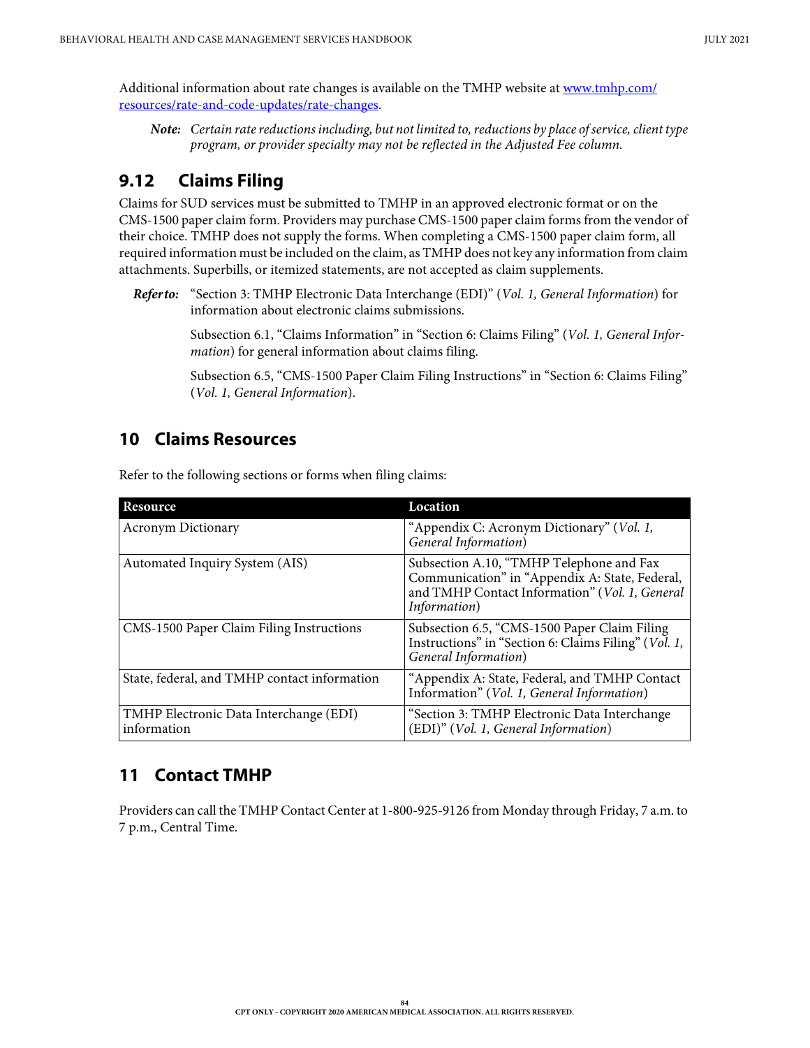Additional information about rate changes is available on the TMHP website at [www.tmhp.com/resources/rate-and-code-updates/rate-changes](www.tmhp.com/resources/rate-and-code-updates/rate-changes).

> ***Note:*** *Certain rate reductions including, but not limited to, reductions by place of service, client type program, or provider specialty may not be reflected in the Adjusted Fee column.*

## 9.12 Claims Filing

Claims for SUD services must be submitted to TMHP in an approved electronic format or on the CMS-1500 paper claim form. Providers may purchase CMS-1500 paper claim forms from the vendor of their choice. TMHP does not supply the forms. When completing a CMS-1500 paper claim form, all required information must be included on the claim, as TMHP does not key any information from claim attachments. Superbills, or itemized statements, are not accepted as claim supplements.

> ***Refer to:*** "Section 3: TMHP Electronic Data Interchange (EDI)" (*Vol. 1, General Information*) for information about electronic claims submissions.
>
> Subsection 6.1, "Claims Information" in "Section 6: Claims Filing" (*Vol. 1, General Information*) for general information about claims filing.
>
> Subsection 6.5, "CMS-1500 Paper Claim Filing Instructions" in "Section 6: Claims Filing" (*Vol. 1, General Information*).

# 10 Claims Resources

Refer to the following sections or forms when filing claims:

| Resource | Location |
|---|---|
| Acronym Dictionary | "Appendix C: Acronym Dictionary" (*Vol. 1, General Information*) |
| Automated Inquiry System (AIS) | Subsection A.10, "TMHP Telephone and Fax Communication" in "Appendix A: State, Federal, and TMHP Contact Information" (*Vol. 1, General Information*) |
| CMS-1500 Paper Claim Filing Instructions | Subsection 6.5, "CMS-1500 Paper Claim Filing Instructions" in "Section 6: Claims Filing" (*Vol. 1, General Information*) |
| State, federal, and TMHP contact information | "Appendix A: State, Federal, and TMHP Contact Information" (*Vol. 1, General Information*) |
| TMHP Electronic Data Interchange (EDI) information | "Section 3: TMHP Electronic Data Interchange (EDI)" (*Vol. 1, General Information*) |

# 11 Contact TMHP

Providers can call the TMHP Contact Center at 1-800-925-9126 from Monday through Friday, 7 a.m. to 7 p.m., Central Time.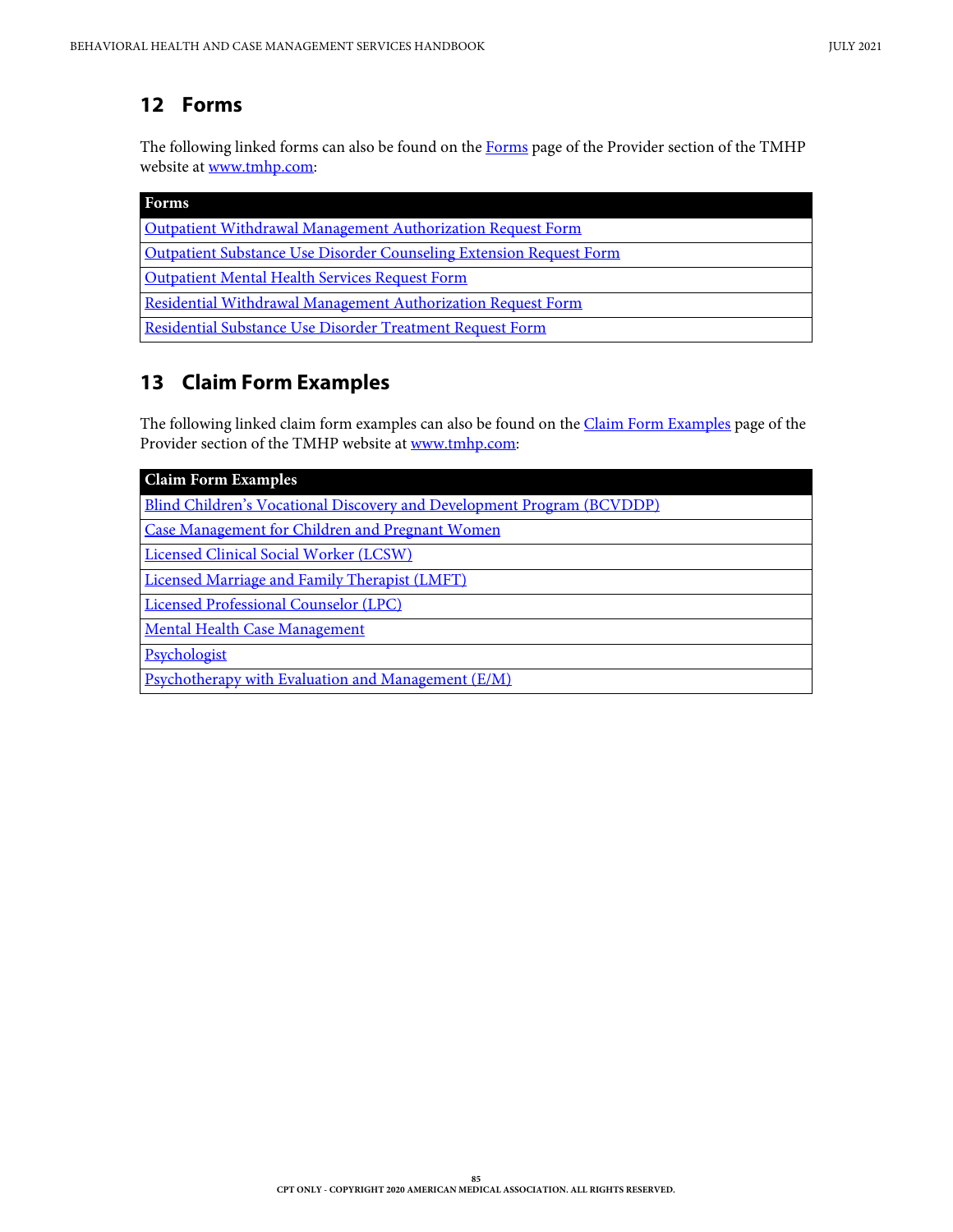## 12 Forms

The following linked forms can also be found on the Forms page of the Provider section of the TMHP website at www.tmhp.com:

| Forms |
|---|
| Outpatient Withdrawal Management Authorization Request Form |
| Outpatient Substance Use Disorder Counseling Extension Request Form |
| Outpatient Mental Health Services Request Form |
| Residential Withdrawal Management Authorization Request Form |
| Residential Substance Use Disorder Treatment Request Form |

## 13 Claim Form Examples

The following linked claim form examples can also be found on the Claim Form Examples page of the Provider section of the TMHP website at www.tmhp.com:

| Claim Form Examples |
|---|
| Blind Children's Vocational Discovery and Development Program (BCVDDP) |
| Case Management for Children and Pregnant Women |
| Licensed Clinical Social Worker (LCSW) |
| Licensed Marriage and Family Therapist (LMFT) |
| Licensed Professional Counselor (LPC) |
| Mental Health Case Management |
| Psychologist |
| Psychotherapy with Evaluation and Management (E/M) |